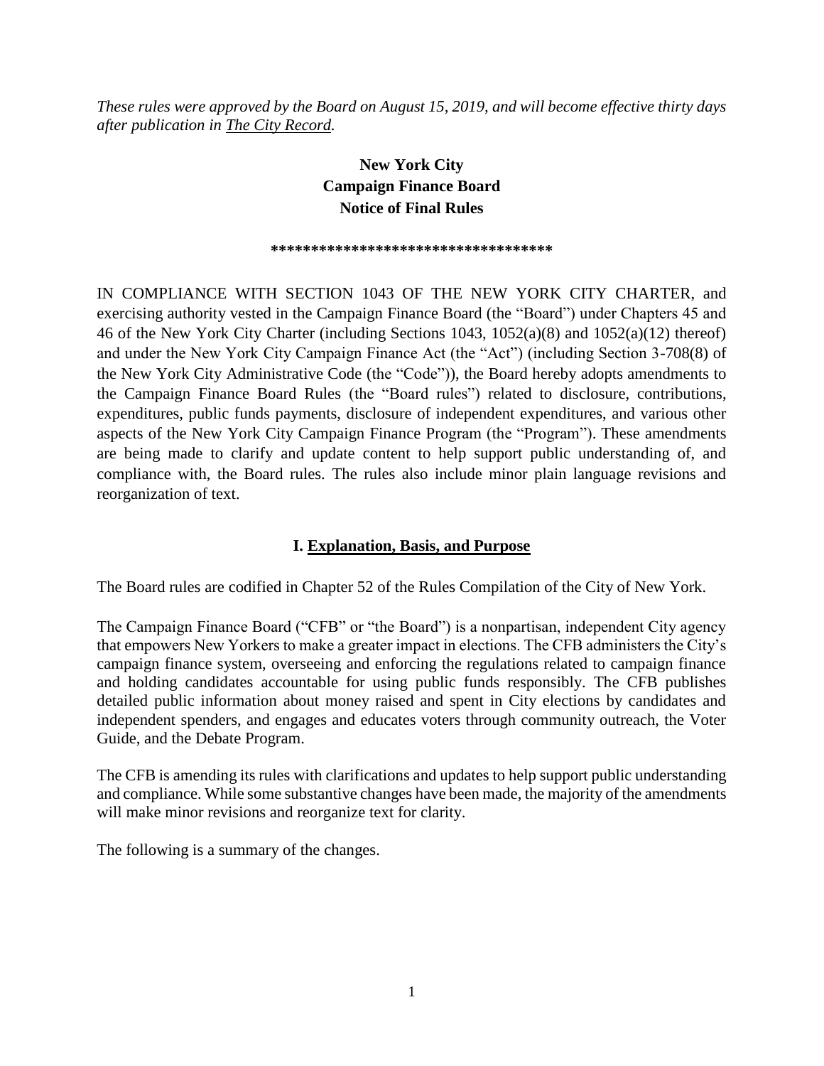*These rules were approved by the Board on August 15, 2019, and will become effective thirty days after publication in The City Record.*

**New York City**
**Campaign Finance Board**
**Notice of Final Rules**

**********************************

IN COMPLIANCE WITH SECTION 1043 OF THE NEW YORK CITY CHARTER, and exercising authority vested in the Campaign Finance Board (the "Board") under Chapters 45 and 46 of the New York City Charter (including Sections 1043, 1052(a)(8) and 1052(a)(12) thereof) and under the New York City Campaign Finance Act (the "Act") (including Section 3-708(8) of the New York City Administrative Code (the "Code")), the Board hereby adopts amendments to the Campaign Finance Board Rules (the "Board rules") related to disclosure, contributions, expenditures, public funds payments, disclosure of independent expenditures, and various other aspects of the New York City Campaign Finance Program (the "Program"). These amendments are being made to clarify and update content to help support public understanding of, and compliance with, the Board rules. The rules also include minor plain language revisions and reorganization of text.

## I. Explanation, Basis, and Purpose

The Board rules are codified in Chapter 52 of the Rules Compilation of the City of New York.

The Campaign Finance Board ("CFB" or "the Board") is a nonpartisan, independent City agency that empowers New Yorkers to make a greater impact in elections. The CFB administers the City's campaign finance system, overseeing and enforcing the regulations related to campaign finance and holding candidates accountable for using public funds responsibly. The CFB publishes detailed public information about money raised and spent in City elections by candidates and independent spenders, and engages and educates voters through community outreach, the Voter Guide, and the Debate Program.

The CFB is amending its rules with clarifications and updates to help support public understanding and compliance. While some substantive changes have been made, the majority of the amendments will make minor revisions and reorganize text for clarity.

The following is a summary of the changes.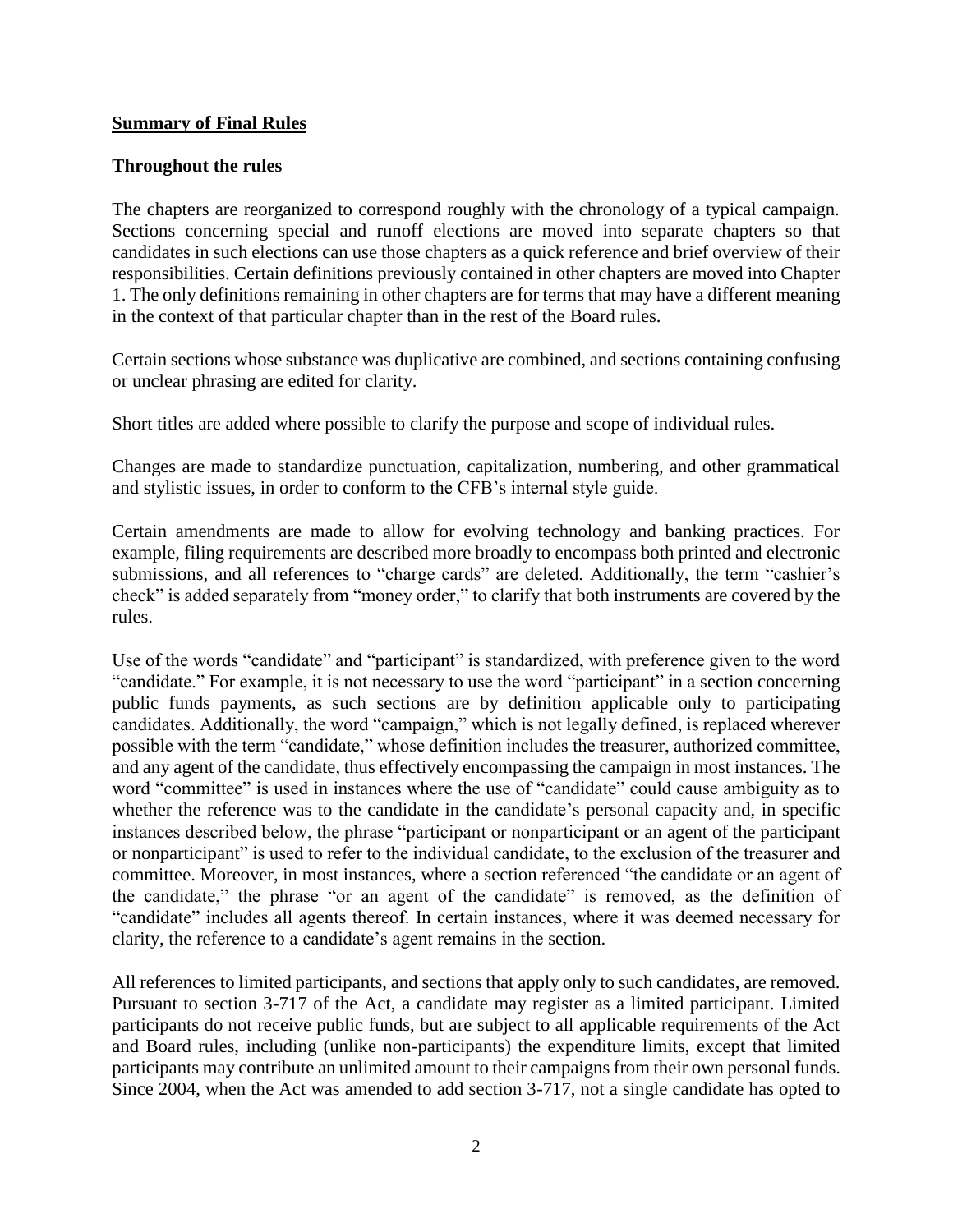**Summary of Final Rules**

**Throughout the rules**

The chapters are reorganized to correspond roughly with the chronology of a typical campaign. Sections concerning special and runoff elections are moved into separate chapters so that candidates in such elections can use those chapters as a quick reference and brief overview of their responsibilities. Certain definitions previously contained in other chapters are moved into Chapter 1. The only definitions remaining in other chapters are for terms that may have a different meaning in the context of that particular chapter than in the rest of the Board rules.

Certain sections whose substance was duplicative are combined, and sections containing confusing or unclear phrasing are edited for clarity.

Short titles are added where possible to clarify the purpose and scope of individual rules.

Changes are made to standardize punctuation, capitalization, numbering, and other grammatical and stylistic issues, in order to conform to the CFB's internal style guide.

Certain amendments are made to allow for evolving technology and banking practices. For example, filing requirements are described more broadly to encompass both printed and electronic submissions, and all references to "charge cards" are deleted. Additionally, the term "cashier's check" is added separately from "money order," to clarify that both instruments are covered by the rules.

Use of the words "candidate" and "participant" is standardized, with preference given to the word "candidate." For example, it is not necessary to use the word "participant" in a section concerning public funds payments, as such sections are by definition applicable only to participating candidates. Additionally, the word "campaign," which is not legally defined, is replaced wherever possible with the term "candidate," whose definition includes the treasurer, authorized committee, and any agent of the candidate, thus effectively encompassing the campaign in most instances. The word "committee" is used in instances where the use of "candidate" could cause ambiguity as to whether the reference was to the candidate in the candidate's personal capacity and, in specific instances described below, the phrase "participant or nonparticipant or an agent of the participant or nonparticipant" is used to refer to the individual candidate, to the exclusion of the treasurer and committee. Moreover, in most instances, where a section referenced "the candidate or an agent of the candidate," the phrase "or an agent of the candidate" is removed, as the definition of "candidate" includes all agents thereof. In certain instances, where it was deemed necessary for clarity, the reference to a candidate's agent remains in the section.

All references to limited participants, and sections that apply only to such candidates, are removed. Pursuant to section 3-717 of the Act, a candidate may register as a limited participant. Limited participants do not receive public funds, but are subject to all applicable requirements of the Act and Board rules, including (unlike non-participants) the expenditure limits, except that limited participants may contribute an unlimited amount to their campaigns from their own personal funds. Since 2004, when the Act was amended to add section 3-717, not a single candidate has opted to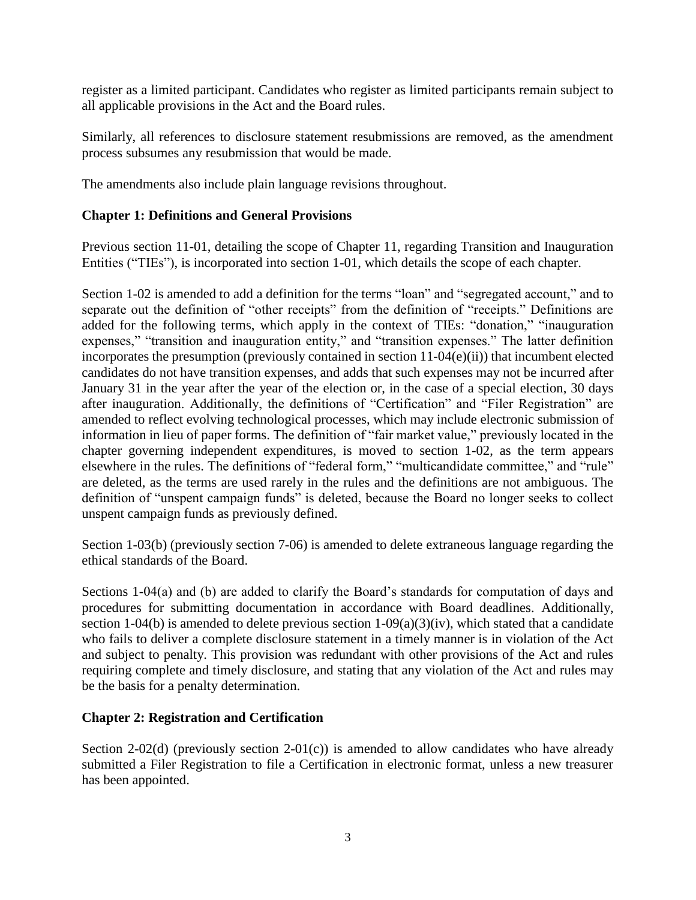register as a limited participant. Candidates who register as limited participants remain subject to all applicable provisions in the Act and the Board rules.

Similarly, all references to disclosure statement resubmissions are removed, as the amendment process subsumes any resubmission that would be made.

The amendments also include plain language revisions throughout.

**Chapter 1: Definitions and General Provisions**

Previous section 11-01, detailing the scope of Chapter 11, regarding Transition and Inauguration Entities ("TIEs"), is incorporated into section 1-01, which details the scope of each chapter.

Section 1-02 is amended to add a definition for the terms "loan" and "segregated account," and to separate out the definition of "other receipts" from the definition of "receipts." Definitions are added for the following terms, which apply in the context of TIEs: "donation," "inauguration expenses," "transition and inauguration entity," and "transition expenses." The latter definition incorporates the presumption (previously contained in section 11-04(e)(ii)) that incumbent elected candidates do not have transition expenses, and adds that such expenses may not be incurred after January 31 in the year after the year of the election or, in the case of a special election, 30 days after inauguration. Additionally, the definitions of "Certification" and "Filer Registration" are amended to reflect evolving technological processes, which may include electronic submission of information in lieu of paper forms. The definition of "fair market value," previously located in the chapter governing independent expenditures, is moved to section 1-02, as the term appears elsewhere in the rules. The definitions of "federal form," "multicandidate committee," and "rule" are deleted, as the terms are used rarely in the rules and the definitions are not ambiguous. The definition of "unspent campaign funds" is deleted, because the Board no longer seeks to collect unspent campaign funds as previously defined.

Section 1-03(b) (previously section 7-06) is amended to delete extraneous language regarding the ethical standards of the Board.

Sections 1-04(a) and (b) are added to clarify the Board's standards for computation of days and procedures for submitting documentation in accordance with Board deadlines. Additionally, section 1-04(b) is amended to delete previous section 1-09(a)(3)(iv), which stated that a candidate who fails to deliver a complete disclosure statement in a timely manner is in violation of the Act and subject to penalty. This provision was redundant with other provisions of the Act and rules requiring complete and timely disclosure, and stating that any violation of the Act and rules may be the basis for a penalty determination.

**Chapter 2: Registration and Certification**

Section 2-02(d) (previously section 2-01(c)) is amended to allow candidates who have already submitted a Filer Registration to file a Certification in electronic format, unless a new treasurer has been appointed.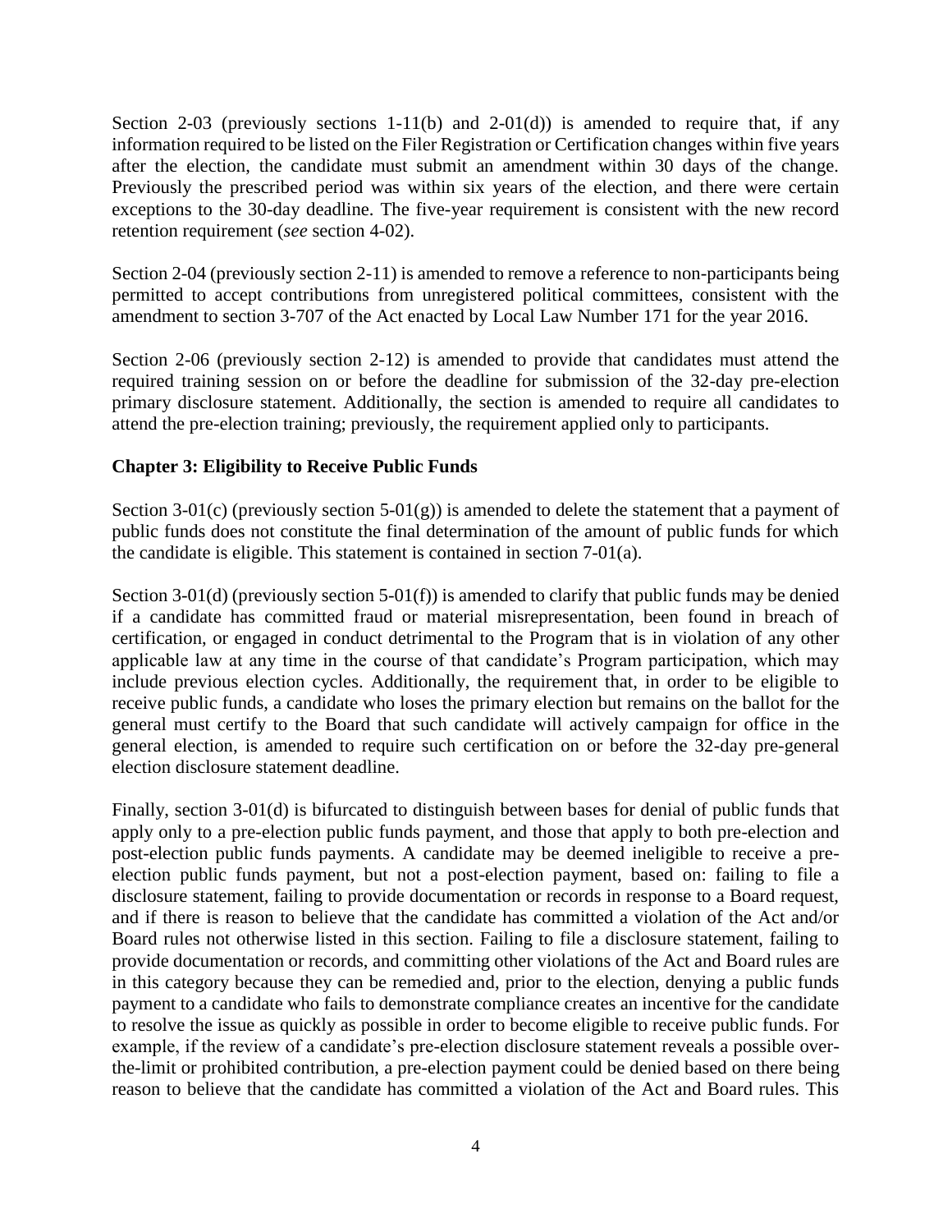Section 2-03 (previously sections 1-11(b) and 2-01(d)) is amended to require that, if any information required to be listed on the Filer Registration or Certification changes within five years after the election, the candidate must submit an amendment within 30 days of the change. Previously the prescribed period was within six years of the election, and there were certain exceptions to the 30-day deadline. The five-year requirement is consistent with the new record retention requirement (*see* section 4-02).

Section 2-04 (previously section 2-11) is amended to remove a reference to non-participants being permitted to accept contributions from unregistered political committees, consistent with the amendment to section 3-707 of the Act enacted by Local Law Number 171 for the year 2016.

Section 2-06 (previously section 2-12) is amended to provide that candidates must attend the required training session on or before the deadline for submission of the 32-day pre-election primary disclosure statement. Additionally, the section is amended to require all candidates to attend the pre-election training; previously, the requirement applied only to participants.

## Chapter 3: Eligibility to Receive Public Funds

Section 3-01(c) (previously section 5-01(g)) is amended to delete the statement that a payment of public funds does not constitute the final determination of the amount of public funds for which the candidate is eligible. This statement is contained in section 7-01(a).

Section 3-01(d) (previously section 5-01(f)) is amended to clarify that public funds may be denied if a candidate has committed fraud or material misrepresentation, been found in breach of certification, or engaged in conduct detrimental to the Program that is in violation of any other applicable law at any time in the course of that candidate's Program participation, which may include previous election cycles. Additionally, the requirement that, in order to be eligible to receive public funds, a candidate who loses the primary election but remains on the ballot for the general must certify to the Board that such candidate will actively campaign for office in the general election, is amended to require such certification on or before the 32-day pre-general election disclosure statement deadline.

Finally, section 3-01(d) is bifurcated to distinguish between bases for denial of public funds that apply only to a pre-election public funds payment, and those that apply to both pre-election and post-election public funds payments. A candidate may be deemed ineligible to receive a pre-election public funds payment, but not a post-election payment, based on: failing to file a disclosure statement, failing to provide documentation or records in response to a Board request, and if there is reason to believe that the candidate has committed a violation of the Act and/or Board rules not otherwise listed in this section. Failing to file a disclosure statement, failing to provide documentation or records, and committing other violations of the Act and Board rules are in this category because they can be remedied and, prior to the election, denying a public funds payment to a candidate who fails to demonstrate compliance creates an incentive for the candidate to resolve the issue as quickly as possible in order to become eligible to receive public funds. For example, if the review of a candidate's pre-election disclosure statement reveals a possible over-the-limit or prohibited contribution, a pre-election payment could be denied based on there being reason to believe that the candidate has committed a violation of the Act and Board rules. This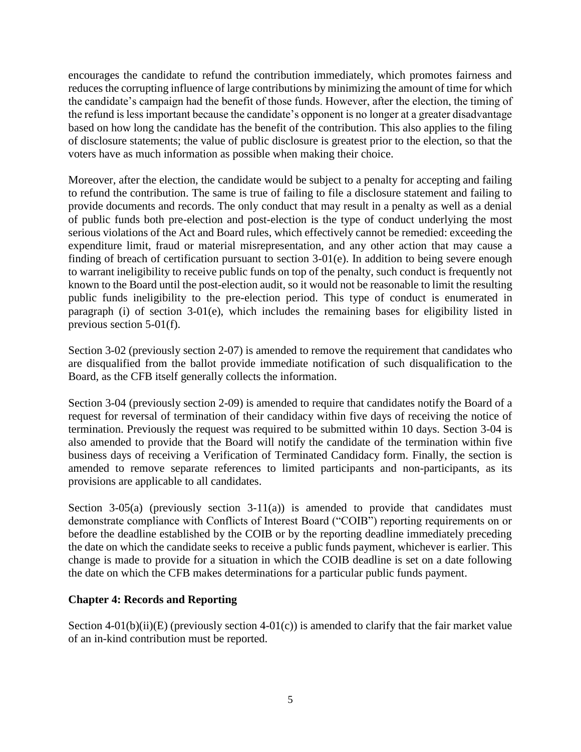encourages the candidate to refund the contribution immediately, which promotes fairness and reduces the corrupting influence of large contributions by minimizing the amount of time for which the candidate's campaign had the benefit of those funds. However, after the election, the timing of the refund is less important because the candidate's opponent is no longer at a greater disadvantage based on how long the candidate has the benefit of the contribution. This also applies to the filing of disclosure statements; the value of public disclosure is greatest prior to the election, so that the voters have as much information as possible when making their choice.

Moreover, after the election, the candidate would be subject to a penalty for accepting and failing to refund the contribution. The same is true of failing to file a disclosure statement and failing to provide documents and records. The only conduct that may result in a penalty as well as a denial of public funds both pre-election and post-election is the type of conduct underlying the most serious violations of the Act and Board rules, which effectively cannot be remedied: exceeding the expenditure limit, fraud or material misrepresentation, and any other action that may cause a finding of breach of certification pursuant to section 3-01(e). In addition to being severe enough to warrant ineligibility to receive public funds on top of the penalty, such conduct is frequently not known to the Board until the post-election audit, so it would not be reasonable to limit the resulting public funds ineligibility to the pre-election period. This type of conduct is enumerated in paragraph (i) of section 3-01(e), which includes the remaining bases for eligibility listed in previous section 5-01(f).

Section 3-02 (previously section 2-07) is amended to remove the requirement that candidates who are disqualified from the ballot provide immediate notification of such disqualification to the Board, as the CFB itself generally collects the information.

Section 3-04 (previously section 2-09) is amended to require that candidates notify the Board of a request for reversal of termination of their candidacy within five days of receiving the notice of termination. Previously the request was required to be submitted within 10 days. Section 3-04 is also amended to provide that the Board will notify the candidate of the termination within five business days of receiving a Verification of Terminated Candidacy form. Finally, the section is amended to remove separate references to limited participants and non-participants, as its provisions are applicable to all candidates.

Section 3-05(a) (previously section 3-11(a)) is amended to provide that candidates must demonstrate compliance with Conflicts of Interest Board ("COIB") reporting requirements on or before the deadline established by the COIB or by the reporting deadline immediately preceding the date on which the candidate seeks to receive a public funds payment, whichever is earlier. This change is made to provide for a situation in which the COIB deadline is set on a date following the date on which the CFB makes determinations for a particular public funds payment.

## Chapter 4: Records and Reporting

Section 4-01(b)(ii)(E) (previously section 4-01(c)) is amended to clarify that the fair market value of an in-kind contribution must be reported.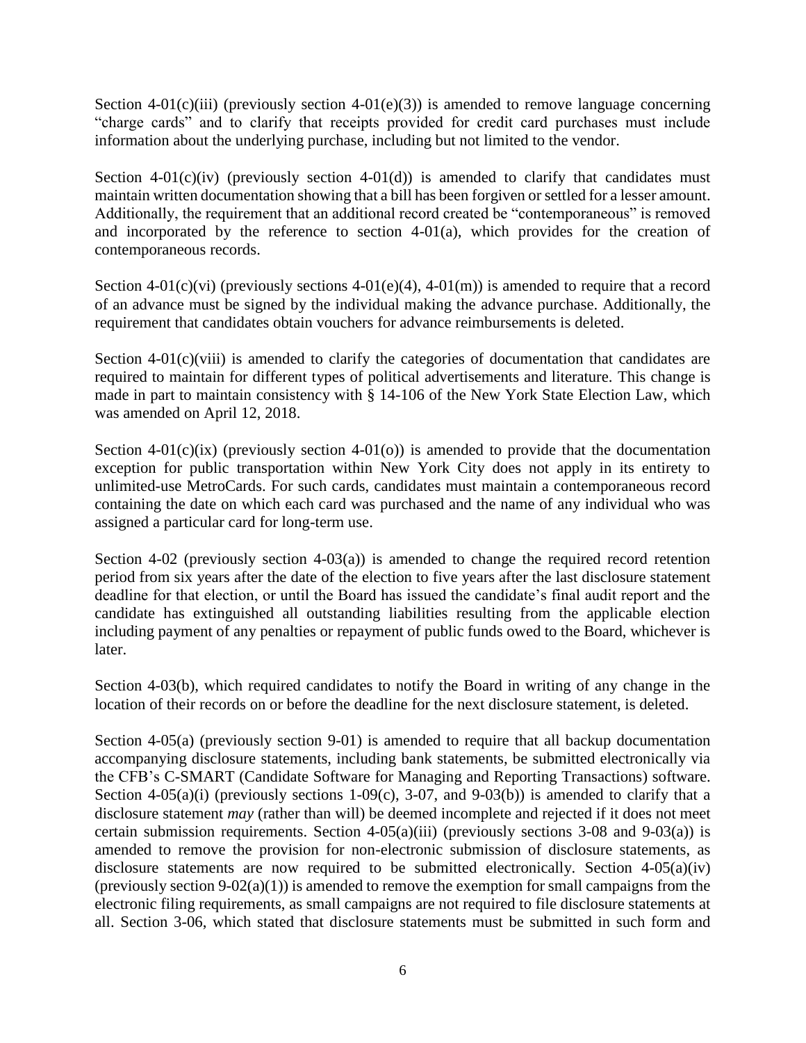Section 4-01(c)(iii) (previously section 4-01(e)(3)) is amended to remove language concerning "charge cards" and to clarify that receipts provided for credit card purchases must include information about the underlying purchase, including but not limited to the vendor.

Section 4-01(c)(iv) (previously section 4-01(d)) is amended to clarify that candidates must maintain written documentation showing that a bill has been forgiven or settled for a lesser amount. Additionally, the requirement that an additional record created be "contemporaneous" is removed and incorporated by the reference to section 4-01(a), which provides for the creation of contemporaneous records.

Section 4-01(c)(vi) (previously sections 4-01(e)(4), 4-01(m)) is amended to require that a record of an advance must be signed by the individual making the advance purchase. Additionally, the requirement that candidates obtain vouchers for advance reimbursements is deleted.

Section 4-01(c)(viii) is amended to clarify the categories of documentation that candidates are required to maintain for different types of political advertisements and literature. This change is made in part to maintain consistency with § 14-106 of the New York State Election Law, which was amended on April 12, 2018.

Section 4-01(c)(ix) (previously section 4-01(o)) is amended to provide that the documentation exception for public transportation within New York City does not apply in its entirety to unlimited-use MetroCards. For such cards, candidates must maintain a contemporaneous record containing the date on which each card was purchased and the name of any individual who was assigned a particular card for long-term use.

Section 4-02 (previously section 4-03(a)) is amended to change the required record retention period from six years after the date of the election to five years after the last disclosure statement deadline for that election, or until the Board has issued the candidate's final audit report and the candidate has extinguished all outstanding liabilities resulting from the applicable election including payment of any penalties or repayment of public funds owed to the Board, whichever is later.

Section 4-03(b), which required candidates to notify the Board in writing of any change in the location of their records on or before the deadline for the next disclosure statement, is deleted.

Section 4-05(a) (previously section 9-01) is amended to require that all backup documentation accompanying disclosure statements, including bank statements, be submitted electronically via the CFB's C-SMART (Candidate Software for Managing and Reporting Transactions) software. Section 4-05(a)(i) (previously sections 1-09(c), 3-07, and 9-03(b)) is amended to clarify that a disclosure statement *may* (rather than will) be deemed incomplete and rejected if it does not meet certain submission requirements. Section 4-05(a)(iii) (previously sections 3-08 and 9-03(a)) is amended to remove the provision for non-electronic submission of disclosure statements, as disclosure statements are now required to be submitted electronically. Section 4-05(a)(iv) (previously section 9-02(a)(1)) is amended to remove the exemption for small campaigns from the electronic filing requirements, as small campaigns are not required to file disclosure statements at all. Section 3-06, which stated that disclosure statements must be submitted in such form and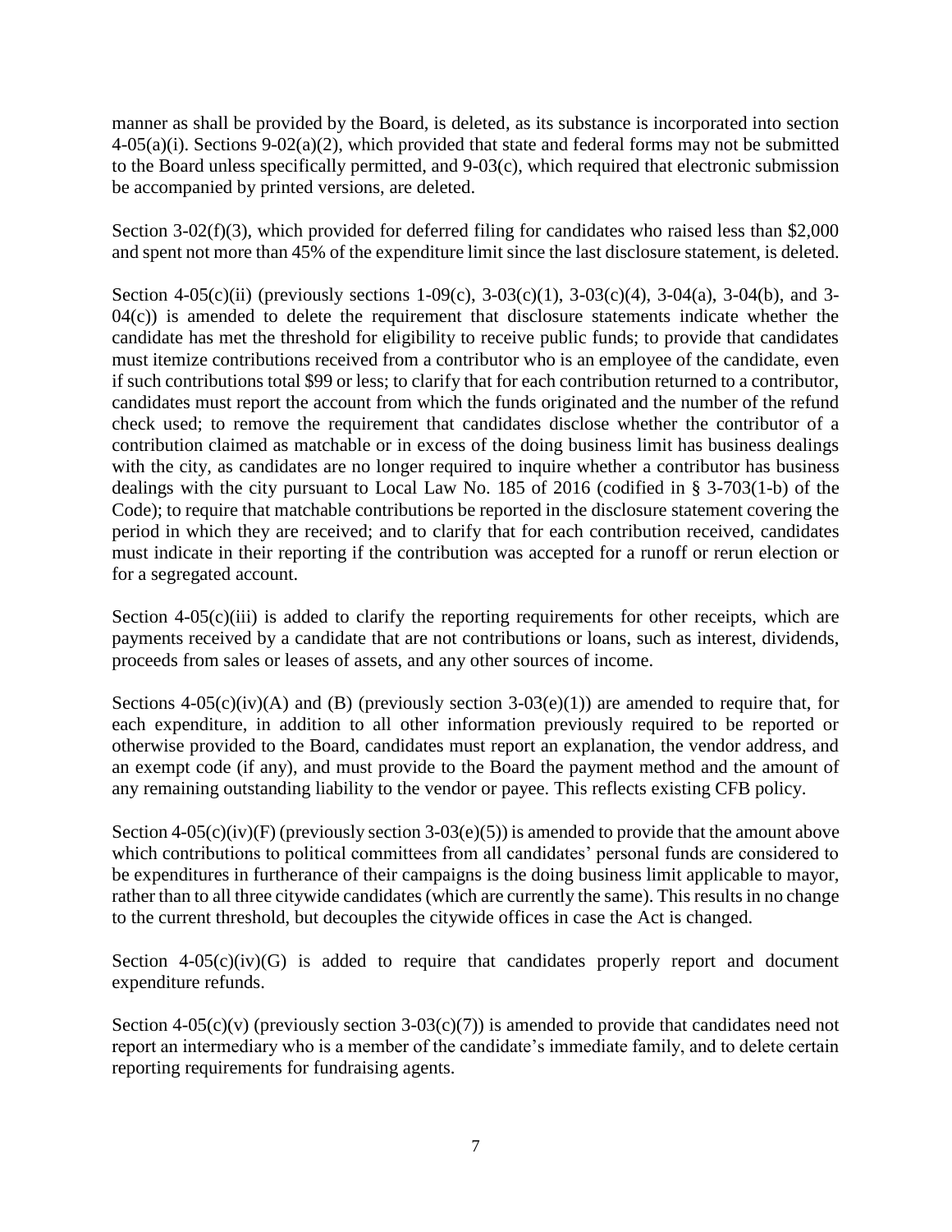manner as shall be provided by the Board, is deleted, as its substance is incorporated into section 4-05(a)(i). Sections 9-02(a)(2), which provided that state and federal forms may not be submitted to the Board unless specifically permitted, and 9-03(c), which required that electronic submission be accompanied by printed versions, are deleted.

Section 3-02(f)(3), which provided for deferred filing for candidates who raised less than $2,000 and spent not more than 45% of the expenditure limit since the last disclosure statement, is deleted.

Section 4-05(c)(ii) (previously sections 1-09(c), 3-03(c)(1), 3-03(c)(4), 3-04(a), 3-04(b), and 3-04(c)) is amended to delete the requirement that disclosure statements indicate whether the candidate has met the threshold for eligibility to receive public funds; to provide that candidates must itemize contributions received from a contributor who is an employee of the candidate, even if such contributions total $99 or less; to clarify that for each contribution returned to a contributor, candidates must report the account from which the funds originated and the number of the refund check used; to remove the requirement that candidates disclose whether the contributor of a contribution claimed as matchable or in excess of the doing business limit has business dealings with the city, as candidates are no longer required to inquire whether a contributor has business dealings with the city pursuant to Local Law No. 185 of 2016 (codified in § 3-703(1-b) of the Code); to require that matchable contributions be reported in the disclosure statement covering the period in which they are received; and to clarify that for each contribution received, candidates must indicate in their reporting if the contribution was accepted for a runoff or rerun election or for a segregated account.

Section 4-05(c)(iii) is added to clarify the reporting requirements for other receipts, which are payments received by a candidate that are not contributions or loans, such as interest, dividends, proceeds from sales or leases of assets, and any other sources of income.

Sections 4-05(c)(iv)(A) and (B) (previously section 3-03(e)(1)) are amended to require that, for each expenditure, in addition to all other information previously required to be reported or otherwise provided to the Board, candidates must report an explanation, the vendor address, and an exempt code (if any), and must provide to the Board the payment method and the amount of any remaining outstanding liability to the vendor or payee. This reflects existing CFB policy.

Section 4-05(c)(iv)(F) (previously section 3-03(e)(5)) is amended to provide that the amount above which contributions to political committees from all candidates' personal funds are considered to be expenditures in furtherance of their campaigns is the doing business limit applicable to mayor, rather than to all three citywide candidates (which are currently the same). This results in no change to the current threshold, but decouples the citywide offices in case the Act is changed.

Section 4-05(c)(iv)(G) is added to require that candidates properly report and document expenditure refunds.

Section 4-05(c)(v) (previously section 3-03(c)(7)) is amended to provide that candidates need not report an intermediary who is a member of the candidate's immediate family, and to delete certain reporting requirements for fundraising agents.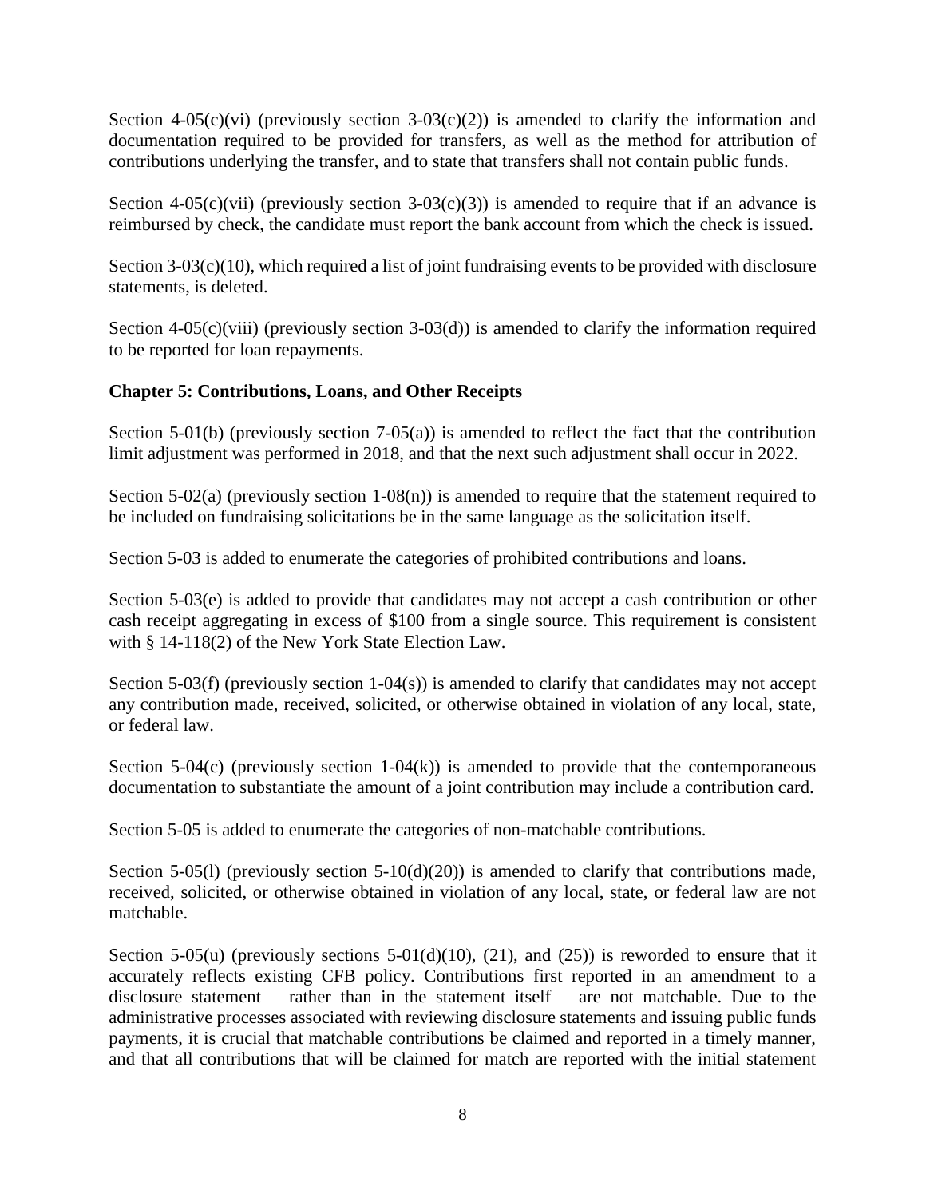Section 4-05(c)(vi) (previously section 3-03(c)(2)) is amended to clarify the information and documentation required to be provided for transfers, as well as the method for attribution of contributions underlying the transfer, and to state that transfers shall not contain public funds.

Section 4-05(c)(vii) (previously section 3-03(c)(3)) is amended to require that if an advance is reimbursed by check, the candidate must report the bank account from which the check is issued.

Section 3-03(c)(10), which required a list of joint fundraising events to be provided with disclosure statements, is deleted.

Section 4-05(c)(viii) (previously section 3-03(d)) is amended to clarify the information required to be reported for loan repayments.

**Chapter 5: Contributions, Loans, and Other Receipts**

Section 5-01(b) (previously section 7-05(a)) is amended to reflect the fact that the contribution limit adjustment was performed in 2018, and that the next such adjustment shall occur in 2022.

Section 5-02(a) (previously section 1-08(n)) is amended to require that the statement required to be included on fundraising solicitations be in the same language as the solicitation itself.

Section 5-03 is added to enumerate the categories of prohibited contributions and loans.

Section 5-03(e) is added to provide that candidates may not accept a cash contribution or other cash receipt aggregating in excess of \$100 from a single source. This requirement is consistent with § 14-118(2) of the New York State Election Law.

Section 5-03(f) (previously section 1-04(s)) is amended to clarify that candidates may not accept any contribution made, received, solicited, or otherwise obtained in violation of any local, state, or federal law.

Section 5-04(c) (previously section 1-04(k)) is amended to provide that the contemporaneous documentation to substantiate the amount of a joint contribution may include a contribution card.

Section 5-05 is added to enumerate the categories of non-matchable contributions.

Section 5-05(l) (previously section 5-10(d)(20)) is amended to clarify that contributions made, received, solicited, or otherwise obtained in violation of any local, state, or federal law are not matchable.

Section 5-05(u) (previously sections 5-01(d)(10), (21), and (25)) is reworded to ensure that it accurately reflects existing CFB policy. Contributions first reported in an amendment to a disclosure statement – rather than in the statement itself – are not matchable. Due to the administrative processes associated with reviewing disclosure statements and issuing public funds payments, it is crucial that matchable contributions be claimed and reported in a timely manner, and that all contributions that will be claimed for match are reported with the initial statement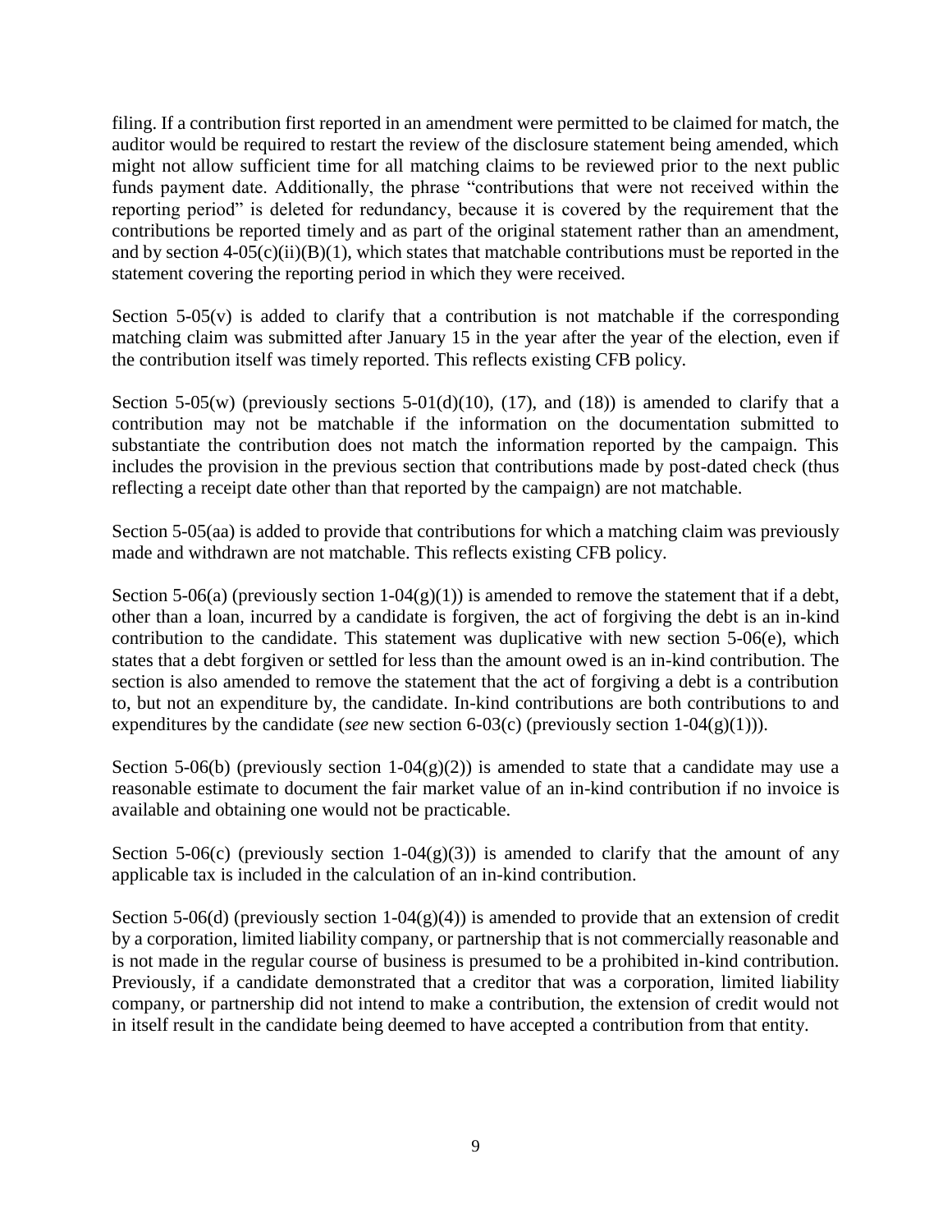filing. If a contribution first reported in an amendment were permitted to be claimed for match, the auditor would be required to restart the review of the disclosure statement being amended, which might not allow sufficient time for all matching claims to be reviewed prior to the next public funds payment date. Additionally, the phrase "contributions that were not received within the reporting period" is deleted for redundancy, because it is covered by the requirement that the contributions be reported timely and as part of the original statement rather than an amendment, and by section 4-05(c)(ii)(B)(1), which states that matchable contributions must be reported in the statement covering the reporting period in which they were received.

Section 5-05(v) is added to clarify that a contribution is not matchable if the corresponding matching claim was submitted after January 15 in the year after the year of the election, even if the contribution itself was timely reported. This reflects existing CFB policy.

Section 5-05(w) (previously sections 5-01(d)(10), (17), and (18)) is amended to clarify that a contribution may not be matchable if the information on the documentation submitted to substantiate the contribution does not match the information reported by the campaign. This includes the provision in the previous section that contributions made by post-dated check (thus reflecting a receipt date other than that reported by the campaign) are not matchable.

Section 5-05(aa) is added to provide that contributions for which a matching claim was previously made and withdrawn are not matchable. This reflects existing CFB policy.

Section 5-06(a) (previously section 1-04(g)(1)) is amended to remove the statement that if a debt, other than a loan, incurred by a candidate is forgiven, the act of forgiving the debt is an in-kind contribution to the candidate. This statement was duplicative with new section 5-06(e), which states that a debt forgiven or settled for less than the amount owed is an in-kind contribution. The section is also amended to remove the statement that the act of forgiving a debt is a contribution to, but not an expenditure by, the candidate. In-kind contributions are both contributions to and expenditures by the candidate (*see* new section 6-03(c) (previously section 1-04(g)(1))).

Section 5-06(b) (previously section 1-04(g)(2)) is amended to state that a candidate may use a reasonable estimate to document the fair market value of an in-kind contribution if no invoice is available and obtaining one would not be practicable.

Section 5-06(c) (previously section 1-04(g)(3)) is amended to clarify that the amount of any applicable tax is included in the calculation of an in-kind contribution.

Section 5-06(d) (previously section 1-04(g)(4)) is amended to provide that an extension of credit by a corporation, limited liability company, or partnership that is not commercially reasonable and is not made in the regular course of business is presumed to be a prohibited in-kind contribution. Previously, if a candidate demonstrated that a creditor that was a corporation, limited liability company, or partnership did not intend to make a contribution, the extension of credit would not in itself result in the candidate being deemed to have accepted a contribution from that entity.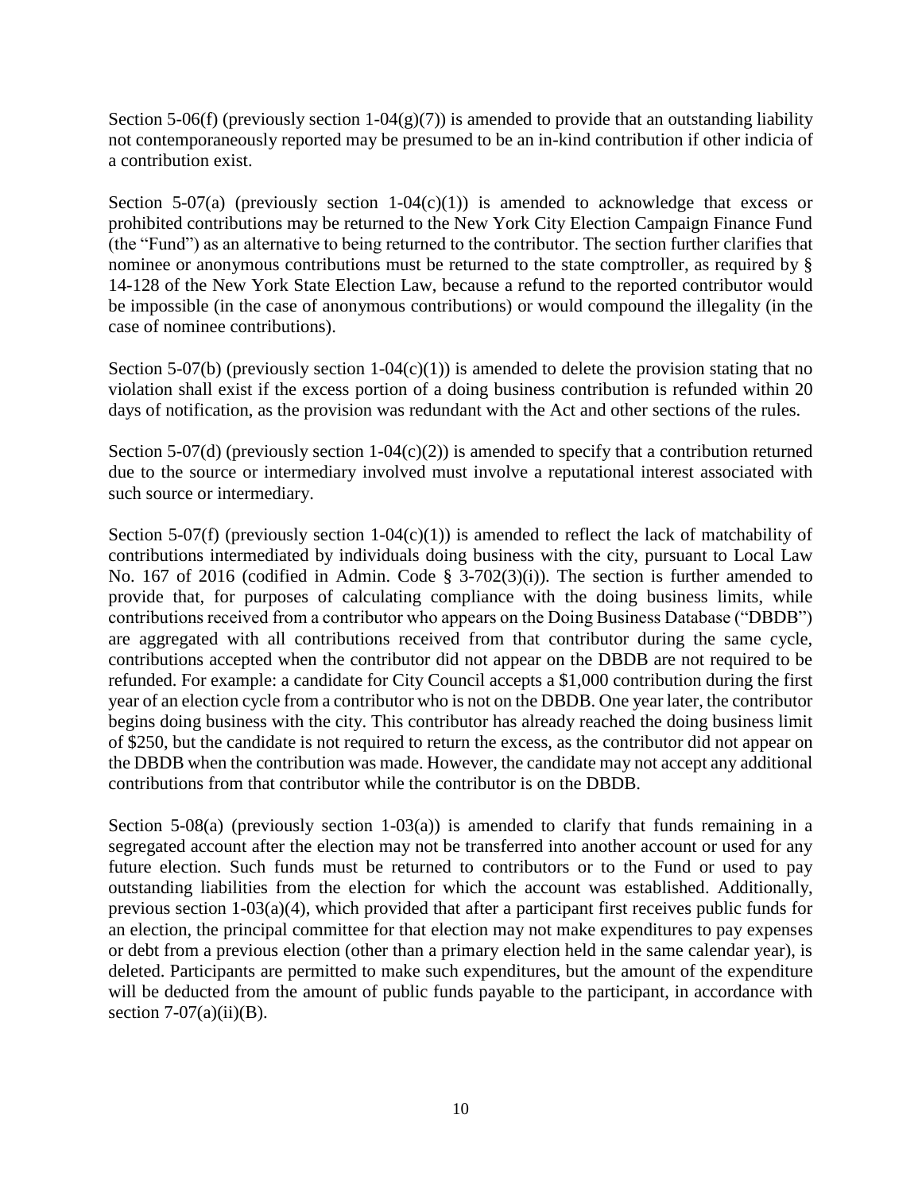Section 5-06(f) (previously section 1-04(g)(7)) is amended to provide that an outstanding liability not contemporaneously reported may be presumed to be an in-kind contribution if other indicia of a contribution exist.

Section 5-07(a) (previously section 1-04(c)(1)) is amended to acknowledge that excess or prohibited contributions may be returned to the New York City Election Campaign Finance Fund (the "Fund") as an alternative to being returned to the contributor. The section further clarifies that nominee or anonymous contributions must be returned to the state comptroller, as required by § 14-128 of the New York State Election Law, because a refund to the reported contributor would be impossible (in the case of anonymous contributions) or would compound the illegality (in the case of nominee contributions).

Section 5-07(b) (previously section 1-04(c)(1)) is amended to delete the provision stating that no violation shall exist if the excess portion of a doing business contribution is refunded within 20 days of notification, as the provision was redundant with the Act and other sections of the rules.

Section 5-07(d) (previously section 1-04(c)(2)) is amended to specify that a contribution returned due to the source or intermediary involved must involve a reputational interest associated with such source or intermediary.

Section 5-07(f) (previously section 1-04(c)(1)) is amended to reflect the lack of matchability of contributions intermediated by individuals doing business with the city, pursuant to Local Law No. 167 of 2016 (codified in Admin. Code § 3-702(3)(i)). The section is further amended to provide that, for purposes of calculating compliance with the doing business limits, while contributions received from a contributor who appears on the Doing Business Database ("DBDB") are aggregated with all contributions received from that contributor during the same cycle, contributions accepted when the contributor did not appear on the DBDB are not required to be refunded. For example: a candidate for City Council accepts a $1,000 contribution during the first year of an election cycle from a contributor who is not on the DBDB. One year later, the contributor begins doing business with the city. This contributor has already reached the doing business limit of $250, but the candidate is not required to return the excess, as the contributor did not appear on the DBDB when the contribution was made. However, the candidate may not accept any additional contributions from that contributor while the contributor is on the DBDB.

Section 5-08(a) (previously section 1-03(a)) is amended to clarify that funds remaining in a segregated account after the election may not be transferred into another account or used for any future election. Such funds must be returned to contributors or to the Fund or used to pay outstanding liabilities from the election for which the account was established. Additionally, previous section 1-03(a)(4), which provided that after a participant first receives public funds for an election, the principal committee for that election may not make expenditures to pay expenses or debt from a previous election (other than a primary election held in the same calendar year), is deleted. Participants are permitted to make such expenditures, but the amount of the expenditure will be deducted from the amount of public funds payable to the participant, in accordance with section 7-07(a)(ii)(B).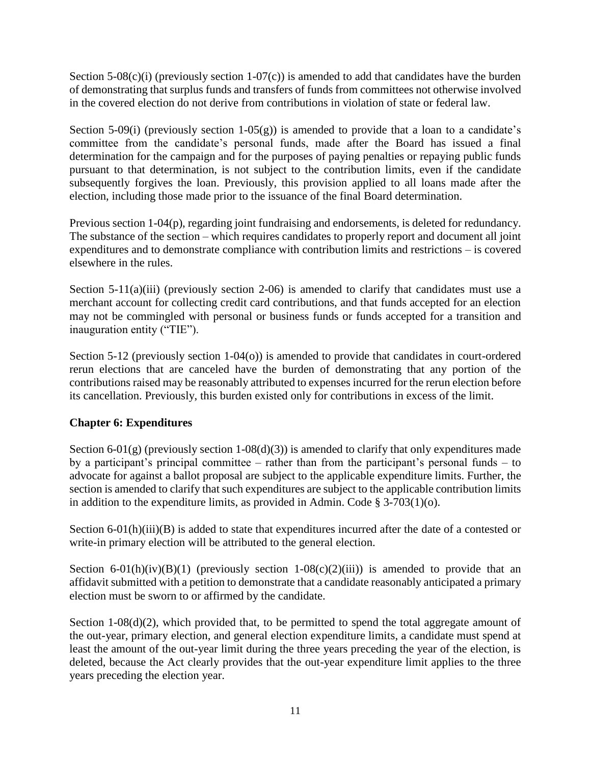Section 5-08(c)(i) (previously section 1-07(c)) is amended to add that candidates have the burden of demonstrating that surplus funds and transfers of funds from committees not otherwise involved in the covered election do not derive from contributions in violation of state or federal law.

Section 5-09(i) (previously section 1-05(g)) is amended to provide that a loan to a candidate's committee from the candidate's personal funds, made after the Board has issued a final determination for the campaign and for the purposes of paying penalties or repaying public funds pursuant to that determination, is not subject to the contribution limits, even if the candidate subsequently forgives the loan. Previously, this provision applied to all loans made after the election, including those made prior to the issuance of the final Board determination.

Previous section 1-04(p), regarding joint fundraising and endorsements, is deleted for redundancy. The substance of the section – which requires candidates to properly report and document all joint expenditures and to demonstrate compliance with contribution limits and restrictions – is covered elsewhere in the rules.

Section 5-11(a)(iii) (previously section 2-06) is amended to clarify that candidates must use a merchant account for collecting credit card contributions, and that funds accepted for an election may not be commingled with personal or business funds or funds accepted for a transition and inauguration entity ("TIE").

Section 5-12 (previously section 1-04(o)) is amended to provide that candidates in court-ordered rerun elections that are canceled have the burden of demonstrating that any portion of the contributions raised may be reasonably attributed to expenses incurred for the rerun election before its cancellation. Previously, this burden existed only for contributions in excess of the limit.

**Chapter 6: Expenditures**

Section 6-01(g) (previously section 1-08(d)(3)) is amended to clarify that only expenditures made by a participant's principal committee – rather than from the participant's personal funds – to advocate for against a ballot proposal are subject to the applicable expenditure limits. Further, the section is amended to clarify that such expenditures are subject to the applicable contribution limits in addition to the expenditure limits, as provided in Admin. Code § 3-703(1)(o).

Section 6-01(h)(iii)(B) is added to state that expenditures incurred after the date of a contested or write-in primary election will be attributed to the general election.

Section 6-01(h)(iv)(B)(1) (previously section 1-08(c)(2)(iii)) is amended to provide that an affidavit submitted with a petition to demonstrate that a candidate reasonably anticipated a primary election must be sworn to or affirmed by the candidate.

Section 1-08(d)(2), which provided that, to be permitted to spend the total aggregate amount of the out-year, primary election, and general election expenditure limits, a candidate must spend at least the amount of the out-year limit during the three years preceding the year of the election, is deleted, because the Act clearly provides that the out-year expenditure limit applies to the three years preceding the election year.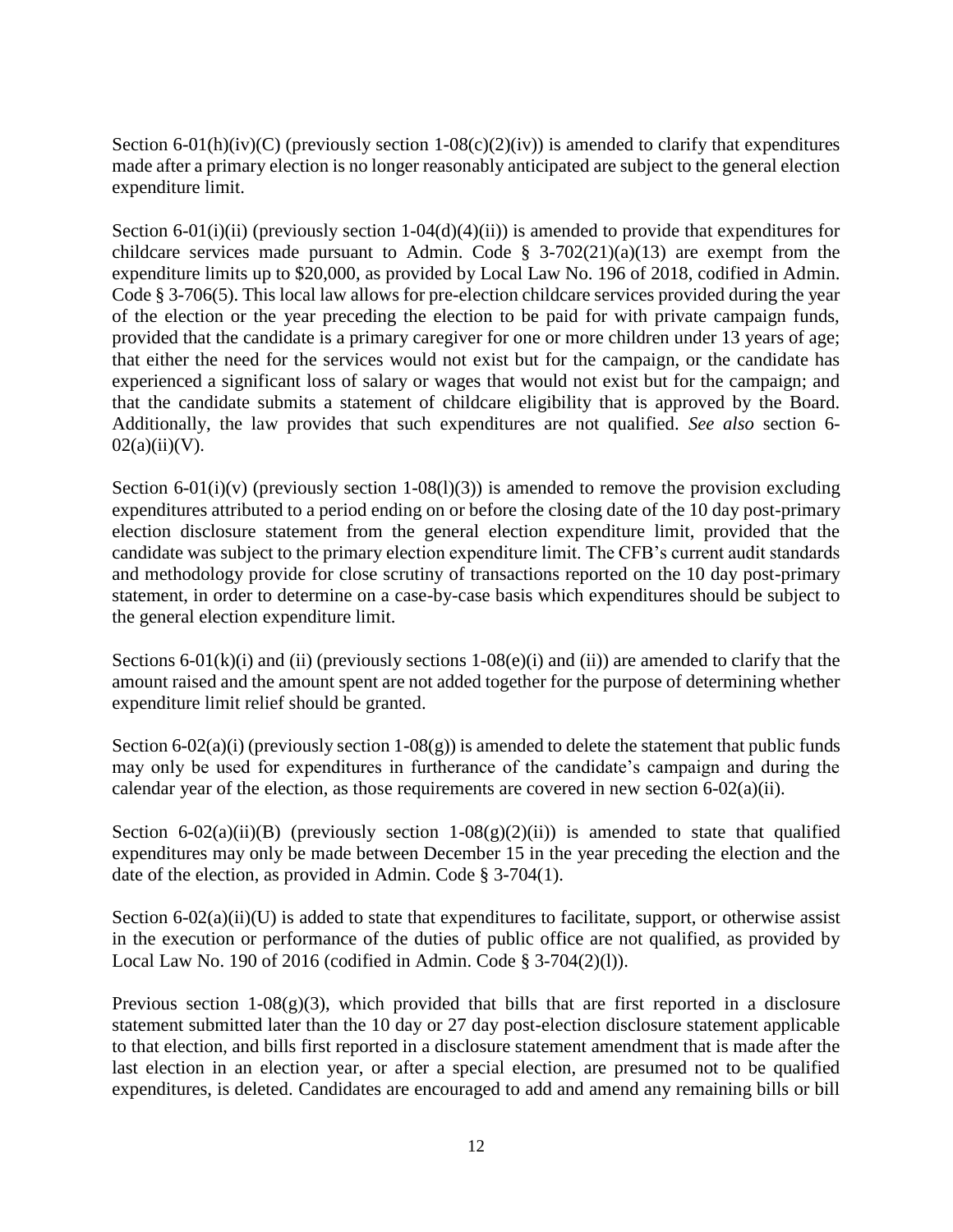Section 6-01(h)(iv)(C) (previously section 1-08(c)(2)(iv)) is amended to clarify that expenditures made after a primary election is no longer reasonably anticipated are subject to the general election expenditure limit.

Section 6-01(i)(ii) (previously section 1-04(d)(4)(ii)) is amended to provide that expenditures for childcare services made pursuant to Admin. Code § 3-702(21)(a)(13) are exempt from the expenditure limits up to $20,000, as provided by Local Law No. 196 of 2018, codified in Admin. Code § 3-706(5). This local law allows for pre-election childcare services provided during the year of the election or the year preceding the election to be paid for with private campaign funds, provided that the candidate is a primary caregiver for one or more children under 13 years of age; that either the need for the services would not exist but for the campaign, or the candidate has experienced a significant loss of salary or wages that would not exist but for the campaign; and that the candidate submits a statement of childcare eligibility that is approved by the Board. Additionally, the law provides that such expenditures are not qualified. *See also* section 6-02(a)(ii)(V).

Section 6-01(i)(v) (previously section 1-08(l)(3)) is amended to remove the provision excluding expenditures attributed to a period ending on or before the closing date of the 10 day post-primary election disclosure statement from the general election expenditure limit, provided that the candidate was subject to the primary election expenditure limit. The CFB's current audit standards and methodology provide for close scrutiny of transactions reported on the 10 day post-primary statement, in order to determine on a case-by-case basis which expenditures should be subject to the general election expenditure limit.

Sections 6-01(k)(i) and (ii) (previously sections 1-08(e)(i) and (ii)) are amended to clarify that the amount raised and the amount spent are not added together for the purpose of determining whether expenditure limit relief should be granted.

Section 6-02(a)(i) (previously section 1-08(g)) is amended to delete the statement that public funds may only be used for expenditures in furtherance of the candidate's campaign and during the calendar year of the election, as those requirements are covered in new section 6-02(a)(ii).

Section 6-02(a)(ii)(B) (previously section 1-08(g)(2)(ii)) is amended to state that qualified expenditures may only be made between December 15 in the year preceding the election and the date of the election, as provided in Admin. Code § 3-704(1).

Section 6-02(a)(ii)(U) is added to state that expenditures to facilitate, support, or otherwise assist in the execution or performance of the duties of public office are not qualified, as provided by Local Law No. 190 of 2016 (codified in Admin. Code § 3-704(2)(l)).

Previous section 1-08(g)(3), which provided that bills that are first reported in a disclosure statement submitted later than the 10 day or 27 day post-election disclosure statement applicable to that election, and bills first reported in a disclosure statement amendment that is made after the last election in an election year, or after a special election, are presumed not to be qualified expenditures, is deleted. Candidates are encouraged to add and amend any remaining bills or bill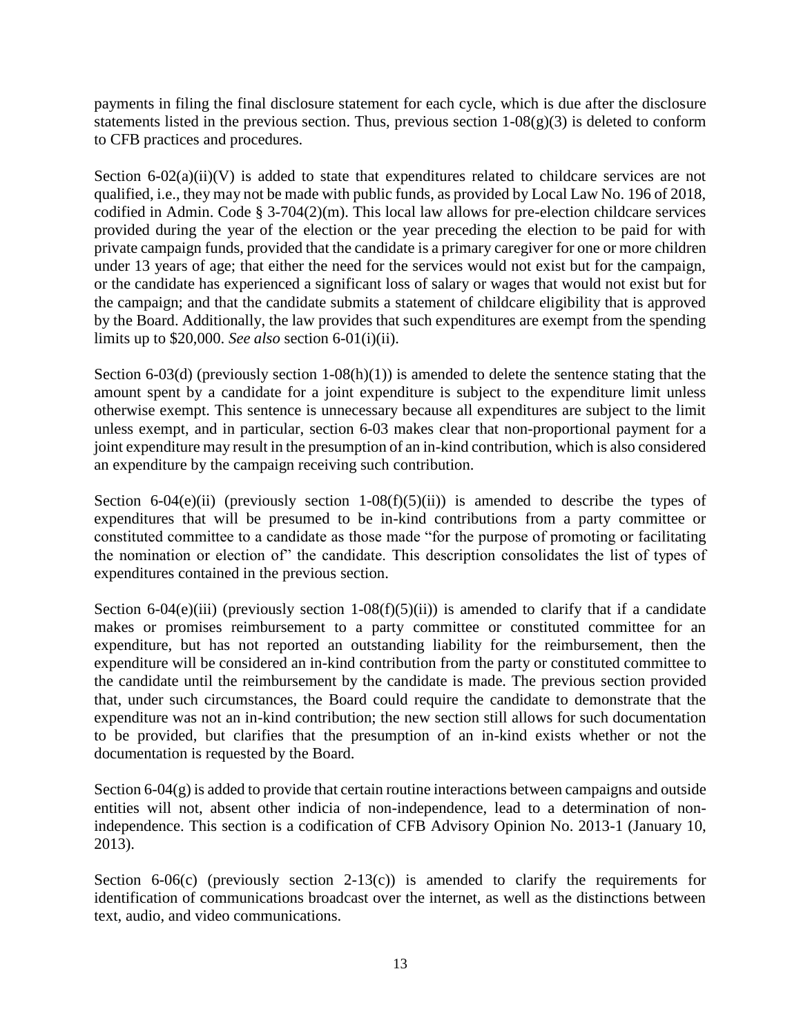payments in filing the final disclosure statement for each cycle, which is due after the disclosure statements listed in the previous section. Thus, previous section 1-08(g)(3) is deleted to conform to CFB practices and procedures.

Section 6-02(a)(ii)(V) is added to state that expenditures related to childcare services are not qualified, i.e., they may not be made with public funds, as provided by Local Law No. 196 of 2018, codified in Admin. Code § 3-704(2)(m). This local law allows for pre-election childcare services provided during the year of the election or the year preceding the election to be paid for with private campaign funds, provided that the candidate is a primary caregiver for one or more children under 13 years of age; that either the need for the services would not exist but for the campaign, or the candidate has experienced a significant loss of salary or wages that would not exist but for the campaign; and that the candidate submits a statement of childcare eligibility that is approved by the Board. Additionally, the law provides that such expenditures are exempt from the spending limits up to $20,000. *See also* section 6-01(i)(ii).

Section 6-03(d) (previously section 1-08(h)(1)) is amended to delete the sentence stating that the amount spent by a candidate for a joint expenditure is subject to the expenditure limit unless otherwise exempt. This sentence is unnecessary because all expenditures are subject to the limit unless exempt, and in particular, section 6-03 makes clear that non-proportional payment for a joint expenditure may result in the presumption of an in-kind contribution, which is also considered an expenditure by the campaign receiving such contribution.

Section 6-04(e)(ii) (previously section 1-08(f)(5)(ii)) is amended to describe the types of expenditures that will be presumed to be in-kind contributions from a party committee or constituted committee to a candidate as those made "for the purpose of promoting or facilitating the nomination or election of" the candidate. This description consolidates the list of types of expenditures contained in the previous section.

Section 6-04(e)(iii) (previously section 1-08(f)(5)(ii)) is amended to clarify that if a candidate makes or promises reimbursement to a party committee or constituted committee for an expenditure, but has not reported an outstanding liability for the reimbursement, then the expenditure will be considered an in-kind contribution from the party or constituted committee to the candidate until the reimbursement by the candidate is made. The previous section provided that, under such circumstances, the Board could require the candidate to demonstrate that the expenditure was not an in-kind contribution; the new section still allows for such documentation to be provided, but clarifies that the presumption of an in-kind exists whether or not the documentation is requested by the Board.

Section 6-04(g) is added to provide that certain routine interactions between campaigns and outside entities will not, absent other indicia of non-independence, lead to a determination of non-independence. This section is a codification of CFB Advisory Opinion No. 2013-1 (January 10, 2013).

Section 6-06(c) (previously section 2-13(c)) is amended to clarify the requirements for identification of communications broadcast over the internet, as well as the distinctions between text, audio, and video communications.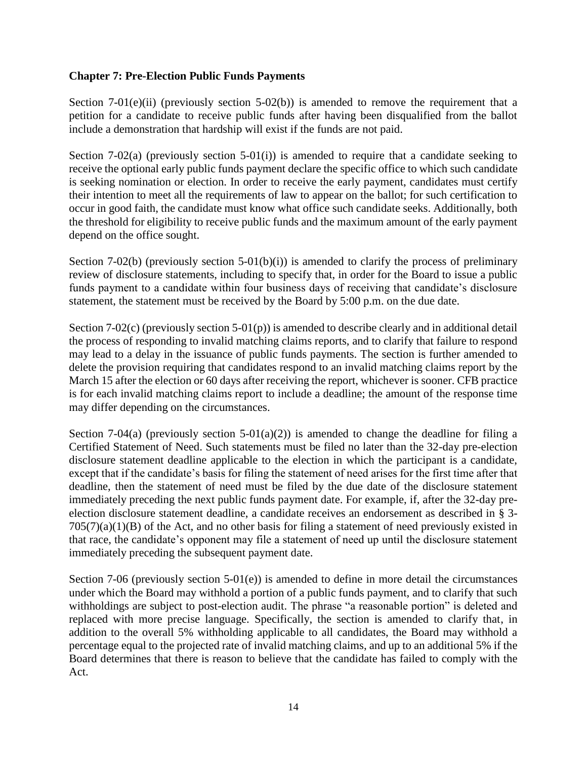**Chapter 7: Pre-Election Public Funds Payments**

Section 7-01(e)(ii) (previously section 5-02(b)) is amended to remove the requirement that a petition for a candidate to receive public funds after having been disqualified from the ballot include a demonstration that hardship will exist if the funds are not paid.

Section 7-02(a) (previously section 5-01(i)) is amended to require that a candidate seeking to receive the optional early public funds payment declare the specific office to which such candidate is seeking nomination or election. In order to receive the early payment, candidates must certify their intention to meet all the requirements of law to appear on the ballot; for such certification to occur in good faith, the candidate must know what office such candidate seeks. Additionally, both the threshold for eligibility to receive public funds and the maximum amount of the early payment depend on the office sought.

Section 7-02(b) (previously section 5-01(b)(i)) is amended to clarify the process of preliminary review of disclosure statements, including to specify that, in order for the Board to issue a public funds payment to a candidate within four business days of receiving that candidate's disclosure statement, the statement must be received by the Board by 5:00 p.m. on the due date.

Section 7-02(c) (previously section 5-01(p)) is amended to describe clearly and in additional detail the process of responding to invalid matching claims reports, and to clarify that failure to respond may lead to a delay in the issuance of public funds payments. The section is further amended to delete the provision requiring that candidates respond to an invalid matching claims report by the March 15 after the election or 60 days after receiving the report, whichever is sooner. CFB practice is for each invalid matching claims report to include a deadline; the amount of the response time may differ depending on the circumstances.

Section 7-04(a) (previously section 5-01(a)(2)) is amended to change the deadline for filing a Certified Statement of Need. Such statements must be filed no later than the 32-day pre-election disclosure statement deadline applicable to the election in which the participant is a candidate, except that if the candidate's basis for filing the statement of need arises for the first time after that deadline, then the statement of need must be filed by the due date of the disclosure statement immediately preceding the next public funds payment date. For example, if, after the 32-day pre-election disclosure statement deadline, a candidate receives an endorsement as described in § 3-705(7)(a)(1)(B) of the Act, and no other basis for filing a statement of need previously existed in that race, the candidate's opponent may file a statement of need up until the disclosure statement immediately preceding the subsequent payment date.

Section 7-06 (previously section 5-01(e)) is amended to define in more detail the circumstances under which the Board may withhold a portion of a public funds payment, and to clarify that such withholdings are subject to post-election audit. The phrase "a reasonable portion" is deleted and replaced with more precise language. Specifically, the section is amended to clarify that, in addition to the overall 5% withholding applicable to all candidates, the Board may withhold a percentage equal to the projected rate of invalid matching claims, and up to an additional 5% if the Board determines that there is reason to believe that the candidate has failed to comply with the Act.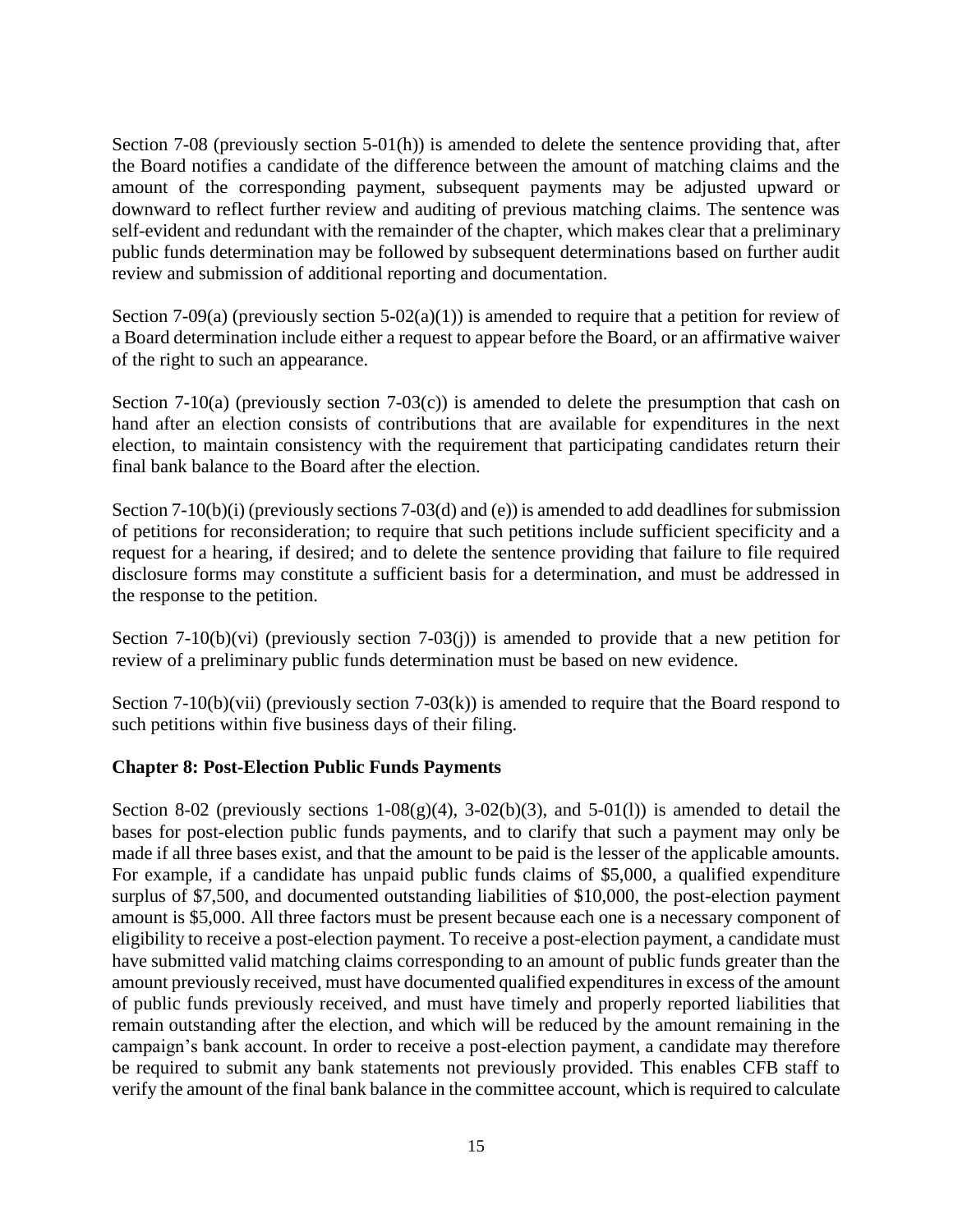Section 7-08 (previously section 5-01(h)) is amended to delete the sentence providing that, after the Board notifies a candidate of the difference between the amount of matching claims and the amount of the corresponding payment, subsequent payments may be adjusted upward or downward to reflect further review and auditing of previous matching claims. The sentence was self-evident and redundant with the remainder of the chapter, which makes clear that a preliminary public funds determination may be followed by subsequent determinations based on further audit review and submission of additional reporting and documentation.

Section 7-09(a) (previously section 5-02(a)(1)) is amended to require that a petition for review of a Board determination include either a request to appear before the Board, or an affirmative waiver of the right to such an appearance.

Section 7-10(a) (previously section 7-03(c)) is amended to delete the presumption that cash on hand after an election consists of contributions that are available for expenditures in the next election, to maintain consistency with the requirement that participating candidates return their final bank balance to the Board after the election.

Section 7-10(b)(i) (previously sections 7-03(d) and (e)) is amended to add deadlines for submission of petitions for reconsideration; to require that such petitions include sufficient specificity and a request for a hearing, if desired; and to delete the sentence providing that failure to file required disclosure forms may constitute a sufficient basis for a determination, and must be addressed in the response to the petition.

Section 7-10(b)(vi) (previously section 7-03(j)) is amended to provide that a new petition for review of a preliminary public funds determination must be based on new evidence.

Section 7-10(b)(vii) (previously section 7-03(k)) is amended to require that the Board respond to such petitions within five business days of their filing.

### Chapter 8: Post-Election Public Funds Payments

Section 8-02 (previously sections 1-08(g)(4), 3-02(b)(3), and 5-01(l)) is amended to detail the bases for post-election public funds payments, and to clarify that such a payment may only be made if all three bases exist, and that the amount to be paid is the lesser of the applicable amounts. For example, if a candidate has unpaid public funds claims of $5,000, a qualified expenditure surplus of $7,500, and documented outstanding liabilities of $10,000, the post-election payment amount is $5,000. All three factors must be present because each one is a necessary component of eligibility to receive a post-election payment. To receive a post-election payment, a candidate must have submitted valid matching claims corresponding to an amount of public funds greater than the amount previously received, must have documented qualified expenditures in excess of the amount of public funds previously received, and must have timely and properly reported liabilities that remain outstanding after the election, and which will be reduced by the amount remaining in the campaign's bank account. In order to receive a post-election payment, a candidate may therefore be required to submit any bank statements not previously provided. This enables CFB staff to verify the amount of the final bank balance in the committee account, which is required to calculate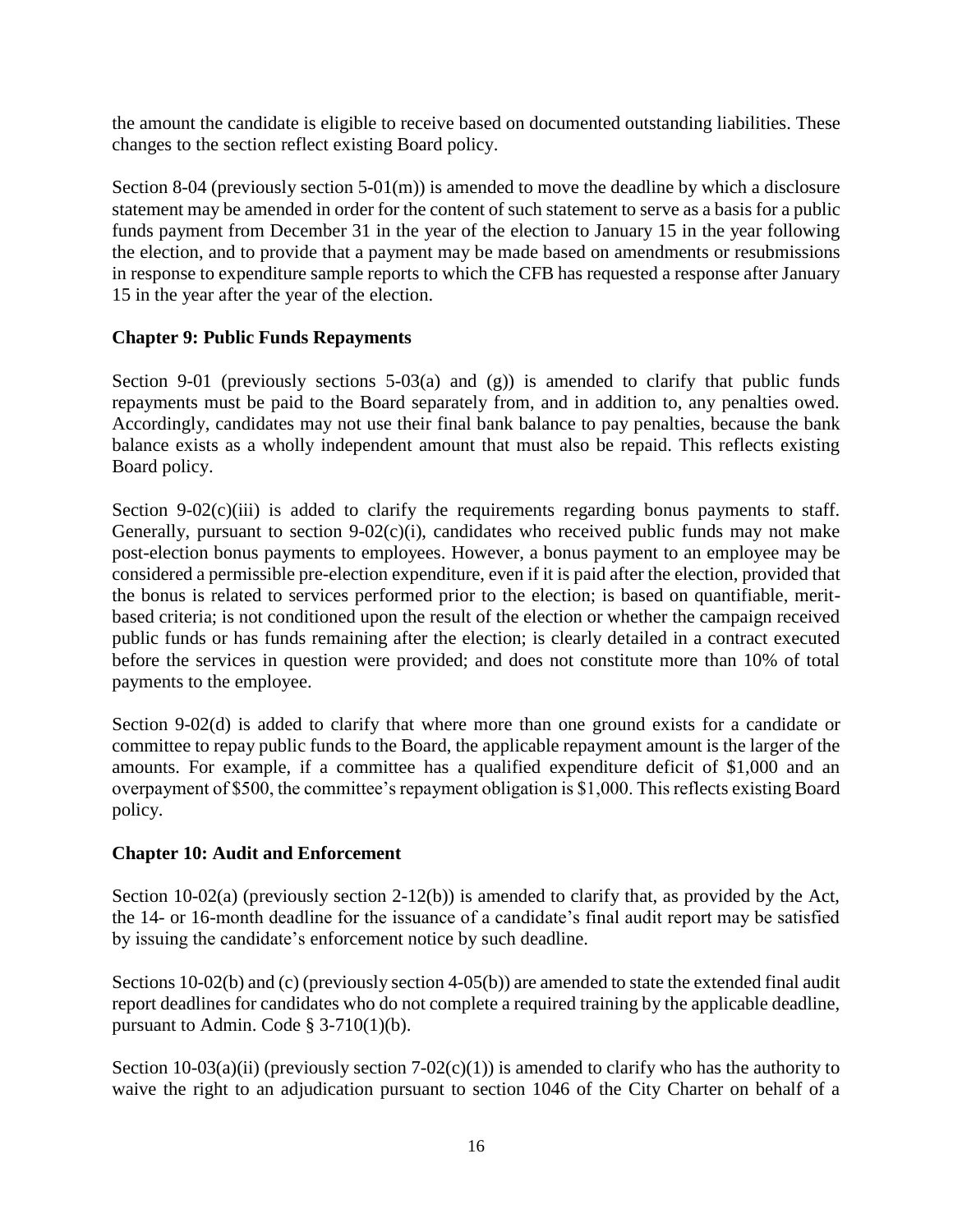the amount the candidate is eligible to receive based on documented outstanding liabilities. These changes to the section reflect existing Board policy.

Section 8-04 (previously section 5-01(m)) is amended to move the deadline by which a disclosure statement may be amended in order for the content of such statement to serve as a basis for a public funds payment from December 31 in the year of the election to January 15 in the year following the election, and to provide that a payment may be made based on amendments or resubmissions in response to expenditure sample reports to which the CFB has requested a response after January 15 in the year after the year of the election.

**Chapter 9: Public Funds Repayments**

Section 9-01 (previously sections 5-03(a) and (g)) is amended to clarify that public funds repayments must be paid to the Board separately from, and in addition to, any penalties owed. Accordingly, candidates may not use their final bank balance to pay penalties, because the bank balance exists as a wholly independent amount that must also be repaid. This reflects existing Board policy.

Section 9-02(c)(iii) is added to clarify the requirements regarding bonus payments to staff. Generally, pursuant to section 9-02(c)(i), candidates who received public funds may not make post-election bonus payments to employees. However, a bonus payment to an employee may be considered a permissible pre-election expenditure, even if it is paid after the election, provided that the bonus is related to services performed prior to the election; is based on quantifiable, merit-based criteria; is not conditioned upon the result of the election or whether the campaign received public funds or has funds remaining after the election; is clearly detailed in a contract executed before the services in question were provided; and does not constitute more than 10% of total payments to the employee.

Section 9-02(d) is added to clarify that where more than one ground exists for a candidate or committee to repay public funds to the Board, the applicable repayment amount is the larger of the amounts. For example, if a committee has a qualified expenditure deficit of $1,000 and an overpayment of $500, the committee's repayment obligation is $1,000. This reflects existing Board policy.

**Chapter 10: Audit and Enforcement**

Section 10-02(a) (previously section 2-12(b)) is amended to clarify that, as provided by the Act, the 14- or 16-month deadline for the issuance of a candidate's final audit report may be satisfied by issuing the candidate's enforcement notice by such deadline.

Sections 10-02(b) and (c) (previously section 4-05(b)) are amended to state the extended final audit report deadlines for candidates who do not complete a required training by the applicable deadline, pursuant to Admin. Code § 3-710(1)(b).

Section 10-03(a)(ii) (previously section 7-02(c)(1)) is amended to clarify who has the authority to waive the right to an adjudication pursuant to section 1046 of the City Charter on behalf of a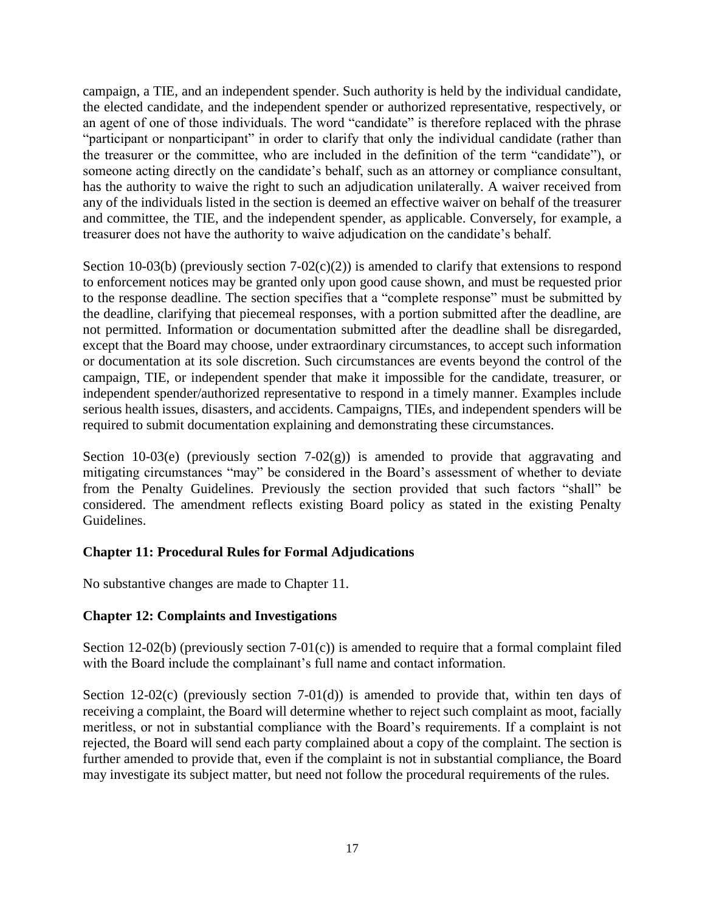campaign, a TIE, and an independent spender. Such authority is held by the individual candidate, the elected candidate, and the independent spender or authorized representative, respectively, or an agent of one of those individuals. The word "candidate" is therefore replaced with the phrase "participant or nonparticipant" in order to clarify that only the individual candidate (rather than the treasurer or the committee, who are included in the definition of the term "candidate"), or someone acting directly on the candidate's behalf, such as an attorney or compliance consultant, has the authority to waive the right to such an adjudication unilaterally. A waiver received from any of the individuals listed in the section is deemed an effective waiver on behalf of the treasurer and committee, the TIE, and the independent spender, as applicable. Conversely, for example, a treasurer does not have the authority to waive adjudication on the candidate's behalf.

Section 10-03(b) (previously section 7-02(c)(2)) is amended to clarify that extensions to respond to enforcement notices may be granted only upon good cause shown, and must be requested prior to the response deadline. The section specifies that a "complete response" must be submitted by the deadline, clarifying that piecemeal responses, with a portion submitted after the deadline, are not permitted. Information or documentation submitted after the deadline shall be disregarded, except that the Board may choose, under extraordinary circumstances, to accept such information or documentation at its sole discretion. Such circumstances are events beyond the control of the campaign, TIE, or independent spender that make it impossible for the candidate, treasurer, or independent spender/authorized representative to respond in a timely manner. Examples include serious health issues, disasters, and accidents. Campaigns, TIEs, and independent spenders will be required to submit documentation explaining and demonstrating these circumstances.

Section 10-03(e) (previously section 7-02(g)) is amended to provide that aggravating and mitigating circumstances "may" be considered in the Board's assessment of whether to deviate from the Penalty Guidelines. Previously the section provided that such factors "shall" be considered. The amendment reflects existing Board policy as stated in the existing Penalty Guidelines.

**Chapter 11: Procedural Rules for Formal Adjudications**

No substantive changes are made to Chapter 11.

**Chapter 12: Complaints and Investigations**

Section 12-02(b) (previously section 7-01(c)) is amended to require that a formal complaint filed with the Board include the complainant's full name and contact information.

Section 12-02(c) (previously section 7-01(d)) is amended to provide that, within ten days of receiving a complaint, the Board will determine whether to reject such complaint as moot, facially meritless, or not in substantial compliance with the Board's requirements. If a complaint is not rejected, the Board will send each party complained about a copy of the complaint. The section is further amended to provide that, even if the complaint is not in substantial compliance, the Board may investigate its subject matter, but need not follow the procedural requirements of the rules.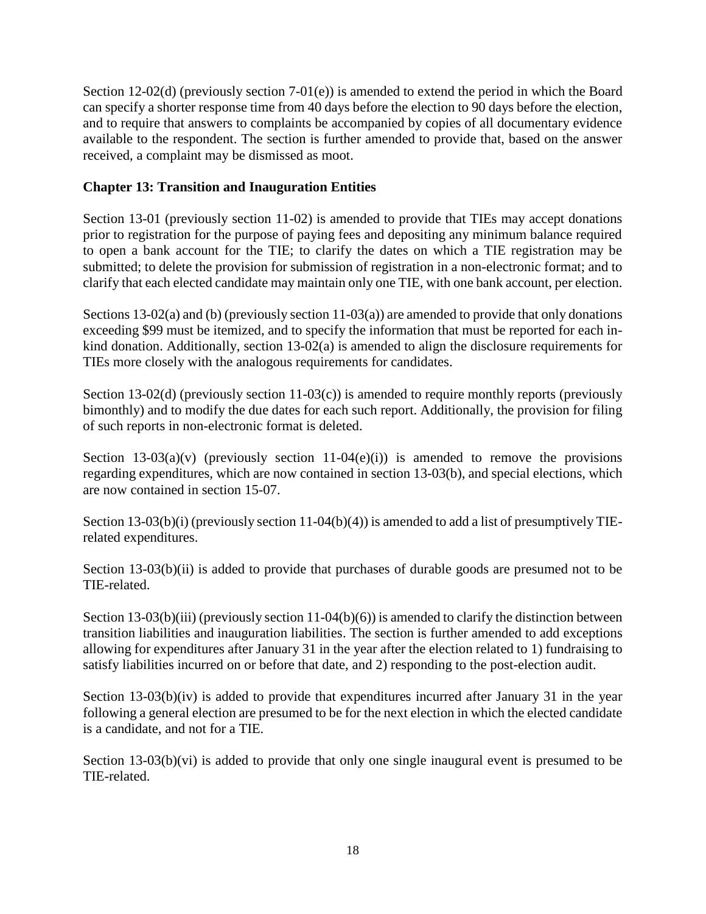Section 12-02(d) (previously section 7-01(e)) is amended to extend the period in which the Board can specify a shorter response time from 40 days before the election to 90 days before the election, and to require that answers to complaints be accompanied by copies of all documentary evidence available to the respondent. The section is further amended to provide that, based on the answer received, a complaint may be dismissed as moot.

**Chapter 13: Transition and Inauguration Entities**

Section 13-01 (previously section 11-02) is amended to provide that TIEs may accept donations prior to registration for the purpose of paying fees and depositing any minimum balance required to open a bank account for the TIE; to clarify the dates on which a TIE registration may be submitted; to delete the provision for submission of registration in a non-electronic format; and to clarify that each elected candidate may maintain only one TIE, with one bank account, per election.

Sections 13-02(a) and (b) (previously section 11-03(a)) are amended to provide that only donations exceeding $99 must be itemized, and to specify the information that must be reported for each in-kind donation. Additionally, section 13-02(a) is amended to align the disclosure requirements for TIEs more closely with the analogous requirements for candidates.

Section 13-02(d) (previously section 11-03(c)) is amended to require monthly reports (previously bimonthly) and to modify the due dates for each such report. Additionally, the provision for filing of such reports in non-electronic format is deleted.

Section 13-03(a)(v) (previously section 11-04(e)(i)) is amended to remove the provisions regarding expenditures, which are now contained in section 13-03(b), and special elections, which are now contained in section 15-07.

Section 13-03(b)(i) (previously section 11-04(b)(4)) is amended to add a list of presumptively TIE-related expenditures.

Section 13-03(b)(ii) is added to provide that purchases of durable goods are presumed not to be TIE-related.

Section 13-03(b)(iii) (previously section 11-04(b)(6)) is amended to clarify the distinction between transition liabilities and inauguration liabilities. The section is further amended to add exceptions allowing for expenditures after January 31 in the year after the election related to 1) fundraising to satisfy liabilities incurred on or before that date, and 2) responding to the post-election audit.

Section 13-03(b)(iv) is added to provide that expenditures incurred after January 31 in the year following a general election are presumed to be for the next election in which the elected candidate is a candidate, and not for a TIE.

Section 13-03(b)(vi) is added to provide that only one single inaugural event is presumed to be TIE-related.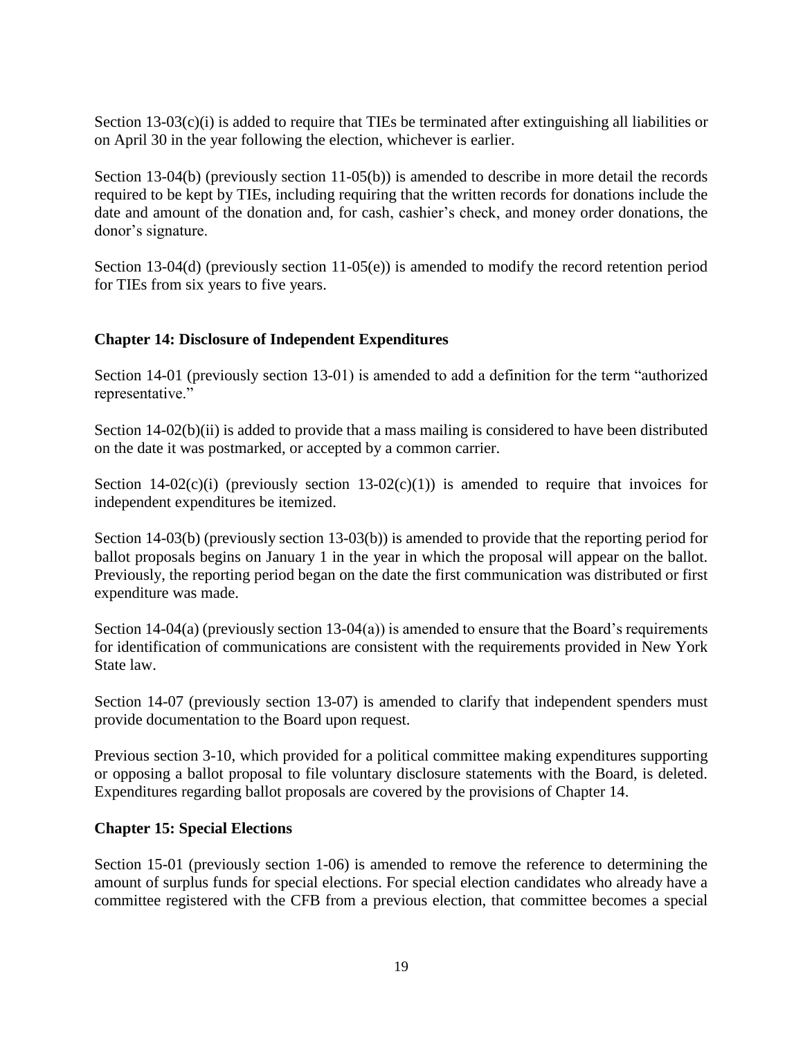Section 13-03(c)(i) is added to require that TIEs be terminated after extinguishing all liabilities or on April 30 in the year following the election, whichever is earlier.

Section 13-04(b) (previously section 11-05(b)) is amended to describe in more detail the records required to be kept by TIEs, including requiring that the written records for donations include the date and amount of the donation and, for cash, cashier's check, and money order donations, the donor's signature.

Section 13-04(d) (previously section 11-05(e)) is amended to modify the record retention period for TIEs from six years to five years.

### Chapter 14: Disclosure of Independent Expenditures

Section 14-01 (previously section 13-01) is amended to add a definition for the term "authorized representative."

Section 14-02(b)(ii) is added to provide that a mass mailing is considered to have been distributed on the date it was postmarked, or accepted by a common carrier.

Section 14-02(c)(i) (previously section 13-02(c)(1)) is amended to require that invoices for independent expenditures be itemized.

Section 14-03(b) (previously section 13-03(b)) is amended to provide that the reporting period for ballot proposals begins on January 1 in the year in which the proposal will appear on the ballot. Previously, the reporting period began on the date the first communication was distributed or first expenditure was made.

Section 14-04(a) (previously section 13-04(a)) is amended to ensure that the Board's requirements for identification of communications are consistent with the requirements provided in New York State law.

Section 14-07 (previously section 13-07) is amended to clarify that independent spenders must provide documentation to the Board upon request.

Previous section 3-10, which provided for a political committee making expenditures supporting or opposing a ballot proposal to file voluntary disclosure statements with the Board, is deleted. Expenditures regarding ballot proposals are covered by the provisions of Chapter 14.

### Chapter 15: Special Elections

Section 15-01 (previously section 1-06) is amended to remove the reference to determining the amount of surplus funds for special elections. For special election candidates who already have a committee registered with the CFB from a previous election, that committee becomes a special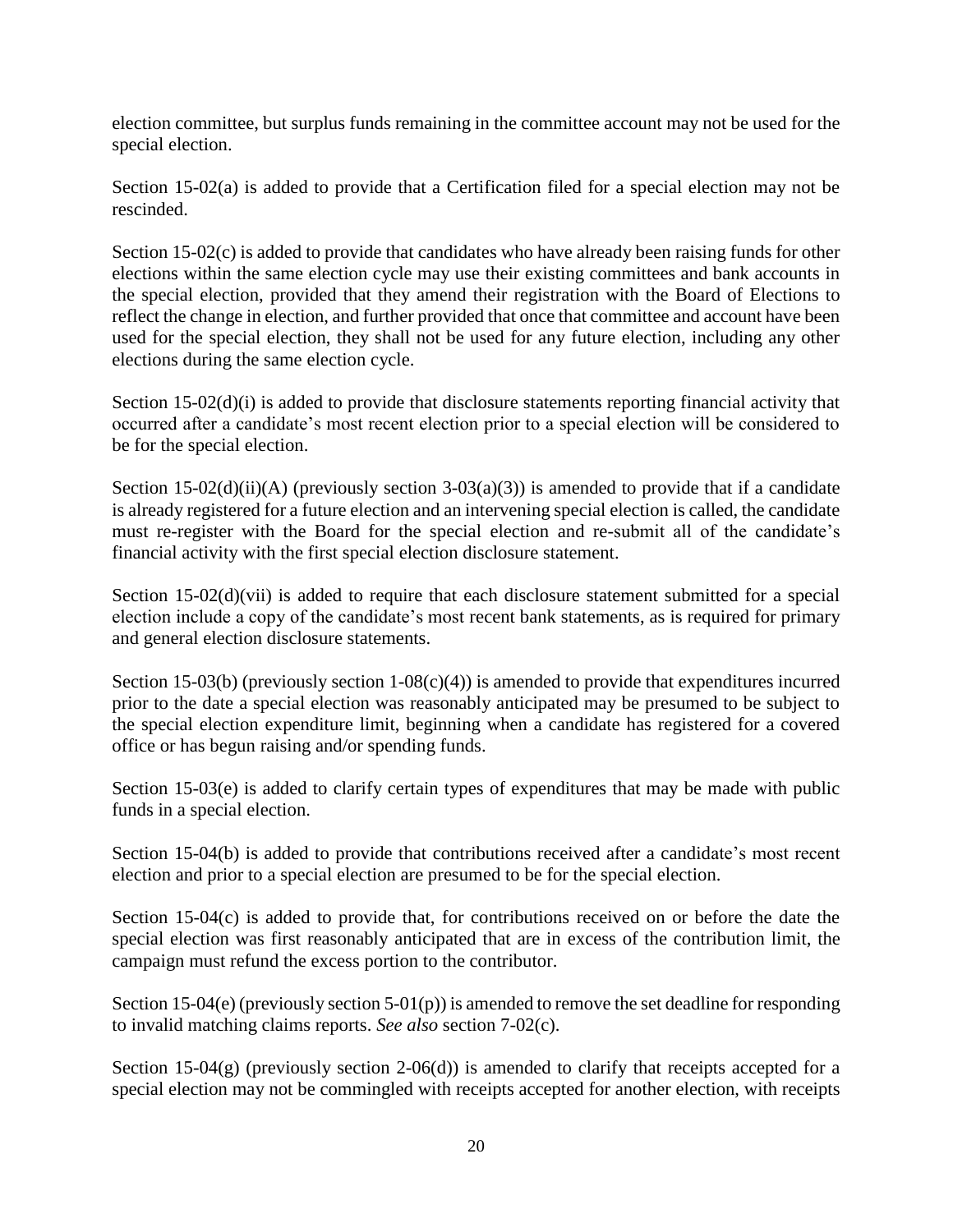election committee, but surplus funds remaining in the committee account may not be used for the special election.

Section 15-02(a) is added to provide that a Certification filed for a special election may not be rescinded.

Section 15-02(c) is added to provide that candidates who have already been raising funds for other elections within the same election cycle may use their existing committees and bank accounts in the special election, provided that they amend their registration with the Board of Elections to reflect the change in election, and further provided that once that committee and account have been used for the special election, they shall not be used for any future election, including any other elections during the same election cycle.

Section 15-02(d)(i) is added to provide that disclosure statements reporting financial activity that occurred after a candidate's most recent election prior to a special election will be considered to be for the special election.

Section 15-02(d)(ii)(A) (previously section 3-03(a)(3)) is amended to provide that if a candidate is already registered for a future election and an intervening special election is called, the candidate must re-register with the Board for the special election and re-submit all of the candidate's financial activity with the first special election disclosure statement.

Section 15-02(d)(vii) is added to require that each disclosure statement submitted for a special election include a copy of the candidate's most recent bank statements, as is required for primary and general election disclosure statements.

Section 15-03(b) (previously section 1-08(c)(4)) is amended to provide that expenditures incurred prior to the date a special election was reasonably anticipated may be presumed to be subject to the special election expenditure limit, beginning when a candidate has registered for a covered office or has begun raising and/or spending funds.

Section 15-03(e) is added to clarify certain types of expenditures that may be made with public funds in a special election.

Section 15-04(b) is added to provide that contributions received after a candidate's most recent election and prior to a special election are presumed to be for the special election.

Section 15-04(c) is added to provide that, for contributions received on or before the date the special election was first reasonably anticipated that are in excess of the contribution limit, the campaign must refund the excess portion to the contributor.

Section 15-04(e) (previously section 5-01(p)) is amended to remove the set deadline for responding to invalid matching claims reports. *See also* section 7-02(c).

Section 15-04(g) (previously section 2-06(d)) is amended to clarify that receipts accepted for a special election may not be commingled with receipts accepted for another election, with receipts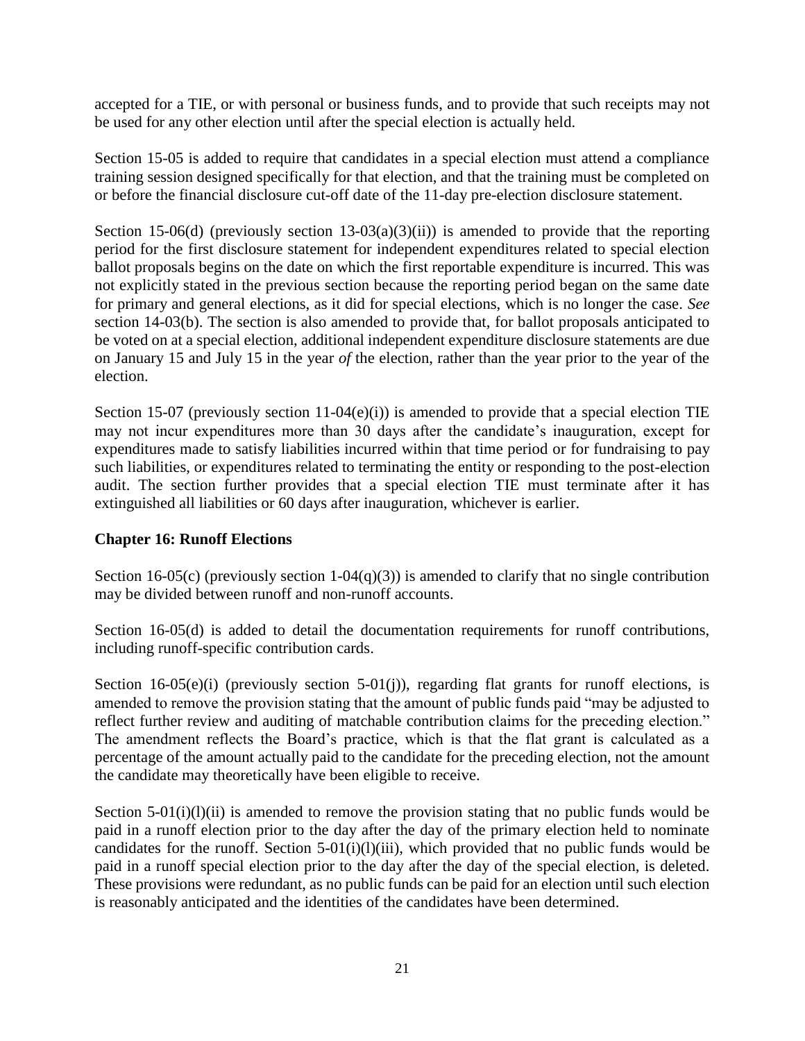accepted for a TIE, or with personal or business funds, and to provide that such receipts may not be used for any other election until after the special election is actually held.

Section 15-05 is added to require that candidates in a special election must attend a compliance training session designed specifically for that election, and that the training must be completed on or before the financial disclosure cut-off date of the 11-day pre-election disclosure statement.

Section 15-06(d) (previously section 13-03(a)(3)(ii)) is amended to provide that the reporting period for the first disclosure statement for independent expenditures related to special election ballot proposals begins on the date on which the first reportable expenditure is incurred. This was not explicitly stated in the previous section because the reporting period began on the same date for primary and general elections, as it did for special elections, which is no longer the case. *See* section 14-03(b). The section is also amended to provide that, for ballot proposals anticipated to be voted on at a special election, additional independent expenditure disclosure statements are due on January 15 and July 15 in the year *of* the election, rather than the year prior to the year of the election.

Section 15-07 (previously section 11-04(e)(i)) is amended to provide that a special election TIE may not incur expenditures more than 30 days after the candidate's inauguration, except for expenditures made to satisfy liabilities incurred within that time period or for fundraising to pay such liabilities, or expenditures related to terminating the entity or responding to the post-election audit. The section further provides that a special election TIE must terminate after it has extinguished all liabilities or 60 days after inauguration, whichever is earlier.

## Chapter 16: Runoff Elections

Section 16-05(c) (previously section 1-04(q)(3)) is amended to clarify that no single contribution may be divided between runoff and non-runoff accounts.

Section 16-05(d) is added to detail the documentation requirements for runoff contributions, including runoff-specific contribution cards.

Section 16-05(e)(i) (previously section 5-01(j)), regarding flat grants for runoff elections, is amended to remove the provision stating that the amount of public funds paid "may be adjusted to reflect further review and auditing of matchable contribution claims for the preceding election." The amendment reflects the Board's practice, which is that the flat grant is calculated as a percentage of the amount actually paid to the candidate for the preceding election, not the amount the candidate may theoretically have been eligible to receive.

Section 5-01(i)(l)(ii) is amended to remove the provision stating that no public funds would be paid in a runoff election prior to the day after the day of the primary election held to nominate candidates for the runoff. Section 5-01(i)(l)(iii), which provided that no public funds would be paid in a runoff special election prior to the day after the day of the special election, is deleted. These provisions were redundant, as no public funds can be paid for an election until such election is reasonably anticipated and the identities of the candidates have been determined.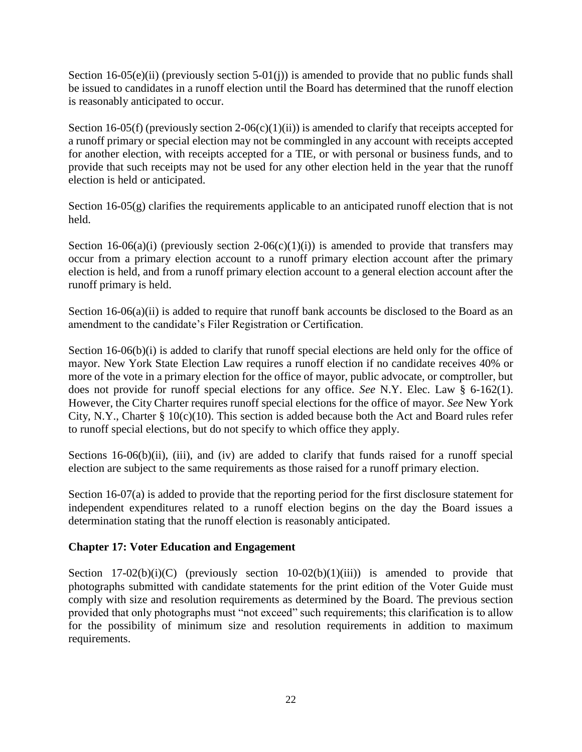Section 16-05(e)(ii) (previously section 5-01(j)) is amended to provide that no public funds shall be issued to candidates in a runoff election until the Board has determined that the runoff election is reasonably anticipated to occur.

Section 16-05(f) (previously section 2-06(c)(1)(ii)) is amended to clarify that receipts accepted for a runoff primary or special election may not be commingled in any account with receipts accepted for another election, with receipts accepted for a TIE, or with personal or business funds, and to provide that such receipts may not be used for any other election held in the year that the runoff election is held or anticipated.

Section 16-05(g) clarifies the requirements applicable to an anticipated runoff election that is not held.

Section 16-06(a)(i) (previously section 2-06(c)(1)(i)) is amended to provide that transfers may occur from a primary election account to a runoff primary election account after the primary election is held, and from a runoff primary election account to a general election account after the runoff primary is held.

Section 16-06(a)(ii) is added to require that runoff bank accounts be disclosed to the Board as an amendment to the candidate's Filer Registration or Certification.

Section 16-06(b)(i) is added to clarify that runoff special elections are held only for the office of mayor. New York State Election Law requires a runoff election if no candidate receives 40% or more of the vote in a primary election for the office of mayor, public advocate, or comptroller, but does not provide for runoff special elections for any office. *See* N.Y. Elec. Law § 6-162(1). However, the City Charter requires runoff special elections for the office of mayor. *See* New York City, N.Y., Charter § 10(c)(10). This section is added because both the Act and Board rules refer to runoff special elections, but do not specify to which office they apply.

Sections 16-06(b)(ii), (iii), and (iv) are added to clarify that funds raised for a runoff special election are subject to the same requirements as those raised for a runoff primary election.

Section 16-07(a) is added to provide that the reporting period for the first disclosure statement for independent expenditures related to a runoff election begins on the day the Board issues a determination stating that the runoff election is reasonably anticipated.

**Chapter 17: Voter Education and Engagement**

Section 17-02(b)(i)(C) (previously section 10-02(b)(1)(iii)) is amended to provide that photographs submitted with candidate statements for the print edition of the Voter Guide must comply with size and resolution requirements as determined by the Board. The previous section provided that only photographs must "not exceed" such requirements; this clarification is to allow for the possibility of minimum size and resolution requirements in addition to maximum requirements.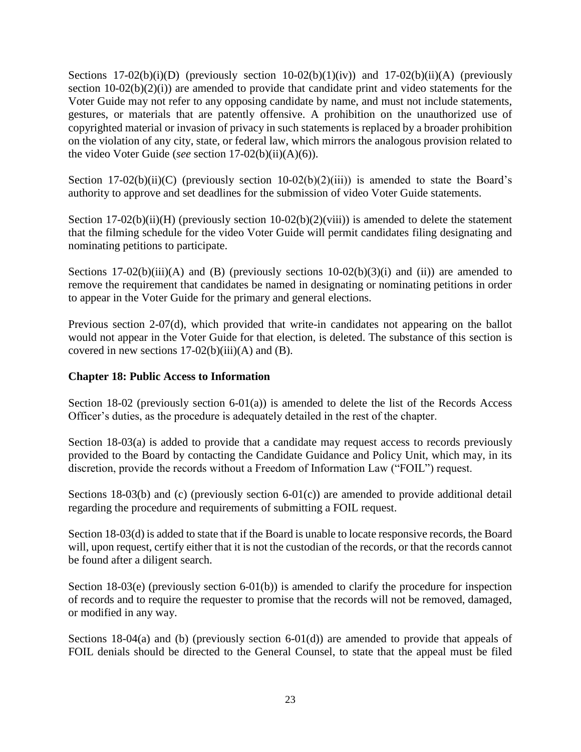Sections 17-02(b)(i)(D) (previously section 10-02(b)(1)(iv)) and 17-02(b)(ii)(A) (previously section 10-02(b)(2)(i)) are amended to provide that candidate print and video statements for the Voter Guide may not refer to any opposing candidate by name, and must not include statements, gestures, or materials that are patently offensive. A prohibition on the unauthorized use of copyrighted material or invasion of privacy in such statements is replaced by a broader prohibition on the violation of any city, state, or federal law, which mirrors the analogous provision related to the video Voter Guide (*see* section 17-02(b)(ii)(A)(6)).

Section 17-02(b)(ii)(C) (previously section 10-02(b)(2)(iii)) is amended to state the Board's authority to approve and set deadlines for the submission of video Voter Guide statements.

Section 17-02(b)(ii)(H) (previously section 10-02(b)(2)(viii)) is amended to delete the statement that the filming schedule for the video Voter Guide will permit candidates filing designating and nominating petitions to participate.

Sections 17-02(b)(iii)(A) and (B) (previously sections 10-02(b)(3)(i) and (ii)) are amended to remove the requirement that candidates be named in designating or nominating petitions in order to appear in the Voter Guide for the primary and general elections.

Previous section 2-07(d), which provided that write-in candidates not appearing on the ballot would not appear in the Voter Guide for that election, is deleted. The substance of this section is covered in new sections 17-02(b)(iii)(A) and (B).

**Chapter 18: Public Access to Information**

Section 18-02 (previously section 6-01(a)) is amended to delete the list of the Records Access Officer's duties, as the procedure is adequately detailed in the rest of the chapter.

Section 18-03(a) is added to provide that a candidate may request access to records previously provided to the Board by contacting the Candidate Guidance and Policy Unit, which may, in its discretion, provide the records without a Freedom of Information Law ("FOIL") request.

Sections 18-03(b) and (c) (previously section 6-01(c)) are amended to provide additional detail regarding the procedure and requirements of submitting a FOIL request.

Section 18-03(d) is added to state that if the Board is unable to locate responsive records, the Board will, upon request, certify either that it is not the custodian of the records, or that the records cannot be found after a diligent search.

Section 18-03(e) (previously section 6-01(b)) is amended to clarify the procedure for inspection of records and to require the requester to promise that the records will not be removed, damaged, or modified in any way.

Sections 18-04(a) and (b) (previously section 6-01(d)) are amended to provide that appeals of FOIL denials should be directed to the General Counsel, to state that the appeal must be filed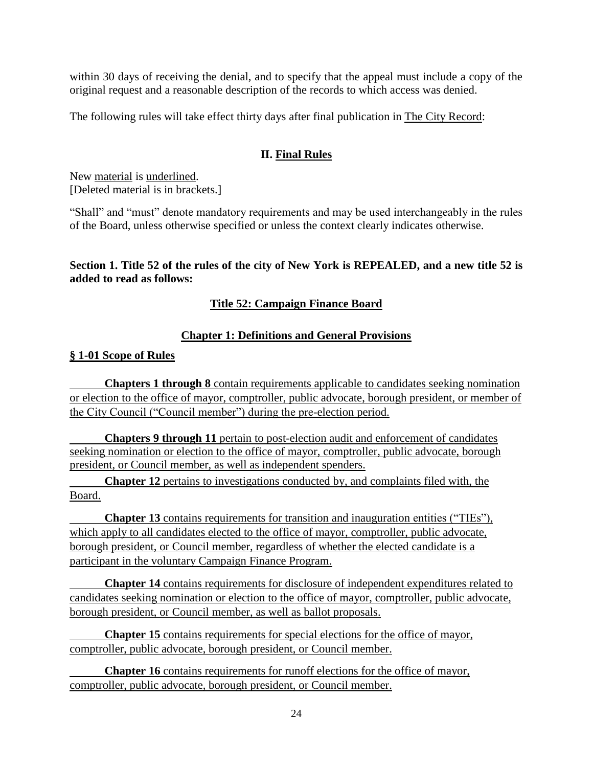within 30 days of receiving the denial, and to specify that the appeal must include a copy of the original request and a reasonable description of the records to which access was denied.

The following rules will take effect thirty days after final publication in The City Record:

## II. Final Rules

New material is underlined.
[Deleted material is in brackets.]

"Shall" and "must" denote mandatory requirements and may be used interchangeably in the rules of the Board, unless otherwise specified or unless the context clearly indicates otherwise.

**Section 1. Title 52 of the rules of the city of New York is REPEALED, and a new title 52 is added to read as follows:**

## Title 52: Campaign Finance Board

## Chapter 1: Definitions and General Provisions

### § 1-01 Scope of Rules

**Chapters 1 through 8** contain requirements applicable to candidates seeking nomination or election to the office of mayor, comptroller, public advocate, borough president, or member of the City Council ("Council member") during the pre-election period.

**Chapters 9 through 11** pertain to post-election audit and enforcement of candidates seeking nomination or election to the office of mayor, comptroller, public advocate, borough president, or Council member, as well as independent spenders.

**Chapter 12** pertains to investigations conducted by, and complaints filed with, the Board.

**Chapter 13** contains requirements for transition and inauguration entities ("TIEs"), which apply to all candidates elected to the office of mayor, comptroller, public advocate, borough president, or Council member, regardless of whether the elected candidate is a participant in the voluntary Campaign Finance Program.

**Chapter 14** contains requirements for disclosure of independent expenditures related to candidates seeking nomination or election to the office of mayor, comptroller, public advocate, borough president, or Council member, as well as ballot proposals.

**Chapter 15** contains requirements for special elections for the office of mayor, comptroller, public advocate, borough president, or Council member.

**Chapter 16** contains requirements for runoff elections for the office of mayor, comptroller, public advocate, borough president, or Council member.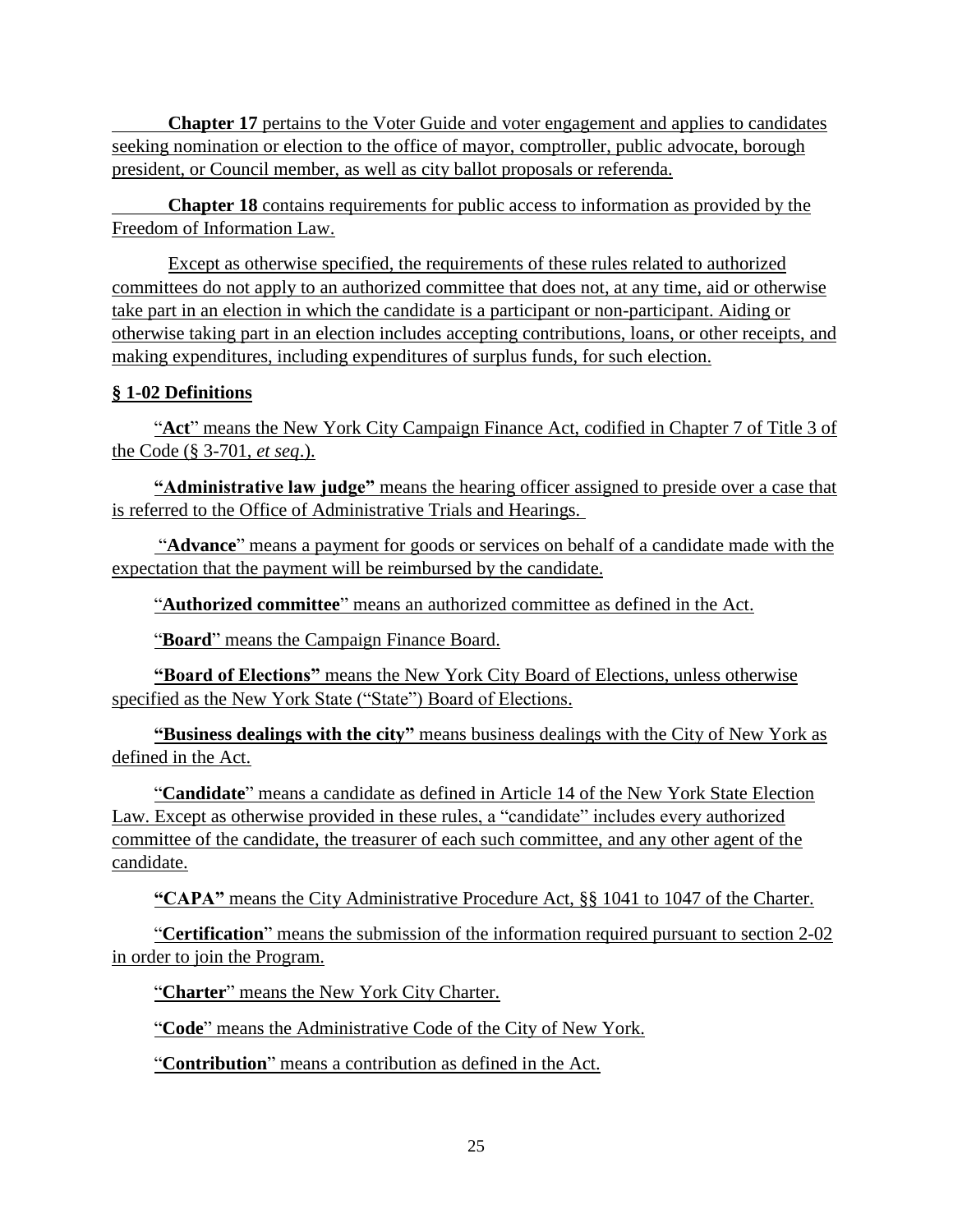**Chapter 17** pertains to the Voter Guide and voter engagement and applies to candidates seeking nomination or election to the office of mayor, comptroller, public advocate, borough president, or Council member, as well as city ballot proposals or referenda.

**Chapter 18** contains requirements for public access to information as provided by the Freedom of Information Law.

Except as otherwise specified, the requirements of these rules related to authorized committees do not apply to an authorized committee that does not, at any time, aid or otherwise take part in an election in which the candidate is a participant or non-participant. Aiding or otherwise taking part in an election includes accepting contributions, loans, or other receipts, and making expenditures, including expenditures of surplus funds, for such election.

**§ 1-02 Definitions**

"**Act**" means the New York City Campaign Finance Act, codified in Chapter 7 of Title 3 of the Code (§ 3-701, *et seq*.).

**"Administrative law judge"** means the hearing officer assigned to preside over a case that is referred to the Office of Administrative Trials and Hearings.

"**Advance**" means a payment for goods or services on behalf of a candidate made with the expectation that the payment will be reimbursed by the candidate.

"**Authorized committee**" means an authorized committee as defined in the Act.

"**Board**" means the Campaign Finance Board.

**"Board of Elections"** means the New York City Board of Elections, unless otherwise specified as the New York State ("State") Board of Elections.

**"Business dealings with the city"** means business dealings with the City of New York as defined in the Act.

"**Candidate**" means a candidate as defined in Article 14 of the New York State Election Law. Except as otherwise provided in these rules, a "candidate" includes every authorized committee of the candidate, the treasurer of each such committee, and any other agent of the candidate.

**"CAPA"** means the City Administrative Procedure Act, §§ 1041 to 1047 of the Charter.

"**Certification**" means the submission of the information required pursuant to section 2-02 in order to join the Program.

"**Charter**" means the New York City Charter.

"**Code**" means the Administrative Code of the City of New York.

"**Contribution**" means a contribution as defined in the Act.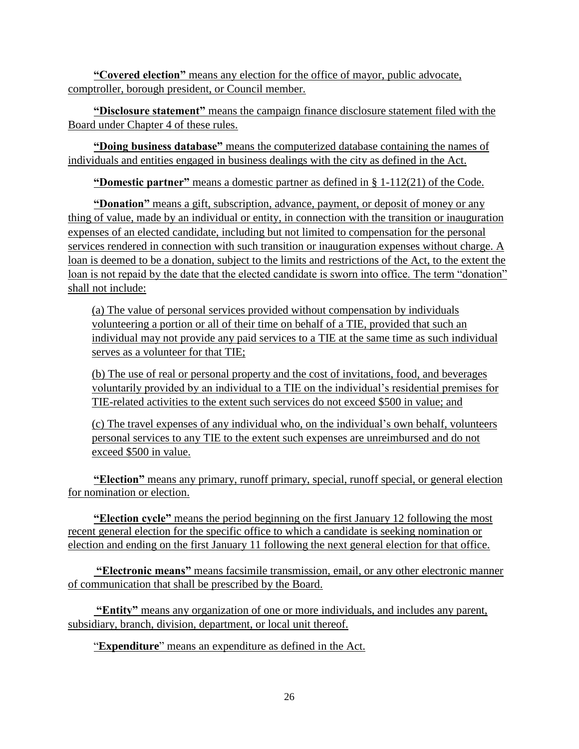**"Covered election"** means any election for the office of mayor, public advocate, comptroller, borough president, or Council member.

**"Disclosure statement"** means the campaign finance disclosure statement filed with the Board under Chapter 4 of these rules.

**"Doing business database"** means the computerized database containing the names of individuals and entities engaged in business dealings with the city as defined in the Act.

**"Domestic partner"** means a domestic partner as defined in § 1-112(21) of the Code.

**"Donation"** means a gift, subscription, advance, payment, or deposit of money or any thing of value, made by an individual or entity, in connection with the transition or inauguration expenses of an elected candidate, including but not limited to compensation for the personal services rendered in connection with such transition or inauguration expenses without charge. A loan is deemed to be a donation, subject to the limits and restrictions of the Act, to the extent the loan is not repaid by the date that the elected candidate is sworn into office. The term "donation" shall not include:

(a) The value of personal services provided without compensation by individuals volunteering a portion or all of their time on behalf of a TIE, provided that such an individual may not provide any paid services to a TIE at the same time as such individual serves as a volunteer for that TIE;

(b) The use of real or personal property and the cost of invitations, food, and beverages voluntarily provided by an individual to a TIE on the individual's residential premises for TIE-related activities to the extent such services do not exceed $500 in value; and

(c) The travel expenses of any individual who, on the individual's own behalf, volunteers personal services to any TIE to the extent such expenses are unreimbursed and do not exceed $500 in value.

**"Election"** means any primary, runoff primary, special, runoff special, or general election for nomination or election.

**"Election cycle"** means the period beginning on the first January 12 following the most recent general election for the specific office to which a candidate is seeking nomination or election and ending on the first January 11 following the next general election for that office.

**"Electronic means"** means facsimile transmission, email, or any other electronic manner of communication that shall be prescribed by the Board.

**"Entity"** means any organization of one or more individuals, and includes any parent, subsidiary, branch, division, department, or local unit thereof.

"**Expenditure**" means an expenditure as defined in the Act.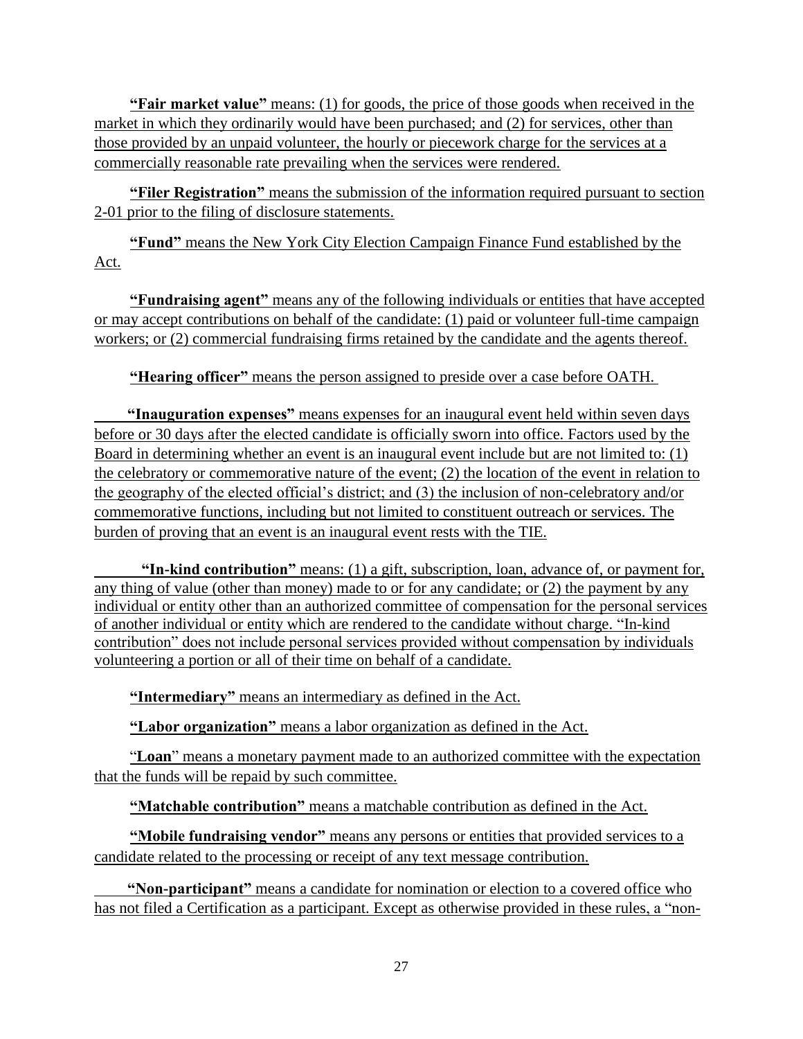**"Fair market value"** means: (1) for goods, the price of those goods when received in the market in which they ordinarily would have been purchased; and (2) for services, other than those provided by an unpaid volunteer, the hourly or piecework charge for the services at a commercially reasonable rate prevailing when the services were rendered.

**"Filer Registration"** means the submission of the information required pursuant to section 2-01 prior to the filing of disclosure statements.

**"Fund"** means the New York City Election Campaign Finance Fund established by the Act.

**"Fundraising agent"** means any of the following individuals or entities that have accepted or may accept contributions on behalf of the candidate: (1) paid or volunteer full-time campaign workers; or (2) commercial fundraising firms retained by the candidate and the agents thereof.

**"Hearing officer"** means the person assigned to preside over a case before OATH.

**"Inauguration expenses"** means expenses for an inaugural event held within seven days before or 30 days after the elected candidate is officially sworn into office. Factors used by the Board in determining whether an event is an inaugural event include but are not limited to: (1) the celebratory or commemorative nature of the event; (2) the location of the event in relation to the geography of the elected official's district; and (3) the inclusion of non-celebratory and/or commemorative functions, including but not limited to constituent outreach or services. The burden of proving that an event is an inaugural event rests with the TIE.

**"In-kind contribution"** means: (1) a gift, subscription, loan, advance of, or payment for, any thing of value (other than money) made to or for any candidate; or (2) the payment by any individual or entity other than an authorized committee of compensation for the personal services of another individual or entity which are rendered to the candidate without charge. "In-kind contribution" does not include personal services provided without compensation by individuals volunteering a portion or all of their time on behalf of a candidate.

**"Intermediary"** means an intermediary as defined in the Act.

**"Labor organization"** means a labor organization as defined in the Act.

"**Loan**" means a monetary payment made to an authorized committee with the expectation that the funds will be repaid by such committee.

**"Matchable contribution"** means a matchable contribution as defined in the Act.

**"Mobile fundraising vendor"** means any persons or entities that provided services to a candidate related to the processing or receipt of any text message contribution.

**"Non-participant"** means a candidate for nomination or election to a covered office who has not filed a Certification as a participant. Except as otherwise provided in these rules, a "non-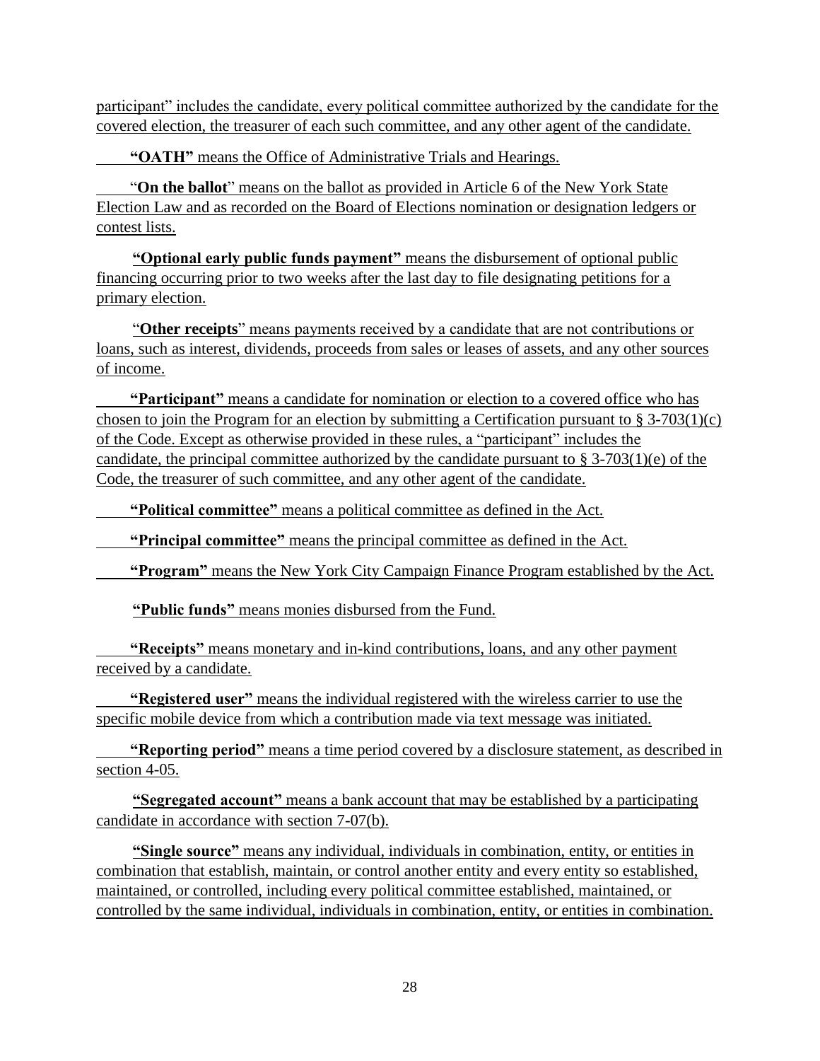participant" includes the candidate, every political committee authorized by the candidate for the covered election, the treasurer of each such committee, and any other agent of the candidate.

**"OATH"** means the Office of Administrative Trials and Hearings.

"**On the ballot**" means on the ballot as provided in Article 6 of the New York State Election Law and as recorded on the Board of Elections nomination or designation ledgers or contest lists.

**"Optional early public funds payment"** means the disbursement of optional public financing occurring prior to two weeks after the last day to file designating petitions for a primary election.

"**Other receipts**" means payments received by a candidate that are not contributions or loans, such as interest, dividends, proceeds from sales or leases of assets, and any other sources of income.

**"Participant"** means a candidate for nomination or election to a covered office who has chosen to join the Program for an election by submitting a Certification pursuant to § 3-703(1)(c) of the Code. Except as otherwise provided in these rules, a "participant" includes the candidate, the principal committee authorized by the candidate pursuant to § 3-703(1)(e) of the Code, the treasurer of such committee, and any other agent of the candidate.

**"Political committee"** means a political committee as defined in the Act.

**"Principal committee"** means the principal committee as defined in the Act.

**"Program"** means the New York City Campaign Finance Program established by the Act.

**"Public funds"** means monies disbursed from the Fund.

**"Receipts"** means monetary and in-kind contributions, loans, and any other payment received by a candidate.

**"Registered user"** means the individual registered with the wireless carrier to use the specific mobile device from which a contribution made via text message was initiated.

**"Reporting period"** means a time period covered by a disclosure statement, as described in section 4-05.

**"Segregated account"** means a bank account that may be established by a participating candidate in accordance with section 7-07(b).

**"Single source"** means any individual, individuals in combination, entity, or entities in combination that establish, maintain, or control another entity and every entity so established, maintained, or controlled, including every political committee established, maintained, or controlled by the same individual, individuals in combination, entity, or entities in combination.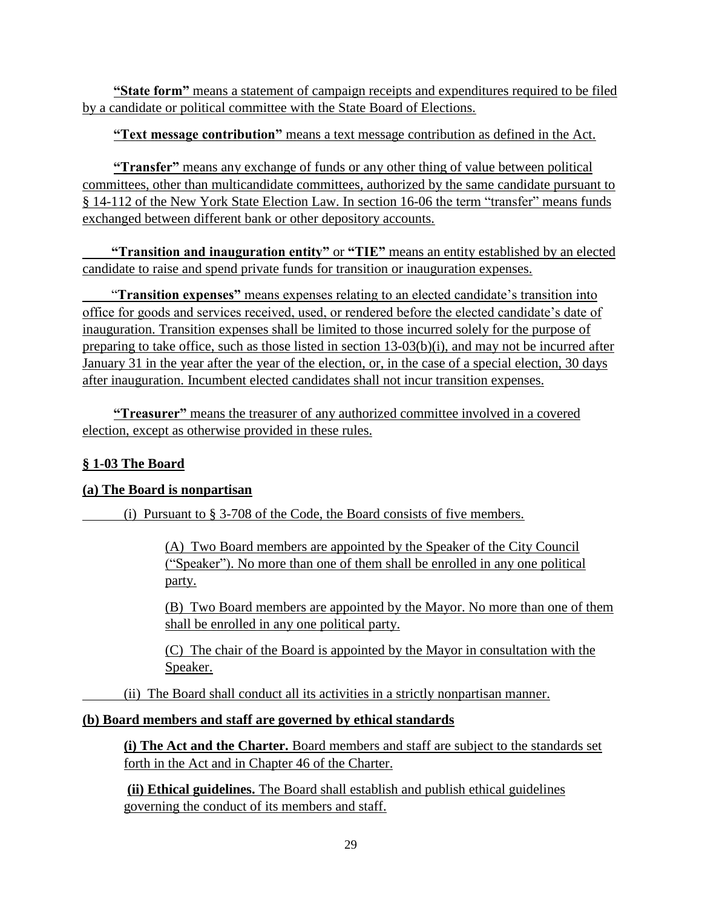**"State form"** means a statement of campaign receipts and expenditures required to be filed by a candidate or political committee with the State Board of Elections.

**"Text message contribution"** means a text message contribution as defined in the Act.

**"Transfer"** means any exchange of funds or any other thing of value between political committees, other than multicandidate committees, authorized by the same candidate pursuant to § 14-112 of the New York State Election Law. In section 16-06 the term "transfer" means funds exchanged between different bank or other depository accounts.

**"Transition and inauguration entity"** or **"TIE"** means an entity established by an elected candidate to raise and spend private funds for transition or inauguration expenses.

"**Transition expenses"** means expenses relating to an elected candidate's transition into office for goods and services received, used, or rendered before the elected candidate's date of inauguration. Transition expenses shall be limited to those incurred solely for the purpose of preparing to take office, such as those listed in section 13-03(b)(i), and may not be incurred after January 31 in the year after the year of the election, or, in the case of a special election, 30 days after inauguration. Incumbent elected candidates shall not incur transition expenses.

**"Treasurer"** means the treasurer of any authorized committee involved in a covered election, except as otherwise provided in these rules.

## § 1-03 The Board

### (a) The Board is nonpartisan

(i) Pursuant to § 3-708 of the Code, the Board consists of five members.

(A) Two Board members are appointed by the Speaker of the City Council ("Speaker"). No more than one of them shall be enrolled in any one political party.

(B) Two Board members are appointed by the Mayor. No more than one of them shall be enrolled in any one political party.

(C) The chair of the Board is appointed by the Mayor in consultation with the Speaker.

(ii) The Board shall conduct all its activities in a strictly nonpartisan manner.

### (b) Board members and staff are governed by ethical standards

**(i) The Act and the Charter.** Board members and staff are subject to the standards set forth in the Act and in Chapter 46 of the Charter.

**(ii) Ethical guidelines.** The Board shall establish and publish ethical guidelines governing the conduct of its members and staff.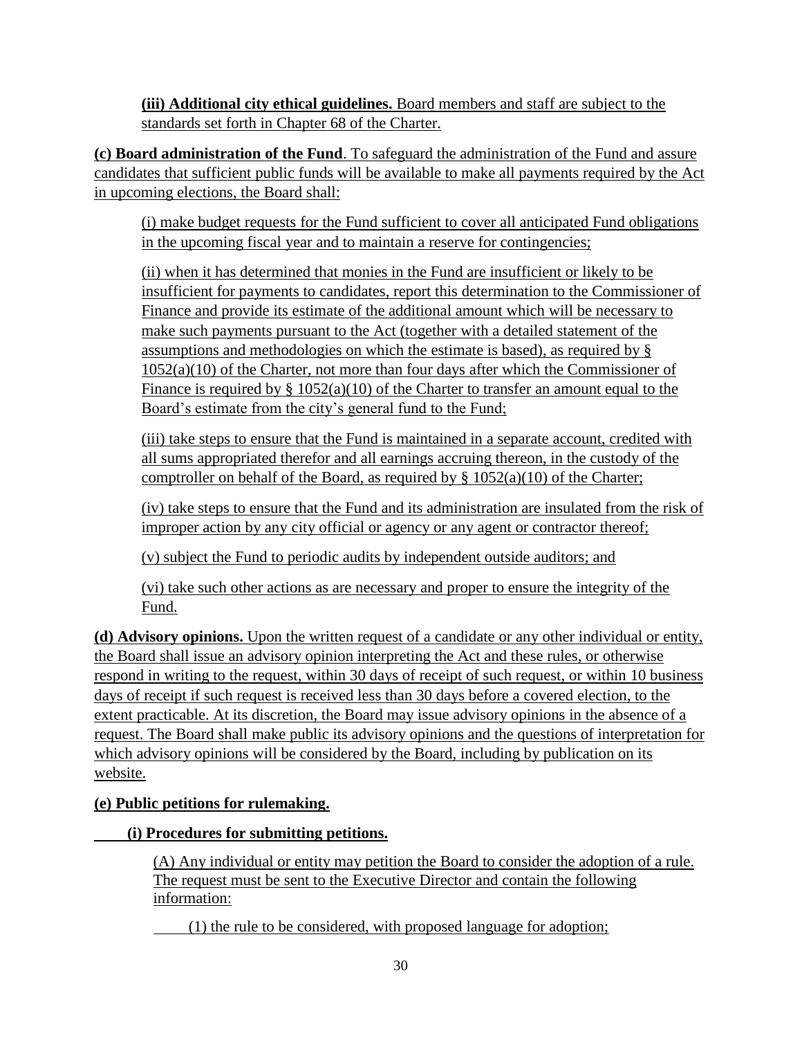**(iii) Additional city ethical guidelines.** Board members and staff are subject to the standards set forth in Chapter 68 of the Charter.

**(c) Board administration of the Fund**. To safeguard the administration of the Fund and assure candidates that sufficient public funds will be available to make all payments required by the Act in upcoming elections, the Board shall:

(i) make budget requests for the Fund sufficient to cover all anticipated Fund obligations in the upcoming fiscal year and to maintain a reserve for contingencies;

(ii) when it has determined that monies in the Fund are insufficient or likely to be insufficient for payments to candidates, report this determination to the Commissioner of Finance and provide its estimate of the additional amount which will be necessary to make such payments pursuant to the Act (together with a detailed statement of the assumptions and methodologies on which the estimate is based), as required by § 1052(a)(10) of the Charter, not more than four days after which the Commissioner of Finance is required by § 1052(a)(10) of the Charter to transfer an amount equal to the Board's estimate from the city's general fund to the Fund;

(iii) take steps to ensure that the Fund is maintained in a separate account, credited with all sums appropriated therefor and all earnings accruing thereon, in the custody of the comptroller on behalf of the Board, as required by § 1052(a)(10) of the Charter;

(iv) take steps to ensure that the Fund and its administration are insulated from the risk of improper action by any city official or agency or any agent or contractor thereof;

(v) subject the Fund to periodic audits by independent outside auditors; and

(vi) take such other actions as are necessary and proper to ensure the integrity of the Fund.

**(d) Advisory opinions.** Upon the written request of a candidate or any other individual or entity, the Board shall issue an advisory opinion interpreting the Act and these rules, or otherwise respond in writing to the request, within 30 days of receipt of such request, or within 10 business days of receipt if such request is received less than 30 days before a covered election, to the extent practicable. At its discretion, the Board may issue advisory opinions in the absence of a request. The Board shall make public its advisory opinions and the questions of interpretation for which advisory opinions will be considered by the Board, including by publication on its website.

**(e) Public petitions for rulemaking.**

**(i) Procedures for submitting petitions.**

(A) Any individual or entity may petition the Board to consider the adoption of a rule. The request must be sent to the Executive Director and contain the following information:

(1) the rule to be considered, with proposed language for adoption;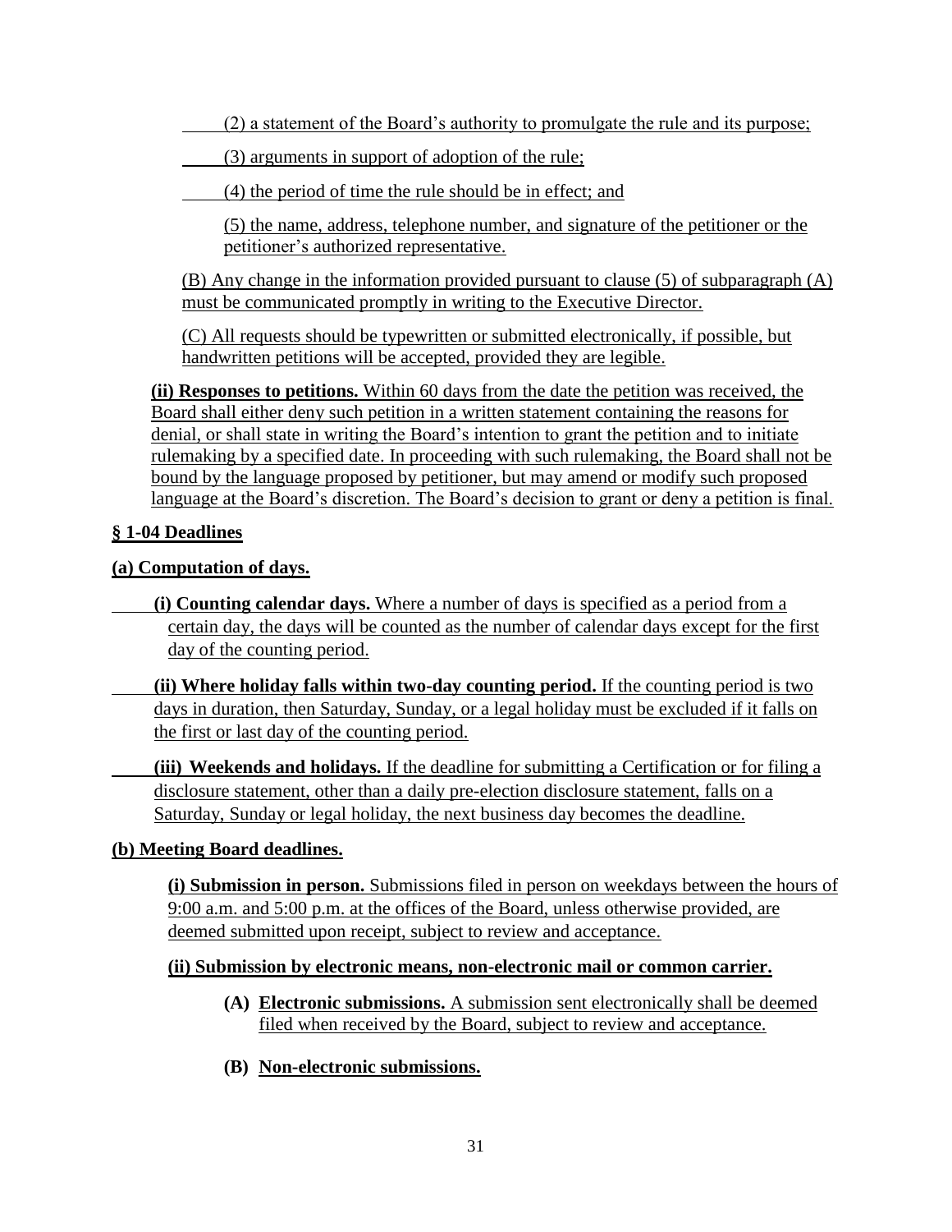(2) a statement of the Board's authority to promulgate the rule and its purpose;

(3) arguments in support of adoption of the rule;

(4) the period of time the rule should be in effect; and

(5) the name, address, telephone number, and signature of the petitioner or the petitioner's authorized representative.

(B) Any change in the information provided pursuant to clause (5) of subparagraph (A) must be communicated promptly in writing to the Executive Director.

(C) All requests should be typewritten or submitted electronically, if possible, but handwritten petitions will be accepted, provided they are legible.

**(ii) Responses to petitions.** Within 60 days from the date the petition was received, the Board shall either deny such petition in a written statement containing the reasons for denial, or shall state in writing the Board's intention to grant the petition and to initiate rulemaking by a specified date. In proceeding with such rulemaking, the Board shall not be bound by the language proposed by petitioner, but may amend or modify such proposed language at the Board's discretion. The Board's decision to grant or deny a petition is final.

**§ 1-04 Deadlines**

**(a) Computation of days.**

**(i) Counting calendar days.** Where a number of days is specified as a period from a certain day, the days will be counted as the number of calendar days except for the first day of the counting period.

**(ii) Where holiday falls within two-day counting period.** If the counting period is two days in duration, then Saturday, Sunday, or a legal holiday must be excluded if it falls on the first or last day of the counting period.

**(iii) Weekends and holidays.** If the deadline for submitting a Certification or for filing a disclosure statement, other than a daily pre-election disclosure statement, falls on a Saturday, Sunday or legal holiday, the next business day becomes the deadline.

**(b) Meeting Board deadlines.**

**(i) Submission in person.** Submissions filed in person on weekdays between the hours of 9:00 a.m. and 5:00 p.m. at the offices of the Board, unless otherwise provided, are deemed submitted upon receipt, subject to review and acceptance.

**(ii) Submission by electronic means, non-electronic mail or common carrier.**

**(A) Electronic submissions.** A submission sent electronically shall be deemed filed when received by the Board, subject to review and acceptance.

**(B) Non-electronic submissions.**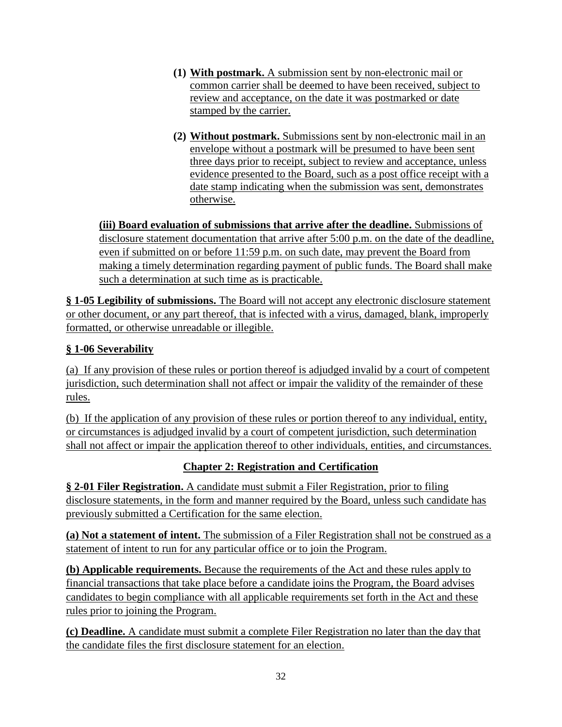**(1) With postmark.** A submission sent by non-electronic mail or common carrier shall be deemed to have been received, subject to review and acceptance, on the date it was postmarked or date stamped by the carrier.

**(2) Without postmark.** Submissions sent by non-electronic mail in an envelope without a postmark will be presumed to have been sent three days prior to receipt, subject to review and acceptance, unless evidence presented to the Board, such as a post office receipt with a date stamp indicating when the submission was sent, demonstrates otherwise.

**(iii) Board evaluation of submissions that arrive after the deadline.** Submissions of disclosure statement documentation that arrive after 5:00 p.m. on the date of the deadline, even if submitted on or before 11:59 p.m. on such date, may prevent the Board from making a timely determination regarding payment of public funds. The Board shall make such a determination at such time as is practicable.

**§ 1-05 Legibility of submissions.** The Board will not accept any electronic disclosure statement or other document, or any part thereof, that is infected with a virus, damaged, blank, improperly formatted, or otherwise unreadable or illegible.

**§ 1-06 Severability**

(a) If any provision of these rules or portion thereof is adjudged invalid by a court of competent jurisdiction, such determination shall not affect or impair the validity of the remainder of these rules.

(b) If the application of any provision of these rules or portion thereof to any individual, entity, or circumstances is adjudged invalid by a court of competent jurisdiction, such determination shall not affect or impair the application thereof to other individuals, entities, and circumstances.

## Chapter 2: Registration and Certification

**§ 2-01 Filer Registration.** A candidate must submit a Filer Registration, prior to filing disclosure statements, in the form and manner required by the Board, unless such candidate has previously submitted a Certification for the same election.

**(a) Not a statement of intent.** The submission of a Filer Registration shall not be construed as a statement of intent to run for any particular office or to join the Program.

**(b) Applicable requirements.** Because the requirements of the Act and these rules apply to financial transactions that take place before a candidate joins the Program, the Board advises candidates to begin compliance with all applicable requirements set forth in the Act and these rules prior to joining the Program.

**(c) Deadline.** A candidate must submit a complete Filer Registration no later than the day that the candidate files the first disclosure statement for an election.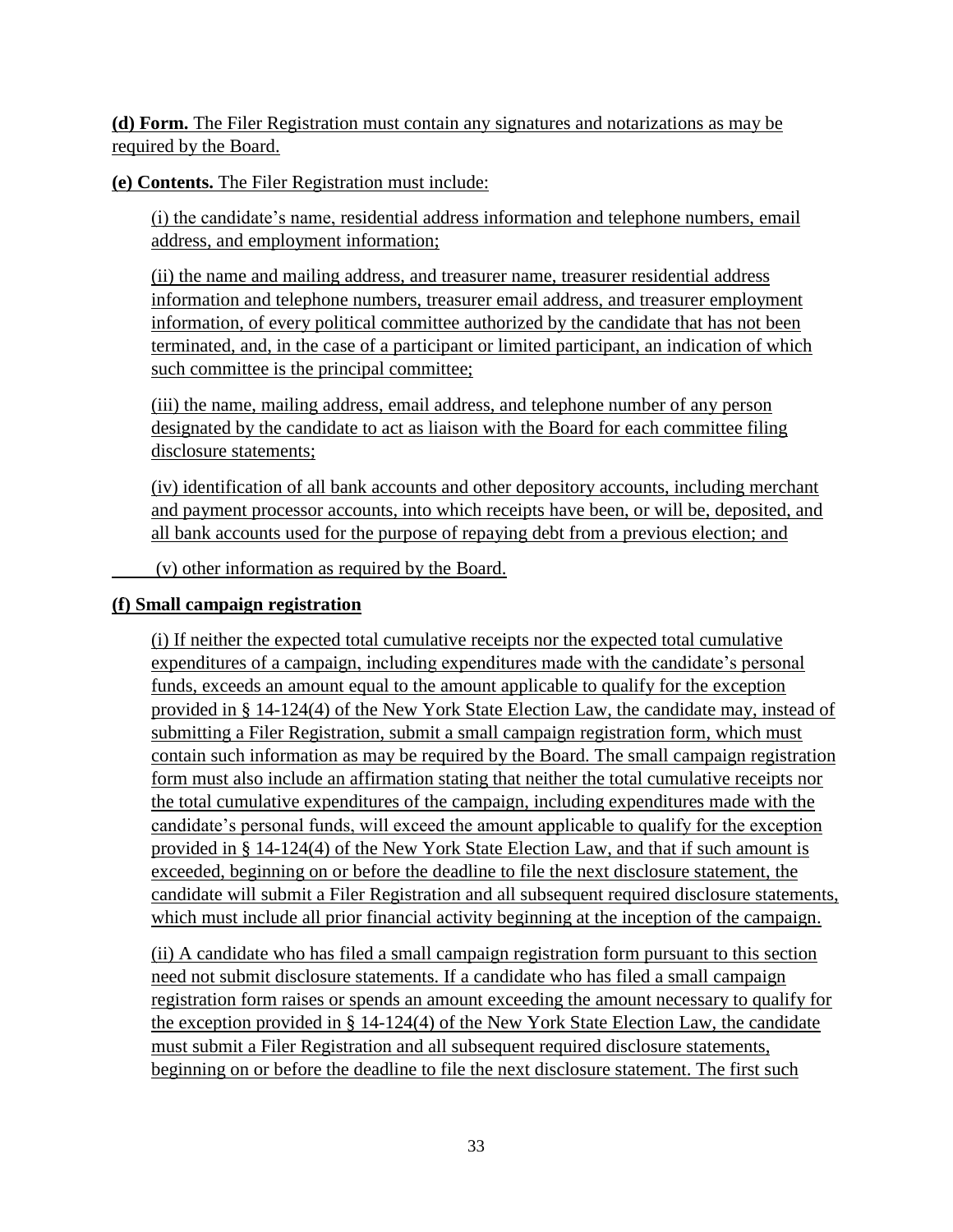**(d) Form.** The Filer Registration must contain any signatures and notarizations as may be required by the Board.

**(e) Contents.** The Filer Registration must include:

(i) the candidate's name, residential address information and telephone numbers, email address, and employment information;

(ii) the name and mailing address, and treasurer name, treasurer residential address information and telephone numbers, treasurer email address, and treasurer employment information, of every political committee authorized by the candidate that has not been terminated, and, in the case of a participant or limited participant, an indication of which such committee is the principal committee;

(iii) the name, mailing address, email address, and telephone number of any person designated by the candidate to act as liaison with the Board for each committee filing disclosure statements;

(iv) identification of all bank accounts and other depository accounts, including merchant and payment processor accounts, into which receipts have been, or will be, deposited, and all bank accounts used for the purpose of repaying debt from a previous election; and

(v) other information as required by the Board.

**(f) Small campaign registration**

(i) If neither the expected total cumulative receipts nor the expected total cumulative expenditures of a campaign, including expenditures made with the candidate's personal funds, exceeds an amount equal to the amount applicable to qualify for the exception provided in § 14-124(4) of the New York State Election Law, the candidate may, instead of submitting a Filer Registration, submit a small campaign registration form, which must contain such information as may be required by the Board. The small campaign registration form must also include an affirmation stating that neither the total cumulative receipts nor the total cumulative expenditures of the campaign, including expenditures made with the candidate's personal funds, will exceed the amount applicable to qualify for the exception provided in § 14-124(4) of the New York State Election Law, and that if such amount is exceeded, beginning on or before the deadline to file the next disclosure statement, the candidate will submit a Filer Registration and all subsequent required disclosure statements, which must include all prior financial activity beginning at the inception of the campaign.

(ii) A candidate who has filed a small campaign registration form pursuant to this section need not submit disclosure statements. If a candidate who has filed a small campaign registration form raises or spends an amount exceeding the amount necessary to qualify for the exception provided in § 14-124(4) of the New York State Election Law, the candidate must submit a Filer Registration and all subsequent required disclosure statements, beginning on or before the deadline to file the next disclosure statement. The first such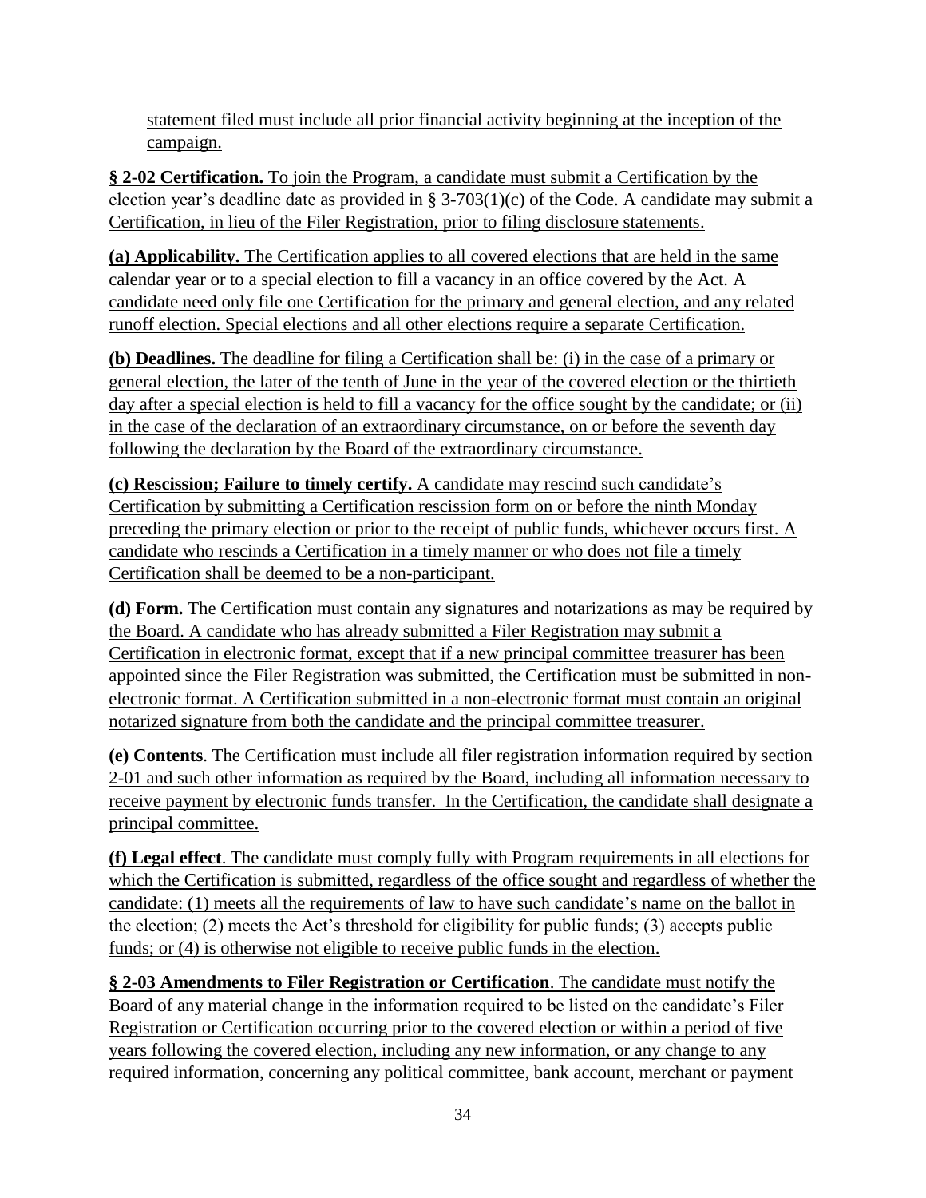statement filed must include all prior financial activity beginning at the inception of the campaign.

**§ 2-02 Certification.** To join the Program, a candidate must submit a Certification by the election year's deadline date as provided in § 3-703(1)(c) of the Code. A candidate may submit a Certification, in lieu of the Filer Registration, prior to filing disclosure statements.

**(a) Applicability.** The Certification applies to all covered elections that are held in the same calendar year or to a special election to fill a vacancy in an office covered by the Act. A candidate need only file one Certification for the primary and general election, and any related runoff election. Special elections and all other elections require a separate Certification.

**(b) Deadlines.** The deadline for filing a Certification shall be: (i) in the case of a primary or general election, the later of the tenth of June in the year of the covered election or the thirtieth day after a special election is held to fill a vacancy for the office sought by the candidate; or (ii) in the case of the declaration of an extraordinary circumstance, on or before the seventh day following the declaration by the Board of the extraordinary circumstance.

**(c) Rescission; Failure to timely certify.** A candidate may rescind such candidate's Certification by submitting a Certification rescission form on or before the ninth Monday preceding the primary election or prior to the receipt of public funds, whichever occurs first. A candidate who rescinds a Certification in a timely manner or who does not file a timely Certification shall be deemed to be a non-participant.

**(d) Form.** The Certification must contain any signatures and notarizations as may be required by the Board. A candidate who has already submitted a Filer Registration may submit a Certification in electronic format, except that if a new principal committee treasurer has been appointed since the Filer Registration was submitted, the Certification must be submitted in non-electronic format. A Certification submitted in a non-electronic format must contain an original notarized signature from both the candidate and the principal committee treasurer.

**(e) Contents**. The Certification must include all filer registration information required by section 2-01 and such other information as required by the Board, including all information necessary to receive payment by electronic funds transfer. In the Certification, the candidate shall designate a principal committee.

**(f) Legal effect**. The candidate must comply fully with Program requirements in all elections for which the Certification is submitted, regardless of the office sought and regardless of whether the candidate: (1) meets all the requirements of law to have such candidate's name on the ballot in the election; (2) meets the Act's threshold for eligibility for public funds; (3) accepts public funds; or (4) is otherwise not eligible to receive public funds in the election.

**§ 2-03 Amendments to Filer Registration or Certification**. The candidate must notify the Board of any material change in the information required to be listed on the candidate's Filer Registration or Certification occurring prior to the covered election or within a period of five years following the covered election, including any new information, or any change to any required information, concerning any political committee, bank account, merchant or payment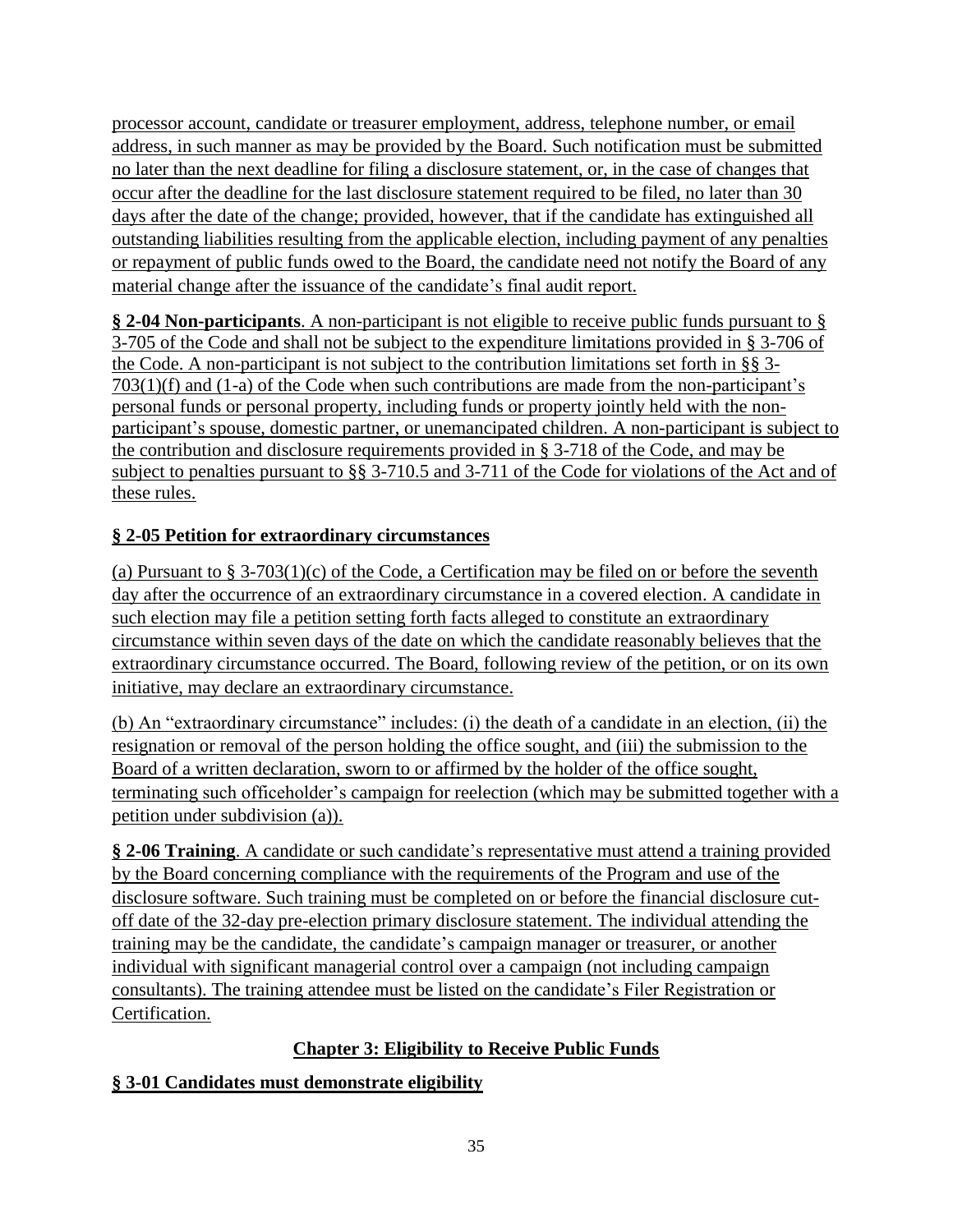processor account, candidate or treasurer employment, address, telephone number, or email address, in such manner as may be provided by the Board. Such notification must be submitted no later than the next deadline for filing a disclosure statement, or, in the case of changes that occur after the deadline for the last disclosure statement required to be filed, no later than 30 days after the date of the change; provided, however, that if the candidate has extinguished all outstanding liabilities resulting from the applicable election, including payment of any penalties or repayment of public funds owed to the Board, the candidate need not notify the Board of any material change after the issuance of the candidate's final audit report.

**§ 2-04 Non-participants**. A non-participant is not eligible to receive public funds pursuant to § 3-705 of the Code and shall not be subject to the expenditure limitations provided in § 3-706 of the Code. A non-participant is not subject to the contribution limitations set forth in §§ 3-703(1)(f) and (1-a) of the Code when such contributions are made from the non-participant's personal funds or personal property, including funds or property jointly held with the non-participant's spouse, domestic partner, or unemancipated children. A non-participant is subject to the contribution and disclosure requirements provided in § 3-718 of the Code, and may be subject to penalties pursuant to §§ 3-710.5 and 3-711 of the Code for violations of the Act and of these rules.

**§ 2-05 Petition for extraordinary circumstances**

(a) Pursuant to § 3-703(1)(c) of the Code, a Certification may be filed on or before the seventh day after the occurrence of an extraordinary circumstance in a covered election. A candidate in such election may file a petition setting forth facts alleged to constitute an extraordinary circumstance within seven days of the date on which the candidate reasonably believes that the extraordinary circumstance occurred. The Board, following review of the petition, or on its own initiative, may declare an extraordinary circumstance.

(b) An "extraordinary circumstance" includes: (i) the death of a candidate in an election, (ii) the resignation or removal of the person holding the office sought, and (iii) the submission to the Board of a written declaration, sworn to or affirmed by the holder of the office sought, terminating such officeholder's campaign for reelection (which may be submitted together with a petition under subdivision (a)).

**§ 2-06 Training**. A candidate or such candidate's representative must attend a training provided by the Board concerning compliance with the requirements of the Program and use of the disclosure software. Such training must be completed on or before the financial disclosure cut-off date of the 32-day pre-election primary disclosure statement. The individual attending the training may be the candidate, the candidate's campaign manager or treasurer, or another individual with significant managerial control over a campaign (not including campaign consultants). The training attendee must be listed on the candidate's Filer Registration or Certification.

## Chapter 3: Eligibility to Receive Public Funds

**§ 3-01 Candidates must demonstrate eligibility**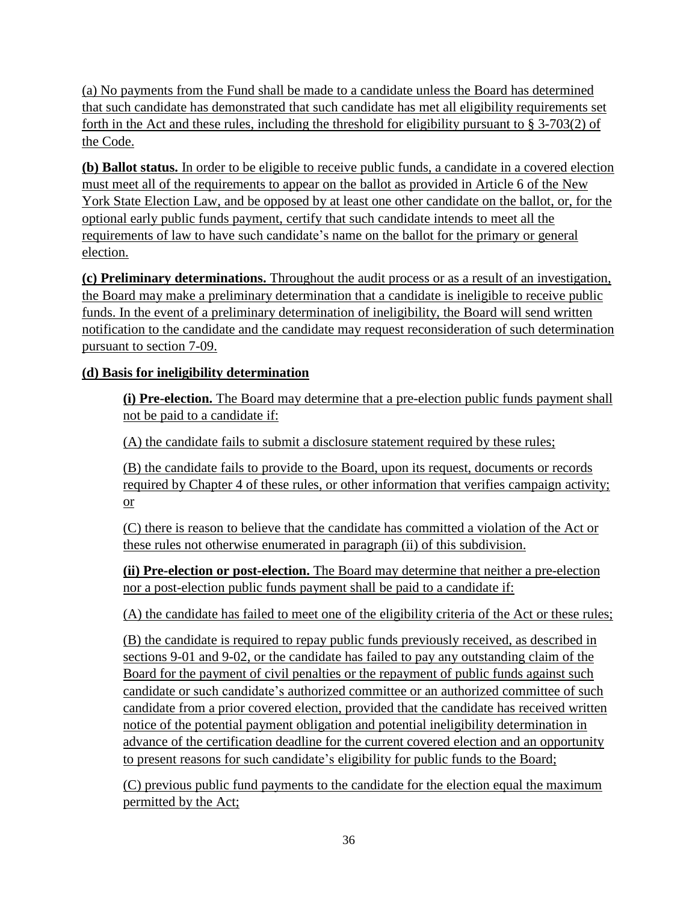(a) No payments from the Fund shall be made to a candidate unless the Board has determined that such candidate has demonstrated that such candidate has met all eligibility requirements set forth in the Act and these rules, including the threshold for eligibility pursuant to § 3-703(2) of the Code.

**(b) Ballot status.** In order to be eligible to receive public funds, a candidate in a covered election must meet all of the requirements to appear on the ballot as provided in Article 6 of the New York State Election Law, and be opposed by at least one other candidate on the ballot, or, for the optional early public funds payment, certify that such candidate intends to meet all the requirements of law to have such candidate's name on the ballot for the primary or general election.

**(c) Preliminary determinations.** Throughout the audit process or as a result of an investigation, the Board may make a preliminary determination that a candidate is ineligible to receive public funds. In the event of a preliminary determination of ineligibility, the Board will send written notification to the candidate and the candidate may request reconsideration of such determination pursuant to section 7-09.

**(d) Basis for ineligibility determination**

> **(i) Pre-election.** The Board may determine that a pre-election public funds payment shall not be paid to a candidate if:
>
> (A) the candidate fails to submit a disclosure statement required by these rules;
>
> (B) the candidate fails to provide to the Board, upon its request, documents or records required by Chapter 4 of these rules, or other information that verifies campaign activity; or
>
> (C) there is reason to believe that the candidate has committed a violation of the Act or these rules not otherwise enumerated in paragraph (ii) of this subdivision.
>
> **(ii) Pre-election or post-election.** The Board may determine that neither a pre-election nor a post-election public funds payment shall be paid to a candidate if:
>
> (A) the candidate has failed to meet one of the eligibility criteria of the Act or these rules;
>
> (B) the candidate is required to repay public funds previously received, as described in sections 9-01 and 9-02, or the candidate has failed to pay any outstanding claim of the Board for the payment of civil penalties or the repayment of public funds against such candidate or such candidate's authorized committee or an authorized committee of such candidate from a prior covered election, provided that the candidate has received written notice of the potential payment obligation and potential ineligibility determination in advance of the certification deadline for the current covered election and an opportunity to present reasons for such candidate's eligibility for public funds to the Board;
>
> (C) previous public fund payments to the candidate for the election equal the maximum permitted by the Act;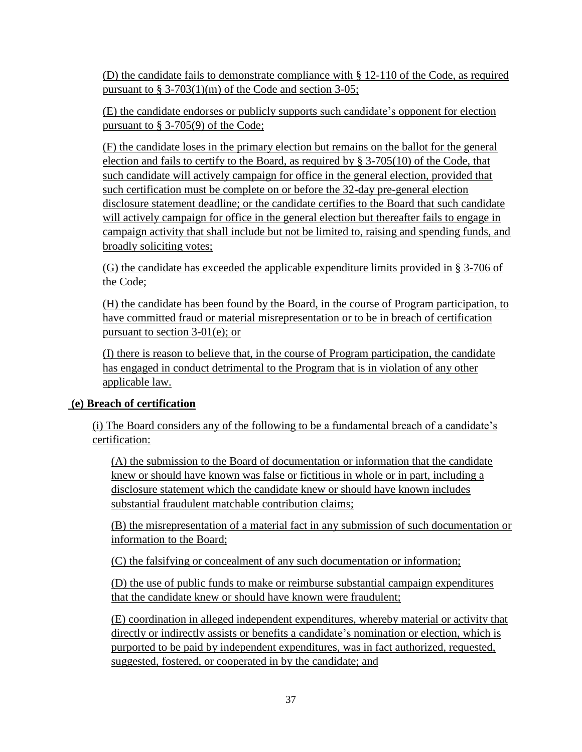(D) the candidate fails to demonstrate compliance with § 12-110 of the Code, as required pursuant to § 3-703(1)(m) of the Code and section 3-05;

(E) the candidate endorses or publicly supports such candidate's opponent for election pursuant to § 3-705(9) of the Code;

(F) the candidate loses in the primary election but remains on the ballot for the general election and fails to certify to the Board, as required by § 3-705(10) of the Code, that such candidate will actively campaign for office in the general election, provided that such certification must be complete on or before the 32-day pre-general election disclosure statement deadline; or the candidate certifies to the Board that such candidate will actively campaign for office in the general election but thereafter fails to engage in campaign activity that shall include but not be limited to, raising and spending funds, and broadly soliciting votes;

(G) the candidate has exceeded the applicable expenditure limits provided in § 3-706 of the Code;

(H) the candidate has been found by the Board, in the course of Program participation, to have committed fraud or material misrepresentation or to be in breach of certification pursuant to section 3-01(e); or

(I) there is reason to believe that, in the course of Program participation, the candidate has engaged in conduct detrimental to the Program that is in violation of any other applicable law.

**(e) Breach of certification**

(i) The Board considers any of the following to be a fundamental breach of a candidate's certification:

(A) the submission to the Board of documentation or information that the candidate knew or should have known was false or fictitious in whole or in part, including a disclosure statement which the candidate knew or should have known includes substantial fraudulent matchable contribution claims;

(B) the misrepresentation of a material fact in any submission of such documentation or information to the Board;

(C) the falsifying or concealment of any such documentation or information;

(D) the use of public funds to make or reimburse substantial campaign expenditures that the candidate knew or should have known were fraudulent;

(E) coordination in alleged independent expenditures, whereby material or activity that directly or indirectly assists or benefits a candidate's nomination or election, which is purported to be paid by independent expenditures, was in fact authorized, requested, suggested, fostered, or cooperated in by the candidate; and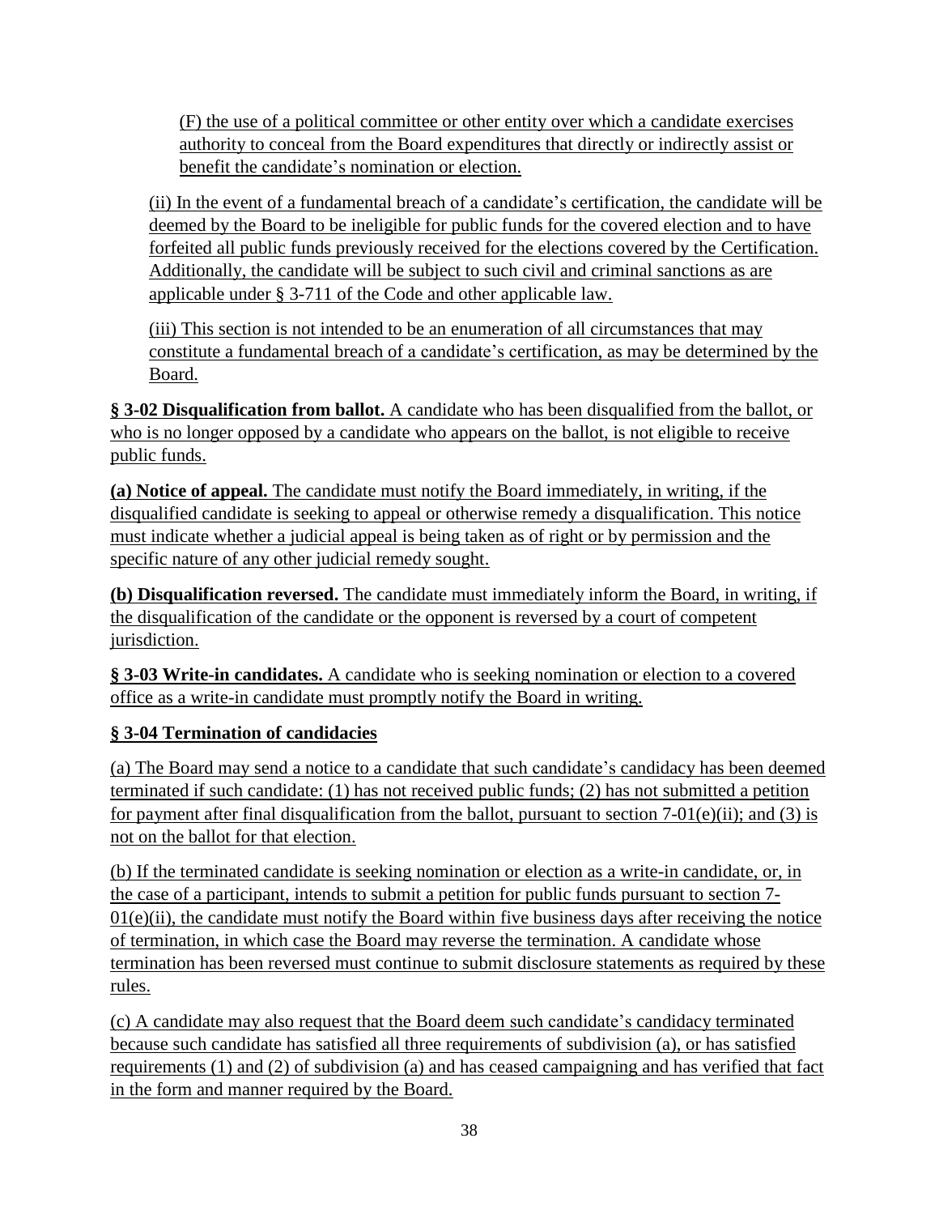(F) the use of a political committee or other entity over which a candidate exercises authority to conceal from the Board expenditures that directly or indirectly assist or benefit the candidate's nomination or election.

(ii) In the event of a fundamental breach of a candidate's certification, the candidate will be deemed by the Board to be ineligible for public funds for the covered election and to have forfeited all public funds previously received for the elections covered by the Certification. Additionally, the candidate will be subject to such civil and criminal sanctions as are applicable under § 3-711 of the Code and other applicable law.

(iii) This section is not intended to be an enumeration of all circumstances that may constitute a fundamental breach of a candidate's certification, as may be determined by the Board.

**§ 3-02 Disqualification from ballot.** A candidate who has been disqualified from the ballot, or who is no longer opposed by a candidate who appears on the ballot, is not eligible to receive public funds.

**(a) Notice of appeal.** The candidate must notify the Board immediately, in writing, if the disqualified candidate is seeking to appeal or otherwise remedy a disqualification. This notice must indicate whether a judicial appeal is being taken as of right or by permission and the specific nature of any other judicial remedy sought.

**(b) Disqualification reversed.** The candidate must immediately inform the Board, in writing, if the disqualification of the candidate or the opponent is reversed by a court of competent jurisdiction.

**§ 3-03 Write-in candidates.** A candidate who is seeking nomination or election to a covered office as a write-in candidate must promptly notify the Board in writing.

**§ 3-04 Termination of candidacies**

(a) The Board may send a notice to a candidate that such candidate's candidacy has been deemed terminated if such candidate: (1) has not received public funds; (2) has not submitted a petition for payment after final disqualification from the ballot, pursuant to section 7-01(e)(ii); and (3) is not on the ballot for that election.

(b) If the terminated candidate is seeking nomination or election as a write-in candidate, or, in the case of a participant, intends to submit a petition for public funds pursuant to section 7-01(e)(ii), the candidate must notify the Board within five business days after receiving the notice of termination, in which case the Board may reverse the termination. A candidate whose termination has been reversed must continue to submit disclosure statements as required by these rules.

(c) A candidate may also request that the Board deem such candidate's candidacy terminated because such candidate has satisfied all three requirements of subdivision (a), or has satisfied requirements (1) and (2) of subdivision (a) and has ceased campaigning and has verified that fact in the form and manner required by the Board.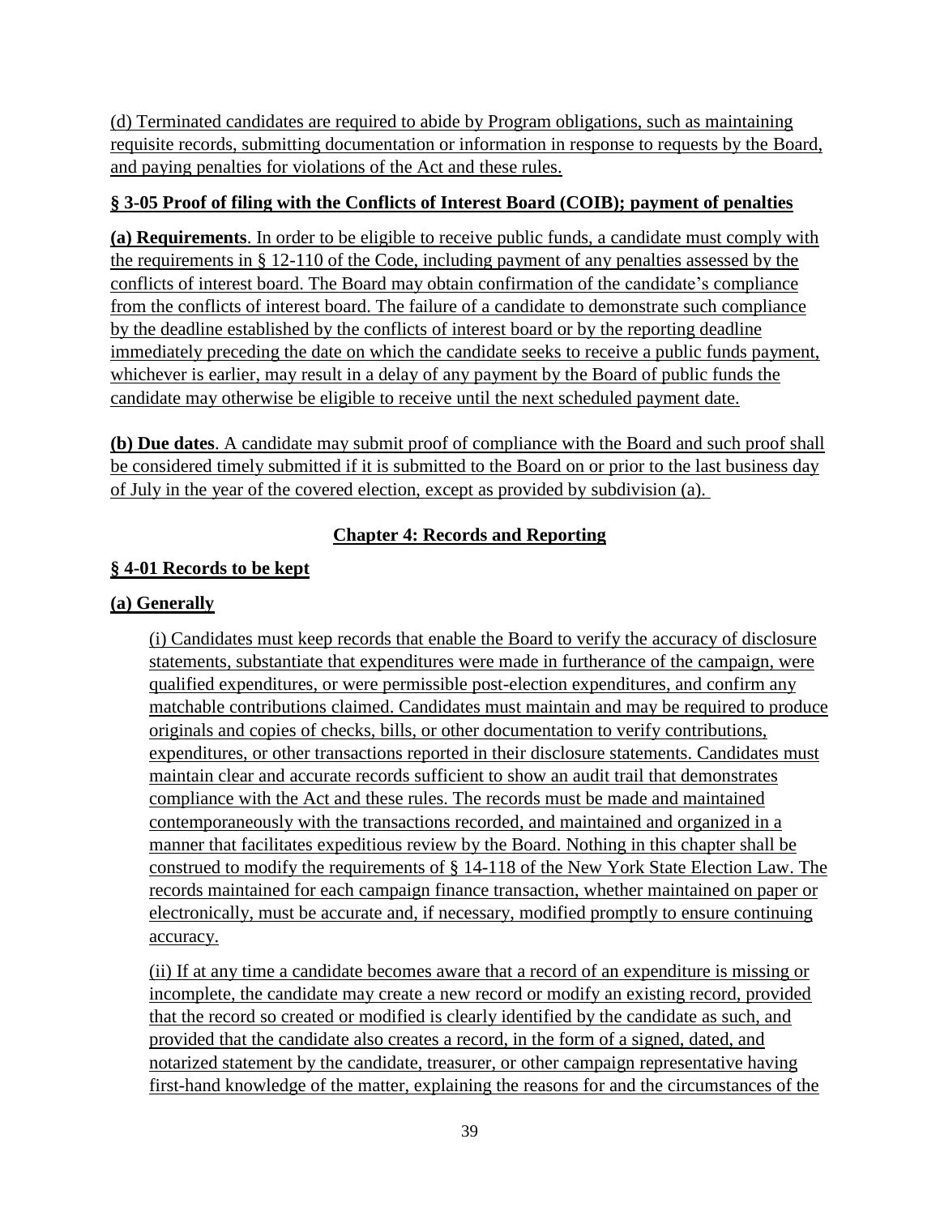(d) Terminated candidates are required to abide by Program obligations, such as maintaining requisite records, submitting documentation or information in response to requests by the Board, and paying penalties for violations of the Act and these rules.

### § 3-05 Proof of filing with the Conflicts of Interest Board (COIB); payment of penalties

**(a) Requirements**. In order to be eligible to receive public funds, a candidate must comply with the requirements in § 12-110 of the Code, including payment of any penalties assessed by the conflicts of interest board. The Board may obtain confirmation of the candidate's compliance from the conflicts of interest board. The failure of a candidate to demonstrate such compliance by the deadline established by the conflicts of interest board or by the reporting deadline immediately preceding the date on which the candidate seeks to receive a public funds payment, whichever is earlier, may result in a delay of any payment by the Board of public funds the candidate may otherwise be eligible to receive until the next scheduled payment date.

**(b) Due dates**. A candidate may submit proof of compliance with the Board and such proof shall be considered timely submitted if it is submitted to the Board on or prior to the last business day of July in the year of the covered election, except as provided by subdivision (a).

## Chapter 4: Records and Reporting

### § 4-01 Records to be kept

#### (a) Generally

(i) Candidates must keep records that enable the Board to verify the accuracy of disclosure statements, substantiate that expenditures were made in furtherance of the campaign, were qualified expenditures, or were permissible post-election expenditures, and confirm any matchable contributions claimed. Candidates must maintain and may be required to produce originals and copies of checks, bills, or other documentation to verify contributions, expenditures, or other transactions reported in their disclosure statements. Candidates must maintain clear and accurate records sufficient to show an audit trail that demonstrates compliance with the Act and these rules. The records must be made and maintained contemporaneously with the transactions recorded, and maintained and organized in a manner that facilitates expeditious review by the Board. Nothing in this chapter shall be construed to modify the requirements of § 14-118 of the New York State Election Law. The records maintained for each campaign finance transaction, whether maintained on paper or electronically, must be accurate and, if necessary, modified promptly to ensure continuing accuracy.

(ii) If at any time a candidate becomes aware that a record of an expenditure is missing or incomplete, the candidate may create a new record or modify an existing record, provided that the record so created or modified is clearly identified by the candidate as such, and provided that the candidate also creates a record, in the form of a signed, dated, and notarized statement by the candidate, treasurer, or other campaign representative having first-hand knowledge of the matter, explaining the reasons for and the circumstances of the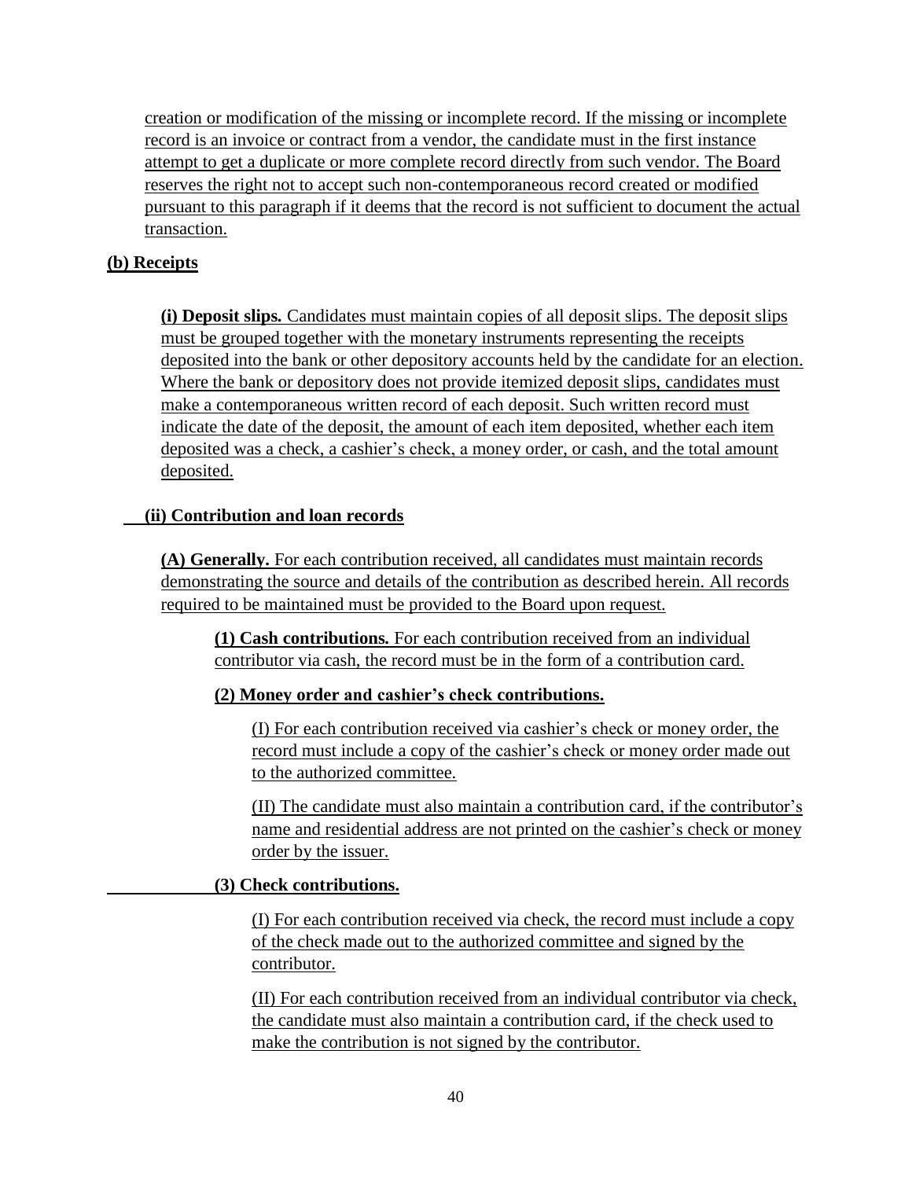creation or modification of the missing or incomplete record. If the missing or incomplete record is an invoice or contract from a vendor, the candidate must in the first instance attempt to get a duplicate or more complete record directly from such vendor. The Board reserves the right not to accept such non-contemporaneous record created or modified pursuant to this paragraph if it deems that the record is not sufficient to document the actual transaction.

**(b) Receipts**

**(i) Deposit slips.** Candidates must maintain copies of all deposit slips. The deposit slips must be grouped together with the monetary instruments representing the receipts deposited into the bank or other depository accounts held by the candidate for an election. Where the bank or depository does not provide itemized deposit slips, candidates must make a contemporaneous written record of each deposit. Such written record must indicate the date of the deposit, the amount of each item deposited, whether each item deposited was a check, a cashier's check, a money order, or cash, and the total amount deposited.

**(ii) Contribution and loan records**

**(A) Generally.** For each contribution received, all candidates must maintain records demonstrating the source and details of the contribution as described herein. All records required to be maintained must be provided to the Board upon request.

**(1) Cash contributions.** For each contribution received from an individual contributor via cash, the record must be in the form of a contribution card.

**(2) Money order and cashier's check contributions.**

(I) For each contribution received via cashier's check or money order, the record must include a copy of the cashier's check or money order made out to the authorized committee.

(II) The candidate must also maintain a contribution card, if the contributor's name and residential address are not printed on the cashier's check or money order by the issuer.

**(3) Check contributions.**

(I) For each contribution received via check, the record must include a copy of the check made out to the authorized committee and signed by the contributor.

(II) For each contribution received from an individual contributor via check, the candidate must also maintain a contribution card, if the check used to make the contribution is not signed by the contributor.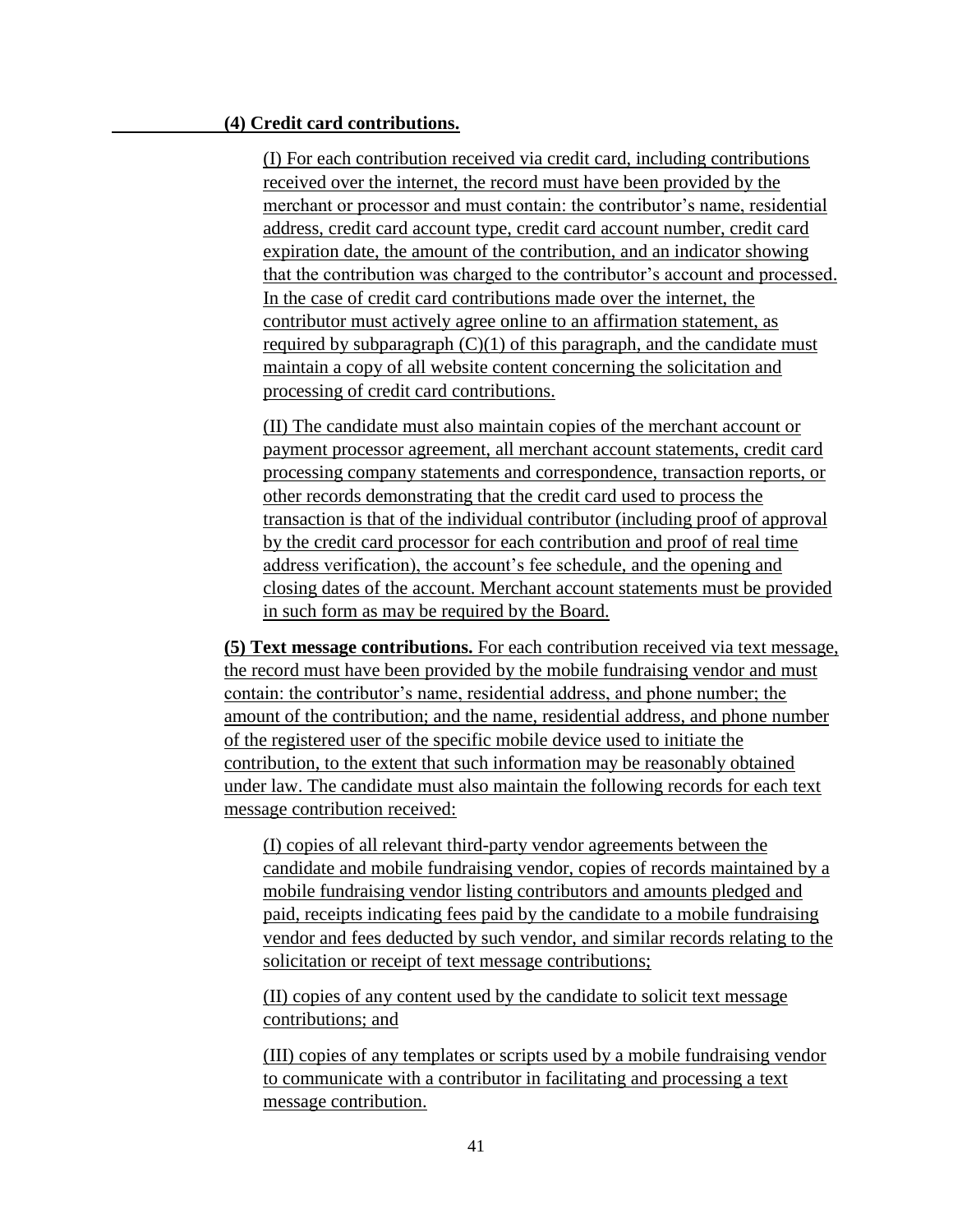**(4) Credit card contributions.**

(I) For each contribution received via credit card, including contributions received over the internet, the record must have been provided by the merchant or processor and must contain: the contributor's name, residential address, credit card account type, credit card account number, credit card expiration date, the amount of the contribution, and an indicator showing that the contribution was charged to the contributor's account and processed. In the case of credit card contributions made over the internet, the contributor must actively agree online to an affirmation statement, as required by subparagraph (C)(1) of this paragraph, and the candidate must maintain a copy of all website content concerning the solicitation and processing of credit card contributions.

(II) The candidate must also maintain copies of the merchant account or payment processor agreement, all merchant account statements, credit card processing company statements and correspondence, transaction reports, or other records demonstrating that the credit card used to process the transaction is that of the individual contributor (including proof of approval by the credit card processor for each contribution and proof of real time address verification), the account's fee schedule, and the opening and closing dates of the account. Merchant account statements must be provided in such form as may be required by the Board.

**(5) Text message contributions.** For each contribution received via text message, the record must have been provided by the mobile fundraising vendor and must contain: the contributor's name, residential address, and phone number; the amount of the contribution; and the name, residential address, and phone number of the registered user of the specific mobile device used to initiate the contribution, to the extent that such information may be reasonably obtained under law. The candidate must also maintain the following records for each text message contribution received:

(I) copies of all relevant third-party vendor agreements between the candidate and mobile fundraising vendor, copies of records maintained by a mobile fundraising vendor listing contributors and amounts pledged and paid, receipts indicating fees paid by the candidate to a mobile fundraising vendor and fees deducted by such vendor, and similar records relating to the solicitation or receipt of text message contributions;

(II) copies of any content used by the candidate to solicit text message contributions; and

(III) copies of any templates or scripts used by a mobile fundraising vendor to communicate with a contributor in facilitating and processing a text message contribution.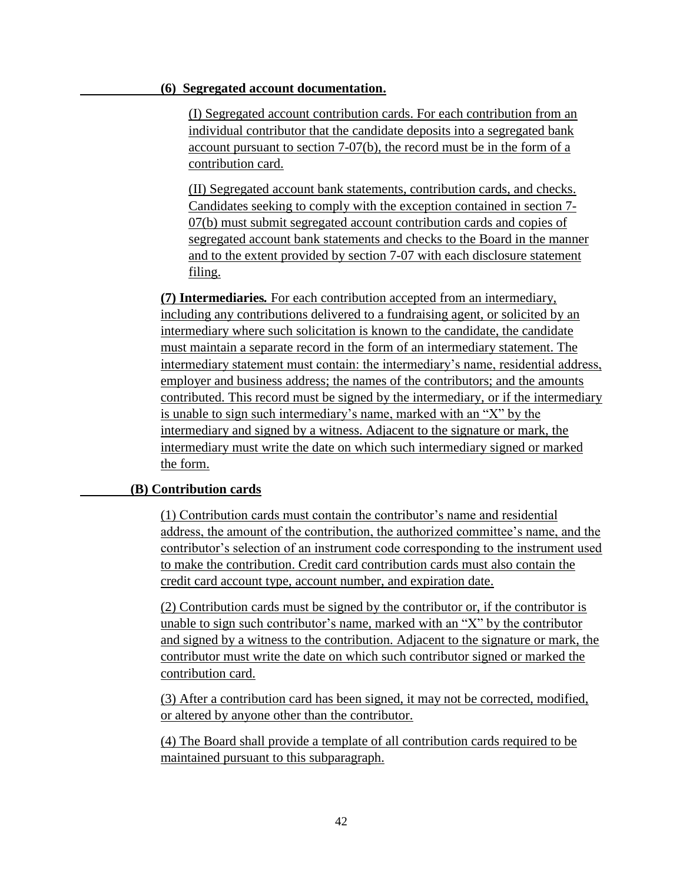**(6) Segregated account documentation.**

(I) Segregated account contribution cards. For each contribution from an individual contributor that the candidate deposits into a segregated bank account pursuant to section 7-07(b), the record must be in the form of a contribution card.

(II) Segregated account bank statements, contribution cards, and checks. Candidates seeking to comply with the exception contained in section 7-07(b) must submit segregated account contribution cards and copies of segregated account bank statements and checks to the Board in the manner and to the extent provided by section 7-07 with each disclosure statement filing.

**(7) Intermediaries.** For each contribution accepted from an intermediary, including any contributions delivered to a fundraising agent, or solicited by an intermediary where such solicitation is known to the candidate, the candidate must maintain a separate record in the form of an intermediary statement. The intermediary statement must contain: the intermediary's name, residential address, employer and business address; the names of the contributors; and the amounts contributed. This record must be signed by the intermediary, or if the intermediary is unable to sign such intermediary's name, marked with an "X" by the intermediary and signed by a witness. Adjacent to the signature or mark, the intermediary must write the date on which such intermediary signed or marked the form.

**(B) Contribution cards**

(1) Contribution cards must contain the contributor's name and residential address, the amount of the contribution, the authorized committee's name, and the contributor's selection of an instrument code corresponding to the instrument used to make the contribution. Credit card contribution cards must also contain the credit card account type, account number, and expiration date.

(2) Contribution cards must be signed by the contributor or, if the contributor is unable to sign such contributor's name, marked with an "X" by the contributor and signed by a witness to the contribution. Adjacent to the signature or mark, the contributor must write the date on which such contributor signed or marked the contribution card.

(3) After a contribution card has been signed, it may not be corrected, modified, or altered by anyone other than the contributor.

(4) The Board shall provide a template of all contribution cards required to be maintained pursuant to this subparagraph.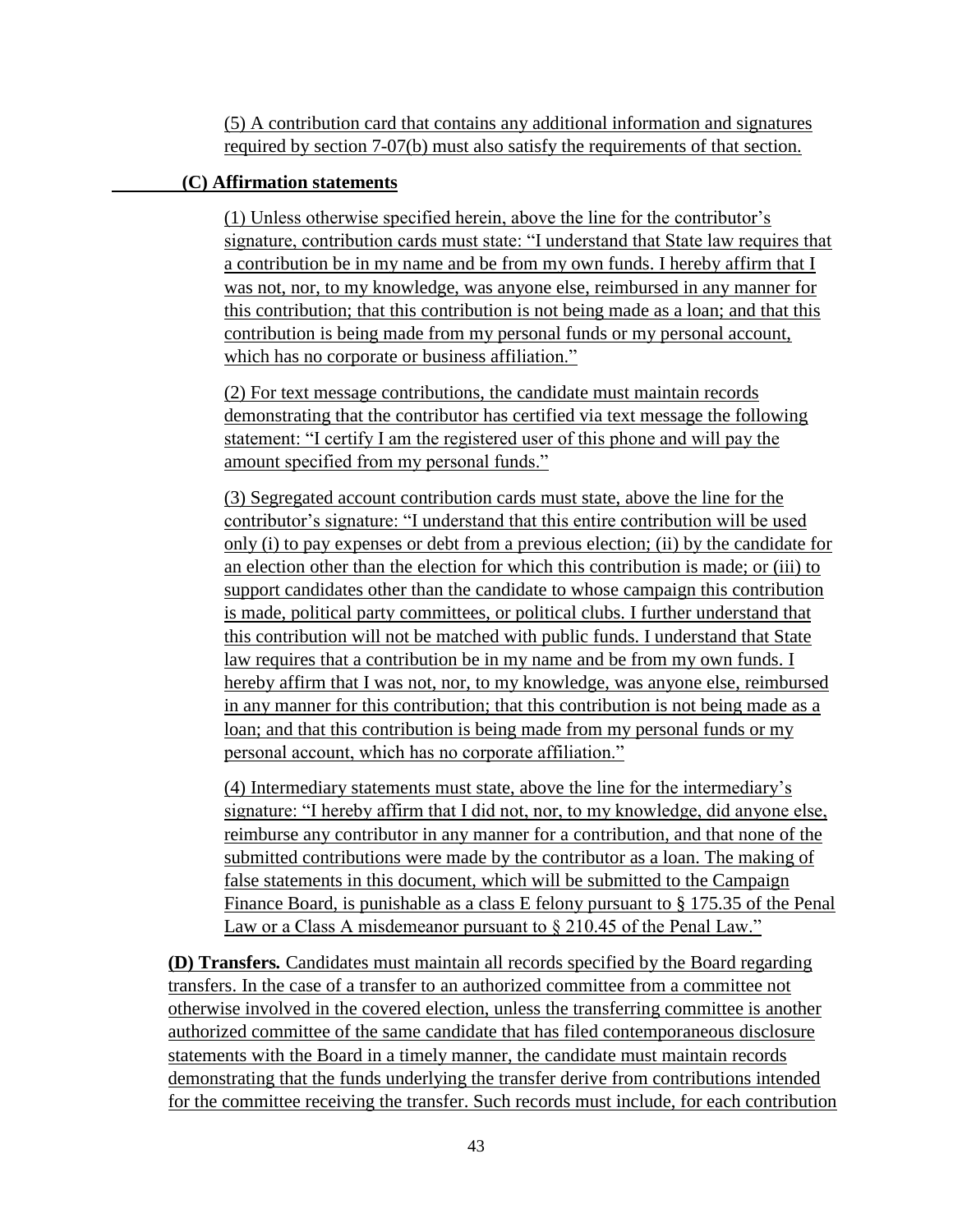(5) A contribution card that contains any additional information and signatures required by section 7-07(b) must also satisfy the requirements of that section.

**(C) Affirmation statements**

(1) Unless otherwise specified herein, above the line for the contributor's signature, contribution cards must state: "I understand that State law requires that a contribution be in my name and be from my own funds. I hereby affirm that I was not, nor, to my knowledge, was anyone else, reimbursed in any manner for this contribution; that this contribution is not being made as a loan; and that this contribution is being made from my personal funds or my personal account, which has no corporate or business affiliation."

(2) For text message contributions, the candidate must maintain records demonstrating that the contributor has certified via text message the following statement: "I certify I am the registered user of this phone and will pay the amount specified from my personal funds."

(3) Segregated account contribution cards must state, above the line for the contributor's signature: "I understand that this entire contribution will be used only (i) to pay expenses or debt from a previous election; (ii) by the candidate for an election other than the election for which this contribution is made; or (iii) to support candidates other than the candidate to whose campaign this contribution is made, political party committees, or political clubs. I further understand that this contribution will not be matched with public funds. I understand that State law requires that a contribution be in my name and be from my own funds. I hereby affirm that I was not, nor, to my knowledge, was anyone else, reimbursed in any manner for this contribution; that this contribution is not being made as a loan; and that this contribution is being made from my personal funds or my personal account, which has no corporate affiliation."

(4) Intermediary statements must state, above the line for the intermediary's signature: "I hereby affirm that I did not, nor, to my knowledge, did anyone else, reimburse any contributor in any manner for a contribution, and that none of the submitted contributions were made by the contributor as a loan. The making of false statements in this document, which will be submitted to the Campaign Finance Board, is punishable as a class E felony pursuant to § 175.35 of the Penal Law or a Class A misdemeanor pursuant to § 210.45 of the Penal Law."

**(D) Transfers.** Candidates must maintain all records specified by the Board regarding transfers. In the case of a transfer to an authorized committee from a committee not otherwise involved in the covered election, unless the transferring committee is another authorized committee of the same candidate that has filed contemporaneous disclosure statements with the Board in a timely manner, the candidate must maintain records demonstrating that the funds underlying the transfer derive from contributions intended for the committee receiving the transfer. Such records must include, for each contribution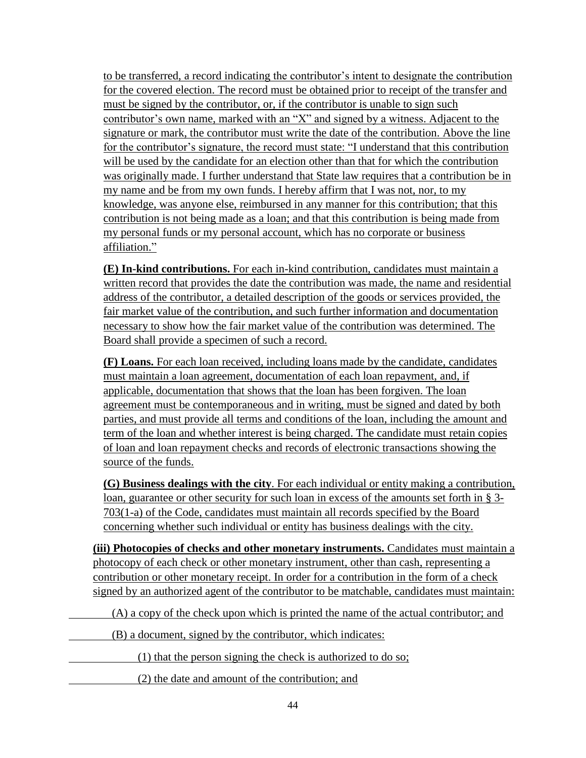to be transferred, a record indicating the contributor's intent to designate the contribution for the covered election. The record must be obtained prior to receipt of the transfer and must be signed by the contributor, or, if the contributor is unable to sign such contributor's own name, marked with an "X" and signed by a witness. Adjacent to the signature or mark, the contributor must write the date of the contribution. Above the line for the contributor's signature, the record must state: "I understand that this contribution will be used by the candidate for an election other than that for which the contribution was originally made. I further understand that State law requires that a contribution be in my name and be from my own funds. I hereby affirm that I was not, nor, to my knowledge, was anyone else, reimbursed in any manner for this contribution; that this contribution is not being made as a loan; and that this contribution is being made from my personal funds or my personal account, which has no corporate or business affiliation."

**(E) In-kind contributions.** For each in-kind contribution, candidates must maintain a written record that provides the date the contribution was made, the name and residential address of the contributor, a detailed description of the goods or services provided, the fair market value of the contribution, and such further information and documentation necessary to show how the fair market value of the contribution was determined. The Board shall provide a specimen of such a record.

**(F) Loans.** For each loan received, including loans made by the candidate, candidates must maintain a loan agreement, documentation of each loan repayment, and, if applicable, documentation that shows that the loan has been forgiven. The loan agreement must be contemporaneous and in writing, must be signed and dated by both parties, and must provide all terms and conditions of the loan, including the amount and term of the loan and whether interest is being charged. The candidate must retain copies of loan and loan repayment checks and records of electronic transactions showing the source of the funds.

**(G) Business dealings with the city**. For each individual or entity making a contribution, loan, guarantee or other security for such loan in excess of the amounts set forth in § 3-703(1-a) of the Code, candidates must maintain all records specified by the Board concerning whether such individual or entity has business dealings with the city.

**(iii) Photocopies of checks and other monetary instruments.** Candidates must maintain a photocopy of each check or other monetary instrument, other than cash, representing a contribution or other monetary receipt. In order for a contribution in the form of a check signed by an authorized agent of the contributor to be matchable, candidates must maintain:

(A) a copy of the check upon which is printed the name of the actual contributor; and

(B) a document, signed by the contributor, which indicates:

(1) that the person signing the check is authorized to do so;

(2) the date and amount of the contribution; and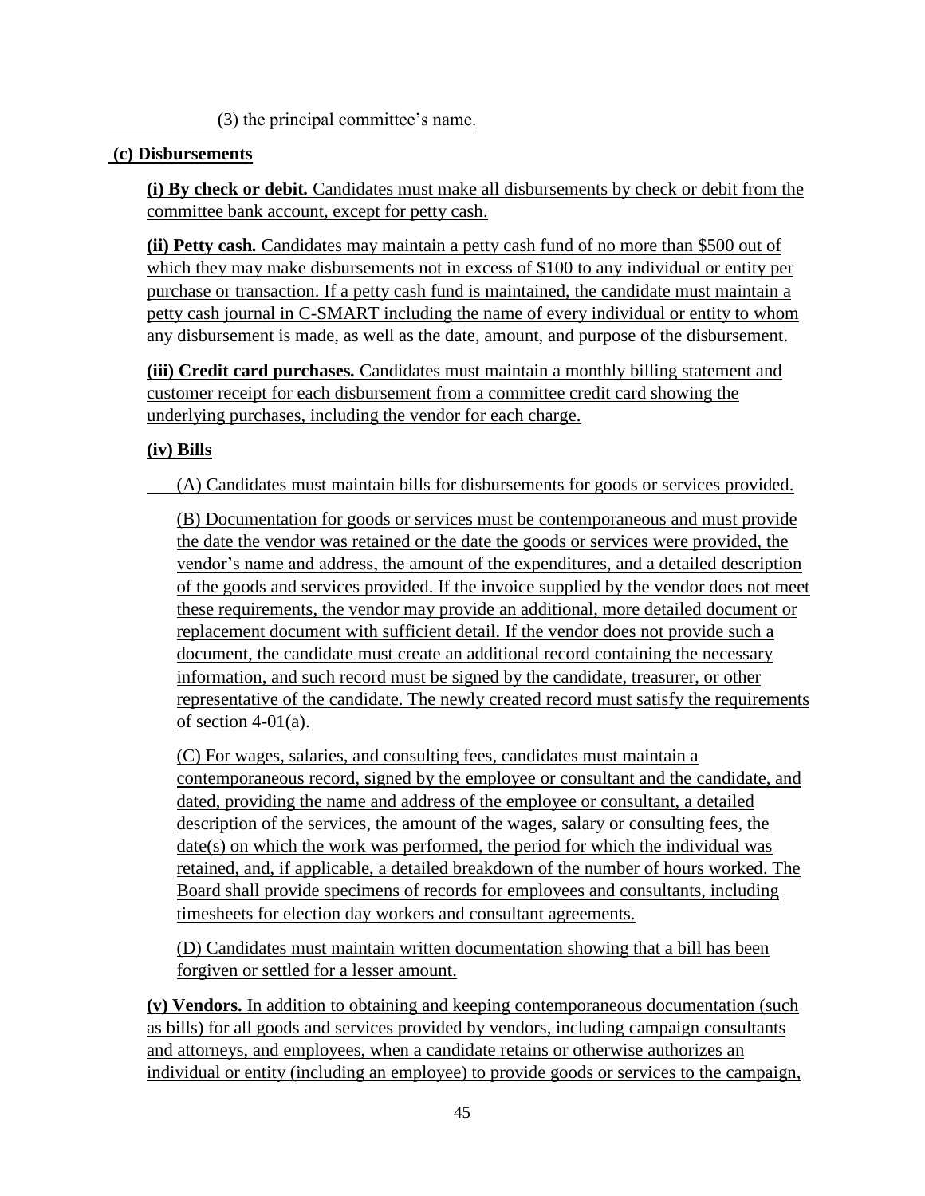(3) the principal committee's name.

**(c) Disbursements**

**(i) By check or debit.** Candidates must make all disbursements by check or debit from the committee bank account, except for petty cash.

**(ii) Petty cash.** Candidates may maintain a petty cash fund of no more than $500 out of which they may make disbursements not in excess of $100 to any individual or entity per purchase or transaction. If a petty cash fund is maintained, the candidate must maintain a petty cash journal in C-SMART including the name of every individual or entity to whom any disbursement is made, as well as the date, amount, and purpose of the disbursement.

**(iii) Credit card purchases.** Candidates must maintain a monthly billing statement and customer receipt for each disbursement from a committee credit card showing the underlying purchases, including the vendor for each charge.

**(iv) Bills**

(A) Candidates must maintain bills for disbursements for goods or services provided.

(B) Documentation for goods or services must be contemporaneous and must provide the date the vendor was retained or the date the goods or services were provided, the vendor's name and address, the amount of the expenditures, and a detailed description of the goods and services provided. If the invoice supplied by the vendor does not meet these requirements, the vendor may provide an additional, more detailed document or replacement document with sufficient detail. If the vendor does not provide such a document, the candidate must create an additional record containing the necessary information, and such record must be signed by the candidate, treasurer, or other representative of the candidate. The newly created record must satisfy the requirements of section 4-01(a).

(C) For wages, salaries, and consulting fees, candidates must maintain a contemporaneous record, signed by the employee or consultant and the candidate, and dated, providing the name and address of the employee or consultant, a detailed description of the services, the amount of the wages, salary or consulting fees, the date(s) on which the work was performed, the period for which the individual was retained, and, if applicable, a detailed breakdown of the number of hours worked. The Board shall provide specimens of records for employees and consultants, including timesheets for election day workers and consultant agreements.

(D) Candidates must maintain written documentation showing that a bill has been forgiven or settled for a lesser amount.

**(v) Vendors.** In addition to obtaining and keeping contemporaneous documentation (such as bills) for all goods and services provided by vendors, including campaign consultants and attorneys, and employees, when a candidate retains or otherwise authorizes an individual or entity (including an employee) to provide goods or services to the campaign,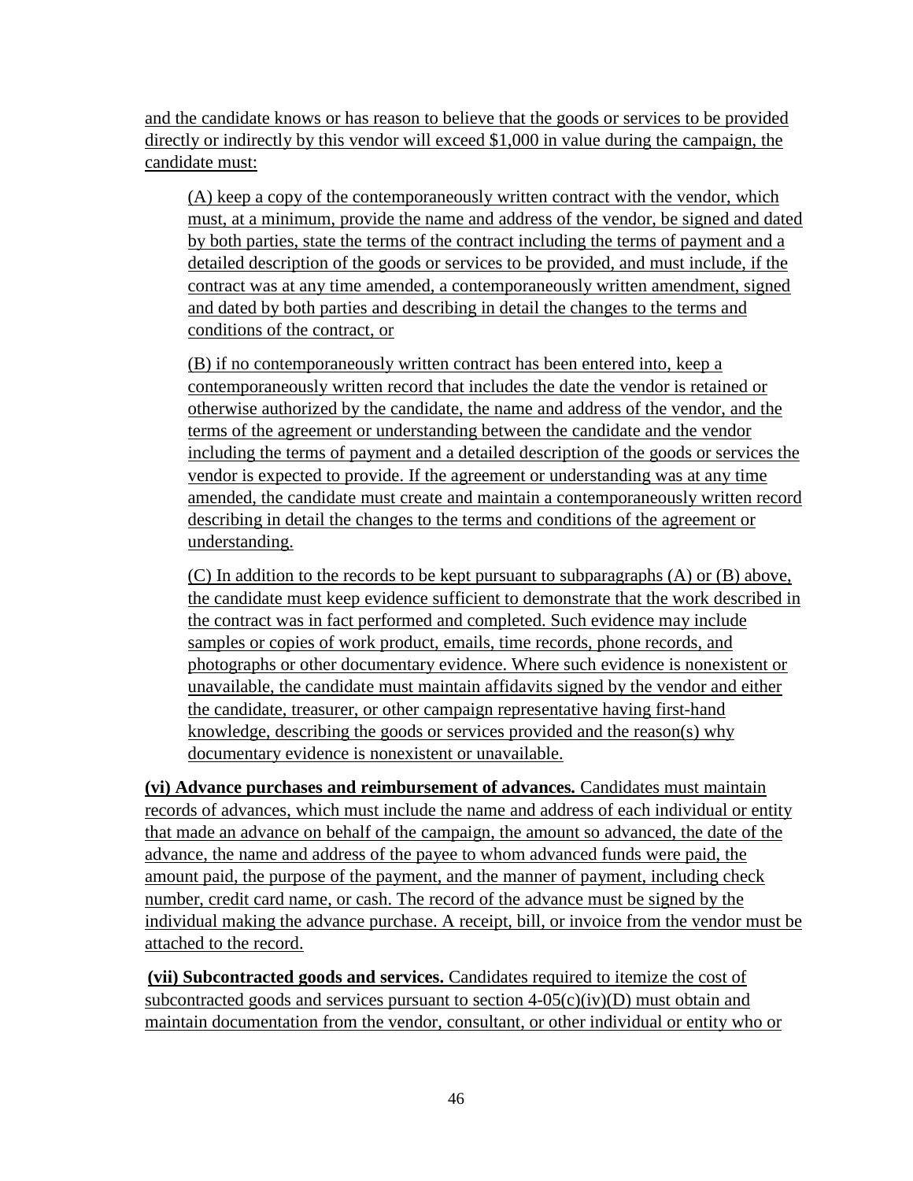and the candidate knows or has reason to believe that the goods or services to be provided directly or indirectly by this vendor will exceed $1,000 in value during the campaign, the candidate must:

(A) keep a copy of the contemporaneously written contract with the vendor, which must, at a minimum, provide the name and address of the vendor, be signed and dated by both parties, state the terms of the contract including the terms of payment and a detailed description of the goods or services to be provided, and must include, if the contract was at any time amended, a contemporaneously written amendment, signed and dated by both parties and describing in detail the changes to the terms and conditions of the contract, or

(B) if no contemporaneously written contract has been entered into, keep a contemporaneously written record that includes the date the vendor is retained or otherwise authorized by the candidate, the name and address of the vendor, and the terms of the agreement or understanding between the candidate and the vendor including the terms of payment and a detailed description of the goods or services the vendor is expected to provide. If the agreement or understanding was at any time amended, the candidate must create and maintain a contemporaneously written record describing in detail the changes to the terms and conditions of the agreement or understanding.

(C) In addition to the records to be kept pursuant to subparagraphs (A) or (B) above, the candidate must keep evidence sufficient to demonstrate that the work described in the contract was in fact performed and completed. Such evidence may include samples or copies of work product, emails, time records, phone records, and photographs or other documentary evidence. Where such evidence is nonexistent or unavailable, the candidate must maintain affidavits signed by the vendor and either the candidate, treasurer, or other campaign representative having first-hand knowledge, describing the goods or services provided and the reason(s) why documentary evidence is nonexistent or unavailable.

**(vi) Advance purchases and reimbursement of advances.** Candidates must maintain records of advances, which must include the name and address of each individual or entity that made an advance on behalf of the campaign, the amount so advanced, the date of the advance, the name and address of the payee to whom advanced funds were paid, the amount paid, the purpose of the payment, and the manner of payment, including check number, credit card name, or cash. The record of the advance must be signed by the individual making the advance purchase. A receipt, bill, or invoice from the vendor must be attached to the record.

**(vii) Subcontracted goods and services.** Candidates required to itemize the cost of subcontracted goods and services pursuant to section 4-05(c)(iv)(D) must obtain and maintain documentation from the vendor, consultant, or other individual or entity who or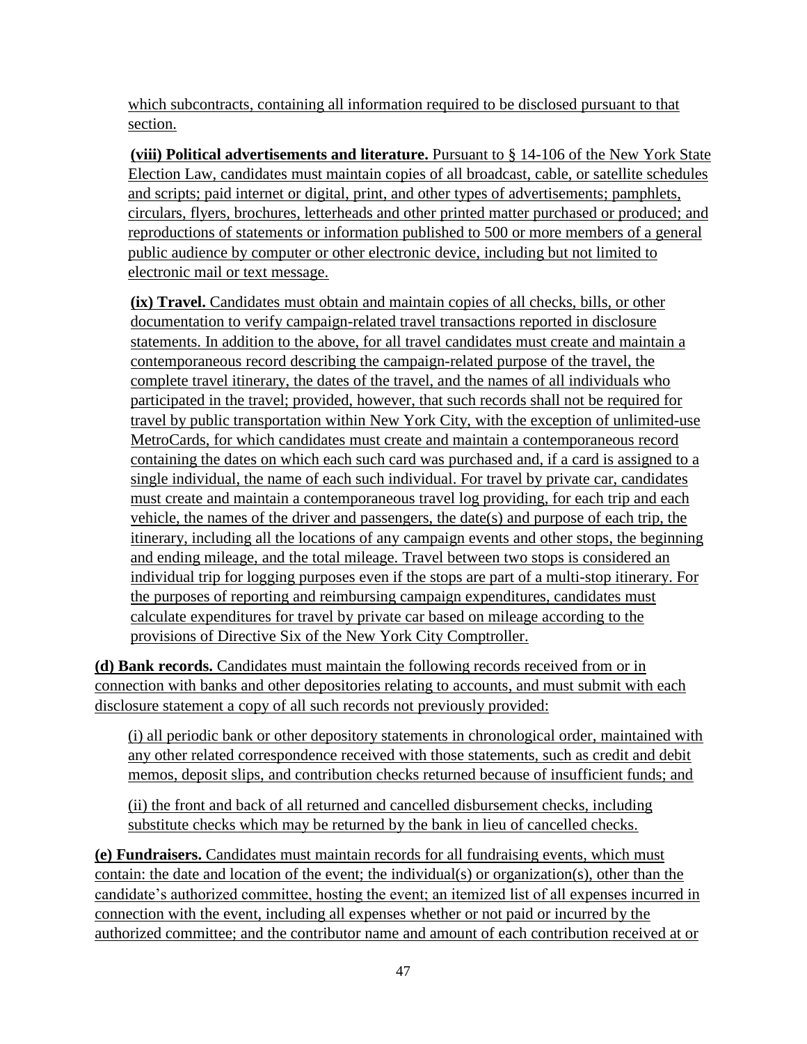which subcontracts, containing all information required to be disclosed pursuant to that section.

**(viii) Political advertisements and literature.** Pursuant to § 14-106 of the New York State Election Law, candidates must maintain copies of all broadcast, cable, or satellite schedules and scripts; paid internet or digital, print, and other types of advertisements; pamphlets, circulars, flyers, brochures, letterheads and other printed matter purchased or produced; and reproductions of statements or information published to 500 or more members of a general public audience by computer or other electronic device, including but not limited to electronic mail or text message.

**(ix) Travel.** Candidates must obtain and maintain copies of all checks, bills, or other documentation to verify campaign-related travel transactions reported in disclosure statements. In addition to the above, for all travel candidates must create and maintain a contemporaneous record describing the campaign-related purpose of the travel, the complete travel itinerary, the dates of the travel, and the names of all individuals who participated in the travel; provided, however, that such records shall not be required for travel by public transportation within New York City, with the exception of unlimited-use MetroCards, for which candidates must create and maintain a contemporaneous record containing the dates on which each such card was purchased and, if a card is assigned to a single individual, the name of each such individual. For travel by private car, candidates must create and maintain a contemporaneous travel log providing, for each trip and each vehicle, the names of the driver and passengers, the date(s) and purpose of each trip, the itinerary, including all the locations of any campaign events and other stops, the beginning and ending mileage, and the total mileage. Travel between two stops is considered an individual trip for logging purposes even if the stops are part of a multi-stop itinerary. For the purposes of reporting and reimbursing campaign expenditures, candidates must calculate expenditures for travel by private car based on mileage according to the provisions of Directive Six of the New York City Comptroller.

**(d) Bank records.** Candidates must maintain the following records received from or in connection with banks and other depositories relating to accounts, and must submit with each disclosure statement a copy of all such records not previously provided:

(i) all periodic bank or other depository statements in chronological order, maintained with any other related correspondence received with those statements, such as credit and debit memos, deposit slips, and contribution checks returned because of insufficient funds; and

(ii) the front and back of all returned and cancelled disbursement checks, including substitute checks which may be returned by the bank in lieu of cancelled checks.

**(e) Fundraisers.** Candidates must maintain records for all fundraising events, which must contain: the date and location of the event; the individual(s) or organization(s), other than the candidate's authorized committee, hosting the event; an itemized list of all expenses incurred in connection with the event, including all expenses whether or not paid or incurred by the authorized committee; and the contributor name and amount of each contribution received at or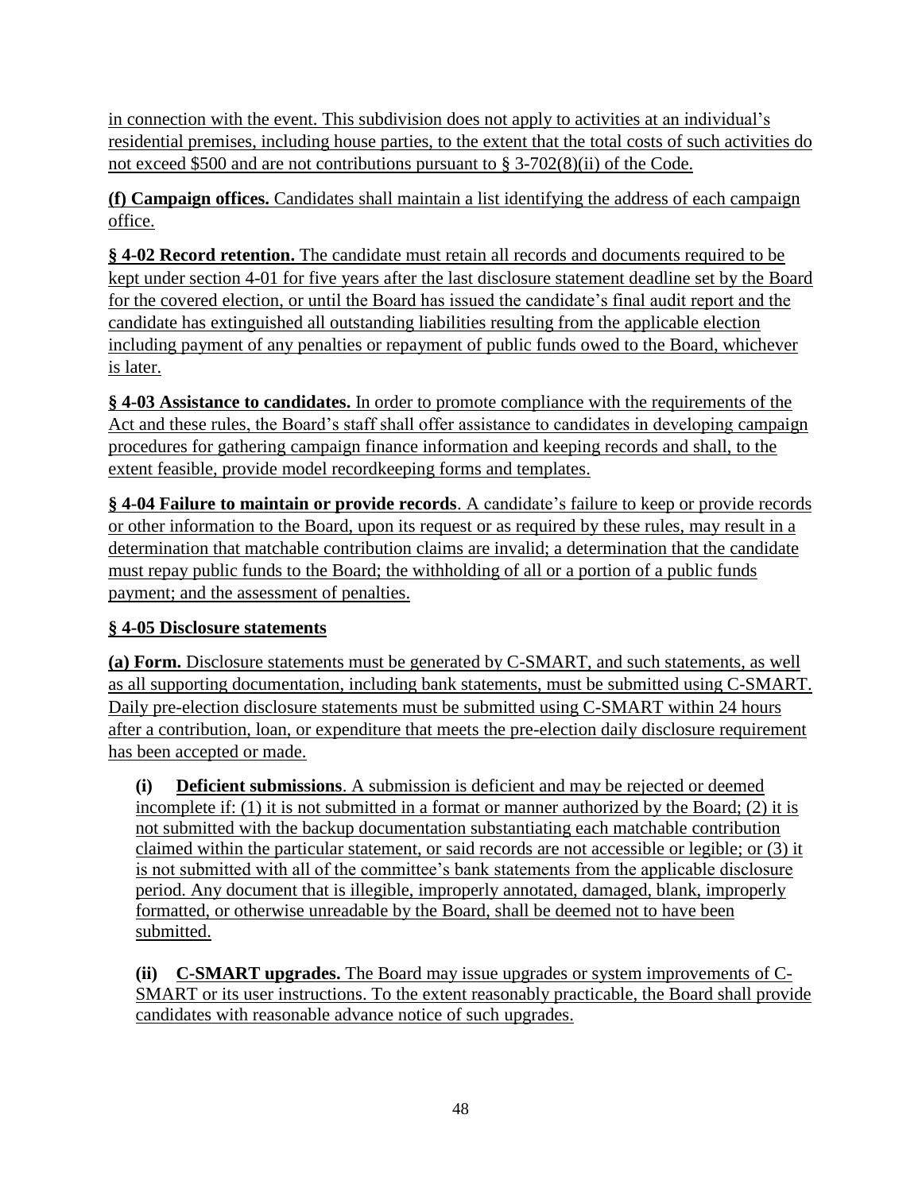in connection with the event. This subdivision does not apply to activities at an individual's residential premises, including house parties, to the extent that the total costs of such activities do not exceed $500 and are not contributions pursuant to § 3-702(8)(ii) of the Code.

**(f) Campaign offices.** Candidates shall maintain a list identifying the address of each campaign office.

**§ 4-02 Record retention.** The candidate must retain all records and documents required to be kept under section 4-01 for five years after the last disclosure statement deadline set by the Board for the covered election, or until the Board has issued the candidate's final audit report and the candidate has extinguished all outstanding liabilities resulting from the applicable election including payment of any penalties or repayment of public funds owed to the Board, whichever is later.

**§ 4-03 Assistance to candidates.** In order to promote compliance with the requirements of the Act and these rules, the Board's staff shall offer assistance to candidates in developing campaign procedures for gathering campaign finance information and keeping records and shall, to the extent feasible, provide model recordkeeping forms and templates.

**§ 4-04 Failure to maintain or provide records**. A candidate's failure to keep or provide records or other information to the Board, upon its request or as required by these rules, may result in a determination that matchable contribution claims are invalid; a determination that the candidate must repay public funds to the Board; the withholding of all or a portion of a public funds payment; and the assessment of penalties.

**§ 4-05 Disclosure statements**

**(a) Form.** Disclosure statements must be generated by C-SMART, and such statements, as well as all supporting documentation, including bank statements, must be submitted using C-SMART. Daily pre-election disclosure statements must be submitted using C-SMART within 24 hours after a contribution, loan, or expenditure that meets the pre-election daily disclosure requirement has been accepted or made.

**(i) Deficient submissions**. A submission is deficient and may be rejected or deemed incomplete if: (1) it is not submitted in a format or manner authorized by the Board; (2) it is not submitted with the backup documentation substantiating each matchable contribution claimed within the particular statement, or said records are not accessible or legible; or (3) it is not submitted with all of the committee's bank statements from the applicable disclosure period. Any document that is illegible, improperly annotated, damaged, blank, improperly formatted, or otherwise unreadable by the Board, shall be deemed not to have been submitted.

**(ii) C-SMART upgrades.** The Board may issue upgrades or system improvements of C-SMART or its user instructions. To the extent reasonably practicable, the Board shall provide candidates with reasonable advance notice of such upgrades.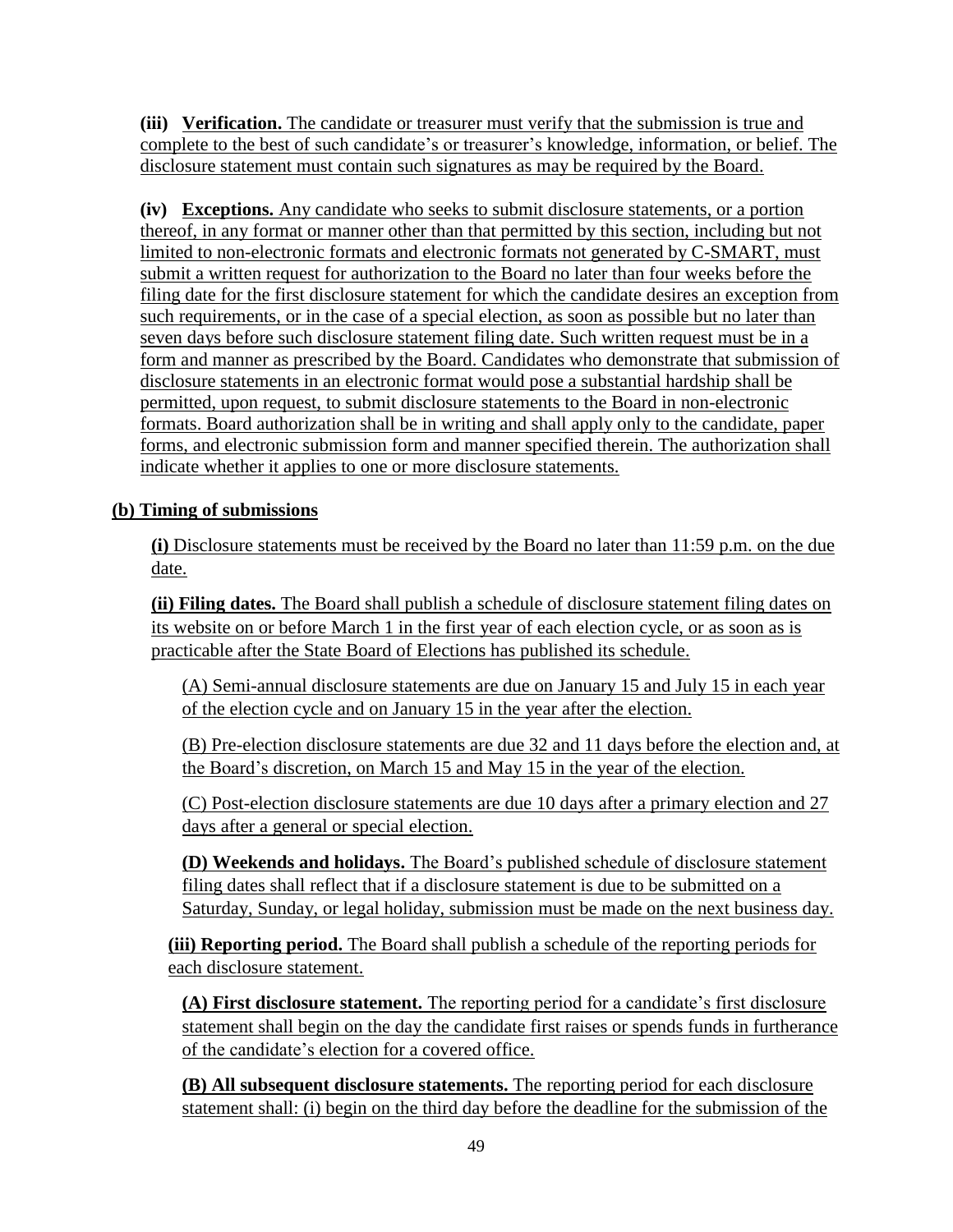**(iii) Verification.** The candidate or treasurer must verify that the submission is true and complete to the best of such candidate's or treasurer's knowledge, information, or belief. The disclosure statement must contain such signatures as may be required by the Board.

**(iv) Exceptions.** Any candidate who seeks to submit disclosure statements, or a portion thereof, in any format or manner other than that permitted by this section, including but not limited to non-electronic formats and electronic formats not generated by C-SMART, must submit a written request for authorization to the Board no later than four weeks before the filing date for the first disclosure statement for which the candidate desires an exception from such requirements, or in the case of a special election, as soon as possible but no later than seven days before such disclosure statement filing date. Such written request must be in a form and manner as prescribed by the Board. Candidates who demonstrate that submission of disclosure statements in an electronic format would pose a substantial hardship shall be permitted, upon request, to submit disclosure statements to the Board in non-electronic formats. Board authorization shall be in writing and shall apply only to the candidate, paper forms, and electronic submission form and manner specified therein. The authorization shall indicate whether it applies to one or more disclosure statements.

**(b) Timing of submissions**

**(i)** Disclosure statements must be received by the Board no later than 11:59 p.m. on the due date.

**(ii) Filing dates.** The Board shall publish a schedule of disclosure statement filing dates on its website on or before March 1 in the first year of each election cycle, or as soon as is practicable after the State Board of Elections has published its schedule.

(A) Semi-annual disclosure statements are due on January 15 and July 15 in each year of the election cycle and on January 15 in the year after the election.

(B) Pre-election disclosure statements are due 32 and 11 days before the election and, at the Board's discretion, on March 15 and May 15 in the year of the election.

(C) Post-election disclosure statements are due 10 days after a primary election and 27 days after a general or special election.

**(D) Weekends and holidays.** The Board's published schedule of disclosure statement filing dates shall reflect that if a disclosure statement is due to be submitted on a Saturday, Sunday, or legal holiday, submission must be made on the next business day.

**(iii) Reporting period.** The Board shall publish a schedule of the reporting periods for each disclosure statement.

**(A) First disclosure statement.** The reporting period for a candidate's first disclosure statement shall begin on the day the candidate first raises or spends funds in furtherance of the candidate's election for a covered office.

**(B) All subsequent disclosure statements.** The reporting period for each disclosure statement shall: (i) begin on the third day before the deadline for the submission of the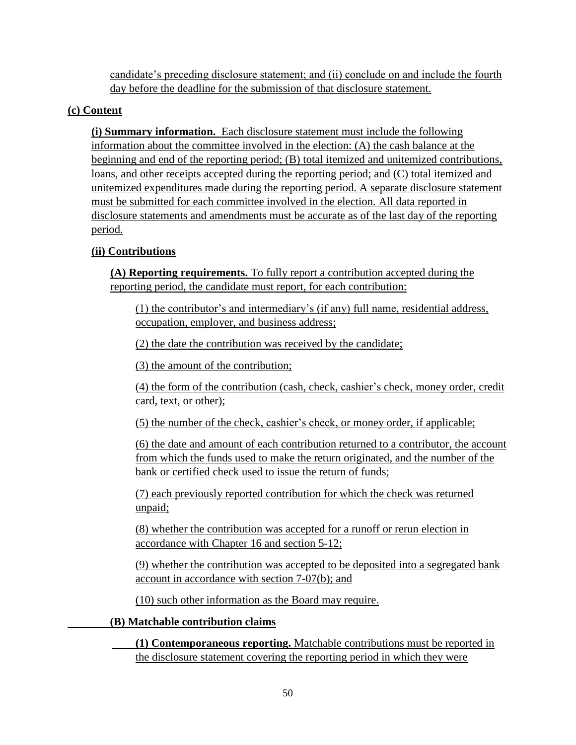candidate's preceding disclosure statement; and (ii) conclude on and include the fourth day before the deadline for the submission of that disclosure statement.

**(c) Content**

**(i) Summary information.** Each disclosure statement must include the following information about the committee involved in the election: (A) the cash balance at the beginning and end of the reporting period; (B) total itemized and unitemized contributions, loans, and other receipts accepted during the reporting period; and (C) total itemized and unitemized expenditures made during the reporting period. A separate disclosure statement must be submitted for each committee involved in the election. All data reported in disclosure statements and amendments must be accurate as of the last day of the reporting period.

**(ii) Contributions**

**(A) Reporting requirements.** To fully report a contribution accepted during the reporting period, the candidate must report, for each contribution:

(1) the contributor's and intermediary's (if any) full name, residential address, occupation, employer, and business address;

(2) the date the contribution was received by the candidate;

(3) the amount of the contribution;

(4) the form of the contribution (cash, check, cashier's check, money order, credit card, text, or other);

(5) the number of the check, cashier's check, or money order, if applicable;

(6) the date and amount of each contribution returned to a contributor, the account from which the funds used to make the return originated, and the number of the bank or certified check used to issue the return of funds;

(7) each previously reported contribution for which the check was returned unpaid;

(8) whether the contribution was accepted for a runoff or rerun election in accordance with Chapter 16 and section 5-12;

(9) whether the contribution was accepted to be deposited into a segregated bank account in accordance with section 7-07(b); and

(10) such other information as the Board may require.

**(B) Matchable contribution claims**

**(1) Contemporaneous reporting.** Matchable contributions must be reported in the disclosure statement covering the reporting period in which they were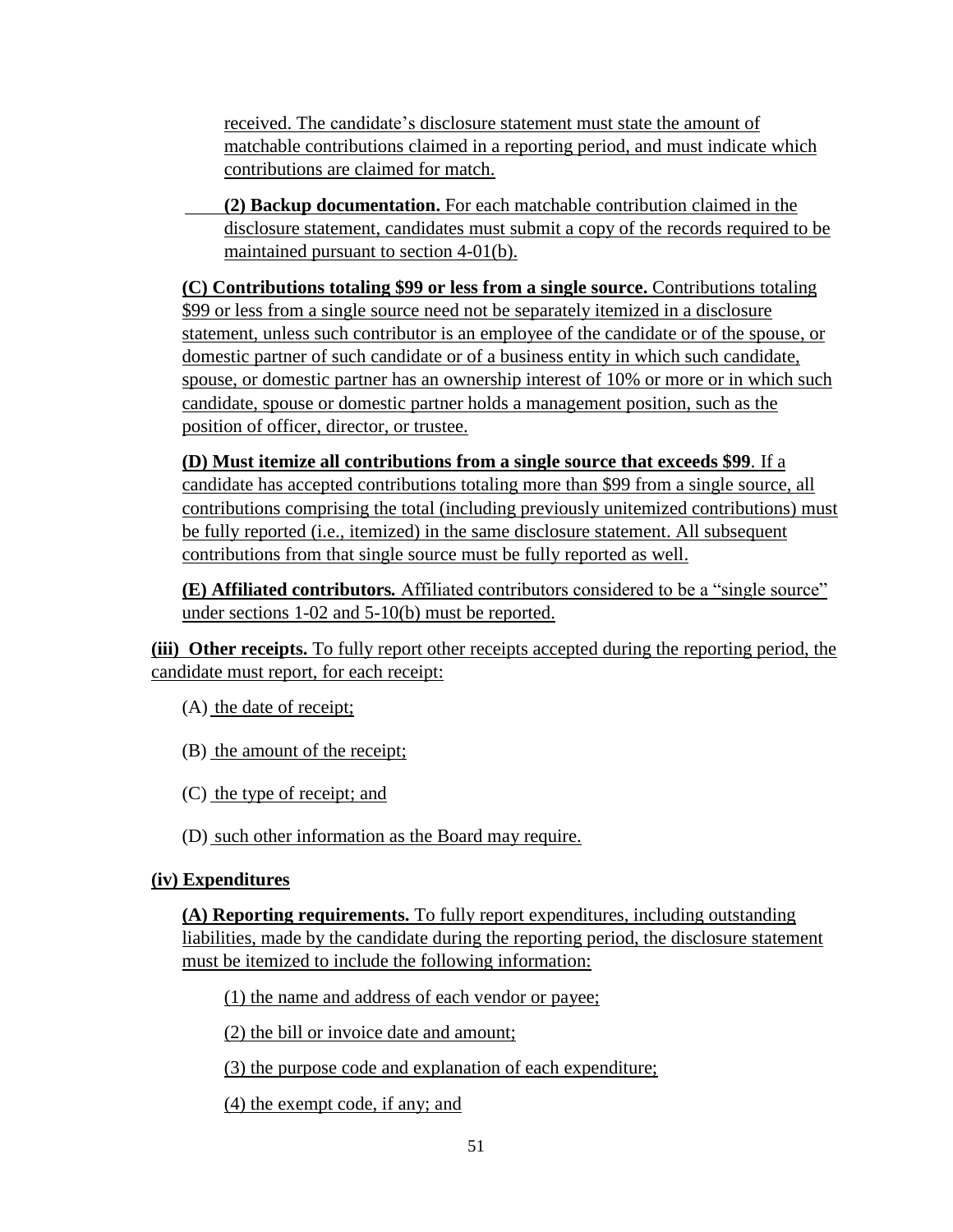received. The candidate's disclosure statement must state the amount of matchable contributions claimed in a reporting period, and must indicate which contributions are claimed for match.

**(2) Backup documentation.** For each matchable contribution claimed in the disclosure statement, candidates must submit a copy of the records required to be maintained pursuant to section 4-01(b).

**(C) Contributions totaling $99 or less from a single source.** Contributions totaling $99 or less from a single source need not be separately itemized in a disclosure statement, unless such contributor is an employee of the candidate or of the spouse, or domestic partner of such candidate or of a business entity in which such candidate, spouse, or domestic partner has an ownership interest of 10% or more or in which such candidate, spouse or domestic partner holds a management position, such as the position of officer, director, or trustee.

**(D) Must itemize all contributions from a single source that exceeds $99**. If a candidate has accepted contributions totaling more than $99 from a single source, all contributions comprising the total (including previously unitemized contributions) must be fully reported (i.e., itemized) in the same disclosure statement. All subsequent contributions from that single source must be fully reported as well.

**(E) Affiliated contributors.** Affiliated contributors considered to be a "single source" under sections 1-02 and 5-10(b) must be reported.

**(iii) Other receipts.** To fully report other receipts accepted during the reporting period, the candidate must report, for each receipt:

(A) the date of receipt;

(B) the amount of the receipt;

(C) the type of receipt; and

(D) such other information as the Board may require.

**(iv) Expenditures**

**(A) Reporting requirements.** To fully report expenditures, including outstanding liabilities, made by the candidate during the reporting period, the disclosure statement must be itemized to include the following information:

(1) the name and address of each vendor or payee;

(2) the bill or invoice date and amount;

(3) the purpose code and explanation of each expenditure;

(4) the exempt code, if any; and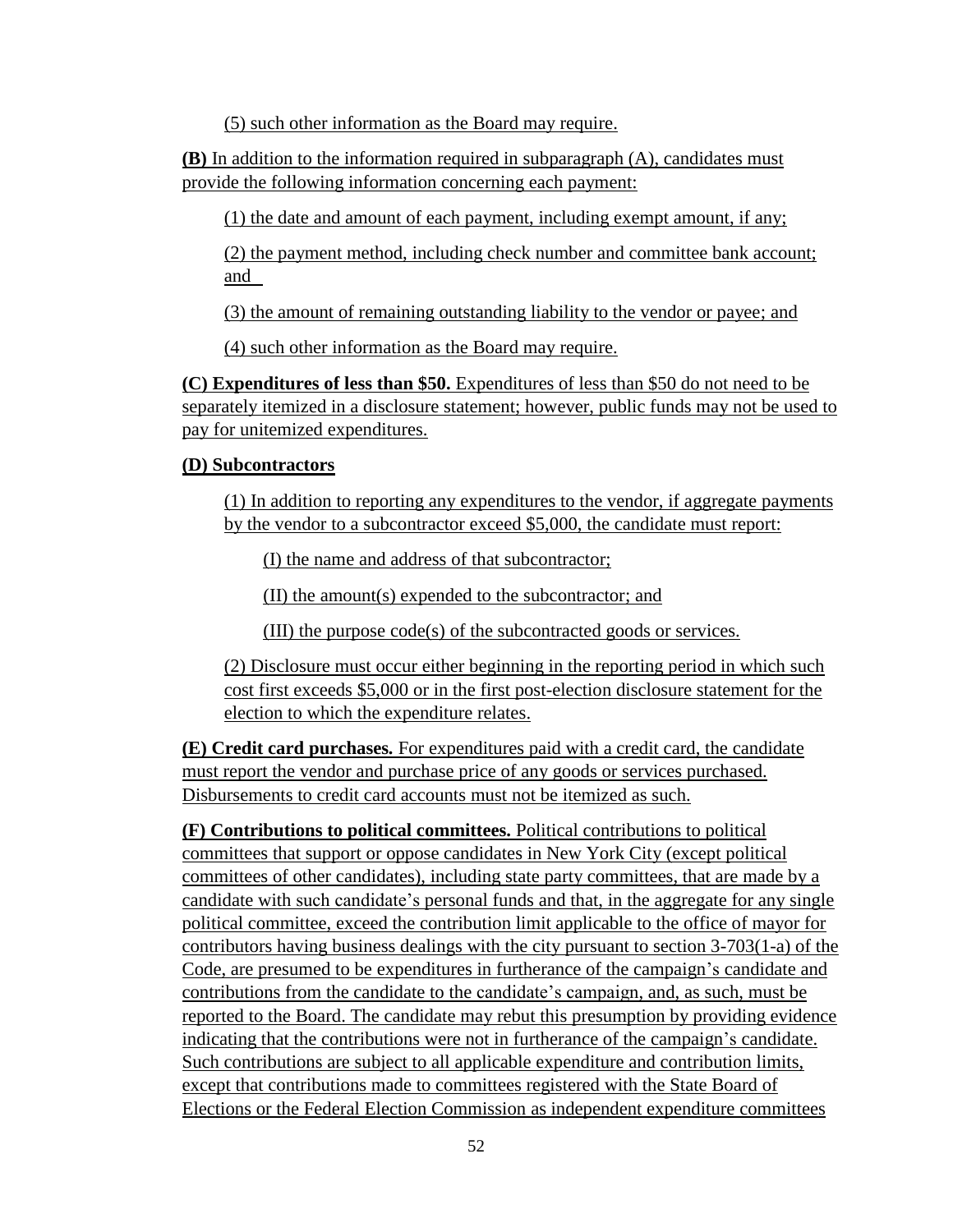(5) such other information as the Board may require.

**(B)** In addition to the information required in subparagraph (A), candidates must provide the following information concerning each payment:

(1) the date and amount of each payment, including exempt amount, if any;

(2) the payment method, including check number and committee bank account; and

(3) the amount of remaining outstanding liability to the vendor or payee; and

(4) such other information as the Board may require.

**(C) Expenditures of less than $50.** Expenditures of less than $50 do not need to be separately itemized in a disclosure statement; however, public funds may not be used to pay for unitemized expenditures.

**(D) Subcontractors**

(1) In addition to reporting any expenditures to the vendor, if aggregate payments by the vendor to a subcontractor exceed $5,000, the candidate must report:

(I) the name and address of that subcontractor;

(II) the amount(s) expended to the subcontractor; and

(III) the purpose code(s) of the subcontracted goods or services.

(2) Disclosure must occur either beginning in the reporting period in which such cost first exceeds $5,000 or in the first post-election disclosure statement for the election to which the expenditure relates.

**(E) Credit card purchases.** For expenditures paid with a credit card, the candidate must report the vendor and purchase price of any goods or services purchased. Disbursements to credit card accounts must not be itemized as such.

**(F) Contributions to political committees.** Political contributions to political committees that support or oppose candidates in New York City (except political committees of other candidates), including state party committees, that are made by a candidate with such candidate's personal funds and that, in the aggregate for any single political committee, exceed the contribution limit applicable to the office of mayor for contributors having business dealings with the city pursuant to section 3-703(1-a) of the Code, are presumed to be expenditures in furtherance of the campaign's candidate and contributions from the candidate to the candidate's campaign, and, as such, must be reported to the Board. The candidate may rebut this presumption by providing evidence indicating that the contributions were not in furtherance of the campaign's candidate. Such contributions are subject to all applicable expenditure and contribution limits, except that contributions made to committees registered with the State Board of Elections or the Federal Election Commission as independent expenditure committees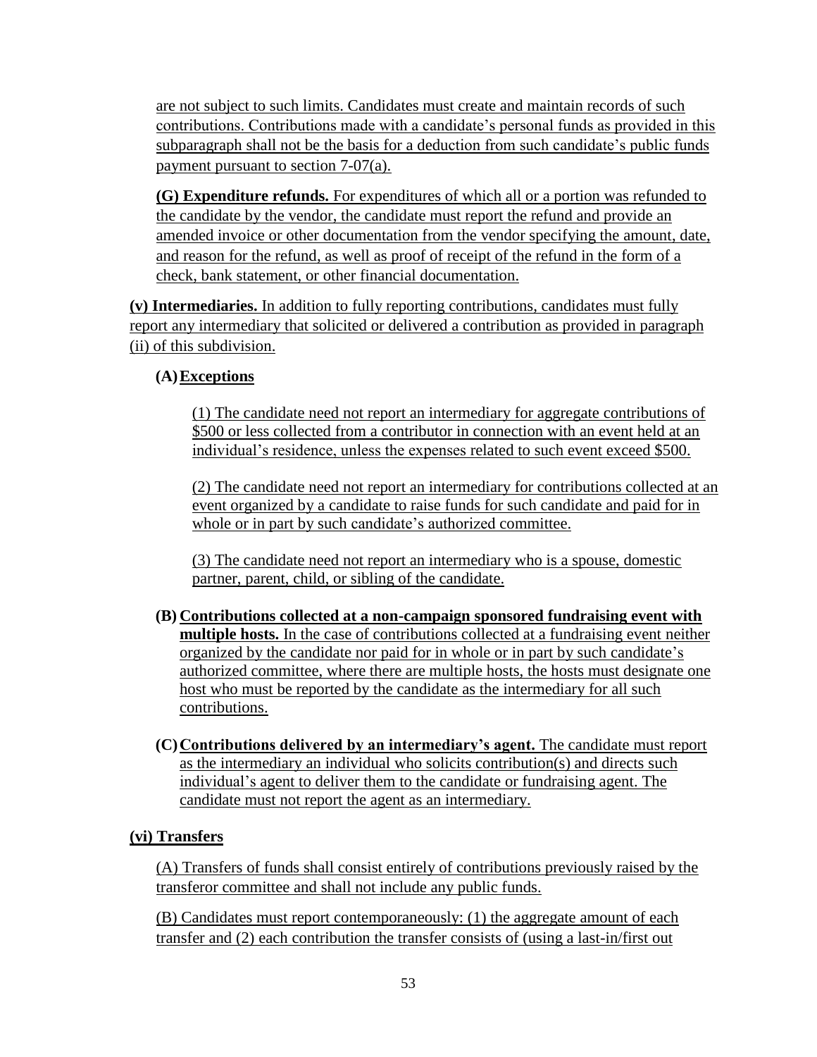are not subject to such limits. Candidates must create and maintain records of such contributions. Contributions made with a candidate's personal funds as provided in this subparagraph shall not be the basis for a deduction from such candidate's public funds payment pursuant to section 7-07(a).

**(G) Expenditure refunds.** For expenditures of which all or a portion was refunded to the candidate by the vendor, the candidate must report the refund and provide an amended invoice or other documentation from the vendor specifying the amount, date, and reason for the refund, as well as proof of receipt of the refund in the form of a check, bank statement, or other financial documentation.

**(v) Intermediaries.** In addition to fully reporting contributions, candidates must fully report any intermediary that solicited or delivered a contribution as provided in paragraph (ii) of this subdivision.

**(A) Exceptions**

(1) The candidate need not report an intermediary for aggregate contributions of $500 or less collected from a contributor in connection with an event held at an individual's residence, unless the expenses related to such event exceed $500.

(2) The candidate need not report an intermediary for contributions collected at an event organized by a candidate to raise funds for such candidate and paid for in whole or in part by such candidate's authorized committee.

(3) The candidate need not report an intermediary who is a spouse, domestic partner, parent, child, or sibling of the candidate.

**(B) Contributions collected at a non-campaign sponsored fundraising event with multiple hosts.** In the case of contributions collected at a fundraising event neither organized by the candidate nor paid for in whole or in part by such candidate's authorized committee, where there are multiple hosts, the hosts must designate one host who must be reported by the candidate as the intermediary for all such contributions.

**(C) Contributions delivered by an intermediary's agent.** The candidate must report as the intermediary an individual who solicits contribution(s) and directs such individual's agent to deliver them to the candidate or fundraising agent. The candidate must not report the agent as an intermediary.

**(vi) Transfers**

(A) Transfers of funds shall consist entirely of contributions previously raised by the transferor committee and shall not include any public funds.

(B) Candidates must report contemporaneously: (1) the aggregate amount of each transfer and (2) each contribution the transfer consists of (using a last-in/first out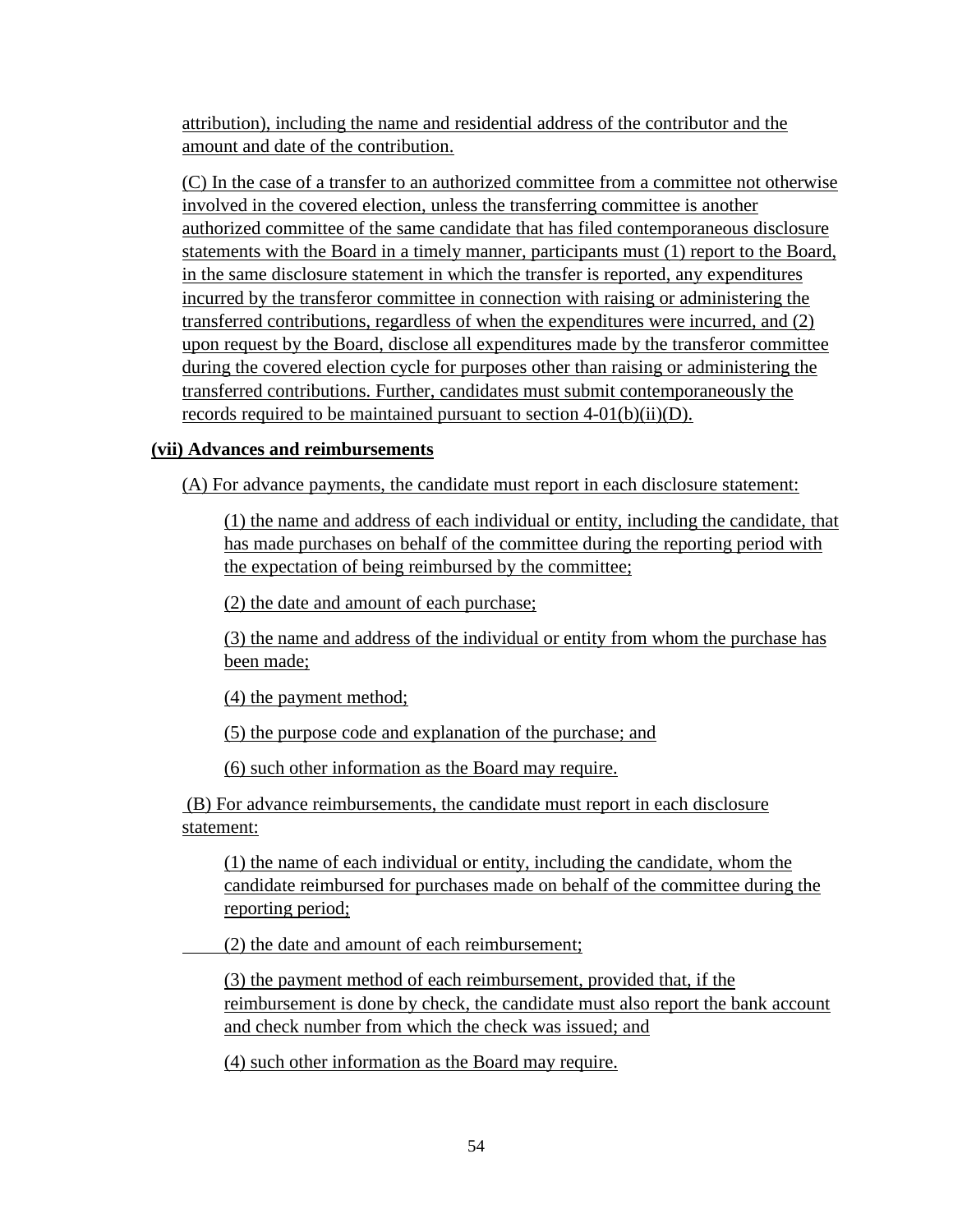attribution), including the name and residential address of the contributor and the amount and date of the contribution.

(C) In the case of a transfer to an authorized committee from a committee not otherwise involved in the covered election, unless the transferring committee is another authorized committee of the same candidate that has filed contemporaneous disclosure statements with the Board in a timely manner, participants must (1) report to the Board, in the same disclosure statement in which the transfer is reported, any expenditures incurred by the transferor committee in connection with raising or administering the transferred contributions, regardless of when the expenditures were incurred, and (2) upon request by the Board, disclose all expenditures made by the transferor committee during the covered election cycle for purposes other than raising or administering the transferred contributions. Further, candidates must submit contemporaneously the records required to be maintained pursuant to section 4-01(b)(ii)(D).

**(vii) Advances and reimbursements**

(A) For advance payments, the candidate must report in each disclosure statement:

(1) the name and address of each individual or entity, including the candidate, that has made purchases on behalf of the committee during the reporting period with the expectation of being reimbursed by the committee;

(2) the date and amount of each purchase;

(3) the name and address of the individual or entity from whom the purchase has been made;

(4) the payment method;

(5) the purpose code and explanation of the purchase; and

(6) such other information as the Board may require.

(B) For advance reimbursements, the candidate must report in each disclosure statement:

(1) the name of each individual or entity, including the candidate, whom the candidate reimbursed for purchases made on behalf of the committee during the reporting period;

(2) the date and amount of each reimbursement;

(3) the payment method of each reimbursement, provided that, if the reimbursement is done by check, the candidate must also report the bank account and check number from which the check was issued; and

(4) such other information as the Board may require.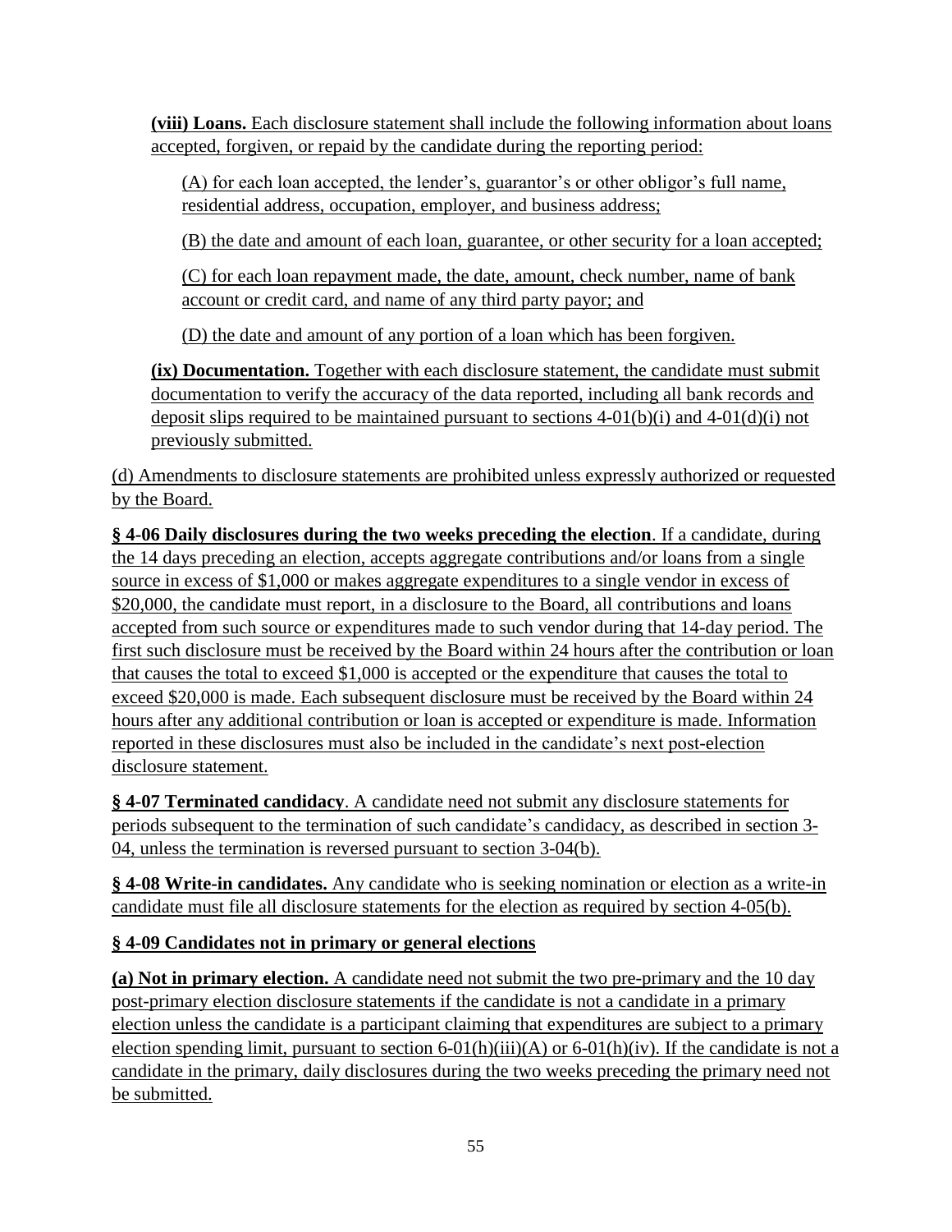**(viii) Loans.** Each disclosure statement shall include the following information about loans accepted, forgiven, or repaid by the candidate during the reporting period:

(A) for each loan accepted, the lender's, guarantor's or other obligor's full name, residential address, occupation, employer, and business address;

(B) the date and amount of each loan, guarantee, or other security for a loan accepted;

(C) for each loan repayment made, the date, amount, check number, name of bank account or credit card, and name of any third party payor; and

(D) the date and amount of any portion of a loan which has been forgiven.

**(ix) Documentation.** Together with each disclosure statement, the candidate must submit documentation to verify the accuracy of the data reported, including all bank records and deposit slips required to be maintained pursuant to sections 4-01(b)(i) and 4-01(d)(i) not previously submitted.

(d) Amendments to disclosure statements are prohibited unless expressly authorized or requested by the Board.

**§ 4-06 Daily disclosures during the two weeks preceding the election**. If a candidate, during the 14 days preceding an election, accepts aggregate contributions and/or loans from a single source in excess of $1,000 or makes aggregate expenditures to a single vendor in excess of $20,000, the candidate must report, in a disclosure to the Board, all contributions and loans accepted from such source or expenditures made to such vendor during that 14-day period. The first such disclosure must be received by the Board within 24 hours after the contribution or loan that causes the total to exceed $1,000 is accepted or the expenditure that causes the total to exceed $20,000 is made. Each subsequent disclosure must be received by the Board within 24 hours after any additional contribution or loan is accepted or expenditure is made. Information reported in these disclosures must also be included in the candidate's next post-election disclosure statement.

**§ 4-07 Terminated candidacy**. A candidate need not submit any disclosure statements for periods subsequent to the termination of such candidate's candidacy, as described in section 3-04, unless the termination is reversed pursuant to section 3-04(b).

**§ 4-08 Write-in candidates.** Any candidate who is seeking nomination or election as a write-in candidate must file all disclosure statements for the election as required by section 4-05(b).

**§ 4-09 Candidates not in primary or general elections**

**(a) Not in primary election.** A candidate need not submit the two pre-primary and the 10 day post-primary election disclosure statements if the candidate is not a candidate in a primary election unless the candidate is a participant claiming that expenditures are subject to a primary election spending limit, pursuant to section 6-01(h)(iii)(A) or 6-01(h)(iv). If the candidate is not a candidate in the primary, daily disclosures during the two weeks preceding the primary need not be submitted.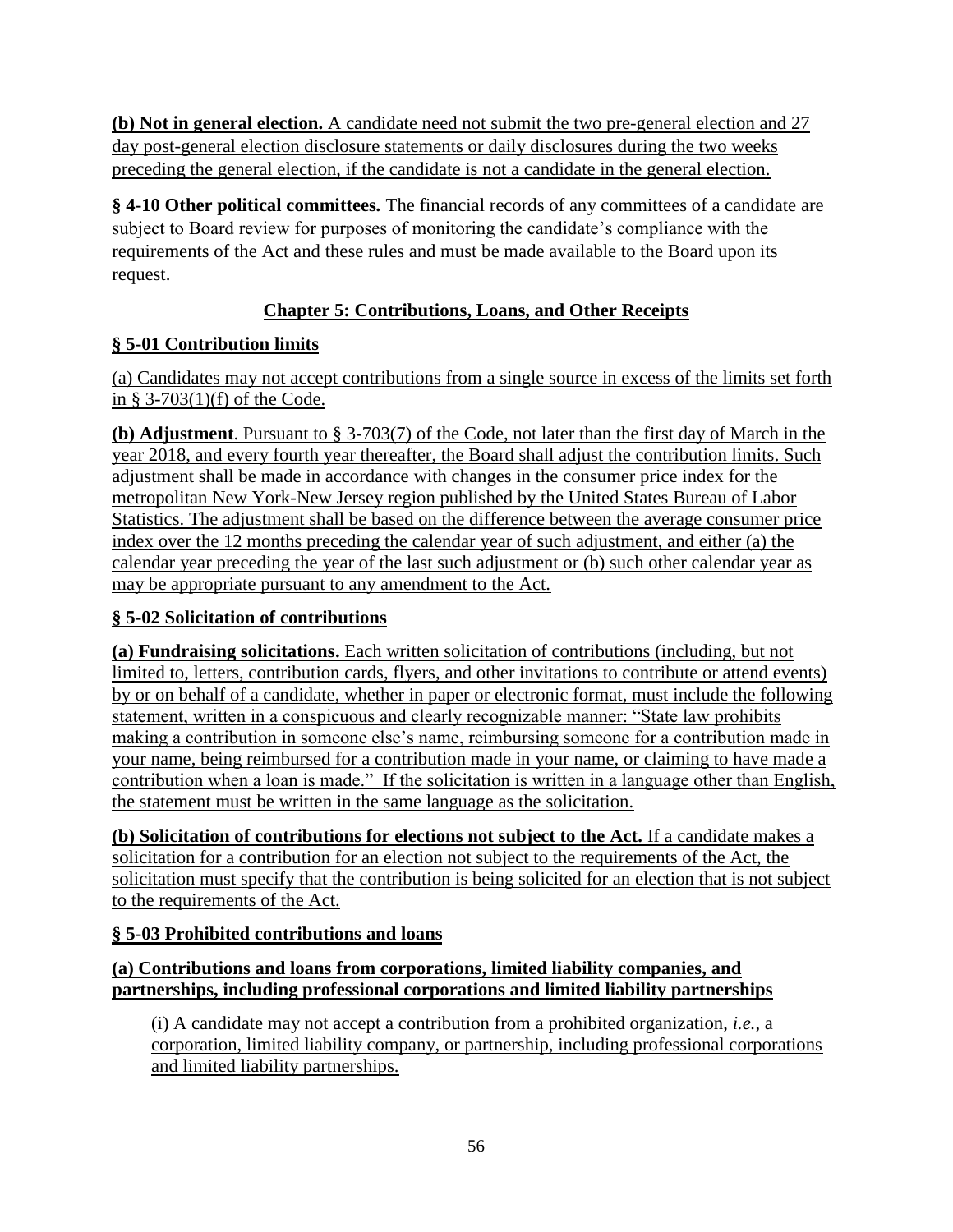**(b) Not in general election.** A candidate need not submit the two pre-general election and 27 day post-general election disclosure statements or daily disclosures during the two weeks preceding the general election, if the candidate is not a candidate in the general election.

**§ 4-10 Other political committees.** The financial records of any committees of a candidate are subject to Board review for purposes of monitoring the candidate's compliance with the requirements of the Act and these rules and must be made available to the Board upon its request.

## Chapter 5: Contributions, Loans, and Other Receipts

### § 5-01 Contribution limits

(a) Candidates may not accept contributions from a single source in excess of the limits set forth in § 3-703(1)(f) of the Code.

**(b) Adjustment**. Pursuant to § 3-703(7) of the Code, not later than the first day of March in the year 2018, and every fourth year thereafter, the Board shall adjust the contribution limits. Such adjustment shall be made in accordance with changes in the consumer price index for the metropolitan New York-New Jersey region published by the United States Bureau of Labor Statistics. The adjustment shall be based on the difference between the average consumer price index over the 12 months preceding the calendar year of such adjustment, and either (a) the calendar year preceding the year of the last such adjustment or (b) such other calendar year as may be appropriate pursuant to any amendment to the Act.

### § 5-02 Solicitation of contributions

**(a) Fundraising solicitations.** Each written solicitation of contributions (including, but not limited to, letters, contribution cards, flyers, and other invitations to contribute or attend events) by or on behalf of a candidate, whether in paper or electronic format, must include the following statement, written in a conspicuous and clearly recognizable manner: "State law prohibits making a contribution in someone else's name, reimbursing someone for a contribution made in your name, being reimbursed for a contribution made in your name, or claiming to have made a contribution when a loan is made." If the solicitation is written in a language other than English, the statement must be written in the same language as the solicitation.

**(b) Solicitation of contributions for elections not subject to the Act.** If a candidate makes a solicitation for a contribution for an election not subject to the requirements of the Act, the solicitation must specify that the contribution is being solicited for an election that is not subject to the requirements of the Act.

### § 5-03 Prohibited contributions and loans

**(a) Contributions and loans from corporations, limited liability companies, and partnerships, including professional corporations and limited liability partnerships**

(i) A candidate may not accept a contribution from a prohibited organization, *i.e.*, a corporation, limited liability company, or partnership, including professional corporations and limited liability partnerships.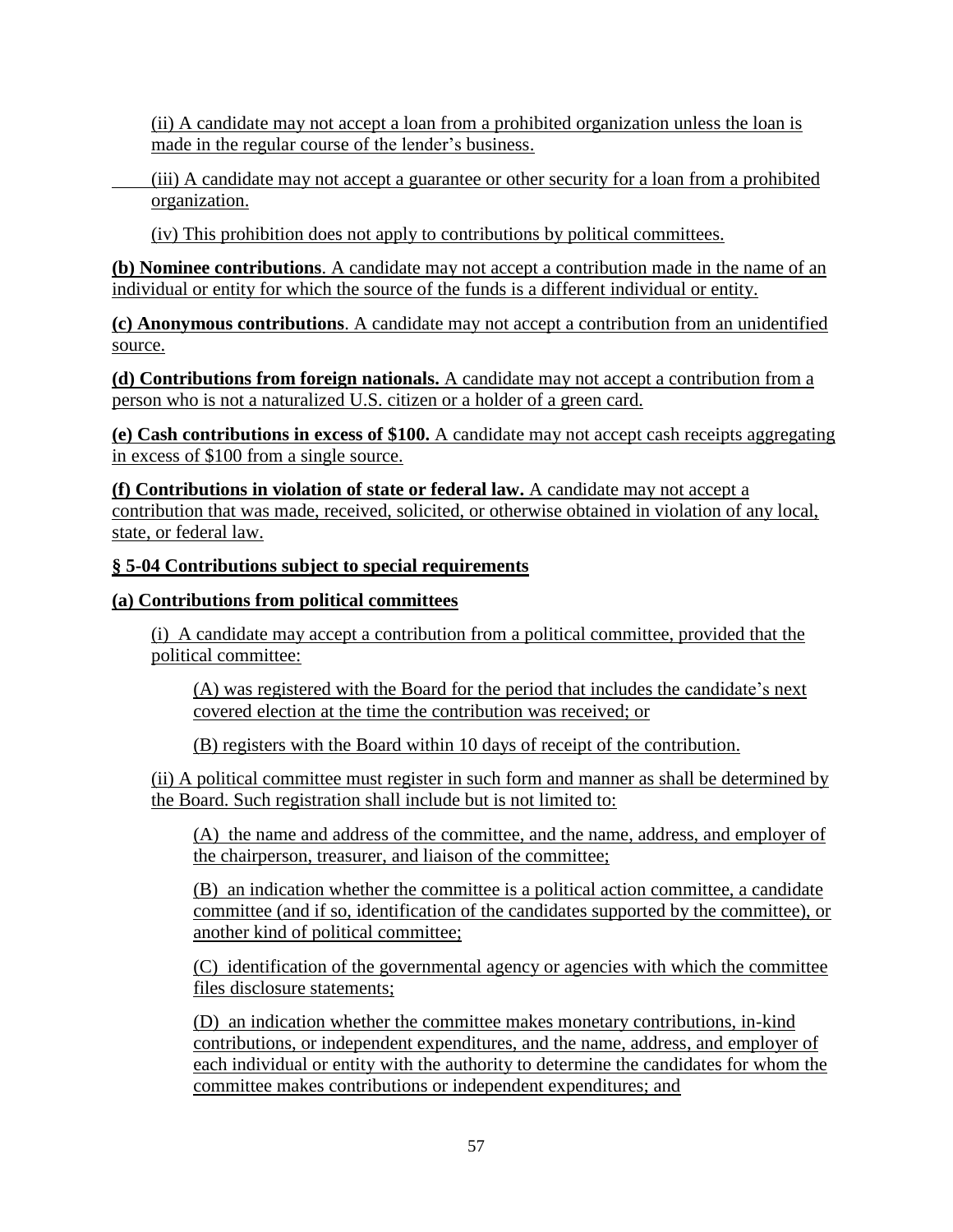(ii) A candidate may not accept a loan from a prohibited organization unless the loan is made in the regular course of the lender's business.

(iii) A candidate may not accept a guarantee or other security for a loan from a prohibited organization.

(iv) This prohibition does not apply to contributions by political committees.

**(b) Nominee contributions**. A candidate may not accept a contribution made in the name of an individual or entity for which the source of the funds is a different individual or entity.

**(c) Anonymous contributions**. A candidate may not accept a contribution from an unidentified source.

**(d) Contributions from foreign nationals.** A candidate may not accept a contribution from a person who is not a naturalized U.S. citizen or a holder of a green card.

**(e) Cash contributions in excess of $100.** A candidate may not accept cash receipts aggregating in excess of $100 from a single source.

**(f) Contributions in violation of state or federal law.** A candidate may not accept a contribution that was made, received, solicited, or otherwise obtained in violation of any local, state, or federal law.

**§ 5-04 Contributions subject to special requirements**

**(a) Contributions from political committees**

(i) A candidate may accept a contribution from a political committee, provided that the political committee:

(A) was registered with the Board for the period that includes the candidate's next covered election at the time the contribution was received; or

(B) registers with the Board within 10 days of receipt of the contribution.

(ii) A political committee must register in such form and manner as shall be determined by the Board. Such registration shall include but is not limited to:

(A) the name and address of the committee, and the name, address, and employer of the chairperson, treasurer, and liaison of the committee;

(B) an indication whether the committee is a political action committee, a candidate committee (and if so, identification of the candidates supported by the committee), or another kind of political committee;

(C) identification of the governmental agency or agencies with which the committee files disclosure statements;

(D) an indication whether the committee makes monetary contributions, in-kind contributions, or independent expenditures, and the name, address, and employer of each individual or entity with the authority to determine the candidates for whom the committee makes contributions or independent expenditures; and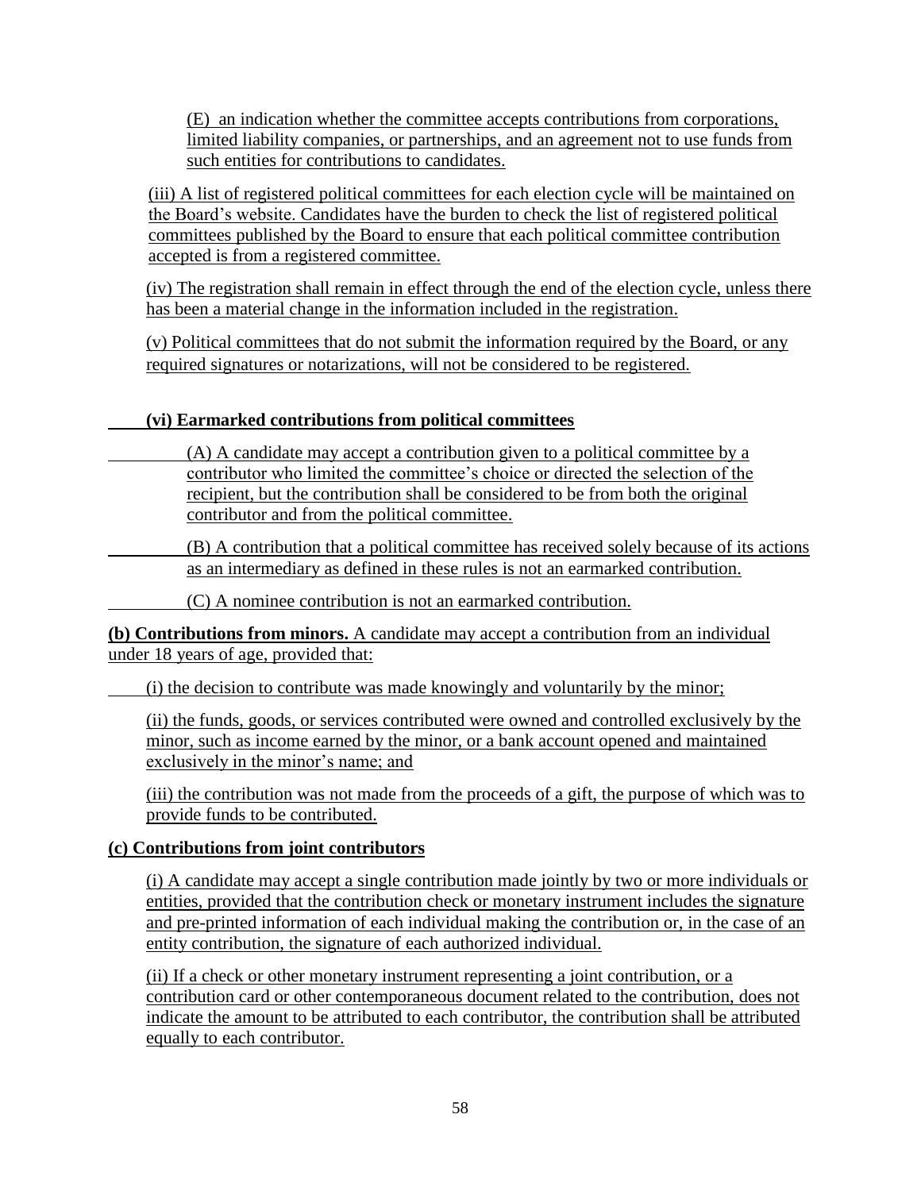(E) an indication whether the committee accepts contributions from corporations, limited liability companies, or partnerships, and an agreement not to use funds from such entities for contributions to candidates.

(iii) A list of registered political committees for each election cycle will be maintained on the Board's website. Candidates have the burden to check the list of registered political committees published by the Board to ensure that each political committee contribution accepted is from a registered committee.

(iv) The registration shall remain in effect through the end of the election cycle, unless there has been a material change in the information included in the registration.

(v) Political committees that do not submit the information required by the Board, or any required signatures or notarizations, will not be considered to be registered.

**(vi) Earmarked contributions from political committees**

(A) A candidate may accept a contribution given to a political committee by a contributor who limited the committee's choice or directed the selection of the recipient, but the contribution shall be considered to be from both the original contributor and from the political committee.

(B) A contribution that a political committee has received solely because of its actions as an intermediary as defined in these rules is not an earmarked contribution.

(C) A nominee contribution is not an earmarked contribution.

**(b) Contributions from minors.** A candidate may accept a contribution from an individual under 18 years of age, provided that:

(i) the decision to contribute was made knowingly and voluntarily by the minor;

(ii) the funds, goods, or services contributed were owned and controlled exclusively by the minor, such as income earned by the minor, or a bank account opened and maintained exclusively in the minor's name; and

(iii) the contribution was not made from the proceeds of a gift, the purpose of which was to provide funds to be contributed.

**(c) Contributions from joint contributors**

(i) A candidate may accept a single contribution made jointly by two or more individuals or entities, provided that the contribution check or monetary instrument includes the signature and pre-printed information of each individual making the contribution or, in the case of an entity contribution, the signature of each authorized individual.

(ii) If a check or other monetary instrument representing a joint contribution, or a contribution card or other contemporaneous document related to the contribution, does not indicate the amount to be attributed to each contributor, the contribution shall be attributed equally to each contributor.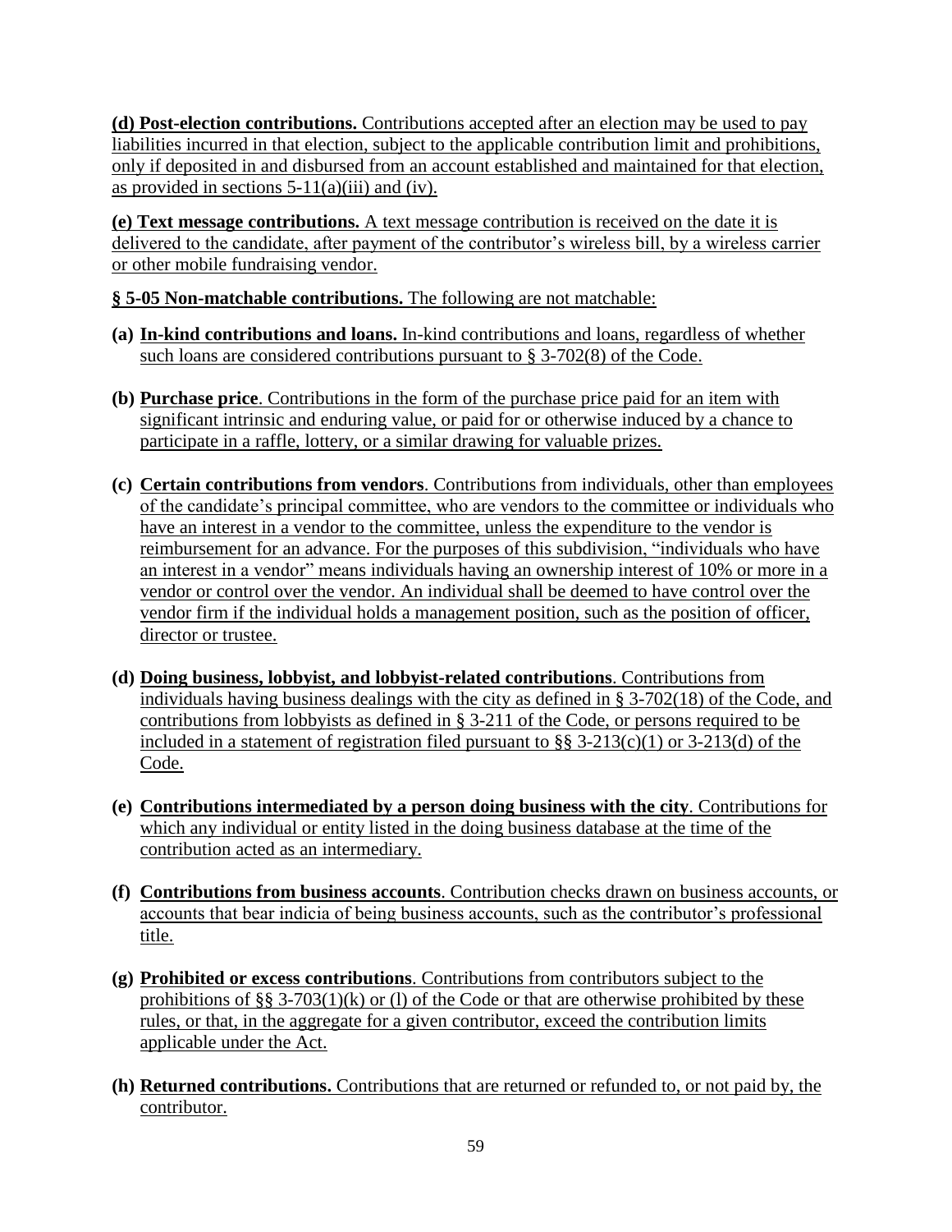**(d) Post-election contributions.** Contributions accepted after an election may be used to pay liabilities incurred in that election, subject to the applicable contribution limit and prohibitions, only if deposited in and disbursed from an account established and maintained for that election, as provided in sections 5-11(a)(iii) and (iv).

**(e) Text message contributions.** A text message contribution is received on the date it is delivered to the candidate, after payment of the contributor's wireless bill, by a wireless carrier or other mobile fundraising vendor.

**§ 5-05 Non-matchable contributions.** The following are not matchable:

**(a) In-kind contributions and loans.** In-kind contributions and loans, regardless of whether such loans are considered contributions pursuant to § 3-702(8) of the Code.

**(b) Purchase price**. Contributions in the form of the purchase price paid for an item with significant intrinsic and enduring value, or paid for or otherwise induced by a chance to participate in a raffle, lottery, or a similar drawing for valuable prizes.

**(c) Certain contributions from vendors**. Contributions from individuals, other than employees of the candidate's principal committee, who are vendors to the committee or individuals who have an interest in a vendor to the committee, unless the expenditure to the vendor is reimbursement for an advance. For the purposes of this subdivision, "individuals who have an interest in a vendor" means individuals having an ownership interest of 10% or more in a vendor or control over the vendor. An individual shall be deemed to have control over the vendor firm if the individual holds a management position, such as the position of officer, director or trustee.

**(d) Doing business, lobbyist, and lobbyist-related contributions**. Contributions from individuals having business dealings with the city as defined in § 3-702(18) of the Code, and contributions from lobbyists as defined in § 3-211 of the Code, or persons required to be included in a statement of registration filed pursuant to §§ 3-213(c)(1) or 3-213(d) of the Code.

**(e) Contributions intermediated by a person doing business with the city**. Contributions for which any individual or entity listed in the doing business database at the time of the contribution acted as an intermediary.

**(f) Contributions from business accounts**. Contribution checks drawn on business accounts, or accounts that bear indicia of being business accounts, such as the contributor's professional title.

**(g) Prohibited or excess contributions**. Contributions from contributors subject to the prohibitions of §§ 3-703(1)(k) or (l) of the Code or that are otherwise prohibited by these rules, or that, in the aggregate for a given contributor, exceed the contribution limits applicable under the Act.

**(h) Returned contributions.** Contributions that are returned or refunded to, or not paid by, the contributor.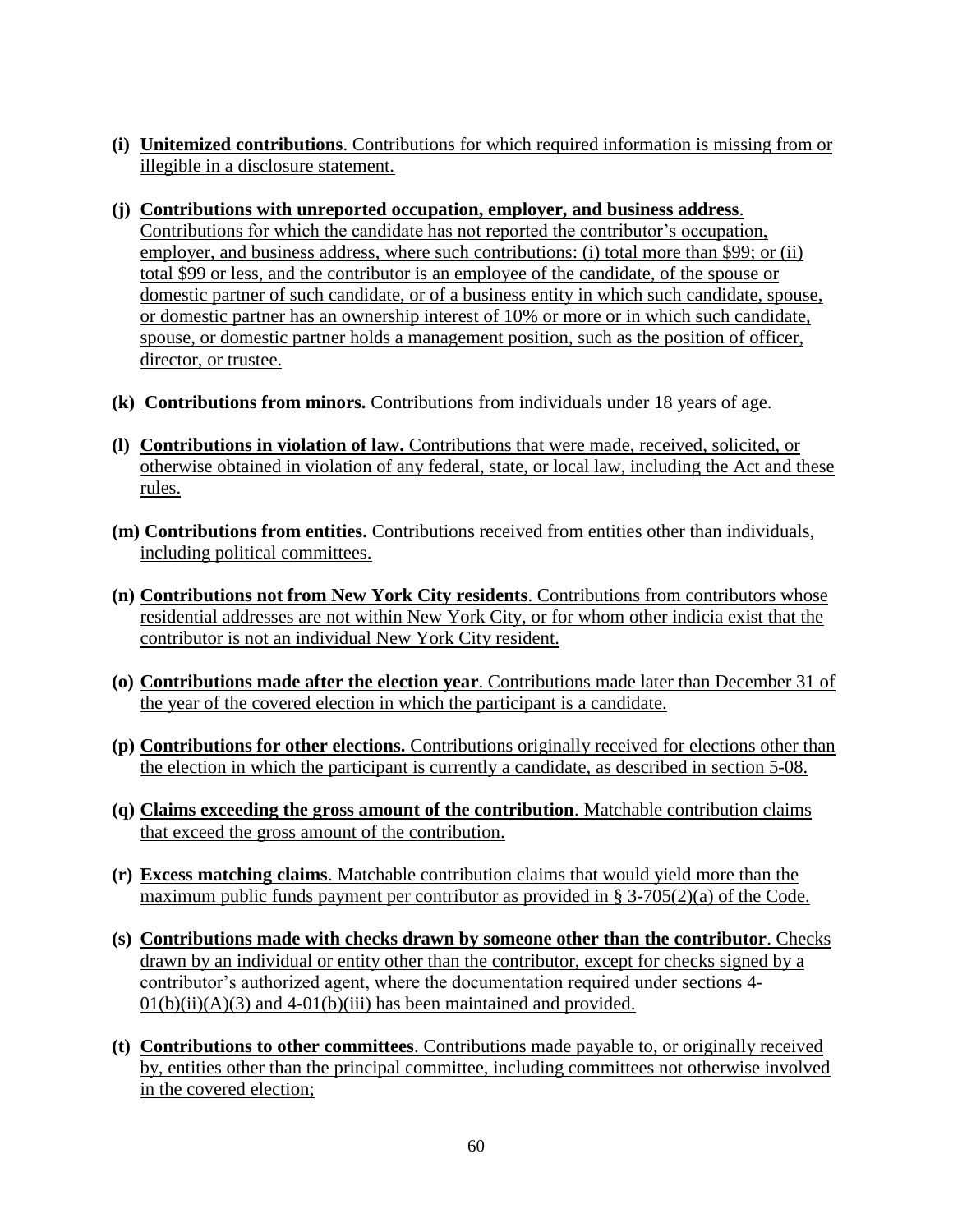- **(i) Unitemized contributions**. Contributions for which required information is missing from or illegible in a disclosure statement.

- **(j) Contributions with unreported occupation, employer, and business address**. Contributions for which the candidate has not reported the contributor's occupation, employer, and business address, where such contributions: (i) total more than $99; or (ii) total $99 or less, and the contributor is an employee of the candidate, of the spouse or domestic partner of such candidate, or of a business entity in which such candidate, spouse, or domestic partner has an ownership interest of 10% or more or in which such candidate, spouse, or domestic partner holds a management position, such as the position of officer, director, or trustee.

- **(k) Contributions from minors.** Contributions from individuals under 18 years of age.

- **(l) Contributions in violation of law.** Contributions that were made, received, solicited, or otherwise obtained in violation of any federal, state, or local law, including the Act and these rules.

- **(m) Contributions from entities.** Contributions received from entities other than individuals, including political committees.

- **(n) Contributions not from New York City residents**. Contributions from contributors whose residential addresses are not within New York City, or for whom other indicia exist that the contributor is not an individual New York City resident.

- **(o) Contributions made after the election year**. Contributions made later than December 31 of the year of the covered election in which the participant is a candidate.

- **(p) Contributions for other elections.** Contributions originally received for elections other than the election in which the participant is currently a candidate, as described in section 5-08.

- **(q) Claims exceeding the gross amount of the contribution**. Matchable contribution claims that exceed the gross amount of the contribution.

- **(r) Excess matching claims**. Matchable contribution claims that would yield more than the maximum public funds payment per contributor as provided in § 3-705(2)(a) of the Code.

- **(s) Contributions made with checks drawn by someone other than the contributor**. Checks drawn by an individual or entity other than the contributor, except for checks signed by a contributor's authorized agent, where the documentation required under sections 4-01(b)(ii)(A)(3) and 4-01(b)(iii) has been maintained and provided.

- **(t) Contributions to other committees**. Contributions made payable to, or originally received by, entities other than the principal committee, including committees not otherwise involved in the covered election;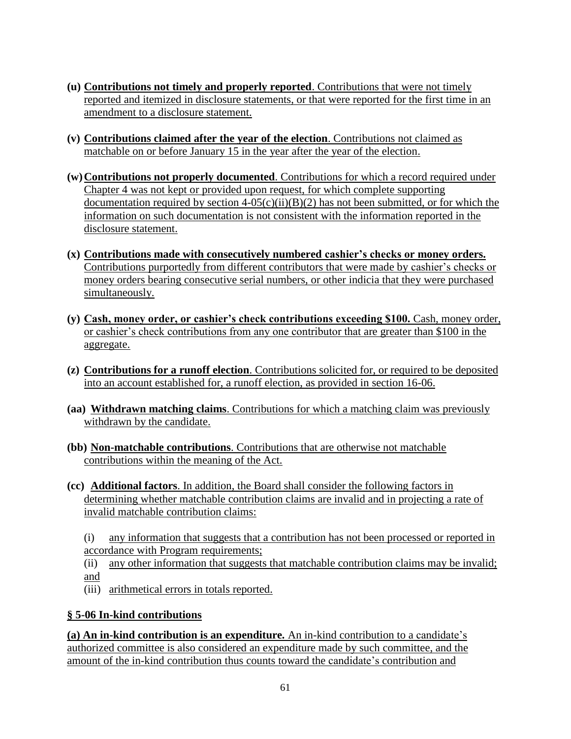**(u) Contributions not timely and properly reported**. Contributions that were not timely reported and itemized in disclosure statements, or that were reported for the first time in an amendment to a disclosure statement.

**(v) Contributions claimed after the year of the election**. Contributions not claimed as matchable on or before January 15 in the year after the year of the election.

**(w) Contributions not properly documented**. Contributions for which a record required under Chapter 4 was not kept or provided upon request, for which complete supporting documentation required by section 4-05(c)(ii)(B)(2) has not been submitted, or for which the information on such documentation is not consistent with the information reported in the disclosure statement.

**(x) Contributions made with consecutively numbered cashier's checks or money orders.** Contributions purportedly from different contributors that were made by cashier's checks or money orders bearing consecutive serial numbers, or other indicia that they were purchased simultaneously.

**(y) Cash, money order, or cashier's check contributions exceeding $100.** Cash, money order, or cashier's check contributions from any one contributor that are greater than $100 in the aggregate.

**(z) Contributions for a runoff election**. Contributions solicited for, or required to be deposited into an account established for, a runoff election, as provided in section 16-06.

**(aa) Withdrawn matching claims**. Contributions for which a matching claim was previously withdrawn by the candidate.

**(bb) Non-matchable contributions**. Contributions that are otherwise not matchable contributions within the meaning of the Act.

**(cc) Additional factors**. In addition, the Board shall consider the following factors in determining whether matchable contribution claims are invalid and in projecting a rate of invalid matchable contribution claims:

(i) any information that suggests that a contribution has not been processed or reported in accordance with Program requirements;
(ii) any other information that suggests that matchable contribution claims may be invalid; and
(iii) arithmetical errors in totals reported.

## § 5-06 In-kind contributions

**(a) An in-kind contribution is an expenditure.** An in-kind contribution to a candidate's authorized committee is also considered an expenditure made by such committee, and the amount of the in-kind contribution thus counts toward the candidate's contribution and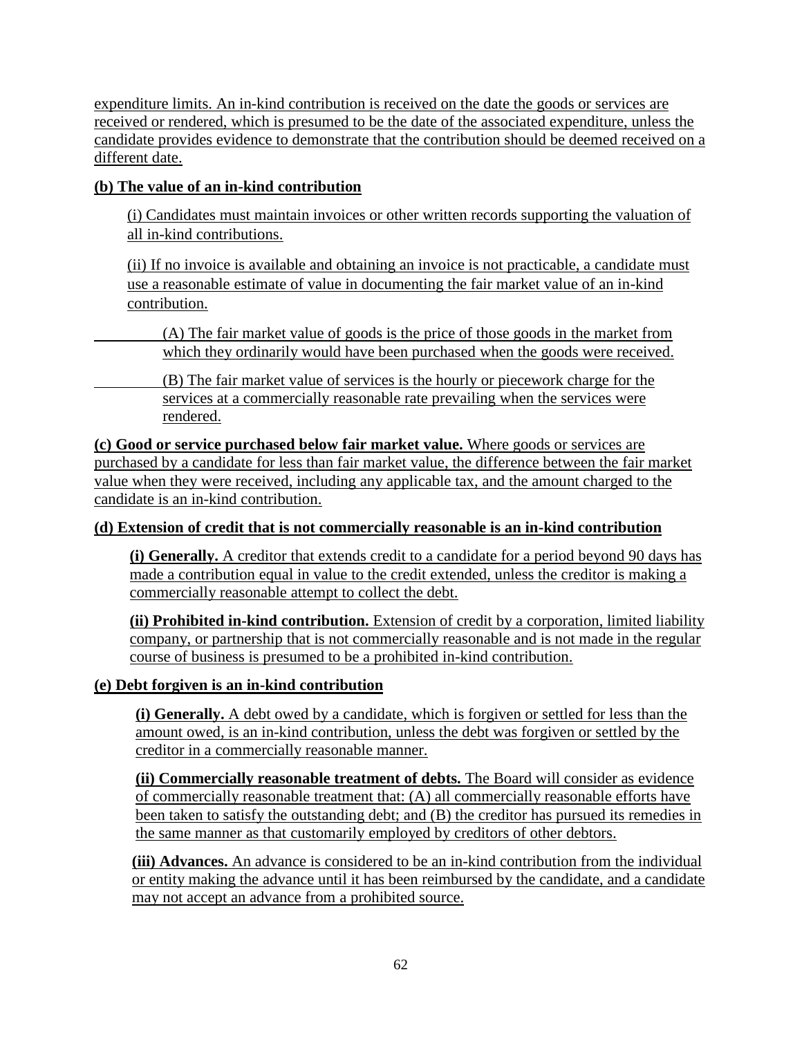expenditure limits. An in-kind contribution is received on the date the goods or services are received or rendered, which is presumed to be the date of the associated expenditure, unless the candidate provides evidence to demonstrate that the contribution should be deemed received on a different date.

**(b) The value of an in-kind contribution**

(i) Candidates must maintain invoices or other written records supporting the valuation of all in-kind contributions.

(ii) If no invoice is available and obtaining an invoice is not practicable, a candidate must use a reasonable estimate of value in documenting the fair market value of an in-kind contribution.

(A) The fair market value of goods is the price of those goods in the market from which they ordinarily would have been purchased when the goods were received.

(B) The fair market value of services is the hourly or piecework charge for the services at a commercially reasonable rate prevailing when the services were rendered.

**(c) Good or service purchased below fair market value.** Where goods or services are purchased by a candidate for less than fair market value, the difference between the fair market value when they were received, including any applicable tax, and the amount charged to the candidate is an in-kind contribution.

**(d) Extension of credit that is not commercially reasonable is an in-kind contribution**

**(i) Generally.** A creditor that extends credit to a candidate for a period beyond 90 days has made a contribution equal in value to the credit extended, unless the creditor is making a commercially reasonable attempt to collect the debt.

**(ii) Prohibited in-kind contribution.** Extension of credit by a corporation, limited liability company, or partnership that is not commercially reasonable and is not made in the regular course of business is presumed to be a prohibited in-kind contribution.

**(e) Debt forgiven is an in-kind contribution**

**(i) Generally.** A debt owed by a candidate, which is forgiven or settled for less than the amount owed, is an in-kind contribution, unless the debt was forgiven or settled by the creditor in a commercially reasonable manner.

**(ii) Commercially reasonable treatment of debts.** The Board will consider as evidence of commercially reasonable treatment that: (A) all commercially reasonable efforts have been taken to satisfy the outstanding debt; and (B) the creditor has pursued its remedies in the same manner as that customarily employed by creditors of other debtors.

**(iii) Advances.** An advance is considered to be an in-kind contribution from the individual or entity making the advance until it has been reimbursed by the candidate, and a candidate may not accept an advance from a prohibited source.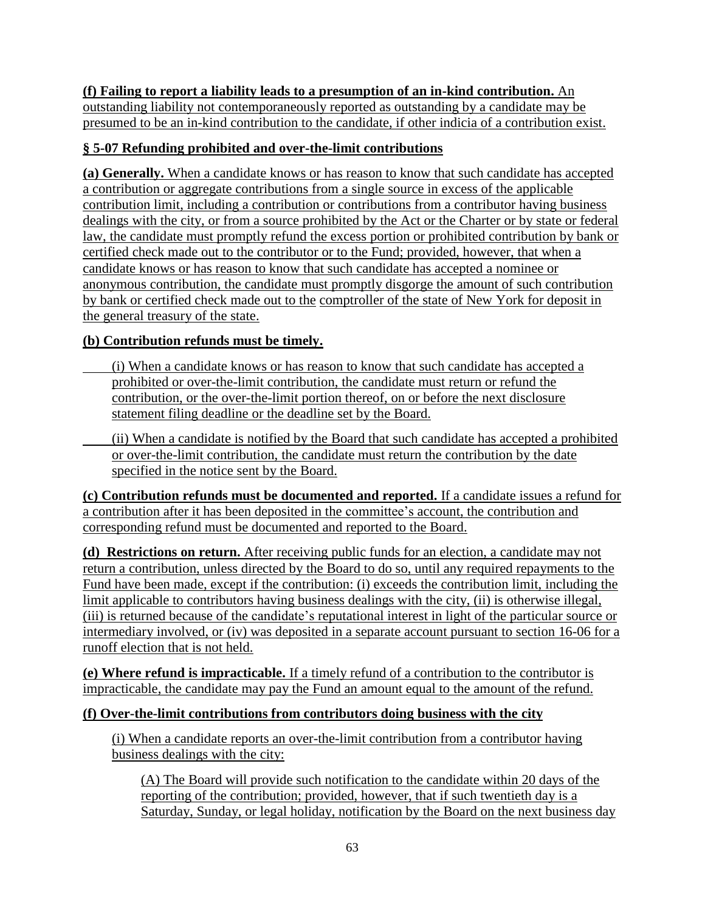**(f) Failing to report a liability leads to a presumption of an in-kind contribution.** An outstanding liability not contemporaneously reported as outstanding by a candidate may be presumed to be an in-kind contribution to the candidate, if other indicia of a contribution exist.

## § 5-07 Refunding prohibited and over-the-limit contributions

**(a) Generally.** When a candidate knows or has reason to know that such candidate has accepted a contribution or aggregate contributions from a single source in excess of the applicable contribution limit, including a contribution or contributions from a contributor having business dealings with the city, or from a source prohibited by the Act or the Charter or by state or federal law, the candidate must promptly refund the excess portion or prohibited contribution by bank or certified check made out to the contributor or to the Fund; provided, however, that when a candidate knows or has reason to know that such candidate has accepted a nominee or anonymous contribution, the candidate must promptly disgorge the amount of such contribution by bank or certified check made out to the comptroller of the state of New York for deposit in the general treasury of the state.

**(b) Contribution refunds must be timely.**

(i) When a candidate knows or has reason to know that such candidate has accepted a prohibited or over-the-limit contribution, the candidate must return or refund the contribution, or the over-the-limit portion thereof, on or before the next disclosure statement filing deadline or the deadline set by the Board.

(ii) When a candidate is notified by the Board that such candidate has accepted a prohibited or over-the-limit contribution, the candidate must return the contribution by the date specified in the notice sent by the Board.

**(c) Contribution refunds must be documented and reported.** If a candidate issues a refund for a contribution after it has been deposited in the committee's account, the contribution and corresponding refund must be documented and reported to the Board.

**(d) Restrictions on return.** After receiving public funds for an election, a candidate may not return a contribution, unless directed by the Board to do so, until any required repayments to the Fund have been made, except if the contribution: (i) exceeds the contribution limit, including the limit applicable to contributors having business dealings with the city, (ii) is otherwise illegal, (iii) is returned because of the candidate's reputational interest in light of the particular source or intermediary involved, or (iv) was deposited in a separate account pursuant to section 16-06 for a runoff election that is not held.

**(e) Where refund is impracticable.** If a timely refund of a contribution to the contributor is impracticable, the candidate may pay the Fund an amount equal to the amount of the refund.

**(f) Over-the-limit contributions from contributors doing business with the city**

(i) When a candidate reports an over-the-limit contribution from a contributor having business dealings with the city:

(A) The Board will provide such notification to the candidate within 20 days of the reporting of the contribution; provided, however, that if such twentieth day is a Saturday, Sunday, or legal holiday, notification by the Board on the next business day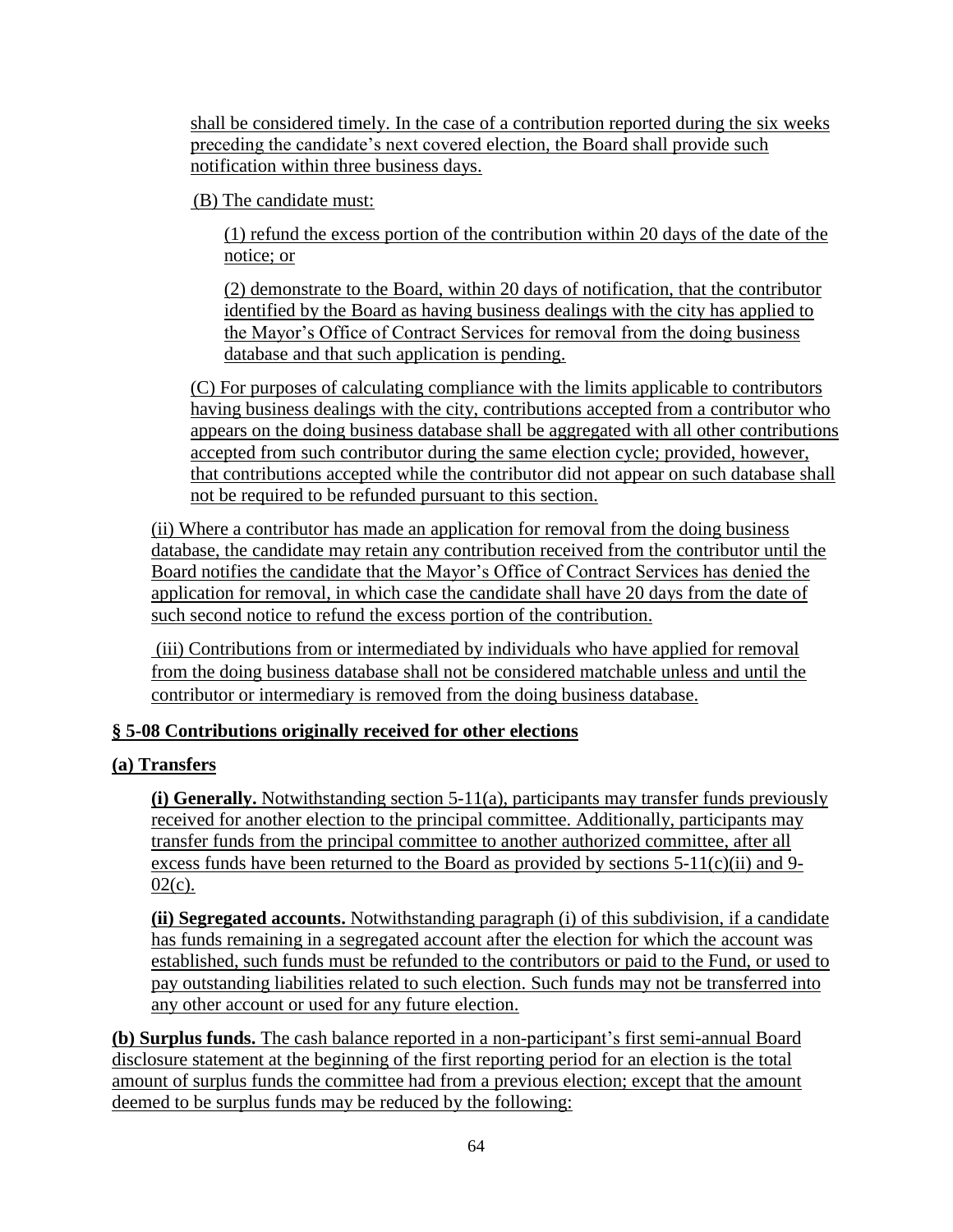shall be considered timely. In the case of a contribution reported during the six weeks preceding the candidate's next covered election, the Board shall provide such notification within three business days.

(B) The candidate must:

(1) refund the excess portion of the contribution within 20 days of the date of the notice; or

(2) demonstrate to the Board, within 20 days of notification, that the contributor identified by the Board as having business dealings with the city has applied to the Mayor's Office of Contract Services for removal from the doing business database and that such application is pending.

(C) For purposes of calculating compliance with the limits applicable to contributors having business dealings with the city, contributions accepted from a contributor who appears on the doing business database shall be aggregated with all other contributions accepted from such contributor during the same election cycle; provided, however, that contributions accepted while the contributor did not appear on such database shall not be required to be refunded pursuant to this section.

(ii) Where a contributor has made an application for removal from the doing business database, the candidate may retain any contribution received from the contributor until the Board notifies the candidate that the Mayor's Office of Contract Services has denied the application for removal, in which case the candidate shall have 20 days from the date of such second notice to refund the excess portion of the contribution.

(iii) Contributions from or intermediated by individuals who have applied for removal from the doing business database shall not be considered matchable unless and until the contributor or intermediary is removed from the doing business database.

## § 5-08 Contributions originally received for other elections

### (a) Transfers

**(i) Generally.** Notwithstanding section 5-11(a), participants may transfer funds previously received for another election to the principal committee. Additionally, participants may transfer funds from the principal committee to another authorized committee, after all excess funds have been returned to the Board as provided by sections 5-11(c)(ii) and 9-02(c).

**(ii) Segregated accounts.** Notwithstanding paragraph (i) of this subdivision, if a candidate has funds remaining in a segregated account after the election for which the account was established, such funds must be refunded to the contributors or paid to the Fund, or used to pay outstanding liabilities related to such election. Such funds may not be transferred into any other account or used for any future election.

**(b) Surplus funds.** The cash balance reported in a non-participant's first semi-annual Board disclosure statement at the beginning of the first reporting period for an election is the total amount of surplus funds the committee had from a previous election; except that the amount deemed to be surplus funds may be reduced by the following: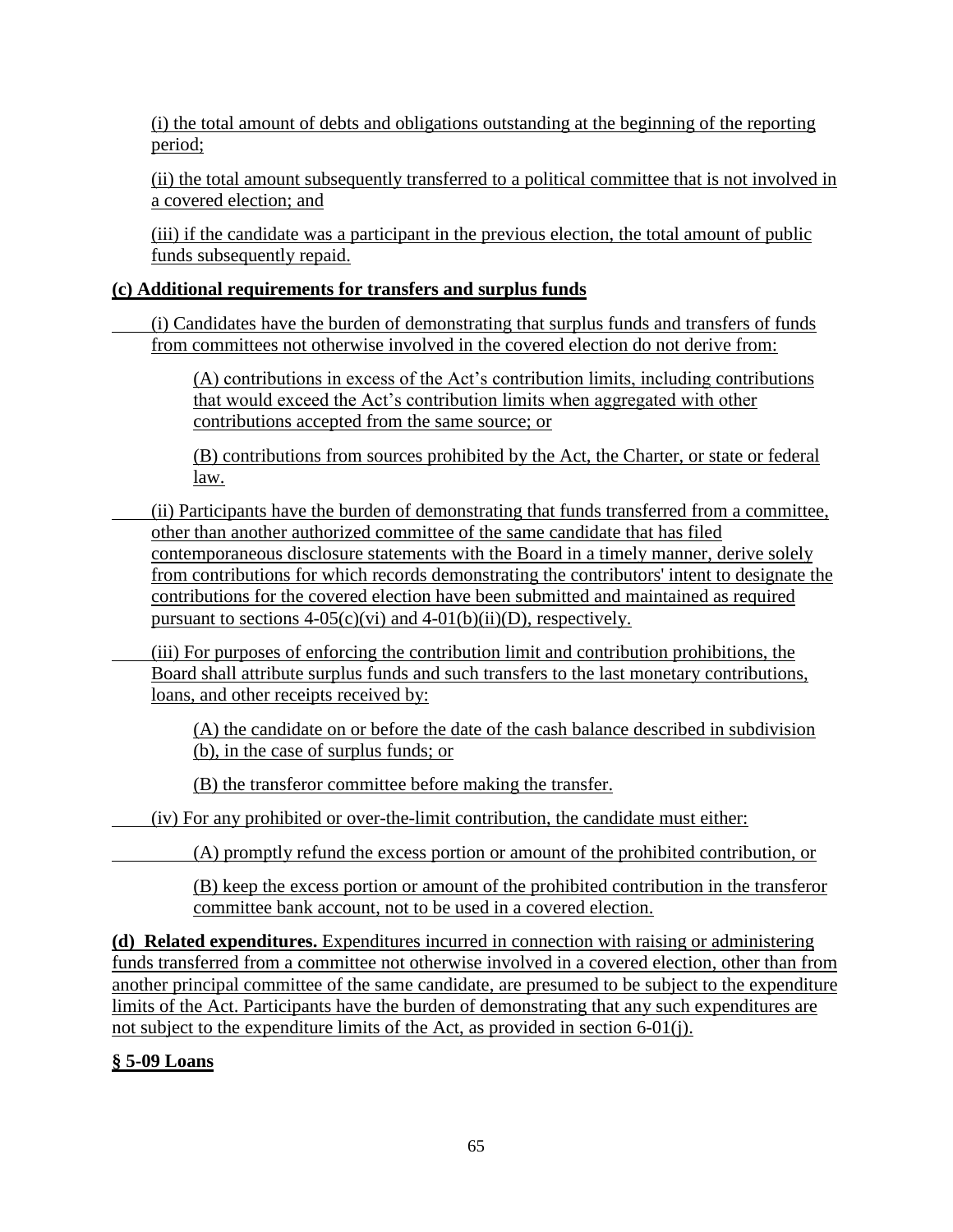(i) the total amount of debts and obligations outstanding at the beginning of the reporting period;

(ii) the total amount subsequently transferred to a political committee that is not involved in a covered election; and

(iii) if the candidate was a participant in the previous election, the total amount of public funds subsequently repaid.

**(c) Additional requirements for transfers and surplus funds**

(i) Candidates have the burden of demonstrating that surplus funds and transfers of funds from committees not otherwise involved in the covered election do not derive from:

(A) contributions in excess of the Act's contribution limits, including contributions that would exceed the Act's contribution limits when aggregated with other contributions accepted from the same source; or

(B) contributions from sources prohibited by the Act, the Charter, or state or federal law.

(ii) Participants have the burden of demonstrating that funds transferred from a committee, other than another authorized committee of the same candidate that has filed contemporaneous disclosure statements with the Board in a timely manner, derive solely from contributions for which records demonstrating the contributors' intent to designate the contributions for the covered election have been submitted and maintained as required pursuant to sections 4-05(c)(vi) and 4-01(b)(ii)(D), respectively.

(iii) For purposes of enforcing the contribution limit and contribution prohibitions, the Board shall attribute surplus funds and such transfers to the last monetary contributions, loans, and other receipts received by:

(A) the candidate on or before the date of the cash balance described in subdivision (b), in the case of surplus funds; or

(B) the transferor committee before making the transfer.

(iv) For any prohibited or over-the-limit contribution, the candidate must either:

(A) promptly refund the excess portion or amount of the prohibited contribution, or

(B) keep the excess portion or amount of the prohibited contribution in the transferor committee bank account, not to be used in a covered election.

**(d) Related expenditures.** Expenditures incurred in connection with raising or administering funds transferred from a committee not otherwise involved in a covered election, other than from another principal committee of the same candidate, are presumed to be subject to the expenditure limits of the Act. Participants have the burden of demonstrating that any such expenditures are not subject to the expenditure limits of the Act, as provided in section 6-01(j).

**§ 5-09 Loans**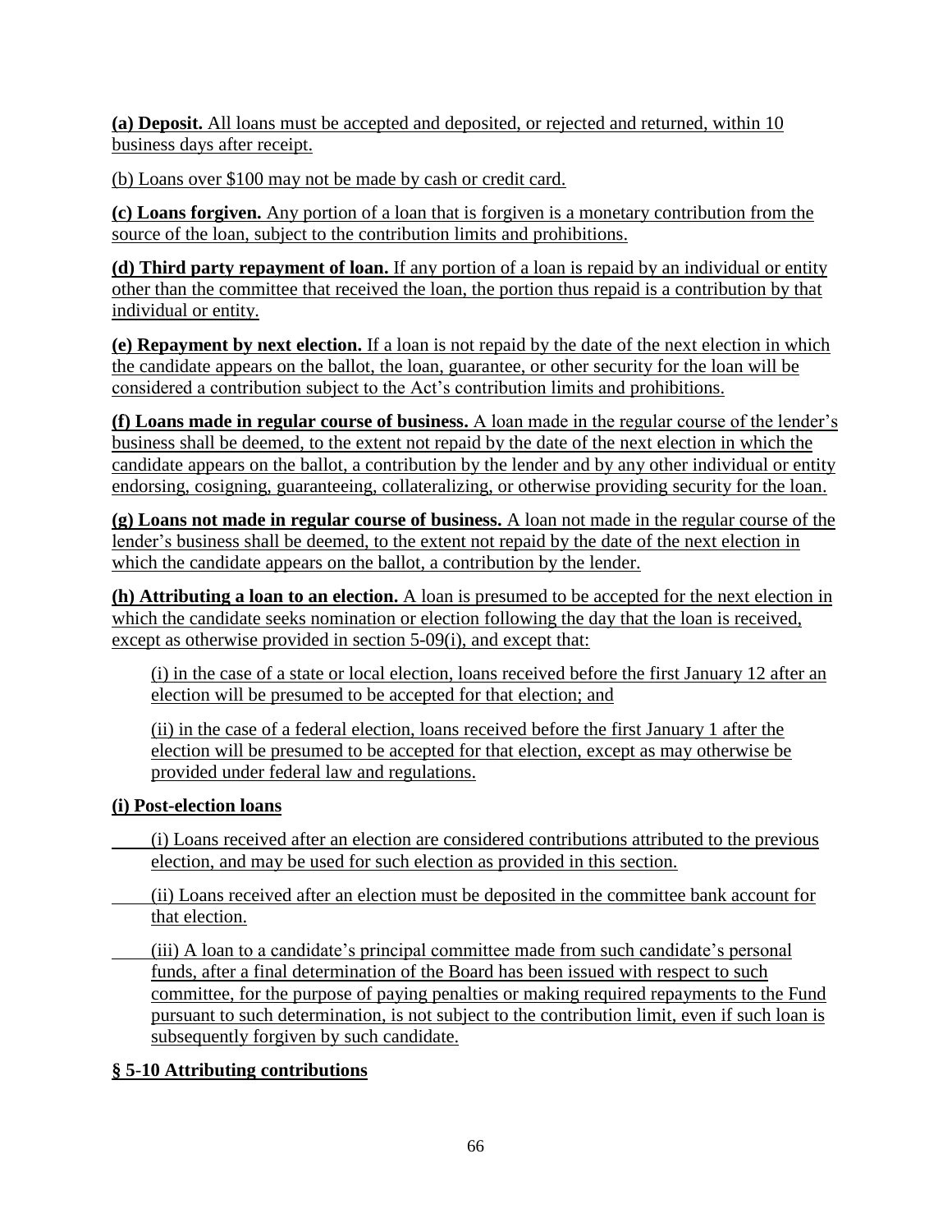**(a) Deposit.** All loans must be accepted and deposited, or rejected and returned, within 10 business days after receipt.

(b) Loans over $100 may not be made by cash or credit card.

**(c) Loans forgiven.** Any portion of a loan that is forgiven is a monetary contribution from the source of the loan, subject to the contribution limits and prohibitions.

**(d) Third party repayment of loan.** If any portion of a loan is repaid by an individual or entity other than the committee that received the loan, the portion thus repaid is a contribution by that individual or entity.

**(e) Repayment by next election.** If a loan is not repaid by the date of the next election in which the candidate appears on the ballot, the loan, guarantee, or other security for the loan will be considered a contribution subject to the Act's contribution limits and prohibitions.

**(f) Loans made in regular course of business.** A loan made in the regular course of the lender's business shall be deemed, to the extent not repaid by the date of the next election in which the candidate appears on the ballot, a contribution by the lender and by any other individual or entity endorsing, cosigning, guaranteeing, collateralizing, or otherwise providing security for the loan.

**(g) Loans not made in regular course of business.** A loan not made in the regular course of the lender's business shall be deemed, to the extent not repaid by the date of the next election in which the candidate appears on the ballot, a contribution by the lender.

**(h) Attributing a loan to an election.** A loan is presumed to be accepted for the next election in which the candidate seeks nomination or election following the day that the loan is received, except as otherwise provided in section 5-09(i), and except that:

(i) in the case of a state or local election, loans received before the first January 12 after an election will be presumed to be accepted for that election; and

(ii) in the case of a federal election, loans received before the first January 1 after the election will be presumed to be accepted for that election, except as may otherwise be provided under federal law and regulations.

**(i) Post-election loans**

(i) Loans received after an election are considered contributions attributed to the previous election, and may be used for such election as provided in this section.

(ii) Loans received after an election must be deposited in the committee bank account for that election.

(iii) A loan to a candidate's principal committee made from such candidate's personal funds, after a final determination of the Board has been issued with respect to such committee, for the purpose of paying penalties or making required repayments to the Fund pursuant to such determination, is not subject to the contribution limit, even if such loan is subsequently forgiven by such candidate.

**§ 5-10 Attributing contributions**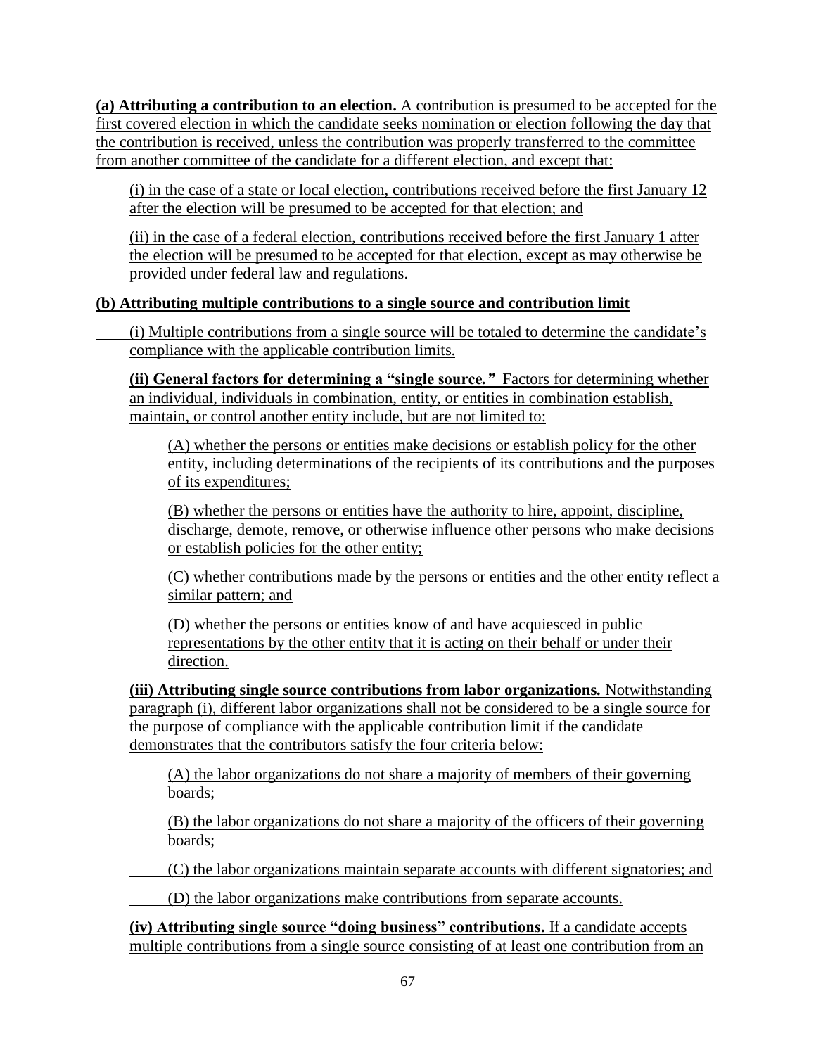**(a) Attributing a contribution to an election.** A contribution is presumed to be accepted for the first covered election in which the candidate seeks nomination or election following the day that the contribution is received, unless the contribution was properly transferred to the committee from another committee of the candidate for a different election, and except that:

(i) in the case of a state or local election, contributions received before the first January 12 after the election will be presumed to be accepted for that election; and

(ii) in the case of a federal election, **c**ontributions received before the first January 1 after the election will be presumed to be accepted for that election, except as may otherwise be provided under federal law and regulations.

**(b) Attributing multiple contributions to a single source and contribution limit**

(i) Multiple contributions from a single source will be totaled to determine the candidate's compliance with the applicable contribution limits.

**(ii) General factors for determining a "single source."** Factors for determining whether an individual, individuals in combination, entity, or entities in combination establish, maintain, or control another entity include, but are not limited to:

(A) whether the persons or entities make decisions or establish policy for the other entity, including determinations of the recipients of its contributions and the purposes of its expenditures;

(B) whether the persons or entities have the authority to hire, appoint, discipline, discharge, demote, remove, or otherwise influence other persons who make decisions or establish policies for the other entity;

(C) whether contributions made by the persons or entities and the other entity reflect a similar pattern; and

(D) whether the persons or entities know of and have acquiesced in public representations by the other entity that it is acting on their behalf or under their direction.

**(iii) Attributing single source contributions from labor organizations.** Notwithstanding paragraph (i), different labor organizations shall not be considered to be a single source for the purpose of compliance with the applicable contribution limit if the candidate demonstrates that the contributors satisfy the four criteria below:

(A) the labor organizations do not share a majority of members of their governing boards;

(B) the labor organizations do not share a majority of the officers of their governing boards;

(C) the labor organizations maintain separate accounts with different signatories; and

(D) the labor organizations make contributions from separate accounts.

**(iv) Attributing single source "doing business" contributions.** If a candidate accepts multiple contributions from a single source consisting of at least one contribution from an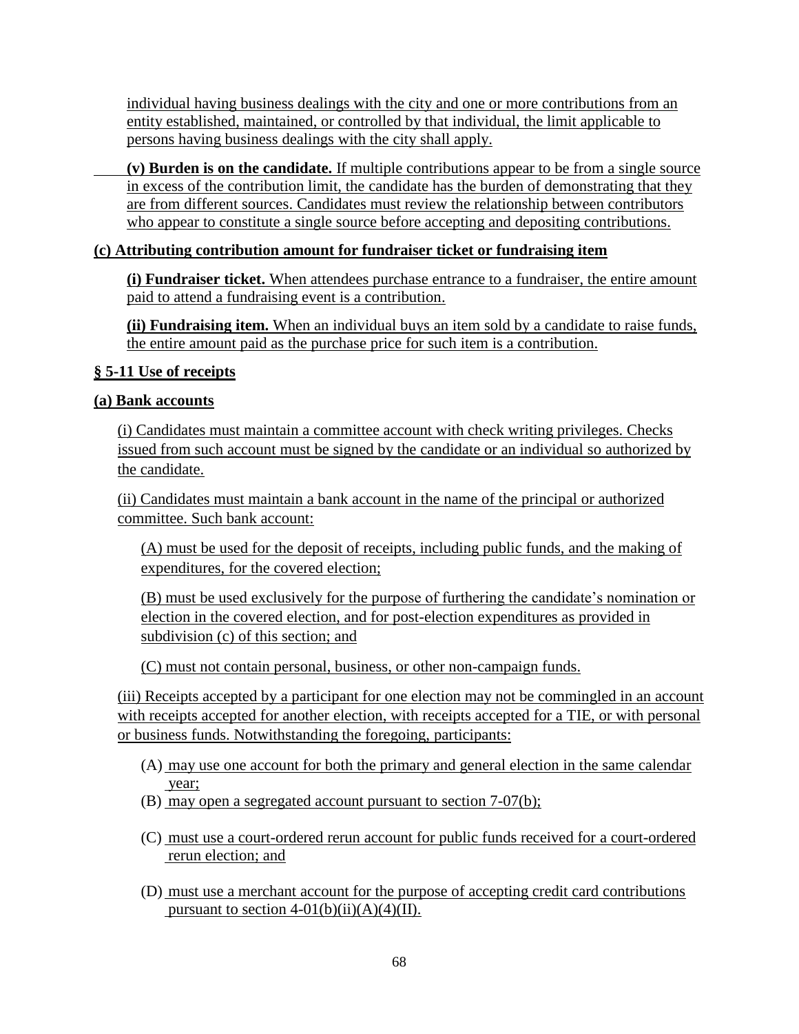individual having business dealings with the city and one or more contributions from an entity established, maintained, or controlled by that individual, the limit applicable to persons having business dealings with the city shall apply.

**(v) Burden is on the candidate.** If multiple contributions appear to be from a single source in excess of the contribution limit, the candidate has the burden of demonstrating that they are from different sources. Candidates must review the relationship between contributors who appear to constitute a single source before accepting and depositing contributions.

**(c) Attributing contribution amount for fundraiser ticket or fundraising item**

**(i) Fundraiser ticket.** When attendees purchase entrance to a fundraiser, the entire amount paid to attend a fundraising event is a contribution.

**(ii) Fundraising item.** When an individual buys an item sold by a candidate to raise funds, the entire amount paid as the purchase price for such item is a contribution.

**§ 5-11 Use of receipts**

**(a) Bank accounts**

(i) Candidates must maintain a committee account with check writing privileges. Checks issued from such account must be signed by the candidate or an individual so authorized by the candidate.

(ii) Candidates must maintain a bank account in the name of the principal or authorized committee. Such bank account:

(A) must be used for the deposit of receipts, including public funds, and the making of expenditures, for the covered election;

(B) must be used exclusively for the purpose of furthering the candidate's nomination or election in the covered election, and for post-election expenditures as provided in subdivision (c) of this section; and

(C) must not contain personal, business, or other non-campaign funds.

(iii) Receipts accepted by a participant for one election may not be commingled in an account with receipts accepted for another election, with receipts accepted for a TIE, or with personal or business funds. Notwithstanding the foregoing, participants:

(A) may use one account for both the primary and general election in the same calendar year;

(B) may open a segregated account pursuant to section 7-07(b);

(C) must use a court-ordered rerun account for public funds received for a court-ordered rerun election; and

(D) must use a merchant account for the purpose of accepting credit card contributions pursuant to section 4-01(b)(ii)(A)(4)(II).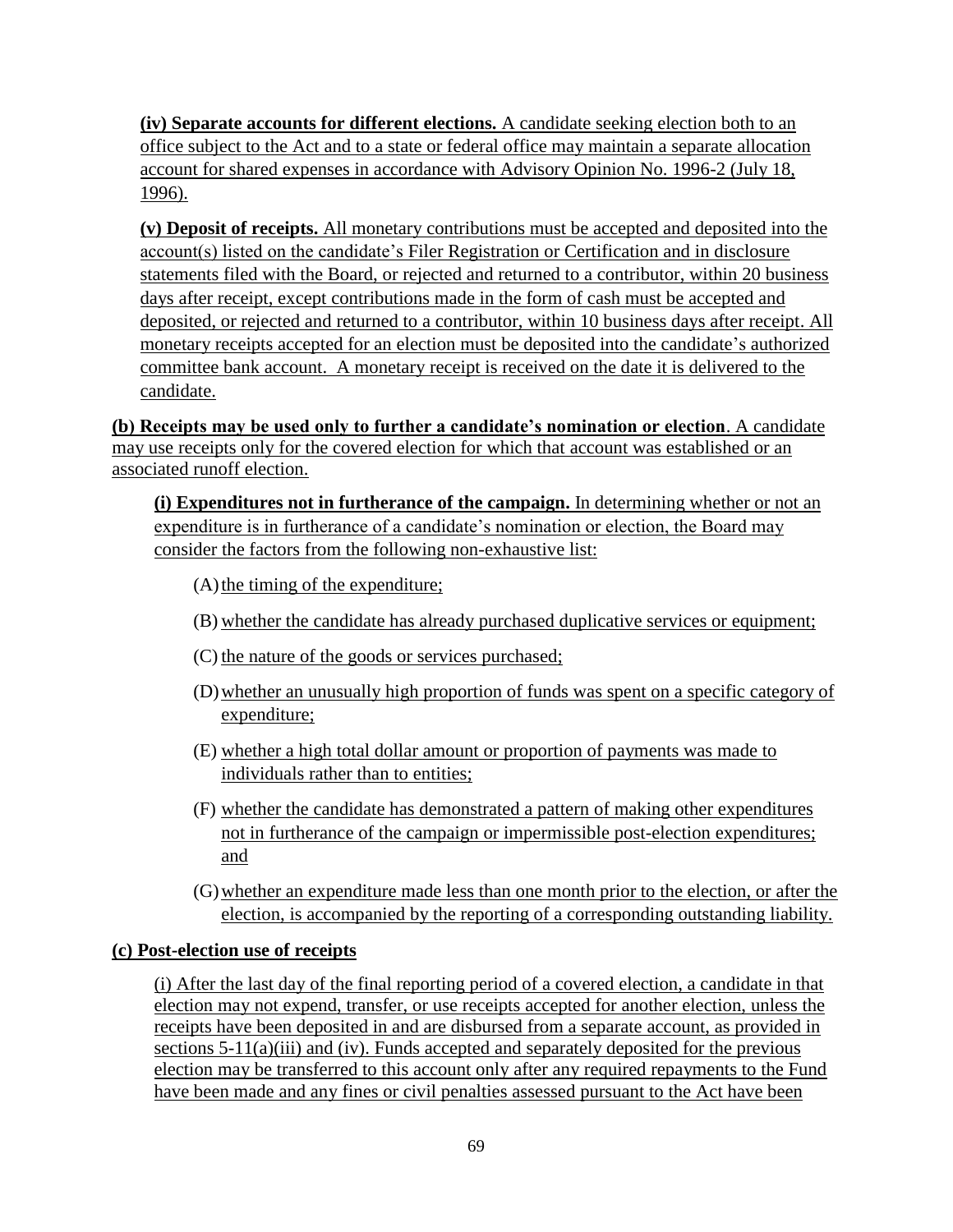**(iv) Separate accounts for different elections.** A candidate seeking election both to an office subject to the Act and to a state or federal office may maintain a separate allocation account for shared expenses in accordance with Advisory Opinion No. 1996-2 (July 18, 1996).

**(v) Deposit of receipts.** All monetary contributions must be accepted and deposited into the account(s) listed on the candidate's Filer Registration or Certification and in disclosure statements filed with the Board, or rejected and returned to a contributor, within 20 business days after receipt, except contributions made in the form of cash must be accepted and deposited, or rejected and returned to a contributor, within 10 business days after receipt. All monetary receipts accepted for an election must be deposited into the candidate's authorized committee bank account. A monetary receipt is received on the date it is delivered to the candidate.

**(b) Receipts may be used only to further a candidate's nomination or election**. A candidate may use receipts only for the covered election for which that account was established or an associated runoff election.

**(i) Expenditures not in furtherance of the campaign.** In determining whether or not an expenditure is in furtherance of a candidate's nomination or election, the Board may consider the factors from the following non-exhaustive list:

(A) the timing of the expenditure;

(B) whether the candidate has already purchased duplicative services or equipment;

(C) the nature of the goods or services purchased;

(D) whether an unusually high proportion of funds was spent on a specific category of expenditure;

(E) whether a high total dollar amount or proportion of payments was made to individuals rather than to entities;

(F) whether the candidate has demonstrated a pattern of making other expenditures not in furtherance of the campaign or impermissible post-election expenditures; and

(G) whether an expenditure made less than one month prior to the election, or after the election, is accompanied by the reporting of a corresponding outstanding liability.

**(c) Post-election use of receipts**

(i) After the last day of the final reporting period of a covered election, a candidate in that election may not expend, transfer, or use receipts accepted for another election, unless the receipts have been deposited in and are disbursed from a separate account, as provided in sections 5-11(a)(iii) and (iv). Funds accepted and separately deposited for the previous election may be transferred to this account only after any required repayments to the Fund have been made and any fines or civil penalties assessed pursuant to the Act have been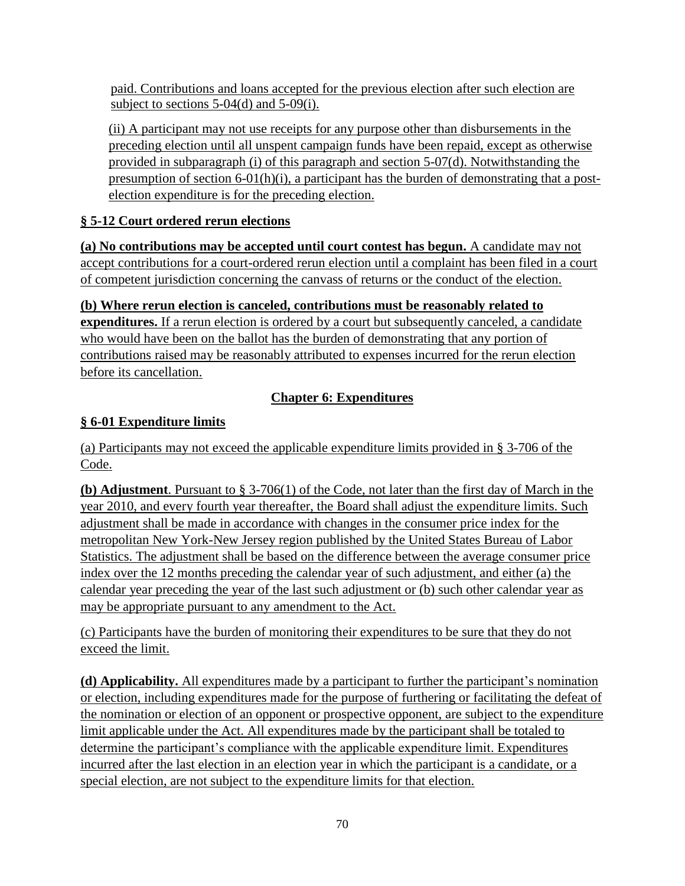paid. Contributions and loans accepted for the previous election after such election are subject to sections 5-04(d) and 5-09(i).

(ii) A participant may not use receipts for any purpose other than disbursements in the preceding election until all unspent campaign funds have been repaid, except as otherwise provided in subparagraph (i) of this paragraph and section 5-07(d). Notwithstanding the presumption of section 6-01(h)(i), a participant has the burden of demonstrating that a post-election expenditure is for the preceding election.

**§ 5-12 Court ordered rerun elections**

**(a) No contributions may be accepted until court contest has begun.** A candidate may not accept contributions for a court-ordered rerun election until a complaint has been filed in a court of competent jurisdiction concerning the canvass of returns or the conduct of the election.

**(b) Where rerun election is canceled, contributions must be reasonably related to expenditures.** If a rerun election is ordered by a court but subsequently canceled, a candidate who would have been on the ballot has the burden of demonstrating that any portion of contributions raised may be reasonably attributed to expenses incurred for the rerun election before its cancellation.

## Chapter 6: Expenditures

**§ 6-01 Expenditure limits**

(a) Participants may not exceed the applicable expenditure limits provided in § 3-706 of the Code.

**(b) Adjustment**. Pursuant to § 3-706(1) of the Code, not later than the first day of March in the year 2010, and every fourth year thereafter, the Board shall adjust the expenditure limits. Such adjustment shall be made in accordance with changes in the consumer price index for the metropolitan New York-New Jersey region published by the United States Bureau of Labor Statistics. The adjustment shall be based on the difference between the average consumer price index over the 12 months preceding the calendar year of such adjustment, and either (a) the calendar year preceding the year of the last such adjustment or (b) such other calendar year as may be appropriate pursuant to any amendment to the Act.

(c) Participants have the burden of monitoring their expenditures to be sure that they do not exceed the limit.

**(d) Applicability.** All expenditures made by a participant to further the participant's nomination or election, including expenditures made for the purpose of furthering or facilitating the defeat of the nomination or election of an opponent or prospective opponent, are subject to the expenditure limit applicable under the Act. All expenditures made by the participant shall be totaled to determine the participant's compliance with the applicable expenditure limit. Expenditures incurred after the last election in an election year in which the participant is a candidate, or a special election, are not subject to the expenditure limits for that election.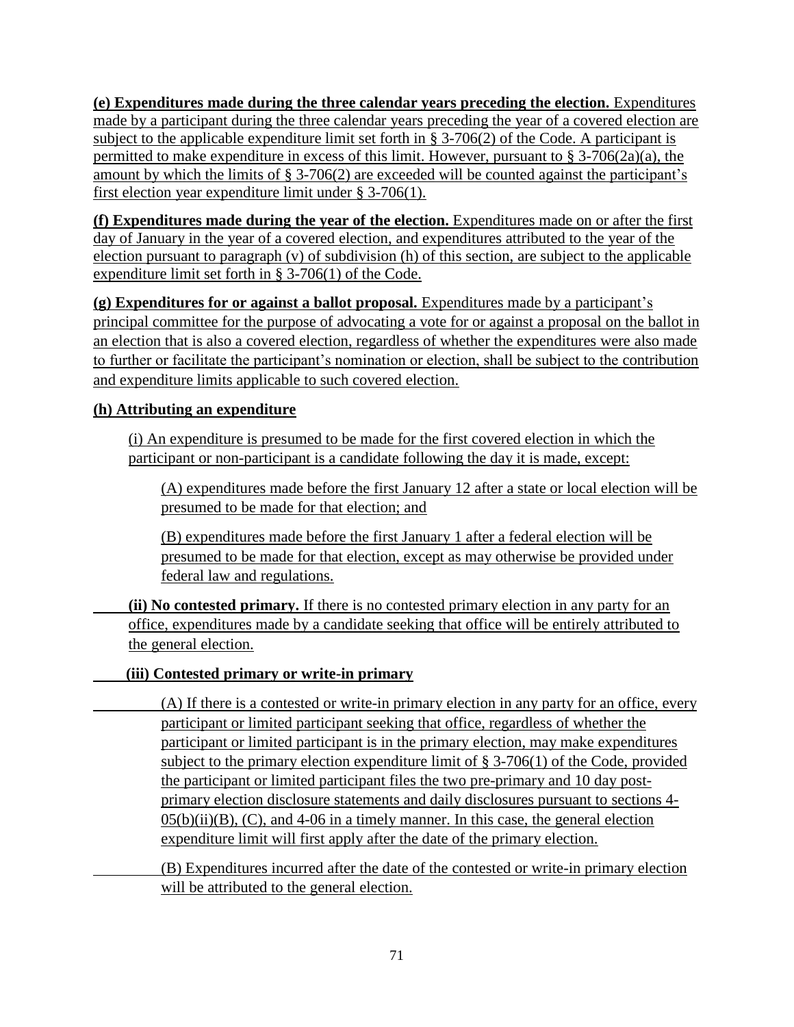**(e) Expenditures made during the three calendar years preceding the election.** Expenditures made by a participant during the three calendar years preceding the year of a covered election are subject to the applicable expenditure limit set forth in § 3-706(2) of the Code. A participant is permitted to make expenditure in excess of this limit. However, pursuant to § 3-706(2a)(a), the amount by which the limits of § 3-706(2) are exceeded will be counted against the participant's first election year expenditure limit under § 3-706(1).

**(f) Expenditures made during the year of the election.** Expenditures made on or after the first day of January in the year of a covered election, and expenditures attributed to the year of the election pursuant to paragraph (v) of subdivision (h) of this section, are subject to the applicable expenditure limit set forth in § 3-706(1) of the Code.

**(g) Expenditures for or against a ballot proposal.** Expenditures made by a participant's principal committee for the purpose of advocating a vote for or against a proposal on the ballot in an election that is also a covered election, regardless of whether the expenditures were also made to further or facilitate the participant's nomination or election, shall be subject to the contribution and expenditure limits applicable to such covered election.

**(h) Attributing an expenditure**

(i) An expenditure is presumed to be made for the first covered election in which the participant or non-participant is a candidate following the day it is made, except:

(A) expenditures made before the first January 12 after a state or local election will be presumed to be made for that election; and

(B) expenditures made before the first January 1 after a federal election will be presumed to be made for that election, except as may otherwise be provided under federal law and regulations.

**(ii) No contested primary.** If there is no contested primary election in any party for an office, expenditures made by a candidate seeking that office will be entirely attributed to the general election.

**(iii) Contested primary or write-in primary**

(A) If there is a contested or write-in primary election in any party for an office, every participant or limited participant seeking that office, regardless of whether the participant or limited participant is in the primary election, may make expenditures subject to the primary election expenditure limit of § 3-706(1) of the Code, provided the participant or limited participant files the two pre-primary and 10 day post-primary election disclosure statements and daily disclosures pursuant to sections 4-05(b)(ii)(B), (C), and 4-06 in a timely manner. In this case, the general election expenditure limit will first apply after the date of the primary election.

(B) Expenditures incurred after the date of the contested or write-in primary election will be attributed to the general election.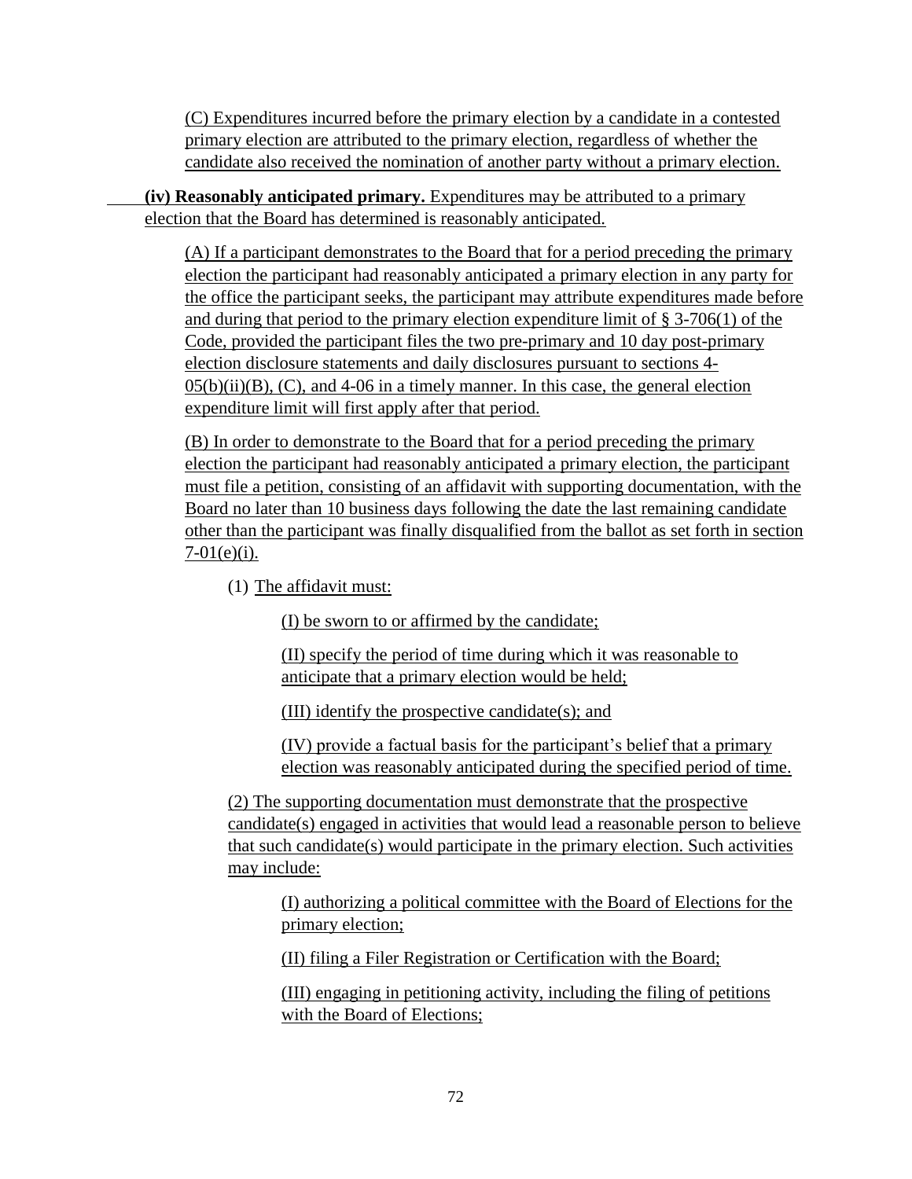(C) Expenditures incurred before the primary election by a candidate in a contested primary election are attributed to the primary election, regardless of whether the candidate also received the nomination of another party without a primary election.

**(iv) Reasonably anticipated primary.** Expenditures may be attributed to a primary election that the Board has determined is reasonably anticipated.

(A) If a participant demonstrates to the Board that for a period preceding the primary election the participant had reasonably anticipated a primary election in any party for the office the participant seeks, the participant may attribute expenditures made before and during that period to the primary election expenditure limit of § 3-706(1) of the Code, provided the participant files the two pre-primary and 10 day post-primary election disclosure statements and daily disclosures pursuant to sections 4-05(b)(ii)(B), (C), and 4-06 in a timely manner. In this case, the general election expenditure limit will first apply after that period.

(B) In order to demonstrate to the Board that for a period preceding the primary election the participant had reasonably anticipated a primary election, the participant must file a petition, consisting of an affidavit with supporting documentation, with the Board no later than 10 business days following the date the last remaining candidate other than the participant was finally disqualified from the ballot as set forth in section 7-01(e)(i).

(1) The affidavit must:

(I) be sworn to or affirmed by the candidate;

(II) specify the period of time during which it was reasonable to anticipate that a primary election would be held;

(III) identify the prospective candidate(s); and

(IV) provide a factual basis for the participant's belief that a primary election was reasonably anticipated during the specified period of time.

(2) The supporting documentation must demonstrate that the prospective candidate(s) engaged in activities that would lead a reasonable person to believe that such candidate(s) would participate in the primary election. Such activities may include:

(I) authorizing a political committee with the Board of Elections for the primary election;

(II) filing a Filer Registration or Certification with the Board;

(III) engaging in petitioning activity, including the filing of petitions with the Board of Elections;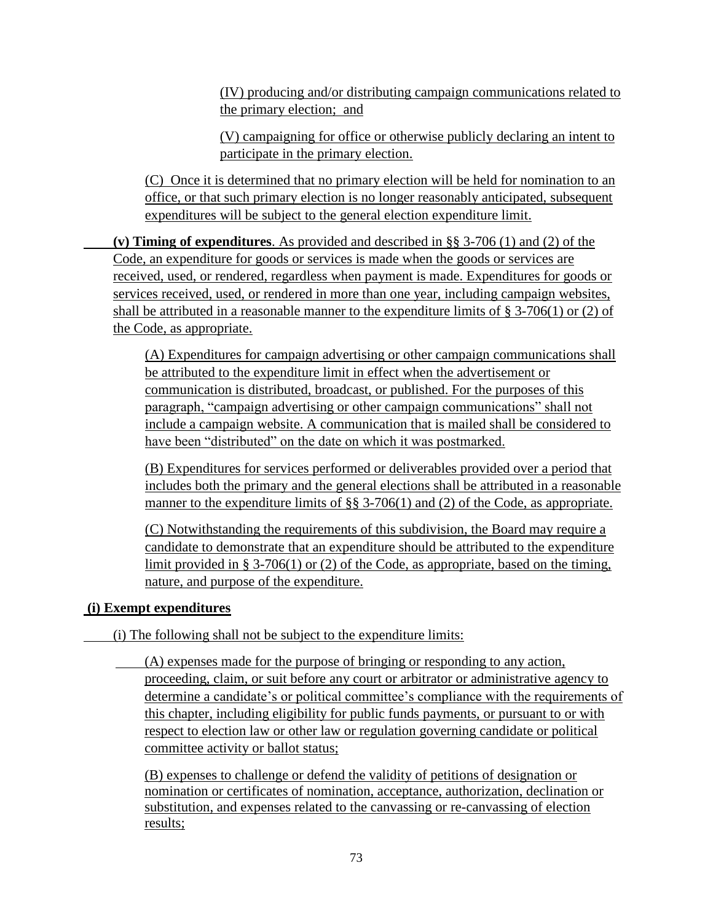(IV) producing and/or distributing campaign communications related to the primary election; and

(V) campaigning for office or otherwise publicly declaring an intent to participate in the primary election.

(C) Once it is determined that no primary election will be held for nomination to an office, or that such primary election is no longer reasonably anticipated, subsequent expenditures will be subject to the general election expenditure limit.

**(v) Timing of expenditures**. As provided and described in §§ 3-706 (1) and (2) of the Code, an expenditure for goods or services is made when the goods or services are received, used, or rendered, regardless when payment is made. Expenditures for goods or services received, used, or rendered in more than one year, including campaign websites, shall be attributed in a reasonable manner to the expenditure limits of § 3-706(1) or (2) of the Code, as appropriate.

(A) Expenditures for campaign advertising or other campaign communications shall be attributed to the expenditure limit in effect when the advertisement or communication is distributed, broadcast, or published. For the purposes of this paragraph, "campaign advertising or other campaign communications" shall not include a campaign website. A communication that is mailed shall be considered to have been "distributed" on the date on which it was postmarked.

(B) Expenditures for services performed or deliverables provided over a period that includes both the primary and the general elections shall be attributed in a reasonable manner to the expenditure limits of §§ 3-706(1) and (2) of the Code, as appropriate.

(C) Notwithstanding the requirements of this subdivision, the Board may require a candidate to demonstrate that an expenditure should be attributed to the expenditure limit provided in § 3-706(1) or (2) of the Code, as appropriate, based on the timing, nature, and purpose of the expenditure.

**(i) Exempt expenditures**

(i) The following shall not be subject to the expenditure limits:

(A) expenses made for the purpose of bringing or responding to any action, proceeding, claim, or suit before any court or arbitrator or administrative agency to determine a candidate's or political committee's compliance with the requirements of this chapter, including eligibility for public funds payments, or pursuant to or with respect to election law or other law or regulation governing candidate or political committee activity or ballot status;

(B) expenses to challenge or defend the validity of petitions of designation or nomination or certificates of nomination, acceptance, authorization, declination or substitution, and expenses related to the canvassing or re-canvassing of election results;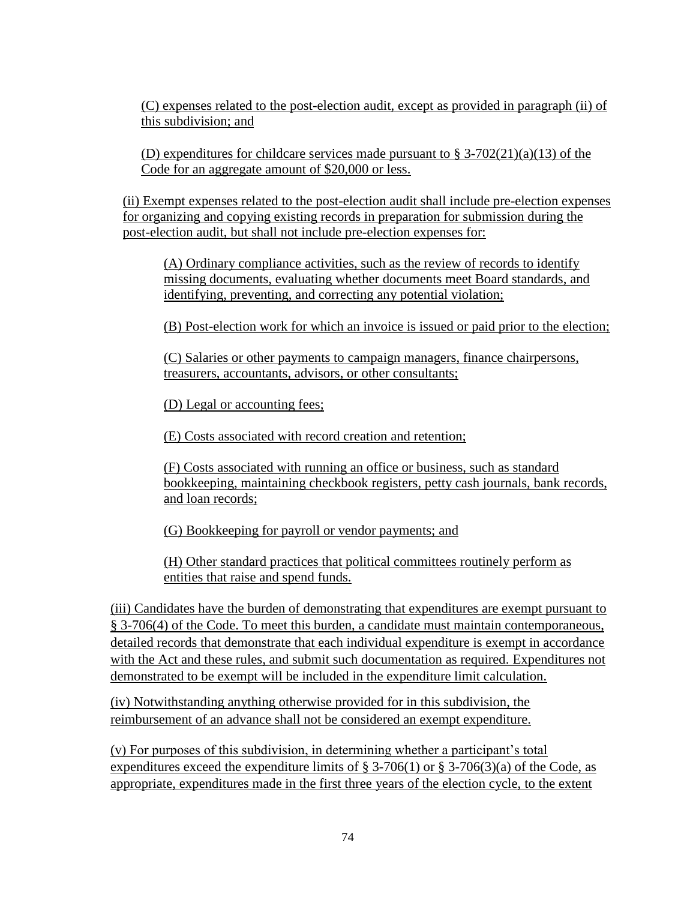(C) expenses related to the post-election audit, except as provided in paragraph (ii) of this subdivision; and

(D) expenditures for childcare services made pursuant to § 3-702(21)(a)(13) of the Code for an aggregate amount of $20,000 or less.

(ii) Exempt expenses related to the post-election audit shall include pre-election expenses for organizing and copying existing records in preparation for submission during the post-election audit, but shall not include pre-election expenses for:

(A) Ordinary compliance activities, such as the review of records to identify missing documents, evaluating whether documents meet Board standards, and identifying, preventing, and correcting any potential violation;

(B) Post-election work for which an invoice is issued or paid prior to the election;

(C) Salaries or other payments to campaign managers, finance chairpersons, treasurers, accountants, advisors, or other consultants;

(D) Legal or accounting fees;

(E) Costs associated with record creation and retention;

(F) Costs associated with running an office or business, such as standard bookkeeping, maintaining checkbook registers, petty cash journals, bank records, and loan records;

(G) Bookkeeping for payroll or vendor payments; and

(H) Other standard practices that political committees routinely perform as entities that raise and spend funds.

(iii) Candidates have the burden of demonstrating that expenditures are exempt pursuant to § 3-706(4) of the Code. To meet this burden, a candidate must maintain contemporaneous, detailed records that demonstrate that each individual expenditure is exempt in accordance with the Act and these rules, and submit such documentation as required. Expenditures not demonstrated to be exempt will be included in the expenditure limit calculation.

(iv) Notwithstanding anything otherwise provided for in this subdivision, the reimbursement of an advance shall not be considered an exempt expenditure.

(v) For purposes of this subdivision, in determining whether a participant's total expenditures exceed the expenditure limits of § 3-706(1) or § 3-706(3)(a) of the Code, as appropriate, expenditures made in the first three years of the election cycle, to the extent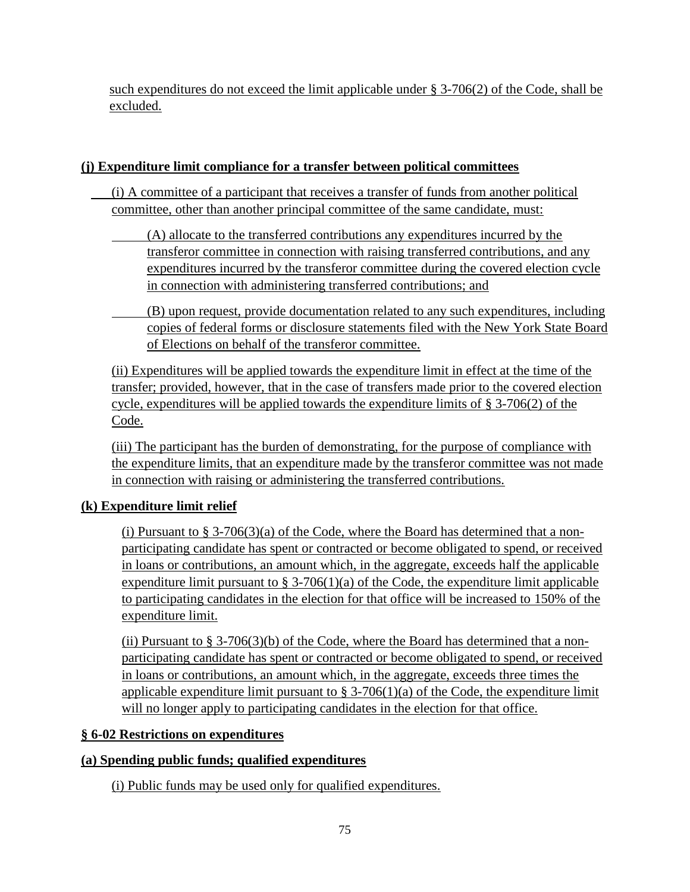such expenditures do not exceed the limit applicable under § 3-706(2) of the Code, shall be excluded.

**(j) Expenditure limit compliance for a transfer between political committees**

(i) A committee of a participant that receives a transfer of funds from another political committee, other than another principal committee of the same candidate, must:

(A) allocate to the transferred contributions any expenditures incurred by the transferor committee in connection with raising transferred contributions, and any expenditures incurred by the transferor committee during the covered election cycle in connection with administering transferred contributions; and

(B) upon request, provide documentation related to any such expenditures, including copies of federal forms or disclosure statements filed with the New York State Board of Elections on behalf of the transferor committee.

(ii) Expenditures will be applied towards the expenditure limit in effect at the time of the transfer; provided, however, that in the case of transfers made prior to the covered election cycle, expenditures will be applied towards the expenditure limits of § 3-706(2) of the Code.

(iii) The participant has the burden of demonstrating, for the purpose of compliance with the expenditure limits, that an expenditure made by the transferor committee was not made in connection with raising or administering the transferred contributions.

**(k) Expenditure limit relief**

(i) Pursuant to § 3-706(3)(a) of the Code, where the Board has determined that a non-participating candidate has spent or contracted or become obligated to spend, or received in loans or contributions, an amount which, in the aggregate, exceeds half the applicable expenditure limit pursuant to § 3-706(1)(a) of the Code, the expenditure limit applicable to participating candidates in the election for that office will be increased to 150% of the expenditure limit.

(ii) Pursuant to § 3-706(3)(b) of the Code, where the Board has determined that a non-participating candidate has spent or contracted or become obligated to spend, or received in loans or contributions, an amount which, in the aggregate, exceeds three times the applicable expenditure limit pursuant to § 3-706(1)(a) of the Code, the expenditure limit will no longer apply to participating candidates in the election for that office.

**§ 6-02 Restrictions on expenditures**

**(a) Spending public funds; qualified expenditures**

(i) Public funds may be used only for qualified expenditures.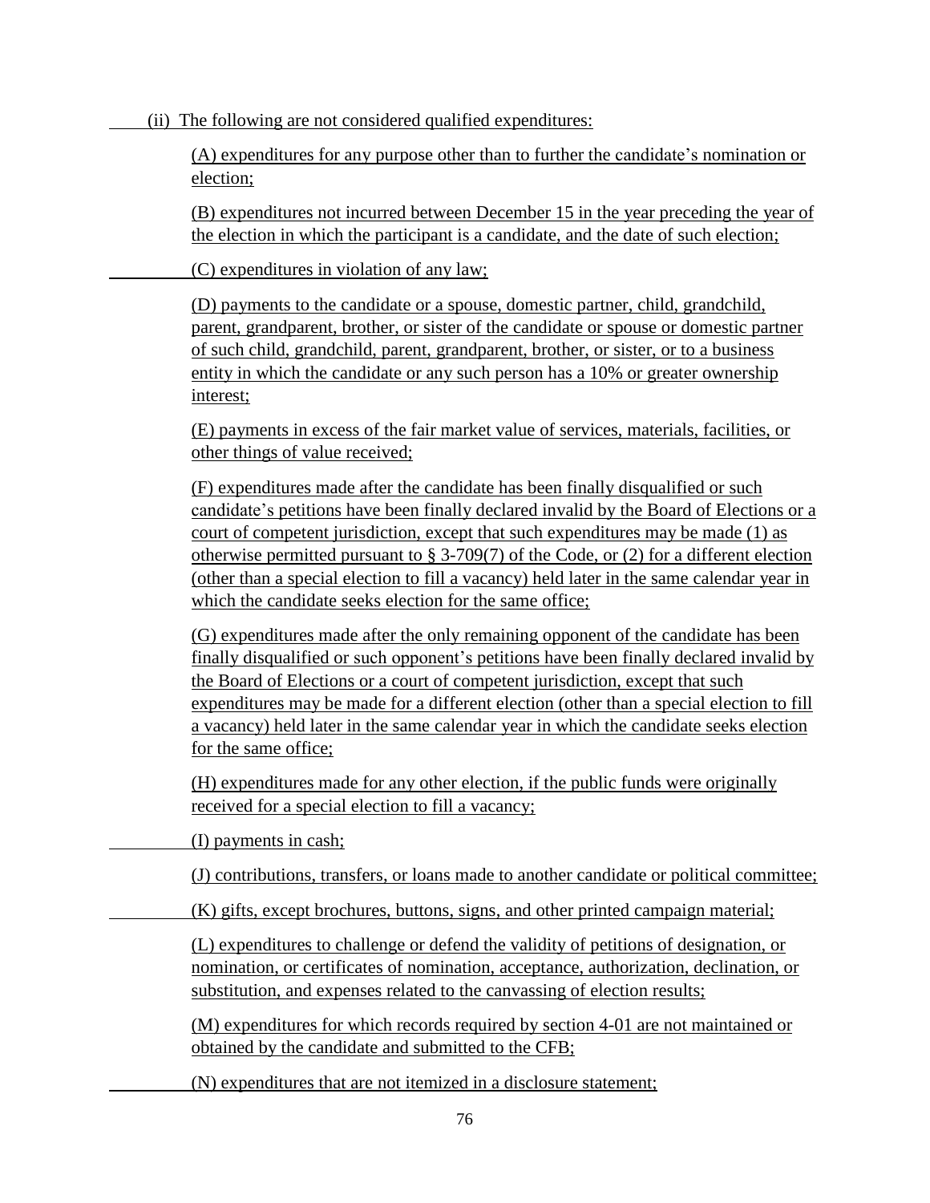(ii) The following are not considered qualified expenditures:

(A) expenditures for any purpose other than to further the candidate's nomination or election;

(B) expenditures not incurred between December 15 in the year preceding the year of the election in which the participant is a candidate, and the date of such election;

(C) expenditures in violation of any law;

(D) payments to the candidate or a spouse, domestic partner, child, grandchild, parent, grandparent, brother, or sister of the candidate or spouse or domestic partner of such child, grandchild, parent, grandparent, brother, or sister, or to a business entity in which the candidate or any such person has a 10% or greater ownership interest;

(E) payments in excess of the fair market value of services, materials, facilities, or other things of value received;

(F) expenditures made after the candidate has been finally disqualified or such candidate's petitions have been finally declared invalid by the Board of Elections or a court of competent jurisdiction, except that such expenditures may be made (1) as otherwise permitted pursuant to § 3-709(7) of the Code, or (2) for a different election (other than a special election to fill a vacancy) held later in the same calendar year in which the candidate seeks election for the same office;

(G) expenditures made after the only remaining opponent of the candidate has been finally disqualified or such opponent's petitions have been finally declared invalid by the Board of Elections or a court of competent jurisdiction, except that such expenditures may be made for a different election (other than a special election to fill a vacancy) held later in the same calendar year in which the candidate seeks election for the same office;

(H) expenditures made for any other election, if the public funds were originally received for a special election to fill a vacancy;

(I) payments in cash;

(J) contributions, transfers, or loans made to another candidate or political committee;

(K) gifts, except brochures, buttons, signs, and other printed campaign material;

(L) expenditures to challenge or defend the validity of petitions of designation, or nomination, or certificates of nomination, acceptance, authorization, declination, or substitution, and expenses related to the canvassing of election results;

(M) expenditures for which records required by section 4-01 are not maintained or obtained by the candidate and submitted to the CFB;

(N) expenditures that are not itemized in a disclosure statement;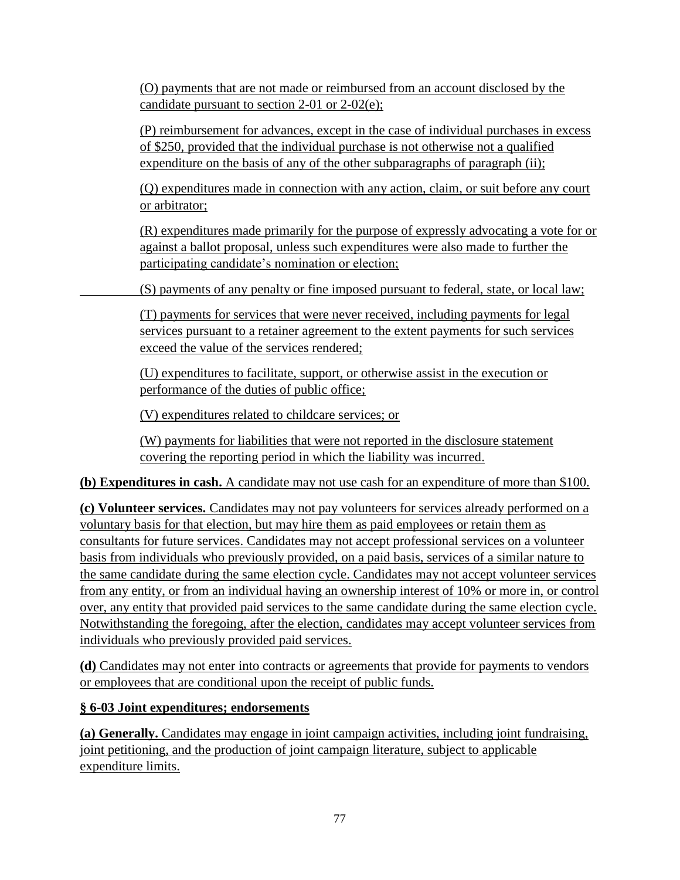(O) payments that are not made or reimbursed from an account disclosed by the candidate pursuant to section 2-01 or 2-02(e);

(P) reimbursement for advances, except in the case of individual purchases in excess of $250, provided that the individual purchase is not otherwise not a qualified expenditure on the basis of any of the other subparagraphs of paragraph (ii);

(Q) expenditures made in connection with any action, claim, or suit before any court or arbitrator;

(R) expenditures made primarily for the purpose of expressly advocating a vote for or against a ballot proposal, unless such expenditures were also made to further the participating candidate's nomination or election;

(S) payments of any penalty or fine imposed pursuant to federal, state, or local law;

(T) payments for services that were never received, including payments for legal services pursuant to a retainer agreement to the extent payments for such services exceed the value of the services rendered;

(U) expenditures to facilitate, support, or otherwise assist in the execution or performance of the duties of public office;

(V) expenditures related to childcare services; or

(W) payments for liabilities that were not reported in the disclosure statement covering the reporting period in which the liability was incurred.

**(b) Expenditures in cash.** A candidate may not use cash for an expenditure of more than $100.

**(c) Volunteer services.** Candidates may not pay volunteers for services already performed on a voluntary basis for that election, but may hire them as paid employees or retain them as consultants for future services. Candidates may not accept professional services on a volunteer basis from individuals who previously provided, on a paid basis, services of a similar nature to the same candidate during the same election cycle. Candidates may not accept volunteer services from any entity, or from an individual having an ownership interest of 10% or more in, or control over, any entity that provided paid services to the same candidate during the same election cycle. Notwithstanding the foregoing, after the election, candidates may accept volunteer services from individuals who previously provided paid services.

**(d)** Candidates may not enter into contracts or agreements that provide for payments to vendors or employees that are conditional upon the receipt of public funds.

### § 6-03 Joint expenditures; endorsements

**(a) Generally.** Candidates may engage in joint campaign activities, including joint fundraising, joint petitioning, and the production of joint campaign literature, subject to applicable expenditure limits.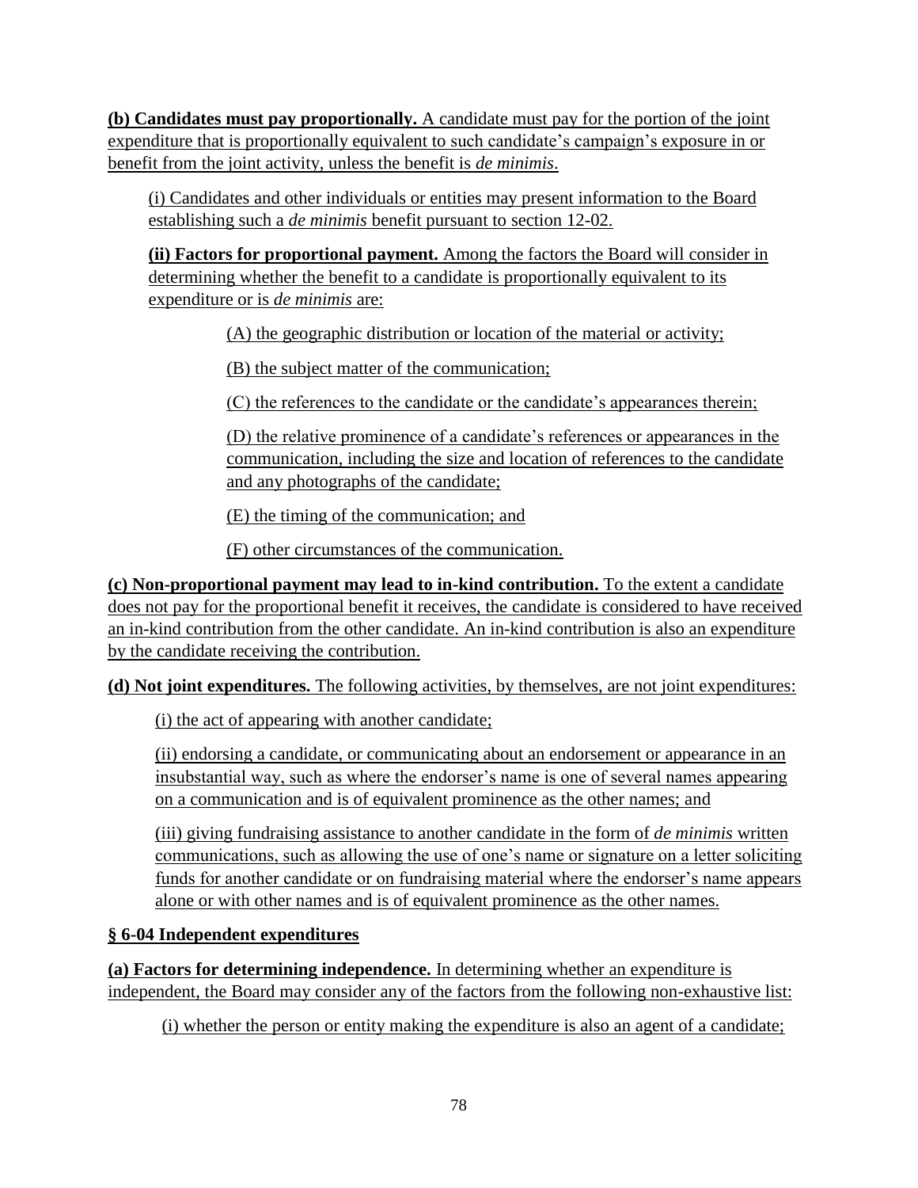**(b) Candidates must pay proportionally.** A candidate must pay for the portion of the joint expenditure that is proportionally equivalent to such candidate's campaign's exposure in or benefit from the joint activity, unless the benefit is *de minimis*.

(i) Candidates and other individuals or entities may present information to the Board establishing such a *de minimis* benefit pursuant to section 12-02.

**(ii) Factors for proportional payment.** Among the factors the Board will consider in determining whether the benefit to a candidate is proportionally equivalent to its expenditure or is *de minimis* are:

(A) the geographic distribution or location of the material or activity;

(B) the subject matter of the communication;

(C) the references to the candidate or the candidate's appearances therein;

(D) the relative prominence of a candidate's references or appearances in the communication, including the size and location of references to the candidate and any photographs of the candidate;

(E) the timing of the communication; and

(F) other circumstances of the communication.

**(c) Non-proportional payment may lead to in-kind contribution.** To the extent a candidate does not pay for the proportional benefit it receives, the candidate is considered to have received an in-kind contribution from the other candidate. An in-kind contribution is also an expenditure by the candidate receiving the contribution.

**(d) Not joint expenditures.** The following activities, by themselves, are not joint expenditures:

(i) the act of appearing with another candidate;

(ii) endorsing a candidate, or communicating about an endorsement or appearance in an insubstantial way, such as where the endorser's name is one of several names appearing on a communication and is of equivalent prominence as the other names; and

(iii) giving fundraising assistance to another candidate in the form of *de minimis* written communications, such as allowing the use of one's name or signature on a letter soliciting funds for another candidate or on fundraising material where the endorser's name appears alone or with other names and is of equivalent prominence as the other names.

**§ 6-04 Independent expenditures**

**(a) Factors for determining independence.** In determining whether an expenditure is independent, the Board may consider any of the factors from the following non-exhaustive list:

(i) whether the person or entity making the expenditure is also an agent of a candidate;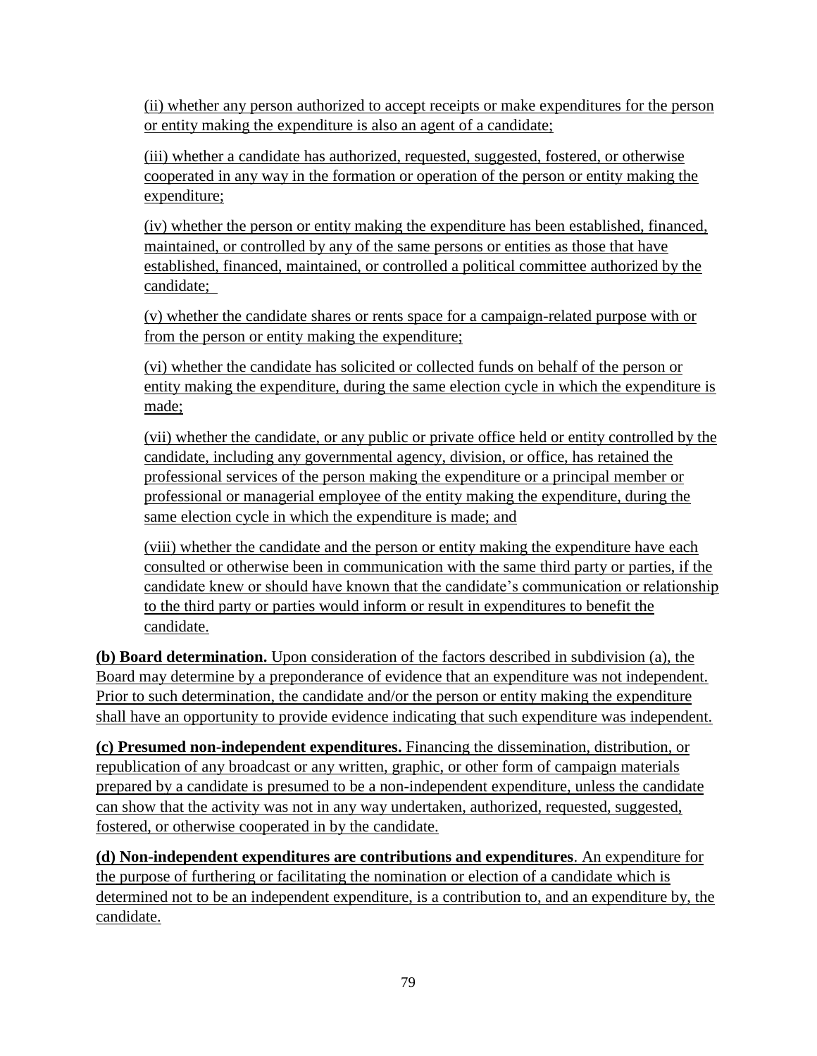(ii) whether any person authorized to accept receipts or make expenditures for the person or entity making the expenditure is also an agent of a candidate;

(iii) whether a candidate has authorized, requested, suggested, fostered, or otherwise cooperated in any way in the formation or operation of the person or entity making the expenditure;

(iv) whether the person or entity making the expenditure has been established, financed, maintained, or controlled by any of the same persons or entities as those that have established, financed, maintained, or controlled a political committee authorized by the candidate;

(v) whether the candidate shares or rents space for a campaign-related purpose with or from the person or entity making the expenditure;

(vi) whether the candidate has solicited or collected funds on behalf of the person or entity making the expenditure, during the same election cycle in which the expenditure is made;

(vii) whether the candidate, or any public or private office held or entity controlled by the candidate, including any governmental agency, division, or office, has retained the professional services of the person making the expenditure or a principal member or professional or managerial employee of the entity making the expenditure, during the same election cycle in which the expenditure is made; and

(viii) whether the candidate and the person or entity making the expenditure have each consulted or otherwise been in communication with the same third party or parties, if the candidate knew or should have known that the candidate's communication or relationship to the third party or parties would inform or result in expenditures to benefit the candidate.

**(b) Board determination.** Upon consideration of the factors described in subdivision (a), the Board may determine by a preponderance of evidence that an expenditure was not independent. Prior to such determination, the candidate and/or the person or entity making the expenditure shall have an opportunity to provide evidence indicating that such expenditure was independent.

**(c) Presumed non-independent expenditures.** Financing the dissemination, distribution, or republication of any broadcast or any written, graphic, or other form of campaign materials prepared by a candidate is presumed to be a non-independent expenditure, unless the candidate can show that the activity was not in any way undertaken, authorized, requested, suggested, fostered, or otherwise cooperated in by the candidate.

**(d) Non-independent expenditures are contributions and expenditures**. An expenditure for the purpose of furthering or facilitating the nomination or election of a candidate which is determined not to be an independent expenditure, is a contribution to, and an expenditure by, the candidate.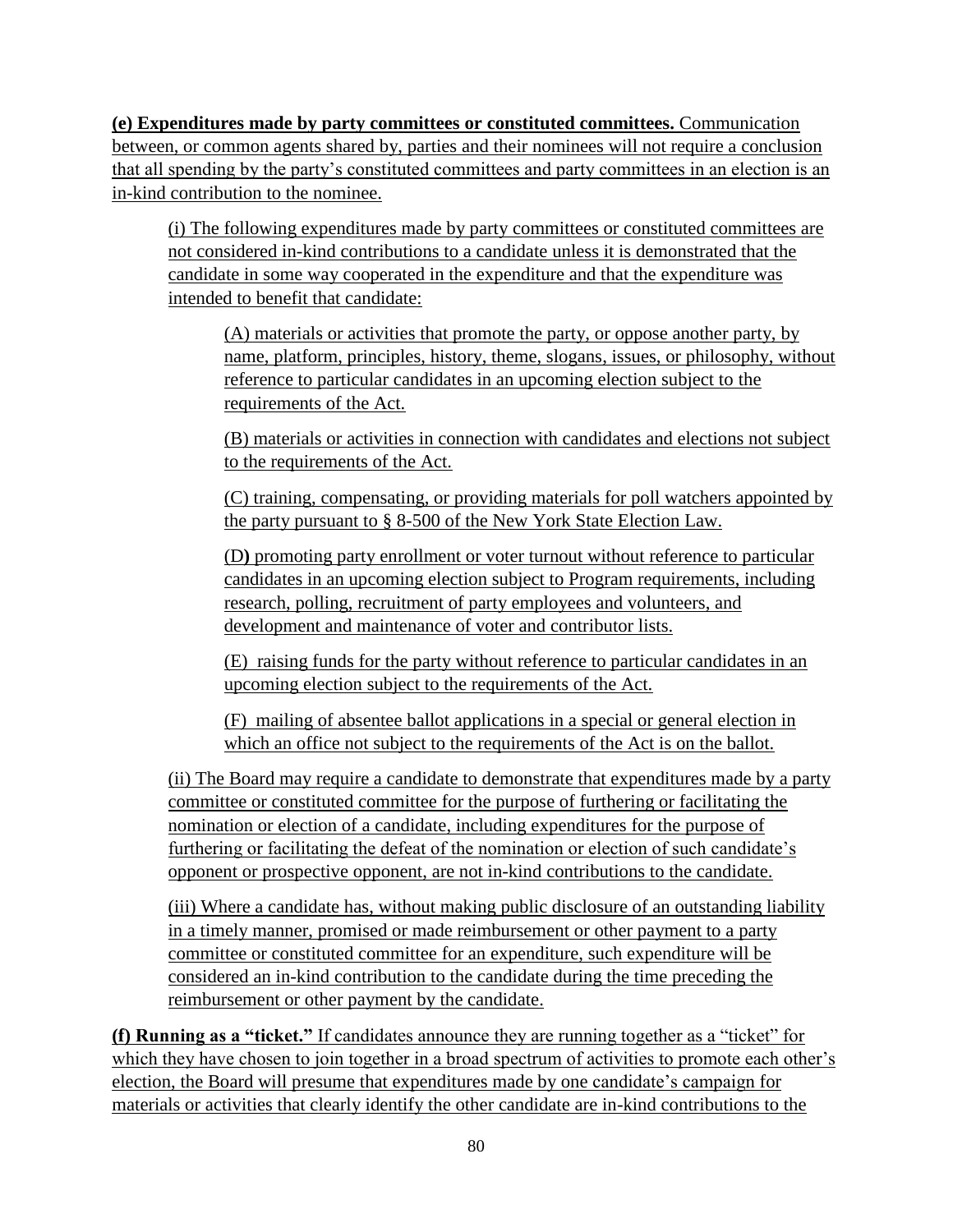**(e) Expenditures made by party committees or constituted committees.** Communication between, or common agents shared by, parties and their nominees will not require a conclusion that all spending by the party's constituted committees and party committees in an election is an in-kind contribution to the nominee.

(i) The following expenditures made by party committees or constituted committees are not considered in-kind contributions to a candidate unless it is demonstrated that the candidate in some way cooperated in the expenditure and that the expenditure was intended to benefit that candidate:

(A) materials or activities that promote the party, or oppose another party, by name, platform, principles, history, theme, slogans, issues, or philosophy, without reference to particular candidates in an upcoming election subject to the requirements of the Act.

(B) materials or activities in connection with candidates and elections not subject to the requirements of the Act.

(C) training, compensating, or providing materials for poll watchers appointed by the party pursuant to § 8-500 of the New York State Election Law.

(D**)** promoting party enrollment or voter turnout without reference to particular candidates in an upcoming election subject to Program requirements, including research, polling, recruitment of party employees and volunteers, and development and maintenance of voter and contributor lists.

(E) raising funds for the party without reference to particular candidates in an upcoming election subject to the requirements of the Act.

(F) mailing of absentee ballot applications in a special or general election in which an office not subject to the requirements of the Act is on the ballot.

(ii) The Board may require a candidate to demonstrate that expenditures made by a party committee or constituted committee for the purpose of furthering or facilitating the nomination or election of a candidate, including expenditures for the purpose of furthering or facilitating the defeat of the nomination or election of such candidate's opponent or prospective opponent, are not in-kind contributions to the candidate.

(iii) Where a candidate has, without making public disclosure of an outstanding liability in a timely manner, promised or made reimbursement or other payment to a party committee or constituted committee for an expenditure, such expenditure will be considered an in-kind contribution to the candidate during the time preceding the reimbursement or other payment by the candidate.

**(f) Running as a "ticket."** If candidates announce they are running together as a "ticket" for which they have chosen to join together in a broad spectrum of activities to promote each other's election, the Board will presume that expenditures made by one candidate's campaign for materials or activities that clearly identify the other candidate are in-kind contributions to the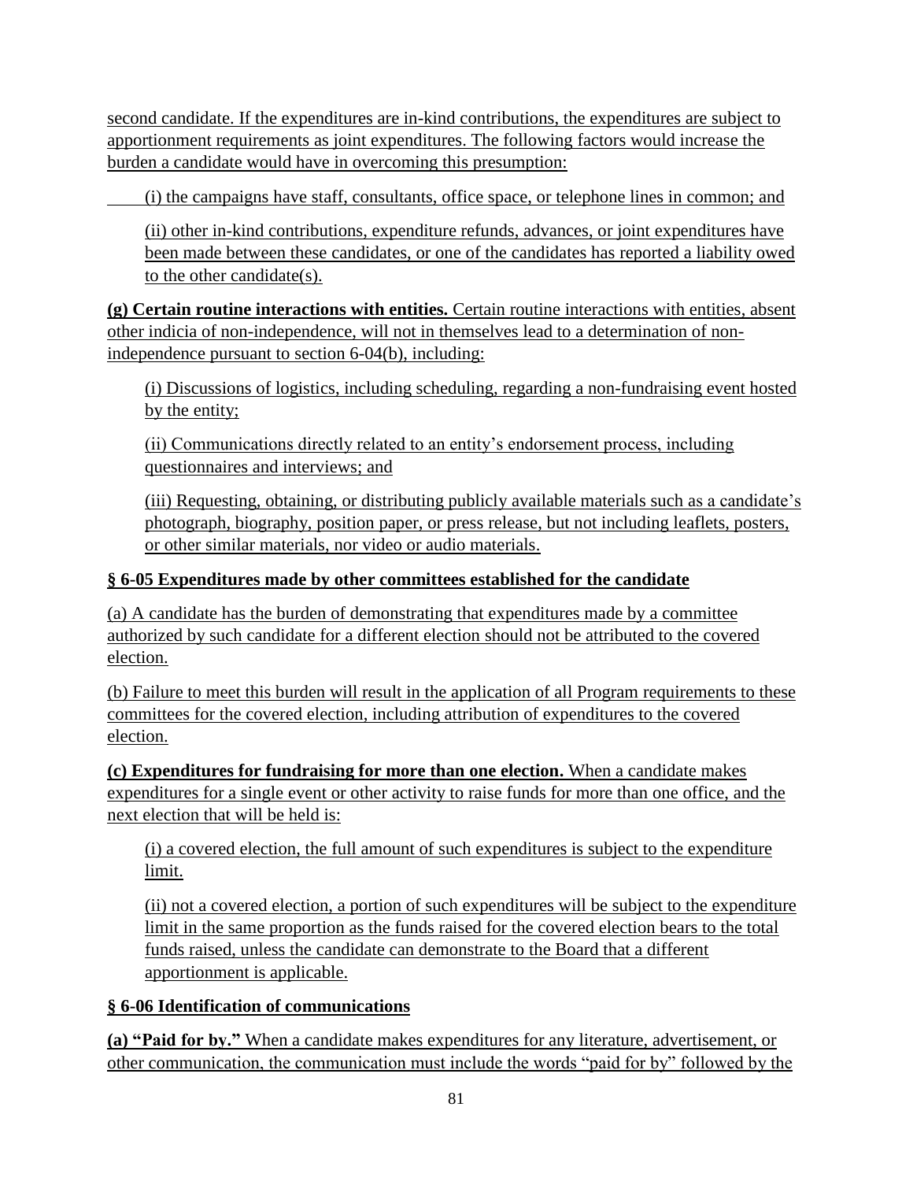second candidate. If the expenditures are in-kind contributions, the expenditures are subject to apportionment requirements as joint expenditures. The following factors would increase the burden a candidate would have in overcoming this presumption:

(i) the campaigns have staff, consultants, office space, or telephone lines in common; and

(ii) other in-kind contributions, expenditure refunds, advances, or joint expenditures have been made between these candidates, or one of the candidates has reported a liability owed to the other candidate(s).

**(g) Certain routine interactions with entities.** Certain routine interactions with entities, absent other indicia of non-independence, will not in themselves lead to a determination of non-independence pursuant to section 6-04(b), including:

(i) Discussions of logistics, including scheduling, regarding a non-fundraising event hosted by the entity;

(ii) Communications directly related to an entity's endorsement process, including questionnaires and interviews; and

(iii) Requesting, obtaining, or distributing publicly available materials such as a candidate's photograph, biography, position paper, or press release, but not including leaflets, posters, or other similar materials, nor video or audio materials.

**§ 6-05 Expenditures made by other committees established for the candidate**

(a) A candidate has the burden of demonstrating that expenditures made by a committee authorized by such candidate for a different election should not be attributed to the covered election.

(b) Failure to meet this burden will result in the application of all Program requirements to these committees for the covered election, including attribution of expenditures to the covered election.

**(c) Expenditures for fundraising for more than one election.** When a candidate makes expenditures for a single event or other activity to raise funds for more than one office, and the next election that will be held is:

(i) a covered election, the full amount of such expenditures is subject to the expenditure limit.

(ii) not a covered election, a portion of such expenditures will be subject to the expenditure limit in the same proportion as the funds raised for the covered election bears to the total funds raised, unless the candidate can demonstrate to the Board that a different apportionment is applicable.

**§ 6-06 Identification of communications**

**(a) "Paid for by."** When a candidate makes expenditures for any literature, advertisement, or other communication, the communication must include the words "paid for by" followed by the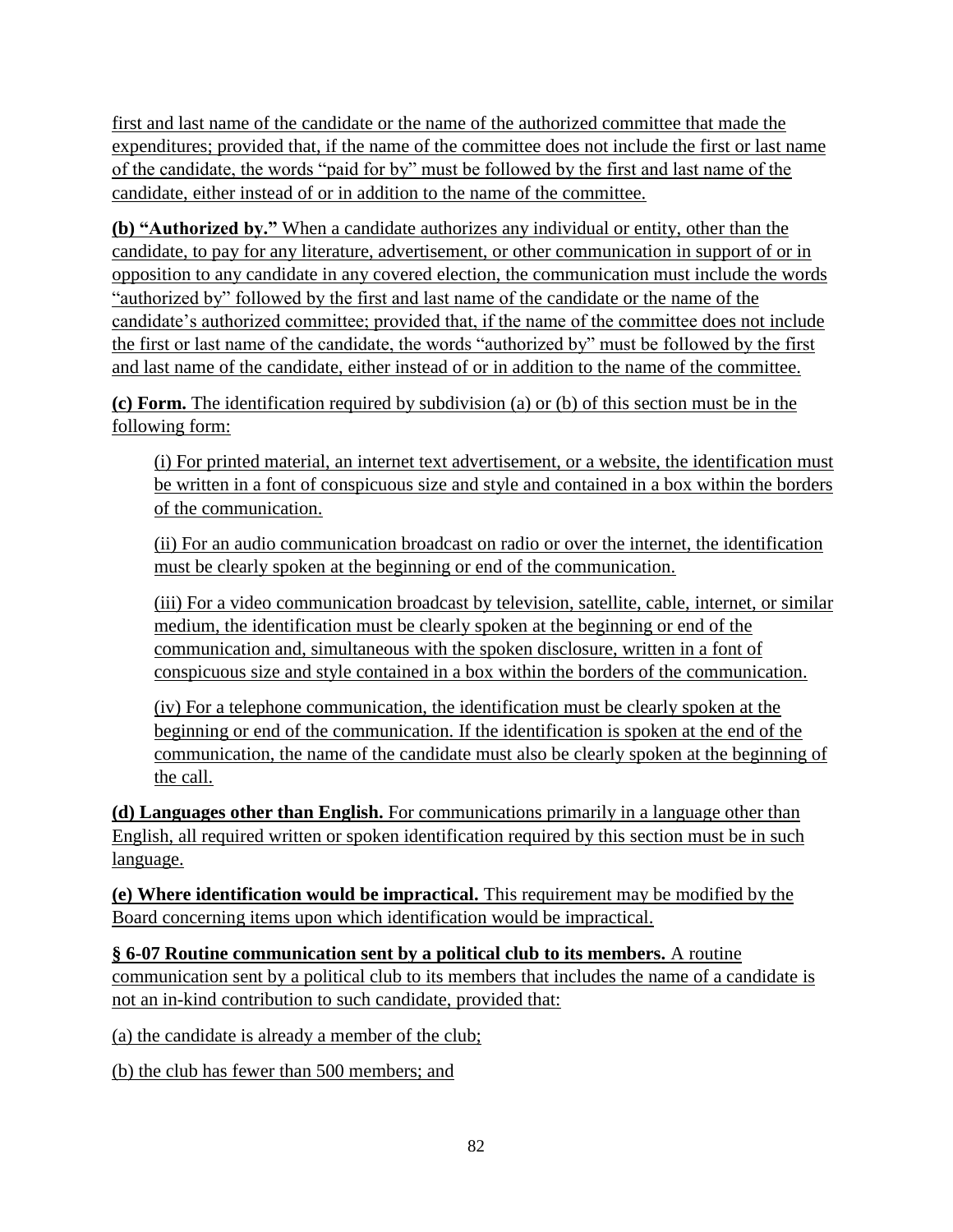first and last name of the candidate or the name of the authorized committee that made the expenditures; provided that, if the name of the committee does not include the first or last name of the candidate, the words "paid for by" must be followed by the first and last name of the candidate, either instead of or in addition to the name of the committee.

**(b) "Authorized by."** When a candidate authorizes any individual or entity, other than the candidate, to pay for any literature, advertisement, or other communication in support of or in opposition to any candidate in any covered election, the communication must include the words "authorized by" followed by the first and last name of the candidate or the name of the candidate's authorized committee; provided that, if the name of the committee does not include the first or last name of the candidate, the words "authorized by" must be followed by the first and last name of the candidate, either instead of or in addition to the name of the committee.

**(c) Form.** The identification required by subdivision (a) or (b) of this section must be in the following form:

(i) For printed material, an internet text advertisement, or a website, the identification must be written in a font of conspicuous size and style and contained in a box within the borders of the communication.

(ii) For an audio communication broadcast on radio or over the internet, the identification must be clearly spoken at the beginning or end of the communication.

(iii) For a video communication broadcast by television, satellite, cable, internet, or similar medium, the identification must be clearly spoken at the beginning or end of the communication and, simultaneous with the spoken disclosure, written in a font of conspicuous size and style contained in a box within the borders of the communication.

(iv) For a telephone communication, the identification must be clearly spoken at the beginning or end of the communication. If the identification is spoken at the end of the communication, the name of the candidate must also be clearly spoken at the beginning of the call.

**(d) Languages other than English.** For communications primarily in a language other than English, all required written or spoken identification required by this section must be in such language.

**(e) Where identification would be impractical.** This requirement may be modified by the Board concerning items upon which identification would be impractical.

**§ 6-07 Routine communication sent by a political club to its members.** A routine communication sent by a political club to its members that includes the name of a candidate is not an in-kind contribution to such candidate, provided that:

(a) the candidate is already a member of the club;

(b) the club has fewer than 500 members; and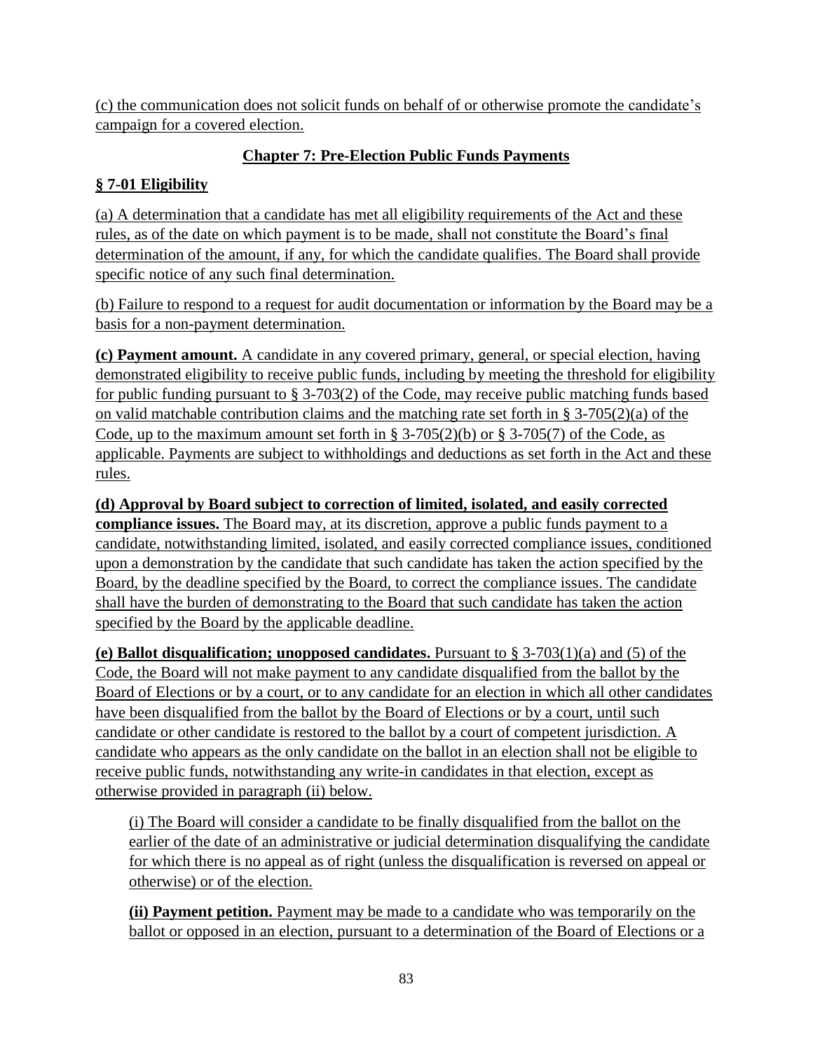(c) the communication does not solicit funds on behalf of or otherwise promote the candidate's campaign for a covered election.

## Chapter 7: Pre-Election Public Funds Payments

### § 7-01 Eligibility

(a) A determination that a candidate has met all eligibility requirements of the Act and these rules, as of the date on which payment is to be made, shall not constitute the Board's final determination of the amount, if any, for which the candidate qualifies. The Board shall provide specific notice of any such final determination.

(b) Failure to respond to a request for audit documentation or information by the Board may be a basis for a non-payment determination.

**(c) Payment amount.** A candidate in any covered primary, general, or special election, having demonstrated eligibility to receive public funds, including by meeting the threshold for eligibility for public funding pursuant to § 3-703(2) of the Code, may receive public matching funds based on valid matchable contribution claims and the matching rate set forth in § 3-705(2)(a) of the Code, up to the maximum amount set forth in § 3-705(2)(b) or § 3-705(7) of the Code, as applicable. Payments are subject to withholdings and deductions as set forth in the Act and these rules.

**(d) Approval by Board subject to correction of limited, isolated, and easily corrected compliance issues.** The Board may, at its discretion, approve a public funds payment to a candidate, notwithstanding limited, isolated, and easily corrected compliance issues, conditioned upon a demonstration by the candidate that such candidate has taken the action specified by the Board, by the deadline specified by the Board, to correct the compliance issues. The candidate shall have the burden of demonstrating to the Board that such candidate has taken the action specified by the Board by the applicable deadline.

**(e) Ballot disqualification; unopposed candidates.** Pursuant to § 3-703(1)(a) and (5) of the Code, the Board will not make payment to any candidate disqualified from the ballot by the Board of Elections or by a court, or to any candidate for an election in which all other candidates have been disqualified from the ballot by the Board of Elections or by a court, until such candidate or other candidate is restored to the ballot by a court of competent jurisdiction. A candidate who appears as the only candidate on the ballot in an election shall not be eligible to receive public funds, notwithstanding any write-in candidates in that election, except as otherwise provided in paragraph (ii) below.

(i) The Board will consider a candidate to be finally disqualified from the ballot on the earlier of the date of an administrative or judicial determination disqualifying the candidate for which there is no appeal as of right (unless the disqualification is reversed on appeal or otherwise) or of the election.

**(ii) Payment petition.** Payment may be made to a candidate who was temporarily on the ballot or opposed in an election, pursuant to a determination of the Board of Elections or a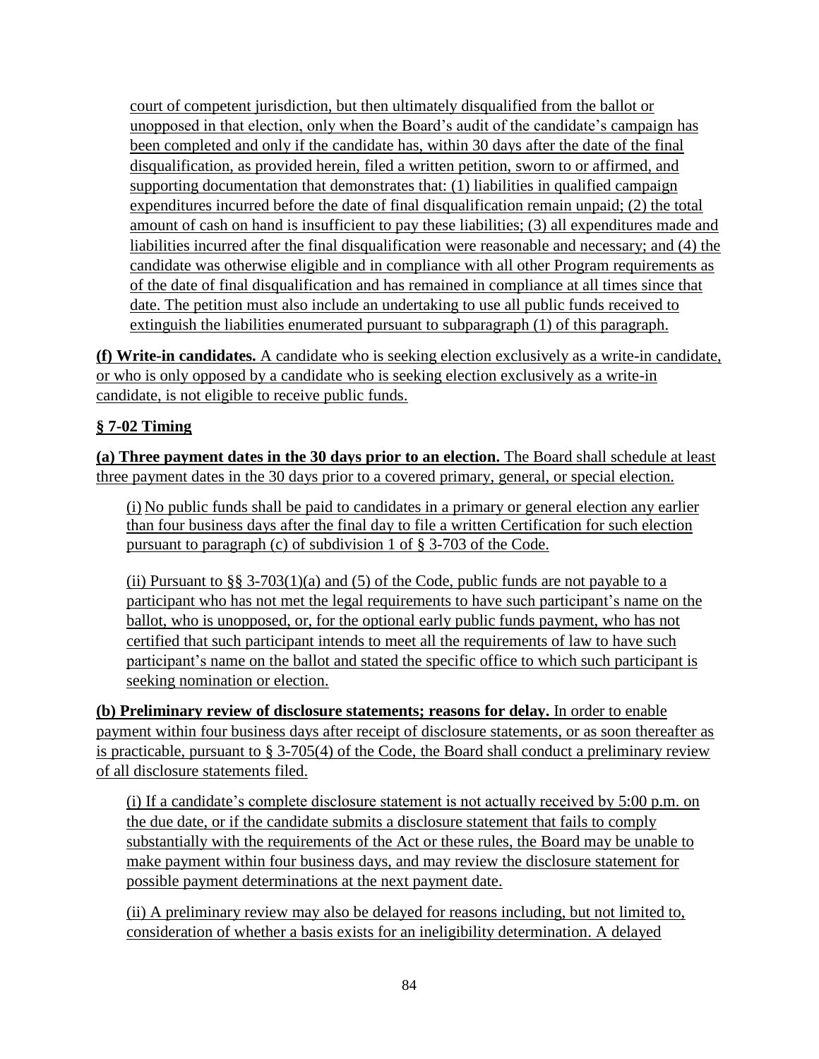court of competent jurisdiction, but then ultimately disqualified from the ballot or unopposed in that election, only when the Board's audit of the candidate's campaign has been completed and only if the candidate has, within 30 days after the date of the final disqualification, as provided herein, filed a written petition, sworn to or affirmed, and supporting documentation that demonstrates that: (1) liabilities in qualified campaign expenditures incurred before the date of final disqualification remain unpaid; (2) the total amount of cash on hand is insufficient to pay these liabilities; (3) all expenditures made and liabilities incurred after the final disqualification were reasonable and necessary; and (4) the candidate was otherwise eligible and in compliance with all other Program requirements as of the date of final disqualification and has remained in compliance at all times since that date. The petition must also include an undertaking to use all public funds received to extinguish the liabilities enumerated pursuant to subparagraph (1) of this paragraph.

**(f) Write-in candidates.** A candidate who is seeking election exclusively as a write-in candidate, or who is only opposed by a candidate who is seeking election exclusively as a write-in candidate, is not eligible to receive public funds.

**§ 7-02 Timing**

**(a) Three payment dates in the 30 days prior to an election.** The Board shall schedule at least three payment dates in the 30 days prior to a covered primary, general, or special election.

(i) No public funds shall be paid to candidates in a primary or general election any earlier than four business days after the final day to file a written Certification for such election pursuant to paragraph (c) of subdivision 1 of § 3-703 of the Code.

(ii) Pursuant to §§ 3-703(1)(a) and (5) of the Code, public funds are not payable to a participant who has not met the legal requirements to have such participant's name on the ballot, who is unopposed, or, for the optional early public funds payment, who has not certified that such participant intends to meet all the requirements of law to have such participant's name on the ballot and stated the specific office to which such participant is seeking nomination or election.

**(b) Preliminary review of disclosure statements; reasons for delay.** In order to enable payment within four business days after receipt of disclosure statements, or as soon thereafter as is practicable, pursuant to § 3-705(4) of the Code, the Board shall conduct a preliminary review of all disclosure statements filed.

(i) If a candidate's complete disclosure statement is not actually received by 5:00 p.m. on the due date, or if the candidate submits a disclosure statement that fails to comply substantially with the requirements of the Act or these rules, the Board may be unable to make payment within four business days, and may review the disclosure statement for possible payment determinations at the next payment date.

(ii) A preliminary review may also be delayed for reasons including, but not limited to, consideration of whether a basis exists for an ineligibility determination. A delayed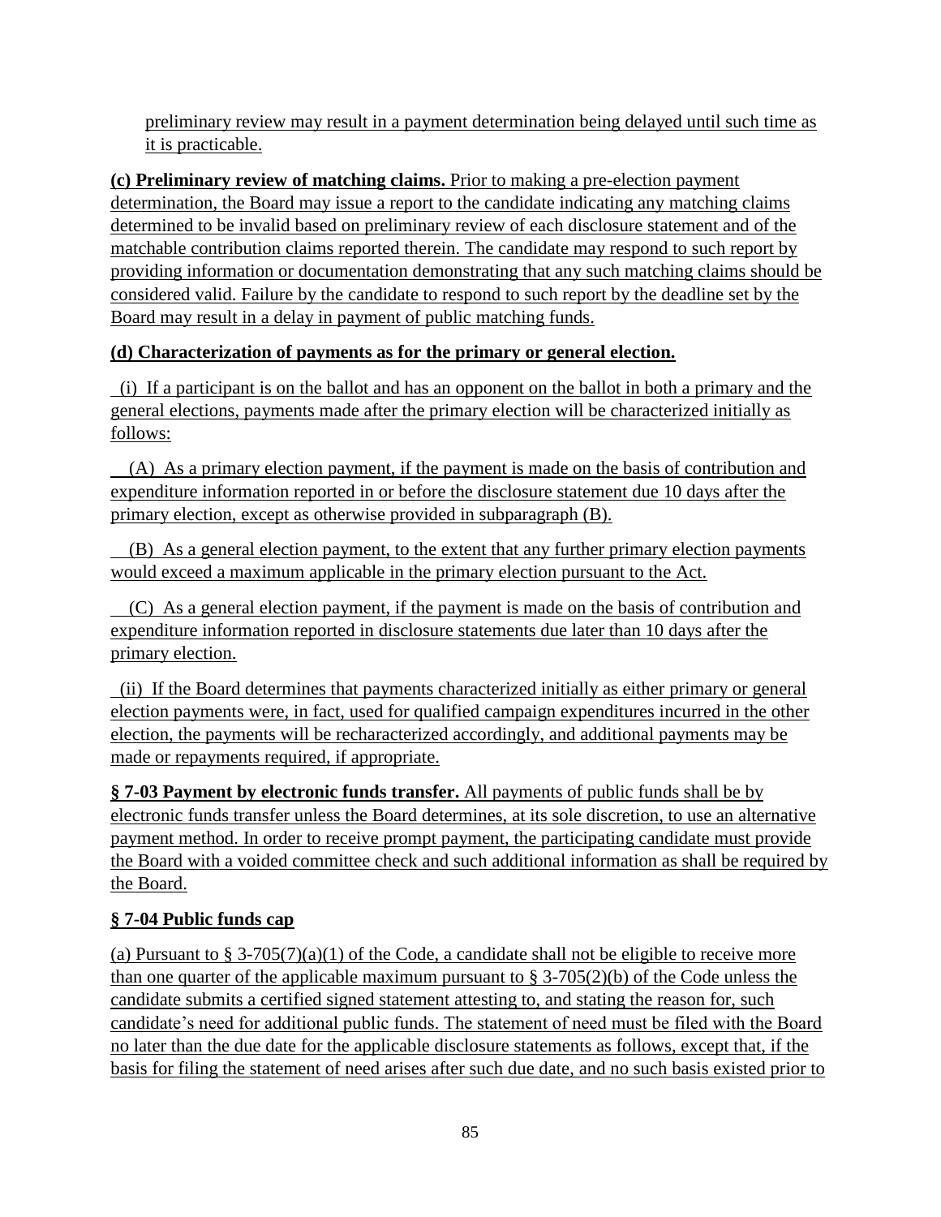preliminary review may result in a payment determination being delayed until such time as it is practicable.

**(c) Preliminary review of matching claims.** Prior to making a pre-election payment determination, the Board may issue a report to the candidate indicating any matching claims determined to be invalid based on preliminary review of each disclosure statement and of the matchable contribution claims reported therein. The candidate may respond to such report by providing information or documentation demonstrating that any such matching claims should be considered valid. Failure by the candidate to respond to such report by the deadline set by the Board may result in a delay in payment of public matching funds.

**(d) Characterization of payments as for the primary or general election.**

(i) If a participant is on the ballot and has an opponent on the ballot in both a primary and the general elections, payments made after the primary election will be characterized initially as follows:

(A) As a primary election payment, if the payment is made on the basis of contribution and expenditure information reported in or before the disclosure statement due 10 days after the primary election, except as otherwise provided in subparagraph (B).

(B) As a general election payment, to the extent that any further primary election payments would exceed a maximum applicable in the primary election pursuant to the Act.

(C) As a general election payment, if the payment is made on the basis of contribution and expenditure information reported in disclosure statements due later than 10 days after the primary election.

(ii) If the Board determines that payments characterized initially as either primary or general election payments were, in fact, used for qualified campaign expenditures incurred in the other election, the payments will be recharacterized accordingly, and additional payments may be made or repayments required, if appropriate.

**§ 7-03 Payment by electronic funds transfer.** All payments of public funds shall be by electronic funds transfer unless the Board determines, at its sole discretion, to use an alternative payment method. In order to receive prompt payment, the participating candidate must provide the Board with a voided committee check and such additional information as shall be required by the Board.

**§ 7-04 Public funds cap**

(a) Pursuant to § 3-705(7)(a)(1) of the Code, a candidate shall not be eligible to receive more than one quarter of the applicable maximum pursuant to § 3-705(2)(b) of the Code unless the candidate submits a certified signed statement attesting to, and stating the reason for, such candidate's need for additional public funds. The statement of need must be filed with the Board no later than the due date for the applicable disclosure statements as follows, except that, if the basis for filing the statement of need arises after such due date, and no such basis existed prior to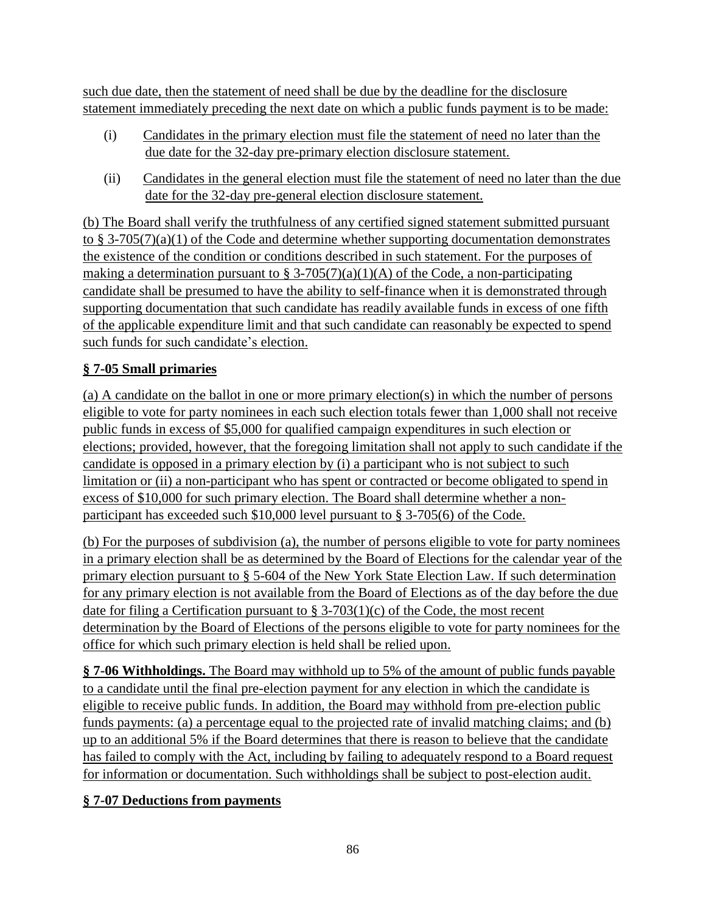such due date, then the statement of need shall be due by the deadline for the disclosure statement immediately preceding the next date on which a public funds payment is to be made:

(i) Candidates in the primary election must file the statement of need no later than the due date for the 32-day pre-primary election disclosure statement.

(ii) Candidates in the general election must file the statement of need no later than the due date for the 32-day pre-general election disclosure statement.

(b) The Board shall verify the truthfulness of any certified signed statement submitted pursuant to § 3-705(7)(a)(1) of the Code and determine whether supporting documentation demonstrates the existence of the condition or conditions described in such statement. For the purposes of making a determination pursuant to § 3-705(7)(a)(1)(A) of the Code, a non-participating candidate shall be presumed to have the ability to self-finance when it is demonstrated through supporting documentation that such candidate has readily available funds in excess of one fifth of the applicable expenditure limit and that such candidate can reasonably be expected to spend such funds for such candidate's election.

**§ 7-05 Small primaries**

(a) A candidate on the ballot in one or more primary election(s) in which the number of persons eligible to vote for party nominees in each such election totals fewer than 1,000 shall not receive public funds in excess of $5,000 for qualified campaign expenditures in such election or elections; provided, however, that the foregoing limitation shall not apply to such candidate if the candidate is opposed in a primary election by (i) a participant who is not subject to such limitation or (ii) a non-participant who has spent or contracted or become obligated to spend in excess of $10,000 for such primary election. The Board shall determine whether a non-participant has exceeded such $10,000 level pursuant to § 3-705(6) of the Code.

(b) For the purposes of subdivision (a), the number of persons eligible to vote for party nominees in a primary election shall be as determined by the Board of Elections for the calendar year of the primary election pursuant to § 5-604 of the New York State Election Law. If such determination for any primary election is not available from the Board of Elections as of the day before the due date for filing a Certification pursuant to § 3-703(1)(c) of the Code, the most recent determination by the Board of Elections of the persons eligible to vote for party nominees for the office for which such primary election is held shall be relied upon.

**§ 7-06 Withholdings.** The Board may withhold up to 5% of the amount of public funds payable to a candidate until the final pre-election payment for any election in which the candidate is eligible to receive public funds. In addition, the Board may withhold from pre-election public funds payments: (a) a percentage equal to the projected rate of invalid matching claims; and (b) up to an additional 5% if the Board determines that there is reason to believe that the candidate has failed to comply with the Act, including by failing to adequately respond to a Board request for information or documentation. Such withholdings shall be subject to post-election audit.

**§ 7-07 Deductions from payments**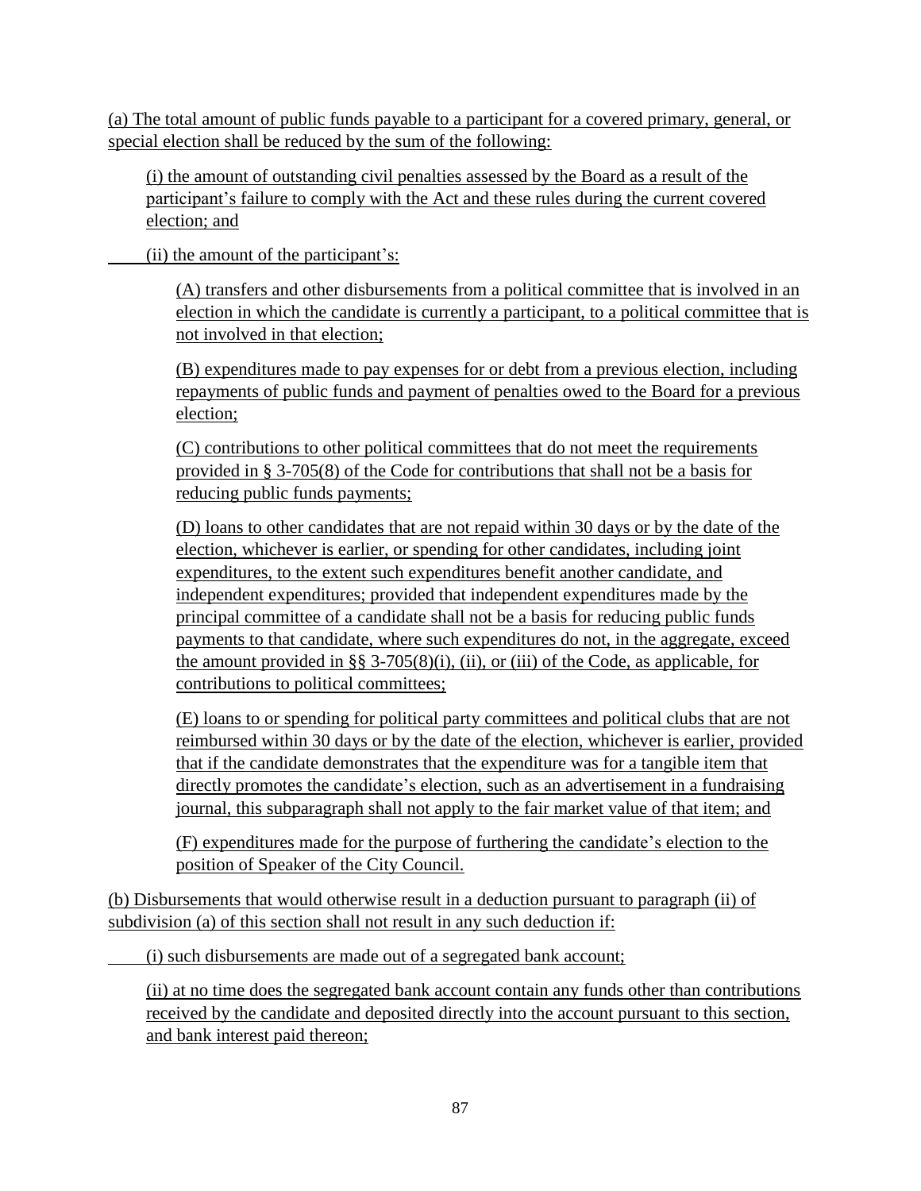(a) The total amount of public funds payable to a participant for a covered primary, general, or special election shall be reduced by the sum of the following:

(i) the amount of outstanding civil penalties assessed by the Board as a result of the participant's failure to comply with the Act and these rules during the current covered election; and

(ii) the amount of the participant's:

(A) transfers and other disbursements from a political committee that is involved in an election in which the candidate is currently a participant, to a political committee that is not involved in that election;

(B) expenditures made to pay expenses for or debt from a previous election, including repayments of public funds and payment of penalties owed to the Board for a previous election;

(C) contributions to other political committees that do not meet the requirements provided in § 3-705(8) of the Code for contributions that shall not be a basis for reducing public funds payments;

(D) loans to other candidates that are not repaid within 30 days or by the date of the election, whichever is earlier, or spending for other candidates, including joint expenditures, to the extent such expenditures benefit another candidate, and independent expenditures; provided that independent expenditures made by the principal committee of a candidate shall not be a basis for reducing public funds payments to that candidate, where such expenditures do not, in the aggregate, exceed the amount provided in §§ 3-705(8)(i), (ii), or (iii) of the Code, as applicable, for contributions to political committees;

(E) loans to or spending for political party committees and political clubs that are not reimbursed within 30 days or by the date of the election, whichever is earlier, provided that if the candidate demonstrates that the expenditure was for a tangible item that directly promotes the candidate's election, such as an advertisement in a fundraising journal, this subparagraph shall not apply to the fair market value of that item; and

(F) expenditures made for the purpose of furthering the candidate's election to the position of Speaker of the City Council.

(b) Disbursements that would otherwise result in a deduction pursuant to paragraph (ii) of subdivision (a) of this section shall not result in any such deduction if:

(i) such disbursements are made out of a segregated bank account;

(ii) at no time does the segregated bank account contain any funds other than contributions received by the candidate and deposited directly into the account pursuant to this section, and bank interest paid thereon;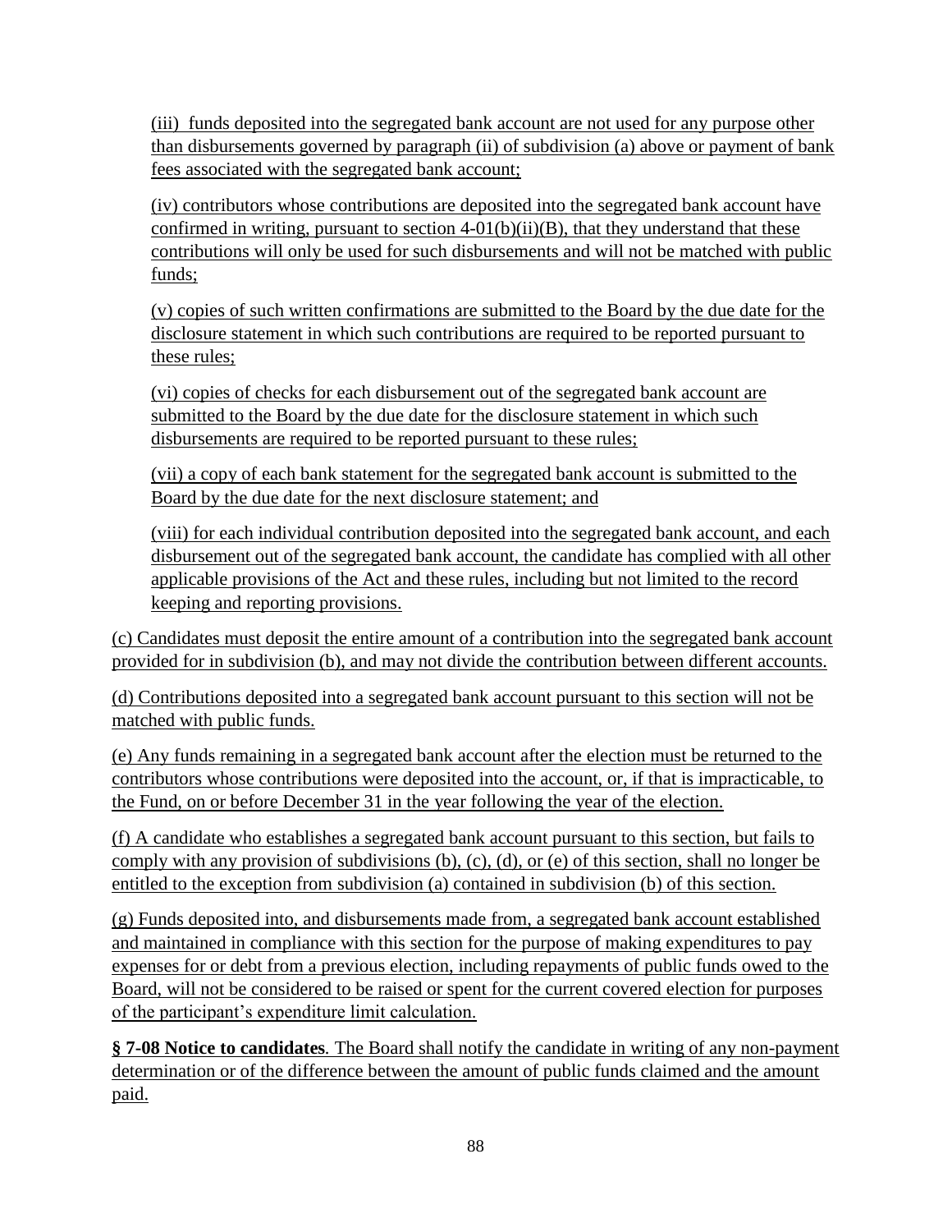(iii) funds deposited into the segregated bank account are not used for any purpose other than disbursements governed by paragraph (ii) of subdivision (a) above or payment of bank fees associated with the segregated bank account;

(iv) contributors whose contributions are deposited into the segregated bank account have confirmed in writing, pursuant to section 4-01(b)(ii)(B), that they understand that these contributions will only be used for such disbursements and will not be matched with public funds;

(v) copies of such written confirmations are submitted to the Board by the due date for the disclosure statement in which such contributions are required to be reported pursuant to these rules;

(vi) copies of checks for each disbursement out of the segregated bank account are submitted to the Board by the due date for the disclosure statement in which such disbursements are required to be reported pursuant to these rules;

(vii) a copy of each bank statement for the segregated bank account is submitted to the Board by the due date for the next disclosure statement; and

(viii) for each individual contribution deposited into the segregated bank account, and each disbursement out of the segregated bank account, the candidate has complied with all other applicable provisions of the Act and these rules, including but not limited to the record keeping and reporting provisions.

(c) Candidates must deposit the entire amount of a contribution into the segregated bank account provided for in subdivision (b), and may not divide the contribution between different accounts.

(d) Contributions deposited into a segregated bank account pursuant to this section will not be matched with public funds.

(e) Any funds remaining in a segregated bank account after the election must be returned to the contributors whose contributions were deposited into the account, or, if that is impracticable, to the Fund, on or before December 31 in the year following the year of the election.

(f) A candidate who establishes a segregated bank account pursuant to this section, but fails to comply with any provision of subdivisions (b), (c), (d), or (e) of this section, shall no longer be entitled to the exception from subdivision (a) contained in subdivision (b) of this section.

(g) Funds deposited into, and disbursements made from, a segregated bank account established and maintained in compliance with this section for the purpose of making expenditures to pay expenses for or debt from a previous election, including repayments of public funds owed to the Board, will not be considered to be raised or spent for the current covered election for purposes of the participant's expenditure limit calculation.

**§ 7-08 Notice to candidates***.* The Board shall notify the candidate in writing of any non-payment determination or of the difference between the amount of public funds claimed and the amount paid.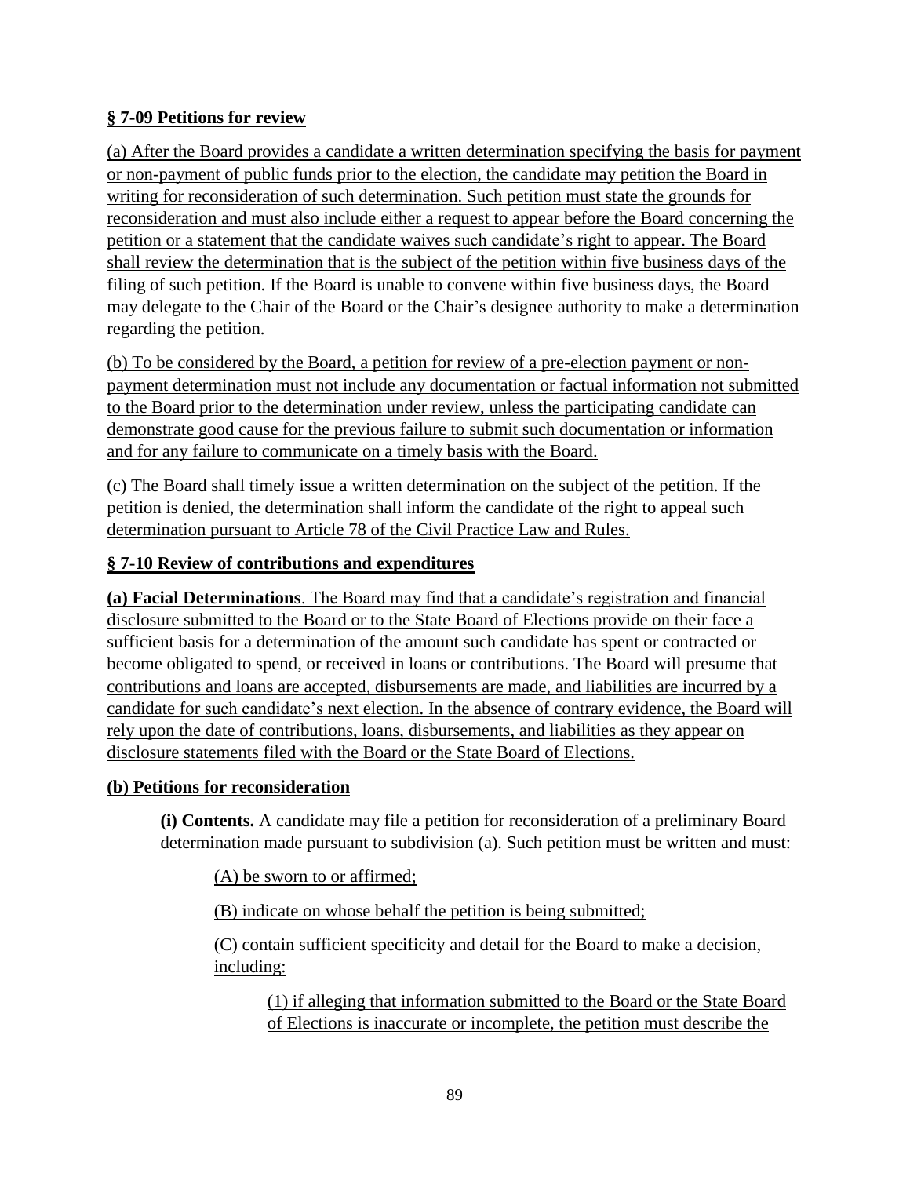### § 7-09 Petitions for review

(a) After the Board provides a candidate a written determination specifying the basis for payment or non-payment of public funds prior to the election, the candidate may petition the Board in writing for reconsideration of such determination. Such petition must state the grounds for reconsideration and must also include either a request to appear before the Board concerning the petition or a statement that the candidate waives such candidate's right to appear. The Board shall review the determination that is the subject of the petition within five business days of the filing of such petition. If the Board is unable to convene within five business days, the Board may delegate to the Chair of the Board or the Chair's designee authority to make a determination regarding the petition.

(b) To be considered by the Board, a petition for review of a pre-election payment or non-payment determination must not include any documentation or factual information not submitted to the Board prior to the determination under review, unless the participating candidate can demonstrate good cause for the previous failure to submit such documentation or information and for any failure to communicate on a timely basis with the Board.

(c) The Board shall timely issue a written determination on the subject of the petition. If the petition is denied, the determination shall inform the candidate of the right to appeal such determination pursuant to Article 78 of the Civil Practice Law and Rules.

### § 7-10 Review of contributions and expenditures

**(a) Facial Determinations**. The Board may find that a candidate's registration and financial disclosure submitted to the Board or to the State Board of Elections provide on their face a sufficient basis for a determination of the amount such candidate has spent or contracted or become obligated to spend, or received in loans or contributions. The Board will presume that contributions and loans are accepted, disbursements are made, and liabilities are incurred by a candidate for such candidate's next election. In the absence of contrary evidence, the Board will rely upon the date of contributions, loans, disbursements, and liabilities as they appear on disclosure statements filed with the Board or the State Board of Elections.

**(b) Petitions for reconsideration**

**(i) Contents.** A candidate may file a petition for reconsideration of a preliminary Board determination made pursuant to subdivision (a). Such petition must be written and must:

(A) be sworn to or affirmed;

(B) indicate on whose behalf the petition is being submitted;

(C) contain sufficient specificity and detail for the Board to make a decision, including:

(1) if alleging that information submitted to the Board or the State Board of Elections is inaccurate or incomplete, the petition must describe the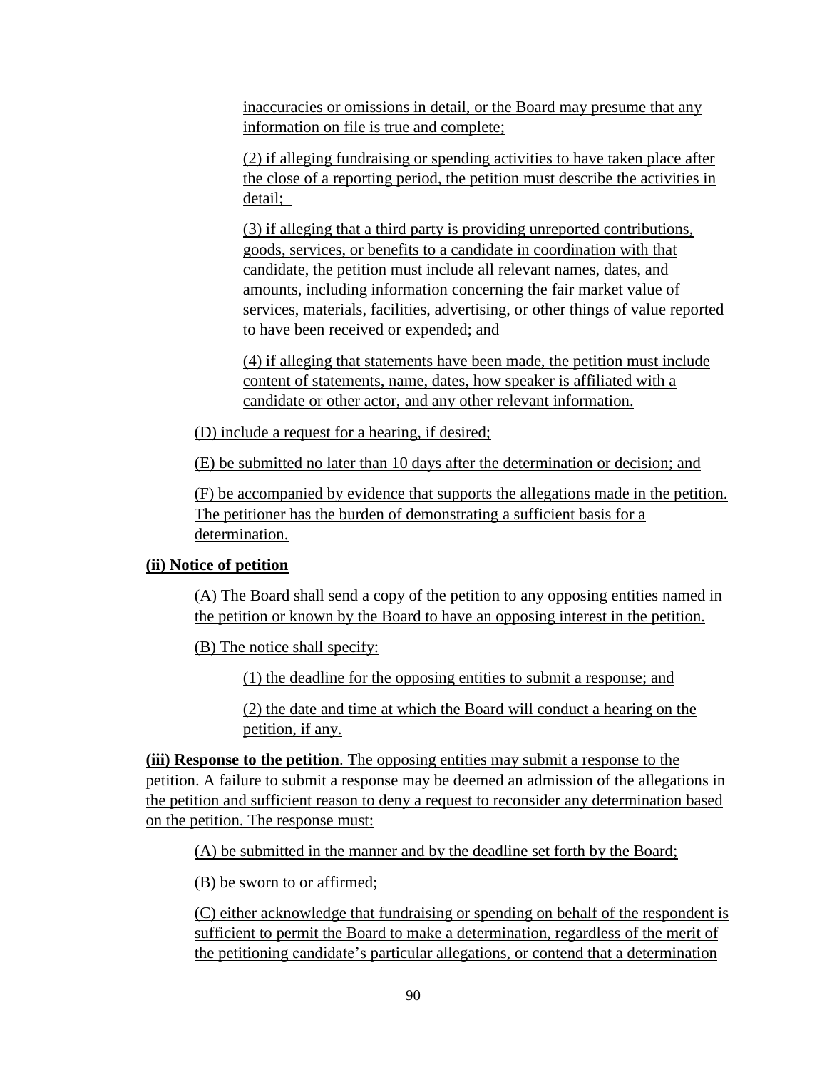inaccuracies or omissions in detail, or the Board may presume that any information on file is true and complete;

(2) if alleging fundraising or spending activities to have taken place after the close of a reporting period, the petition must describe the activities in detail;

(3) if alleging that a third party is providing unreported contributions, goods, services, or benefits to a candidate in coordination with that candidate, the petition must include all relevant names, dates, and amounts, including information concerning the fair market value of services, materials, facilities, advertising, or other things of value reported to have been received or expended; and

(4) if alleging that statements have been made, the petition must include content of statements, name, dates, how speaker is affiliated with a candidate or other actor, and any other relevant information.

(D) include a request for a hearing, if desired;

(E) be submitted no later than 10 days after the determination or decision; and

(F) be accompanied by evidence that supports the allegations made in the petition. The petitioner has the burden of demonstrating a sufficient basis for a determination.

**(ii) Notice of petition**

(A) The Board shall send a copy of the petition to any opposing entities named in the petition or known by the Board to have an opposing interest in the petition.

(B) The notice shall specify:

(1) the deadline for the opposing entities to submit a response; and

(2) the date and time at which the Board will conduct a hearing on the petition, if any.

**(iii) Response to the petition**. The opposing entities may submit a response to the petition. A failure to submit a response may be deemed an admission of the allegations in the petition and sufficient reason to deny a request to reconsider any determination based on the petition. The response must:

(A) be submitted in the manner and by the deadline set forth by the Board;

(B) be sworn to or affirmed;

(C) either acknowledge that fundraising or spending on behalf of the respondent is sufficient to permit the Board to make a determination, regardless of the merit of the petitioning candidate's particular allegations, or contend that a determination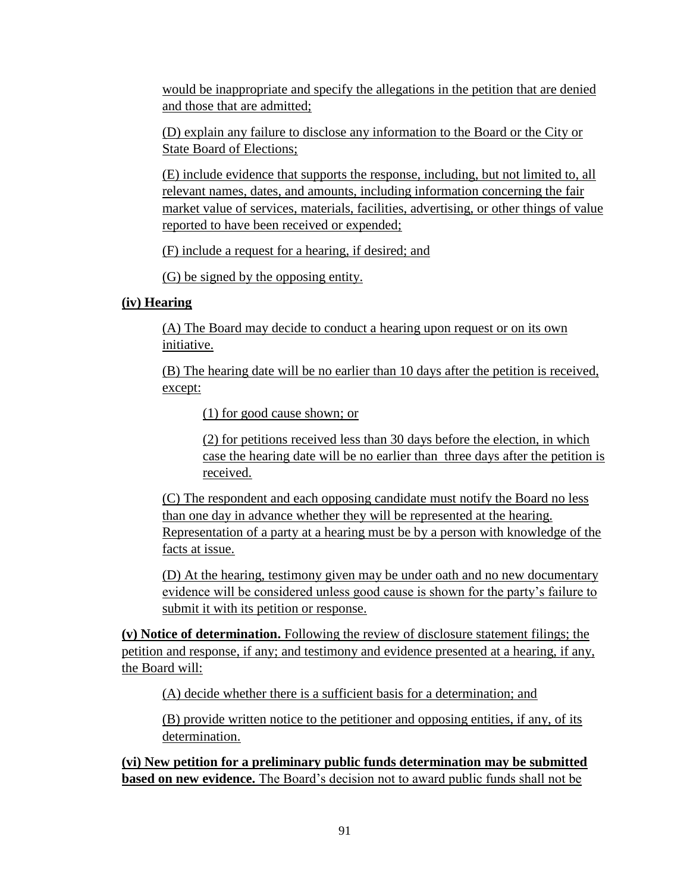would be inappropriate and specify the allegations in the petition that are denied and those that are admitted;

(D) explain any failure to disclose any information to the Board or the City or State Board of Elections;

(E) include evidence that supports the response, including, but not limited to, all relevant names, dates, and amounts, including information concerning the fair market value of services, materials, facilities, advertising, or other things of value reported to have been received or expended;

(F) include a request for a hearing, if desired; and

(G) be signed by the opposing entity.

**(iv) Hearing**

(A) The Board may decide to conduct a hearing upon request or on its own initiative.

(B) The hearing date will be no earlier than 10 days after the petition is received, except:

(1) for good cause shown; or

(2) for petitions received less than 30 days before the election, in which case the hearing date will be no earlier than three days after the petition is received.

(C) The respondent and each opposing candidate must notify the Board no less than one day in advance whether they will be represented at the hearing. Representation of a party at a hearing must be by a person with knowledge of the facts at issue.

(D) At the hearing, testimony given may be under oath and no new documentary evidence will be considered unless good cause is shown for the party's failure to submit it with its petition or response.

**(v) Notice of determination.** Following the review of disclosure statement filings; the petition and response, if any; and testimony and evidence presented at a hearing, if any, the Board will:

(A) decide whether there is a sufficient basis for a determination; and

(B) provide written notice to the petitioner and opposing entities, if any, of its determination.

**(vi) New petition for a preliminary public funds determination may be submitted based on new evidence.** The Board's decision not to award public funds shall not be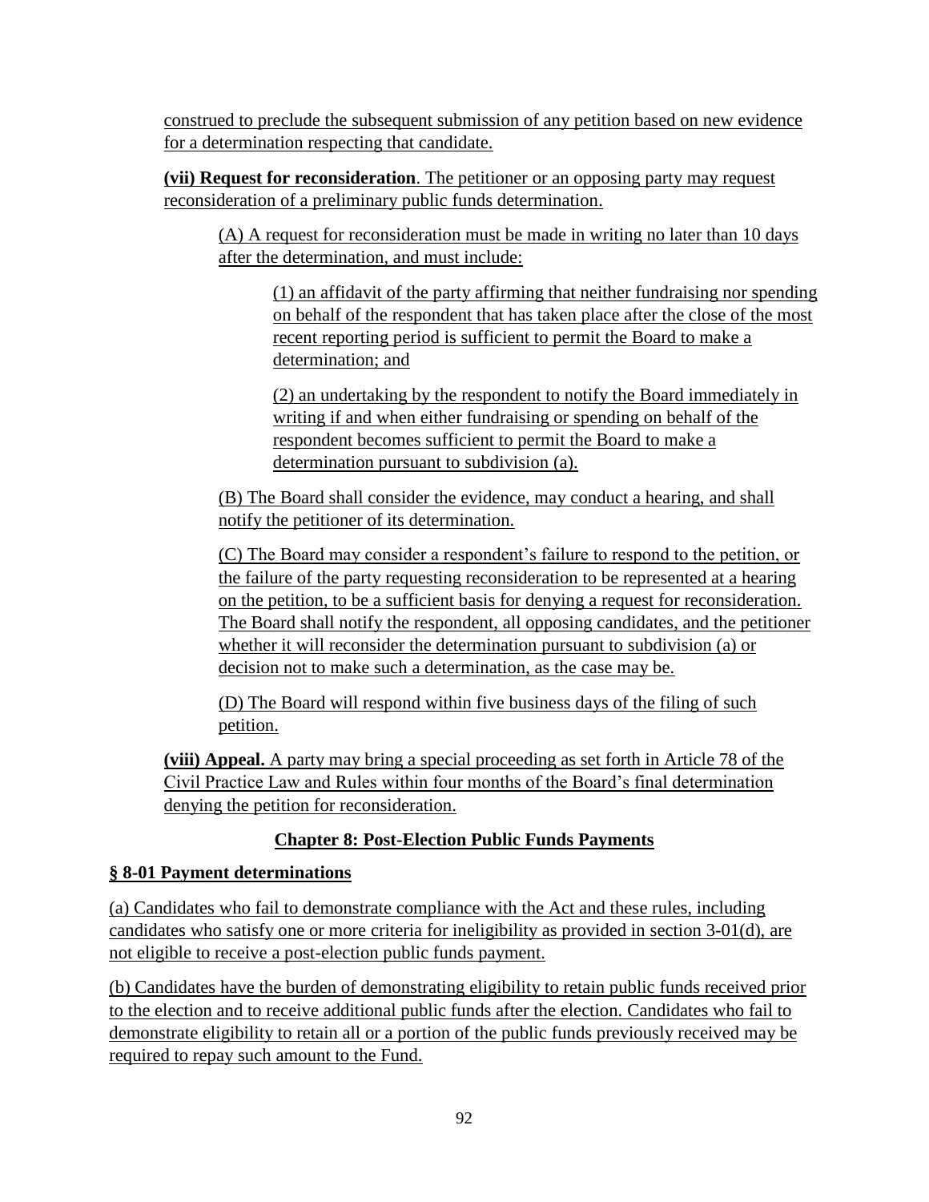construed to preclude the subsequent submission of any petition based on new evidence for a determination respecting that candidate.

**(vii) Request for reconsideration**. The petitioner or an opposing party may request reconsideration of a preliminary public funds determination.

(A) A request for reconsideration must be made in writing no later than 10 days after the determination, and must include:

(1) an affidavit of the party affirming that neither fundraising nor spending on behalf of the respondent that has taken place after the close of the most recent reporting period is sufficient to permit the Board to make a determination; and

(2) an undertaking by the respondent to notify the Board immediately in writing if and when either fundraising or spending on behalf of the respondent becomes sufficient to permit the Board to make a determination pursuant to subdivision (a).

(B) The Board shall consider the evidence, may conduct a hearing, and shall notify the petitioner of its determination.

(C) The Board may consider a respondent's failure to respond to the petition, or the failure of the party requesting reconsideration to be represented at a hearing on the petition, to be a sufficient basis for denying a request for reconsideration. The Board shall notify the respondent, all opposing candidates, and the petitioner whether it will reconsider the determination pursuant to subdivision (a) or decision not to make such a determination, as the case may be.

(D) The Board will respond within five business days of the filing of such petition.

**(viii) Appeal.** A party may bring a special proceeding as set forth in Article 78 of the Civil Practice Law and Rules within four months of the Board's final determination denying the petition for reconsideration.

## Chapter 8: Post-Election Public Funds Payments

### § 8-01 Payment determinations

(a) Candidates who fail to demonstrate compliance with the Act and these rules, including candidates who satisfy one or more criteria for ineligibility as provided in section 3-01(d), are not eligible to receive a post-election public funds payment.

(b) Candidates have the burden of demonstrating eligibility to retain public funds received prior to the election and to receive additional public funds after the election. Candidates who fail to demonstrate eligibility to retain all or a portion of the public funds previously received may be required to repay such amount to the Fund.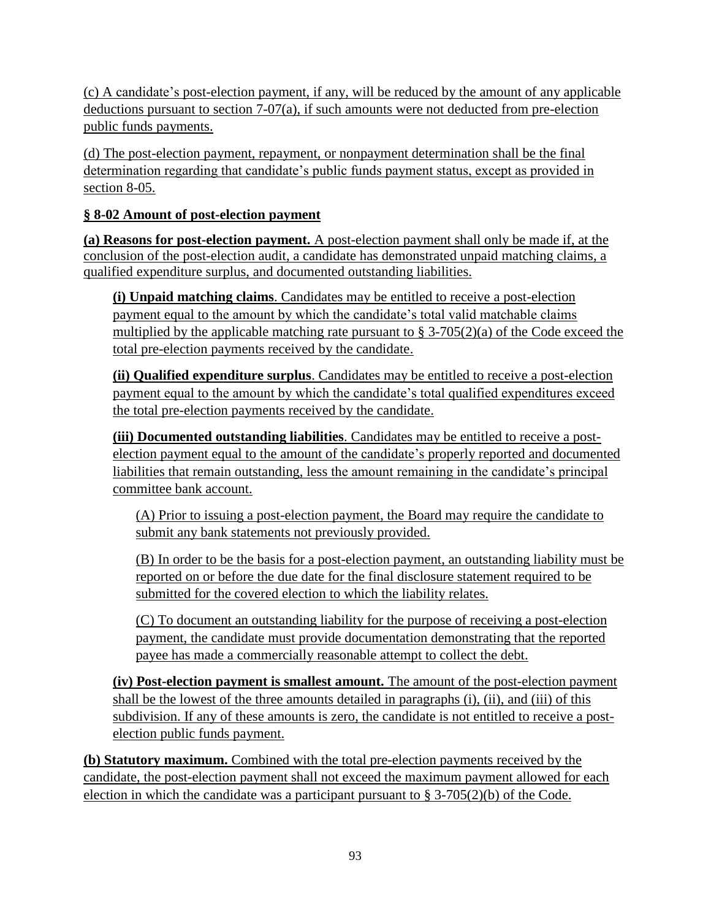(c) A candidate's post-election payment, if any, will be reduced by the amount of any applicable deductions pursuant to section 7-07(a), if such amounts were not deducted from pre-election public funds payments.

(d) The post-election payment, repayment, or nonpayment determination shall be the final determination regarding that candidate's public funds payment status, except as provided in section 8-05.

### § 8-02 Amount of post-election payment

**(a) Reasons for post-election payment.** A post-election payment shall only be made if, at the conclusion of the post-election audit, a candidate has demonstrated unpaid matching claims, a qualified expenditure surplus, and documented outstanding liabilities.

**(i) Unpaid matching claims**. Candidates may be entitled to receive a post-election payment equal to the amount by which the candidate's total valid matchable claims multiplied by the applicable matching rate pursuant to § 3-705(2)(a) of the Code exceed the total pre-election payments received by the candidate.

**(ii) Qualified expenditure surplus**. Candidates may be entitled to receive a post-election payment equal to the amount by which the candidate's total qualified expenditures exceed the total pre-election payments received by the candidate.

**(iii) Documented outstanding liabilities**. Candidates may be entitled to receive a post-election payment equal to the amount of the candidate's properly reported and documented liabilities that remain outstanding, less the amount remaining in the candidate's principal committee bank account.

(A) Prior to issuing a post-election payment, the Board may require the candidate to submit any bank statements not previously provided.

(B) In order to be the basis for a post-election payment, an outstanding liability must be reported on or before the due date for the final disclosure statement required to be submitted for the covered election to which the liability relates.

(C) To document an outstanding liability for the purpose of receiving a post-election payment, the candidate must provide documentation demonstrating that the reported payee has made a commercially reasonable attempt to collect the debt.

**(iv) Post-election payment is smallest amount.** The amount of the post-election payment shall be the lowest of the three amounts detailed in paragraphs (i), (ii), and (iii) of this subdivision. If any of these amounts is zero, the candidate is not entitled to receive a post-election public funds payment.

**(b) Statutory maximum.** Combined with the total pre-election payments received by the candidate, the post-election payment shall not exceed the maximum payment allowed for each election in which the candidate was a participant pursuant to § 3-705(2)(b) of the Code.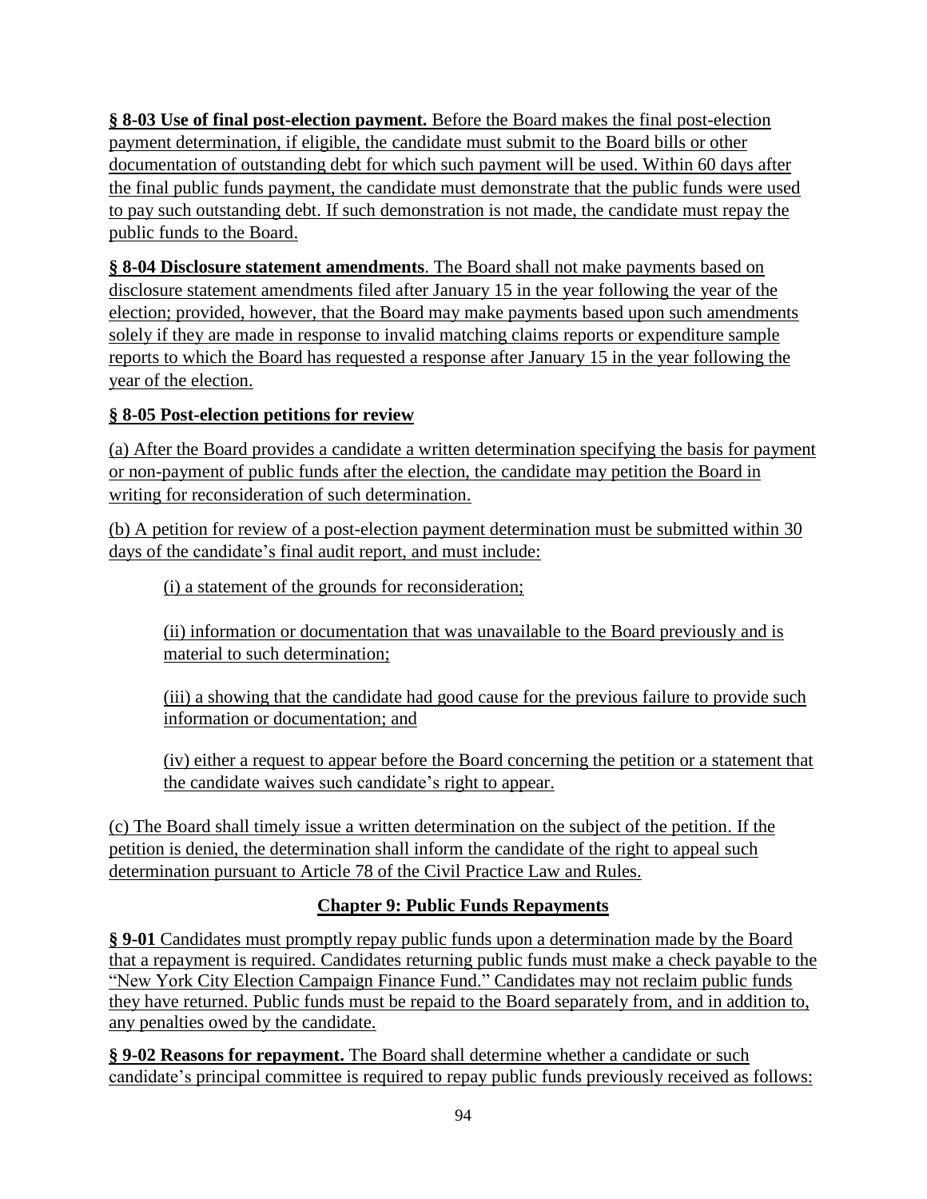**§ 8-03 Use of final post-election payment.** Before the Board makes the final post-election payment determination, if eligible, the candidate must submit to the Board bills or other documentation of outstanding debt for which such payment will be used. Within 60 days after the final public funds payment, the candidate must demonstrate that the public funds were used to pay such outstanding debt. If such demonstration is not made, the candidate must repay the public funds to the Board.

**§ 8-04 Disclosure statement amendments**. The Board shall not make payments based on disclosure statement amendments filed after January 15 in the year following the year of the election; provided, however, that the Board may make payments based upon such amendments solely if they are made in response to invalid matching claims reports or expenditure sample reports to which the Board has requested a response after January 15 in the year following the year of the election.

**§ 8-05 Post-election petitions for review**

(a) After the Board provides a candidate a written determination specifying the basis for payment or non-payment of public funds after the election, the candidate may petition the Board in writing for reconsideration of such determination.

(b) A petition for review of a post-election payment determination must be submitted within 30 days of the candidate's final audit report, and must include:

(i) a statement of the grounds for reconsideration;

(ii) information or documentation that was unavailable to the Board previously and is material to such determination;

(iii) a showing that the candidate had good cause for the previous failure to provide such information or documentation; and

(iv) either a request to appear before the Board concerning the petition or a statement that the candidate waives such candidate's right to appear.

(c) The Board shall timely issue a written determination on the subject of the petition. If the petition is denied, the determination shall inform the candidate of the right to appeal such determination pursuant to Article 78 of the Civil Practice Law and Rules.

## Chapter 9: Public Funds Repayments

**§ 9-01** Candidates must promptly repay public funds upon a determination made by the Board that a repayment is required. Candidates returning public funds must make a check payable to the "New York City Election Campaign Finance Fund." Candidates may not reclaim public funds they have returned. Public funds must be repaid to the Board separately from, and in addition to, any penalties owed by the candidate.

**§ 9-02 Reasons for repayment.** The Board shall determine whether a candidate or such candidate's principal committee is required to repay public funds previously received as follows: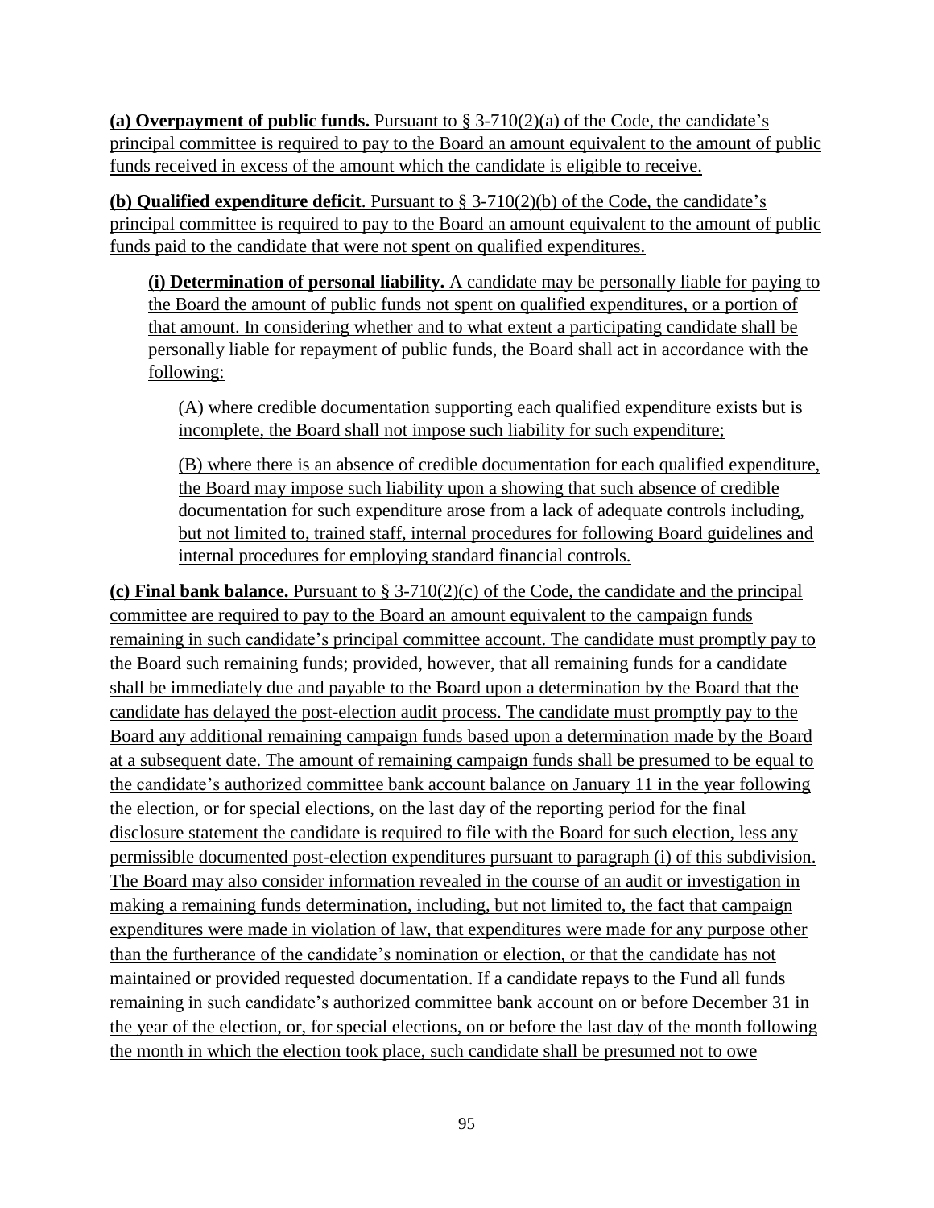**(a) Overpayment of public funds.** Pursuant to § 3-710(2)(a) of the Code, the candidate's principal committee is required to pay to the Board an amount equivalent to the amount of public funds received in excess of the amount which the candidate is eligible to receive.

**(b) Qualified expenditure deficit**. Pursuant to § 3-710(2)(b) of the Code, the candidate's principal committee is required to pay to the Board an amount equivalent to the amount of public funds paid to the candidate that were not spent on qualified expenditures.

> **(i) Determination of personal liability.** A candidate may be personally liable for paying to the Board the amount of public funds not spent on qualified expenditures, or a portion of that amount. In considering whether and to what extent a participating candidate shall be personally liable for repayment of public funds, the Board shall act in accordance with the following:
>
> > (A) where credible documentation supporting each qualified expenditure exists but is incomplete, the Board shall not impose such liability for such expenditure;
> >
> > (B) where there is an absence of credible documentation for each qualified expenditure, the Board may impose such liability upon a showing that such absence of credible documentation for such expenditure arose from a lack of adequate controls including, but not limited to, trained staff, internal procedures for following Board guidelines and internal procedures for employing standard financial controls.

**(c) Final bank balance.** Pursuant to § 3-710(2)(c) of the Code, the candidate and the principal committee are required to pay to the Board an amount equivalent to the campaign funds remaining in such candidate's principal committee account. The candidate must promptly pay to the Board such remaining funds; provided, however, that all remaining funds for a candidate shall be immediately due and payable to the Board upon a determination by the Board that the candidate has delayed the post-election audit process. The candidate must promptly pay to the Board any additional remaining campaign funds based upon a determination made by the Board at a subsequent date. The amount of remaining campaign funds shall be presumed to be equal to the candidate's authorized committee bank account balance on January 11 in the year following the election, or for special elections, on the last day of the reporting period for the final disclosure statement the candidate is required to file with the Board for such election, less any permissible documented post-election expenditures pursuant to paragraph (i) of this subdivision. The Board may also consider information revealed in the course of an audit or investigation in making a remaining funds determination, including, but not limited to, the fact that campaign expenditures were made in violation of law, that expenditures were made for any purpose other than the furtherance of the candidate's nomination or election, or that the candidate has not maintained or provided requested documentation. If a candidate repays to the Fund all funds remaining in such candidate's authorized committee bank account on or before December 31 in the year of the election, or, for special elections, on or before the last day of the month following the month in which the election took place, such candidate shall be presumed not to owe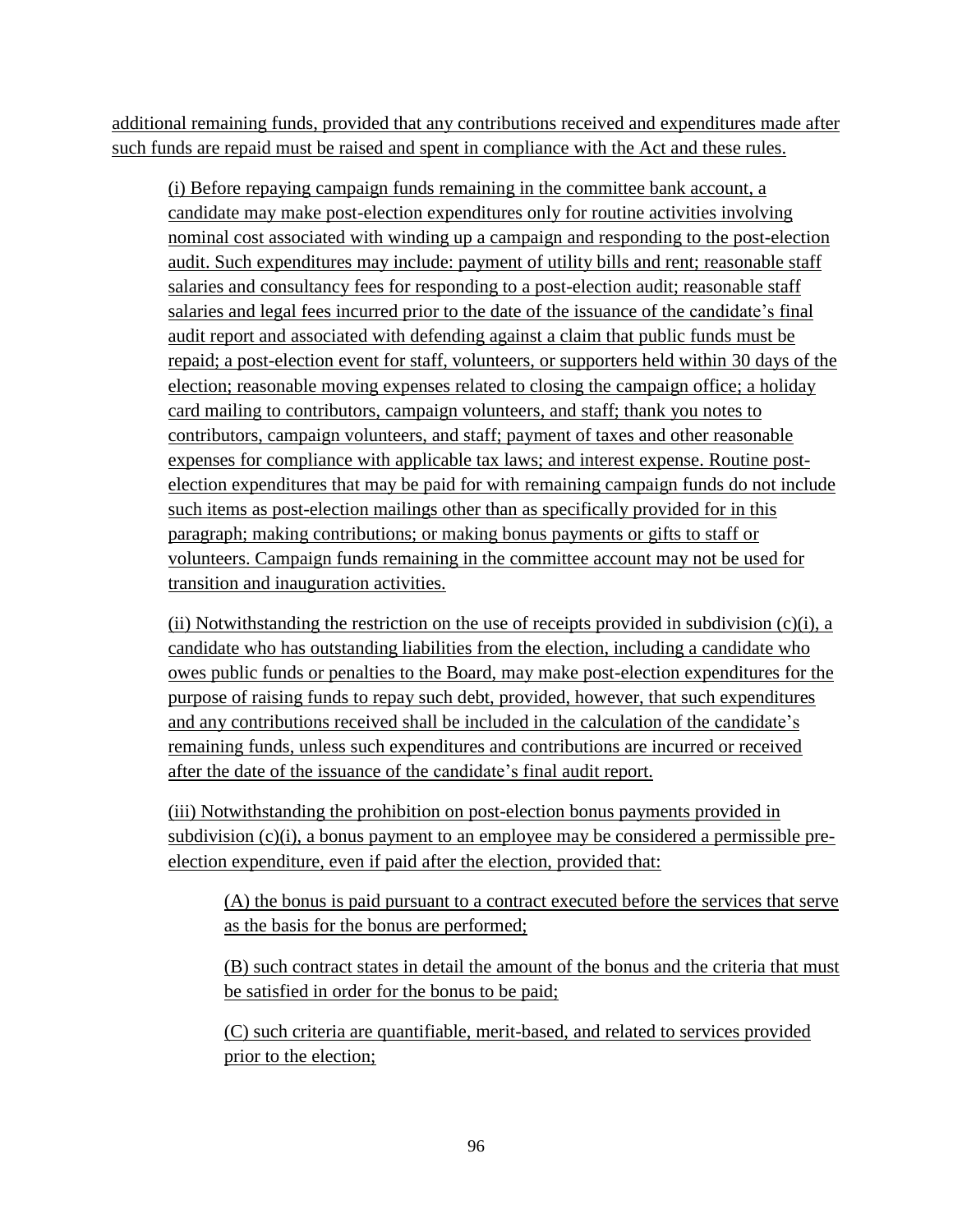additional remaining funds, provided that any contributions received and expenditures made after such funds are repaid must be raised and spent in compliance with the Act and these rules.

(i) Before repaying campaign funds remaining in the committee bank account, a candidate may make post-election expenditures only for routine activities involving nominal cost associated with winding up a campaign and responding to the post-election audit. Such expenditures may include: payment of utility bills and rent; reasonable staff salaries and consultancy fees for responding to a post-election audit; reasonable staff salaries and legal fees incurred prior to the date of the issuance of the candidate's final audit report and associated with defending against a claim that public funds must be repaid; a post-election event for staff, volunteers, or supporters held within 30 days of the election; reasonable moving expenses related to closing the campaign office; a holiday card mailing to contributors, campaign volunteers, and staff; thank you notes to contributors, campaign volunteers, and staff; payment of taxes and other reasonable expenses for compliance with applicable tax laws; and interest expense. Routine post-election expenditures that may be paid for with remaining campaign funds do not include such items as post-election mailings other than as specifically provided for in this paragraph; making contributions; or making bonus payments or gifts to staff or volunteers. Campaign funds remaining in the committee account may not be used for transition and inauguration activities.

(ii) Notwithstanding the restriction on the use of receipts provided in subdivision (c)(i), a candidate who has outstanding liabilities from the election, including a candidate who owes public funds or penalties to the Board, may make post-election expenditures for the purpose of raising funds to repay such debt, provided, however, that such expenditures and any contributions received shall be included in the calculation of the candidate's remaining funds, unless such expenditures and contributions are incurred or received after the date of the issuance of the candidate's final audit report.

(iii) Notwithstanding the prohibition on post-election bonus payments provided in subdivision (c)(i), a bonus payment to an employee may be considered a permissible pre-election expenditure, even if paid after the election, provided that:

(A) the bonus is paid pursuant to a contract executed before the services that serve as the basis for the bonus are performed;

(B) such contract states in detail the amount of the bonus and the criteria that must be satisfied in order for the bonus to be paid;

(C) such criteria are quantifiable, merit-based, and related to services provided prior to the election;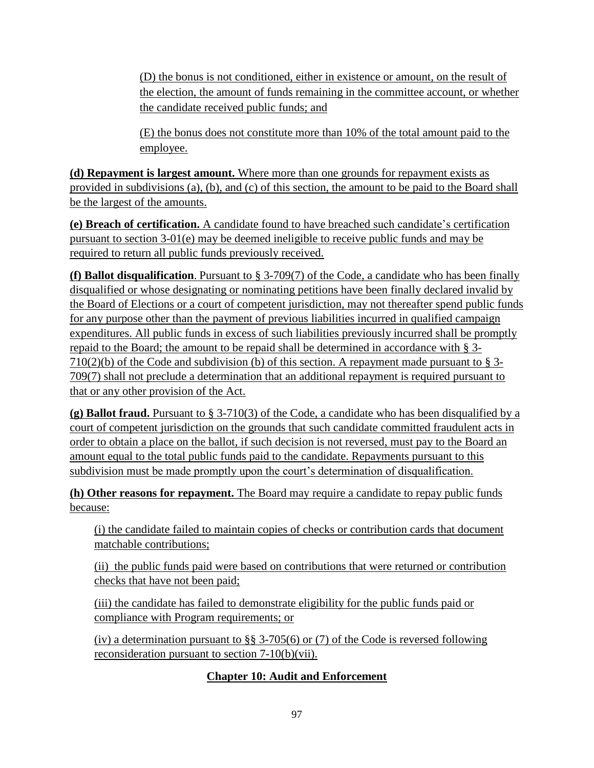(D) the bonus is not conditioned, either in existence or amount, on the result of the election, the amount of funds remaining in the committee account, or whether the candidate received public funds; and

(E) the bonus does not constitute more than 10% of the total amount paid to the employee.

**(d) Repayment is largest amount.** Where more than one grounds for repayment exists as provided in subdivisions (a), (b), and (c) of this section, the amount to be paid to the Board shall be the largest of the amounts.

**(e) Breach of certification.** A candidate found to have breached such candidate's certification pursuant to section 3-01(e) may be deemed ineligible to receive public funds and may be required to return all public funds previously received.

**(f) Ballot disqualification**. Pursuant to § 3-709(7) of the Code, a candidate who has been finally disqualified or whose designating or nominating petitions have been finally declared invalid by the Board of Elections or a court of competent jurisdiction, may not thereafter spend public funds for any purpose other than the payment of previous liabilities incurred in qualified campaign expenditures. All public funds in excess of such liabilities previously incurred shall be promptly repaid to the Board; the amount to be repaid shall be determined in accordance with § 3-710(2)(b) of the Code and subdivision (b) of this section. A repayment made pursuant to § 3-709(7) shall not preclude a determination that an additional repayment is required pursuant to that or any other provision of the Act.

**(g) Ballot fraud.** Pursuant to § 3-710(3) of the Code, a candidate who has been disqualified by a court of competent jurisdiction on the grounds that such candidate committed fraudulent acts in order to obtain a place on the ballot, if such decision is not reversed, must pay to the Board an amount equal to the total public funds paid to the candidate. Repayments pursuant to this subdivision must be made promptly upon the court's determination of disqualification.

**(h) Other reasons for repayment.** The Board may require a candidate to repay public funds because:

(i) the candidate failed to maintain copies of checks or contribution cards that document matchable contributions;

(ii) the public funds paid were based on contributions that were returned or contribution checks that have not been paid;

(iii) the candidate has failed to demonstrate eligibility for the public funds paid or compliance with Program requirements; or

(iv) a determination pursuant to §§ 3-705(6) or (7) of the Code is reversed following reconsideration pursuant to section 7-10(b)(vii).

## Chapter 10: Audit and Enforcement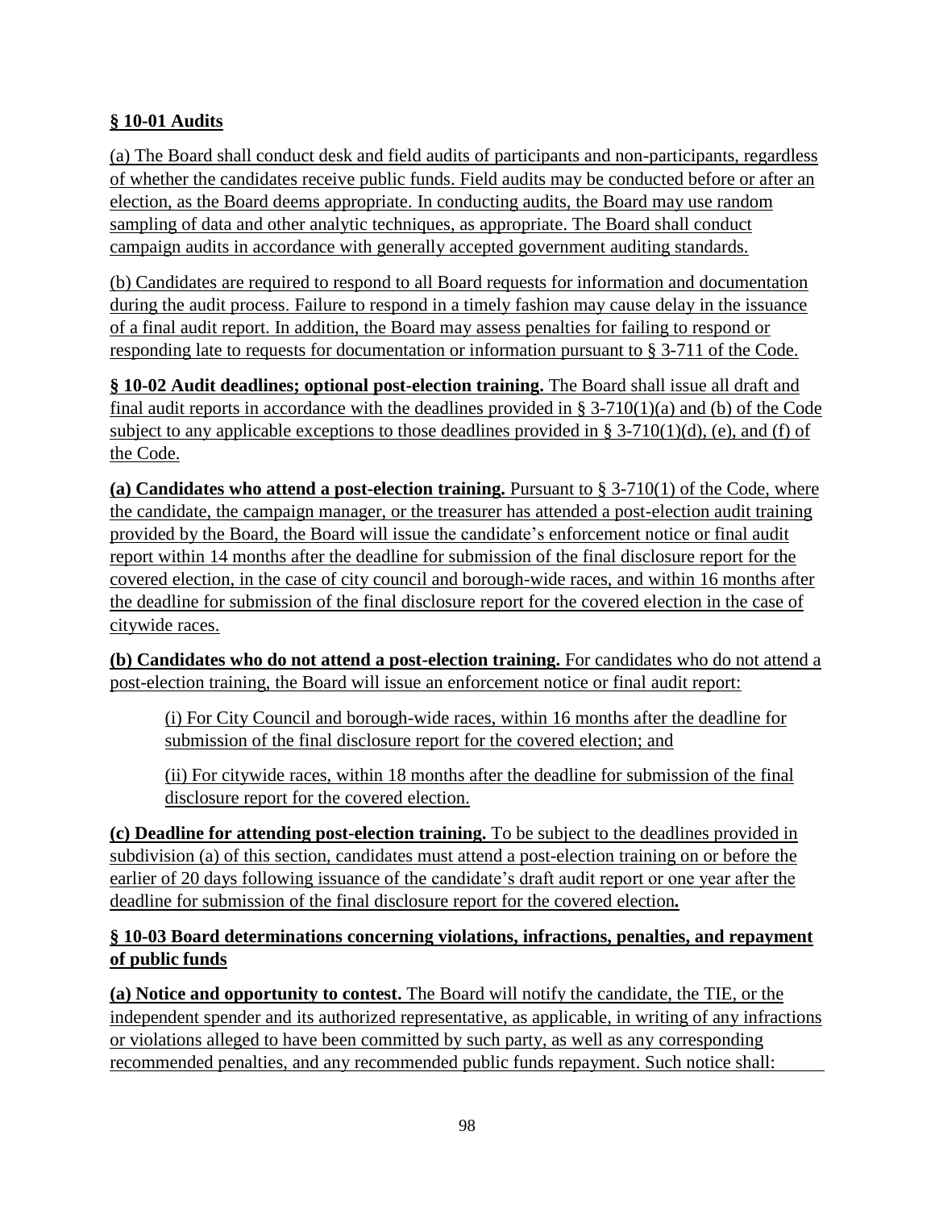**§ 10-01 Audits**

(a) The Board shall conduct desk and field audits of participants and non-participants, regardless of whether the candidates receive public funds. Field audits may be conducted before or after an election, as the Board deems appropriate. In conducting audits, the Board may use random sampling of data and other analytic techniques, as appropriate. The Board shall conduct campaign audits in accordance with generally accepted government auditing standards.

(b) Candidates are required to respond to all Board requests for information and documentation during the audit process. Failure to respond in a timely fashion may cause delay in the issuance of a final audit report. In addition, the Board may assess penalties for failing to respond or responding late to requests for documentation or information pursuant to § 3-711 of the Code.

**§ 10-02 Audit deadlines; optional post-election training.** The Board shall issue all draft and final audit reports in accordance with the deadlines provided in § 3-710(1)(a) and (b) of the Code subject to any applicable exceptions to those deadlines provided in § 3-710(1)(d), (e), and (f) of the Code.

**(a) Candidates who attend a post-election training.** Pursuant to § 3-710(1) of the Code, where the candidate, the campaign manager, or the treasurer has attended a post-election audit training provided by the Board, the Board will issue the candidate's enforcement notice or final audit report within 14 months after the deadline for submission of the final disclosure report for the covered election, in the case of city council and borough-wide races, and within 16 months after the deadline for submission of the final disclosure report for the covered election in the case of citywide races.

**(b) Candidates who do not attend a post-election training.** For candidates who do not attend a post-election training, the Board will issue an enforcement notice or final audit report:

(i) For City Council and borough-wide races, within 16 months after the deadline for submission of the final disclosure report for the covered election; and

(ii) For citywide races, within 18 months after the deadline for submission of the final disclosure report for the covered election.

**(c) Deadline for attending post-election training.** To be subject to the deadlines provided in subdivision (a) of this section, candidates must attend a post-election training on or before the earlier of 20 days following issuance of the candidate's draft audit report or one year after the deadline for submission of the final disclosure report for the covered election**.**

**§ 10-03 Board determinations concerning violations, infractions, penalties, and repayment of public funds**

**(a) Notice and opportunity to contest.** The Board will notify the candidate, the TIE, or the independent spender and its authorized representative, as applicable, in writing of any infractions or violations alleged to have been committed by such party, as well as any corresponding recommended penalties, and any recommended public funds repayment. Such notice shall: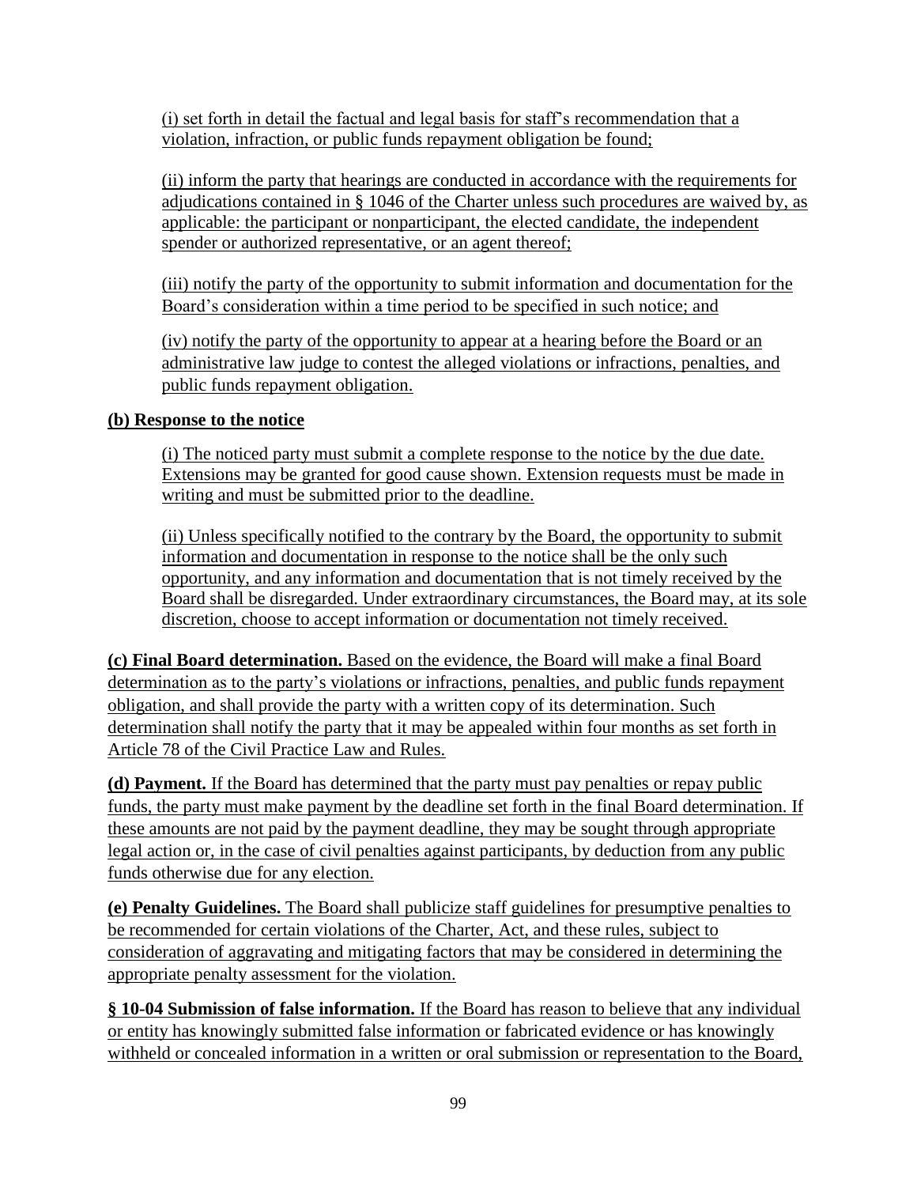(i) set forth in detail the factual and legal basis for staff's recommendation that a violation, infraction, or public funds repayment obligation be found;

(ii) inform the party that hearings are conducted in accordance with the requirements for adjudications contained in § 1046 of the Charter unless such procedures are waived by, as applicable: the participant or nonparticipant, the elected candidate, the independent spender or authorized representative, or an agent thereof;

(iii) notify the party of the opportunity to submit information and documentation for the Board's consideration within a time period to be specified in such notice; and

(iv) notify the party of the opportunity to appear at a hearing before the Board or an administrative law judge to contest the alleged violations or infractions, penalties, and public funds repayment obligation.

**(b) Response to the notice**

(i) The noticed party must submit a complete response to the notice by the due date. Extensions may be granted for good cause shown. Extension requests must be made in writing and must be submitted prior to the deadline.

(ii) Unless specifically notified to the contrary by the Board, the opportunity to submit information and documentation in response to the notice shall be the only such opportunity, and any information and documentation that is not timely received by the Board shall be disregarded. Under extraordinary circumstances, the Board may, at its sole discretion, choose to accept information or documentation not timely received.

**(c) Final Board determination.** Based on the evidence, the Board will make a final Board determination as to the party's violations or infractions, penalties, and public funds repayment obligation, and shall provide the party with a written copy of its determination. Such determination shall notify the party that it may be appealed within four months as set forth in Article 78 of the Civil Practice Law and Rules.

**(d) Payment.** If the Board has determined that the party must pay penalties or repay public funds, the party must make payment by the deadline set forth in the final Board determination. If these amounts are not paid by the payment deadline, they may be sought through appropriate legal action or, in the case of civil penalties against participants, by deduction from any public funds otherwise due for any election.

**(e) Penalty Guidelines.** The Board shall publicize staff guidelines for presumptive penalties to be recommended for certain violations of the Charter, Act, and these rules, subject to consideration of aggravating and mitigating factors that may be considered in determining the appropriate penalty assessment for the violation.

**§ 10-04 Submission of false information.** If the Board has reason to believe that any individual or entity has knowingly submitted false information or fabricated evidence or has knowingly withheld or concealed information in a written or oral submission or representation to the Board,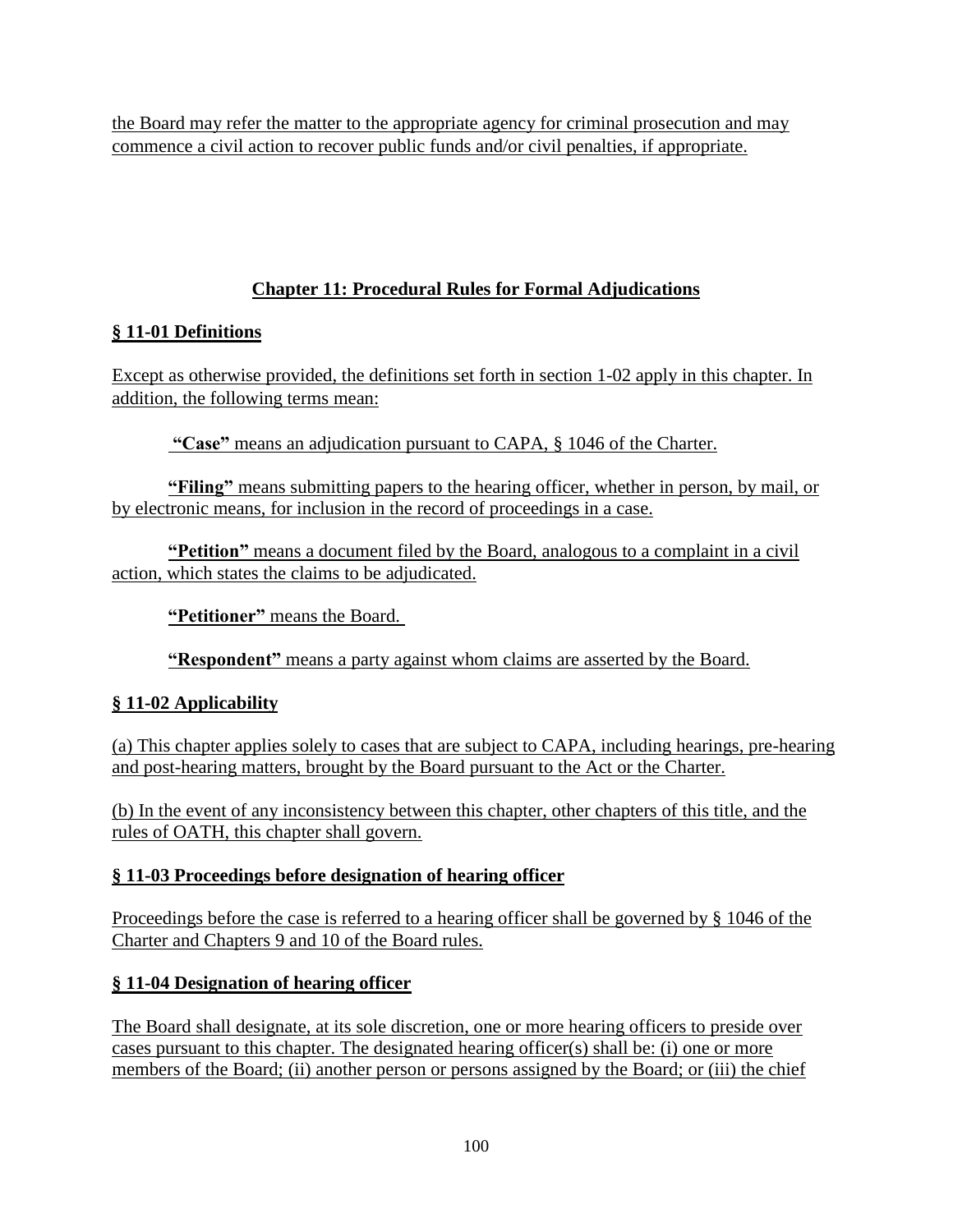the Board may refer the matter to the appropriate agency for criminal prosecution and may commence a civil action to recover public funds and/or civil penalties, if appropriate.

## Chapter 11: Procedural Rules for Formal Adjudications

### § 11-01 Definitions

Except as otherwise provided, the definitions set forth in section 1-02 apply in this chapter. In addition, the following terms mean:

**"Case"** means an adjudication pursuant to CAPA, § 1046 of the Charter.

**"Filing"** means submitting papers to the hearing officer, whether in person, by mail, or by electronic means, for inclusion in the record of proceedings in a case.

**"Petition"** means a document filed by the Board, analogous to a complaint in a civil action, which states the claims to be adjudicated.

**"Petitioner"** means the Board.

**"Respondent"** means a party against whom claims are asserted by the Board.

### § 11-02 Applicability

(a) This chapter applies solely to cases that are subject to CAPA, including hearings, pre-hearing and post-hearing matters, brought by the Board pursuant to the Act or the Charter.

(b) In the event of any inconsistency between this chapter, other chapters of this title, and the rules of OATH, this chapter shall govern.

### § 11-03 Proceedings before designation of hearing officer

Proceedings before the case is referred to a hearing officer shall be governed by § 1046 of the Charter and Chapters 9 and 10 of the Board rules.

### § 11-04 Designation of hearing officer

The Board shall designate, at its sole discretion, one or more hearing officers to preside over cases pursuant to this chapter. The designated hearing officer(s) shall be: (i) one or more members of the Board; (ii) another person or persons assigned by the Board; or (iii) the chief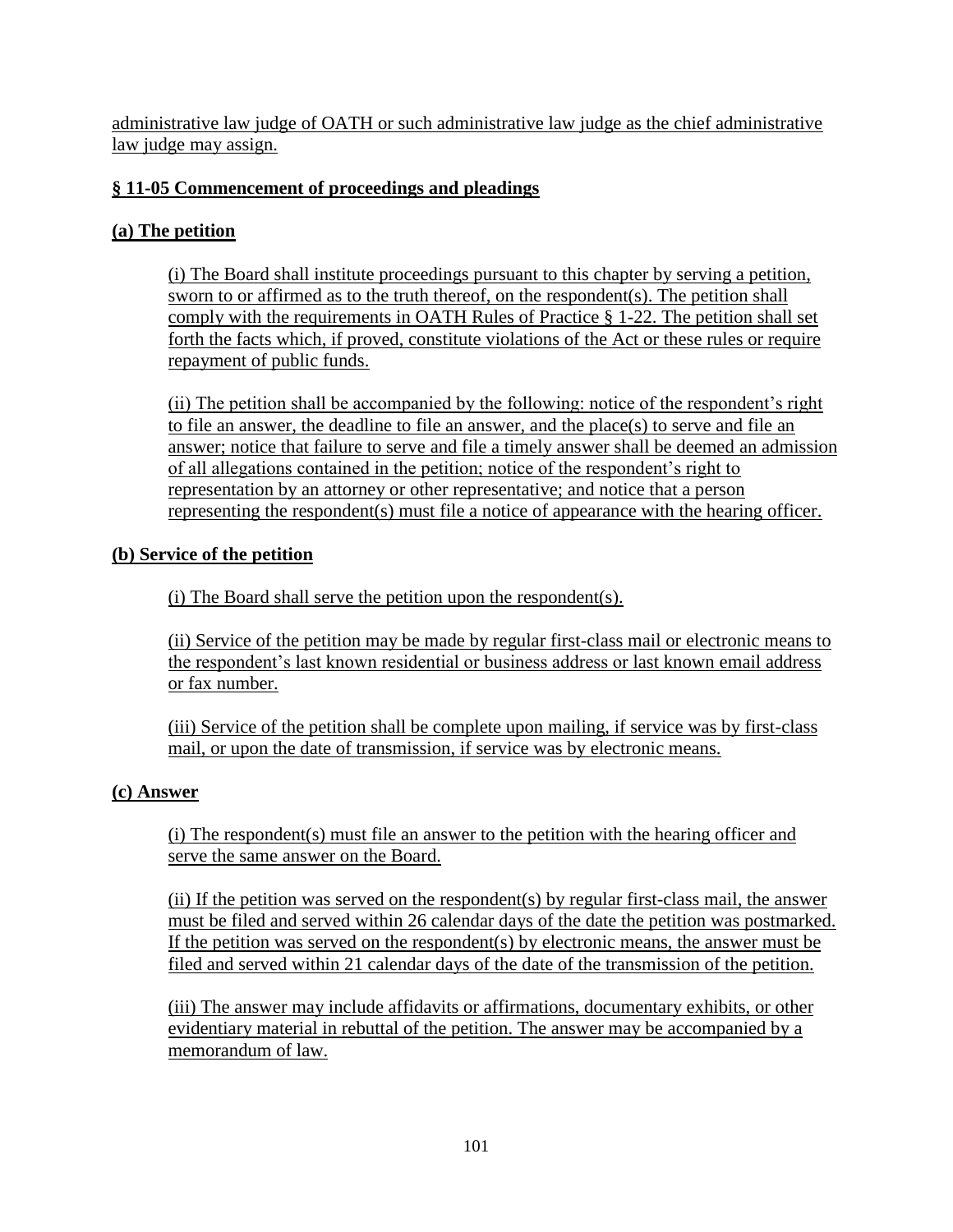administrative law judge of OATH or such administrative law judge as the chief administrative law judge may assign.

### § 11-05 Commencement of proceedings and pleadings

#### (a) The petition

(i) The Board shall institute proceedings pursuant to this chapter by serving a petition, sworn to or affirmed as to the truth thereof, on the respondent(s). The petition shall comply with the requirements in OATH Rules of Practice § 1-22. The petition shall set forth the facts which, if proved, constitute violations of the Act or these rules or require repayment of public funds.

(ii) The petition shall be accompanied by the following: notice of the respondent's right to file an answer, the deadline to file an answer, and the place(s) to serve and file an answer; notice that failure to serve and file a timely answer shall be deemed an admission of all allegations contained in the petition; notice of the respondent's right to representation by an attorney or other representative; and notice that a person representing the respondent(s) must file a notice of appearance with the hearing officer.

#### (b) Service of the petition

(i) The Board shall serve the petition upon the respondent(s).

(ii) Service of the petition may be made by regular first-class mail or electronic means to the respondent's last known residential or business address or last known email address or fax number.

(iii) Service of the petition shall be complete upon mailing, if service was by first-class mail, or upon the date of transmission, if service was by electronic means.

#### (c) Answer

(i) The respondent(s) must file an answer to the petition with the hearing officer and serve the same answer on the Board.

(ii) If the petition was served on the respondent(s) by regular first-class mail, the answer must be filed and served within 26 calendar days of the date the petition was postmarked. If the petition was served on the respondent(s) by electronic means, the answer must be filed and served within 21 calendar days of the date of the transmission of the petition.

(iii) The answer may include affidavits or affirmations, documentary exhibits, or other evidentiary material in rebuttal of the petition. The answer may be accompanied by a memorandum of law.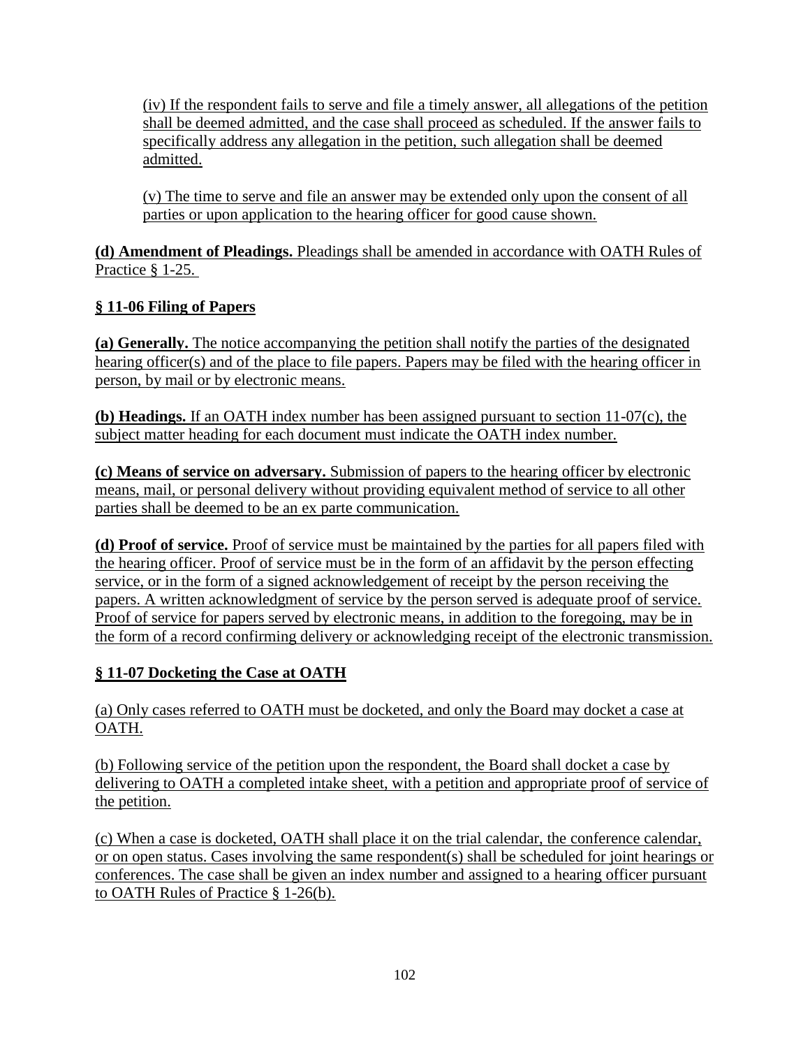(iv) If the respondent fails to serve and file a timely answer, all allegations of the petition shall be deemed admitted, and the case shall proceed as scheduled. If the answer fails to specifically address any allegation in the petition, such allegation shall be deemed admitted.

(v) The time to serve and file an answer may be extended only upon the consent of all parties or upon application to the hearing officer for good cause shown.

**(d) Amendment of Pleadings.** Pleadings shall be amended in accordance with OATH Rules of Practice § 1-25.

## § 11-06 Filing of Papers

**(a) Generally.** The notice accompanying the petition shall notify the parties of the designated hearing officer(s) and of the place to file papers. Papers may be filed with the hearing officer in person, by mail or by electronic means.

**(b) Headings.** If an OATH index number has been assigned pursuant to section 11-07(c), the subject matter heading for each document must indicate the OATH index number.

**(c) Means of service on adversary.** Submission of papers to the hearing officer by electronic means, mail, or personal delivery without providing equivalent method of service to all other parties shall be deemed to be an ex parte communication.

**(d) Proof of service.** Proof of service must be maintained by the parties for all papers filed with the hearing officer. Proof of service must be in the form of an affidavit by the person effecting service, or in the form of a signed acknowledgement of receipt by the person receiving the papers. A written acknowledgment of service by the person served is adequate proof of service. Proof of service for papers served by electronic means, in addition to the foregoing, may be in the form of a record confirming delivery or acknowledging receipt of the electronic transmission.

## § 11-07 Docketing the Case at OATH

(a) Only cases referred to OATH must be docketed, and only the Board may docket a case at OATH.

(b) Following service of the petition upon the respondent, the Board shall docket a case by delivering to OATH a completed intake sheet, with a petition and appropriate proof of service of the petition.

(c) When a case is docketed, OATH shall place it on the trial calendar, the conference calendar, or on open status. Cases involving the same respondent(s) shall be scheduled for joint hearings or conferences. The case shall be given an index number and assigned to a hearing officer pursuant to OATH Rules of Practice § 1-26(b).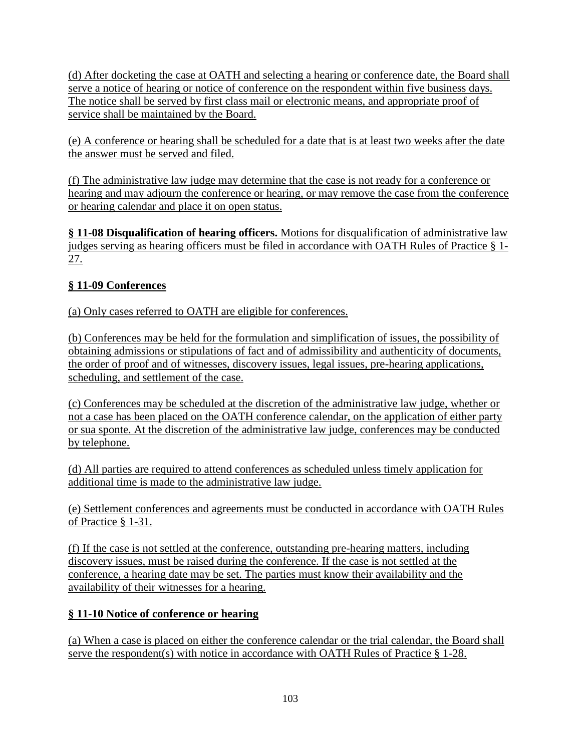(d) After docketing the case at OATH and selecting a hearing or conference date, the Board shall serve a notice of hearing or notice of conference on the respondent within five business days. The notice shall be served by first class mail or electronic means, and appropriate proof of service shall be maintained by the Board.

(e) A conference or hearing shall be scheduled for a date that is at least two weeks after the date the answer must be served and filed.

(f) The administrative law judge may determine that the case is not ready for a conference or hearing and may adjourn the conference or hearing, or may remove the case from the conference or hearing calendar and place it on open status.

**§ 11-08 Disqualification of hearing officers.** Motions for disqualification of administrative law judges serving as hearing officers must be filed in accordance with OATH Rules of Practice § 1-27.

**§ 11-09 Conferences**

(a) Only cases referred to OATH are eligible for conferences.

(b) Conferences may be held for the formulation and simplification of issues, the possibility of obtaining admissions or stipulations of fact and of admissibility and authenticity of documents, the order of proof and of witnesses, discovery issues, legal issues, pre-hearing applications, scheduling, and settlement of the case.

(c) Conferences may be scheduled at the discretion of the administrative law judge, whether or not a case has been placed on the OATH conference calendar, on the application of either party or sua sponte. At the discretion of the administrative law judge, conferences may be conducted by telephone.

(d) All parties are required to attend conferences as scheduled unless timely application for additional time is made to the administrative law judge.

(e) Settlement conferences and agreements must be conducted in accordance with OATH Rules of Practice § 1-31.

(f) If the case is not settled at the conference, outstanding pre-hearing matters, including discovery issues, must be raised during the conference. If the case is not settled at the conference, a hearing date may be set. The parties must know their availability and the availability of their witnesses for a hearing.

**§ 11-10 Notice of conference or hearing**

(a) When a case is placed on either the conference calendar or the trial calendar, the Board shall serve the respondent(s) with notice in accordance with OATH Rules of Practice § 1-28.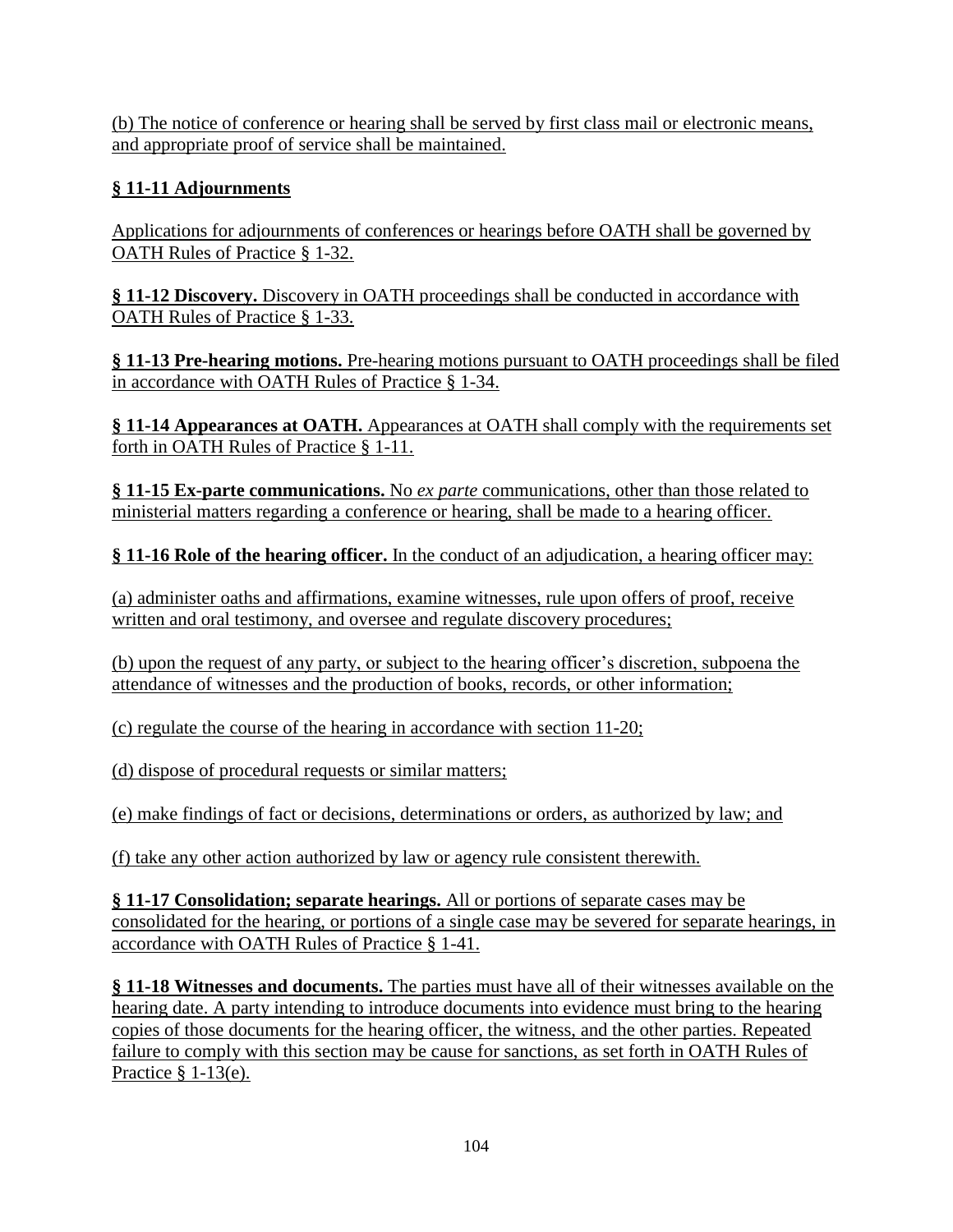(b) The notice of conference or hearing shall be served by first class mail or electronic means, and appropriate proof of service shall be maintained.

**§ 11-11 Adjournments**

Applications for adjournments of conferences or hearings before OATH shall be governed by OATH Rules of Practice § 1-32.

**§ 11-12 Discovery.** Discovery in OATH proceedings shall be conducted in accordance with OATH Rules of Practice § 1-33.

**§ 11-13 Pre-hearing motions.** Pre-hearing motions pursuant to OATH proceedings shall be filed in accordance with OATH Rules of Practice § 1-34.

**§ 11-14 Appearances at OATH.** Appearances at OATH shall comply with the requirements set forth in OATH Rules of Practice § 1-11.

**§ 11-15 Ex-parte communications.** No *ex parte* communications, other than those related to ministerial matters regarding a conference or hearing, shall be made to a hearing officer.

**§ 11-16 Role of the hearing officer.** In the conduct of an adjudication, a hearing officer may:

(a) administer oaths and affirmations, examine witnesses, rule upon offers of proof, receive written and oral testimony, and oversee and regulate discovery procedures;

(b) upon the request of any party, or subject to the hearing officer's discretion, subpoena the attendance of witnesses and the production of books, records, or other information;

(c) regulate the course of the hearing in accordance with section 11-20;

(d) dispose of procedural requests or similar matters;

(e) make findings of fact or decisions, determinations or orders, as authorized by law; and

(f) take any other action authorized by law or agency rule consistent therewith.

**§ 11-17 Consolidation; separate hearings.** All or portions of separate cases may be consolidated for the hearing, or portions of a single case may be severed for separate hearings, in accordance with OATH Rules of Practice § 1-41.

**§ 11-18 Witnesses and documents.** The parties must have all of their witnesses available on the hearing date. A party intending to introduce documents into evidence must bring to the hearing copies of those documents for the hearing officer, the witness, and the other parties. Repeated failure to comply with this section may be cause for sanctions, as set forth in OATH Rules of Practice § 1-13(e).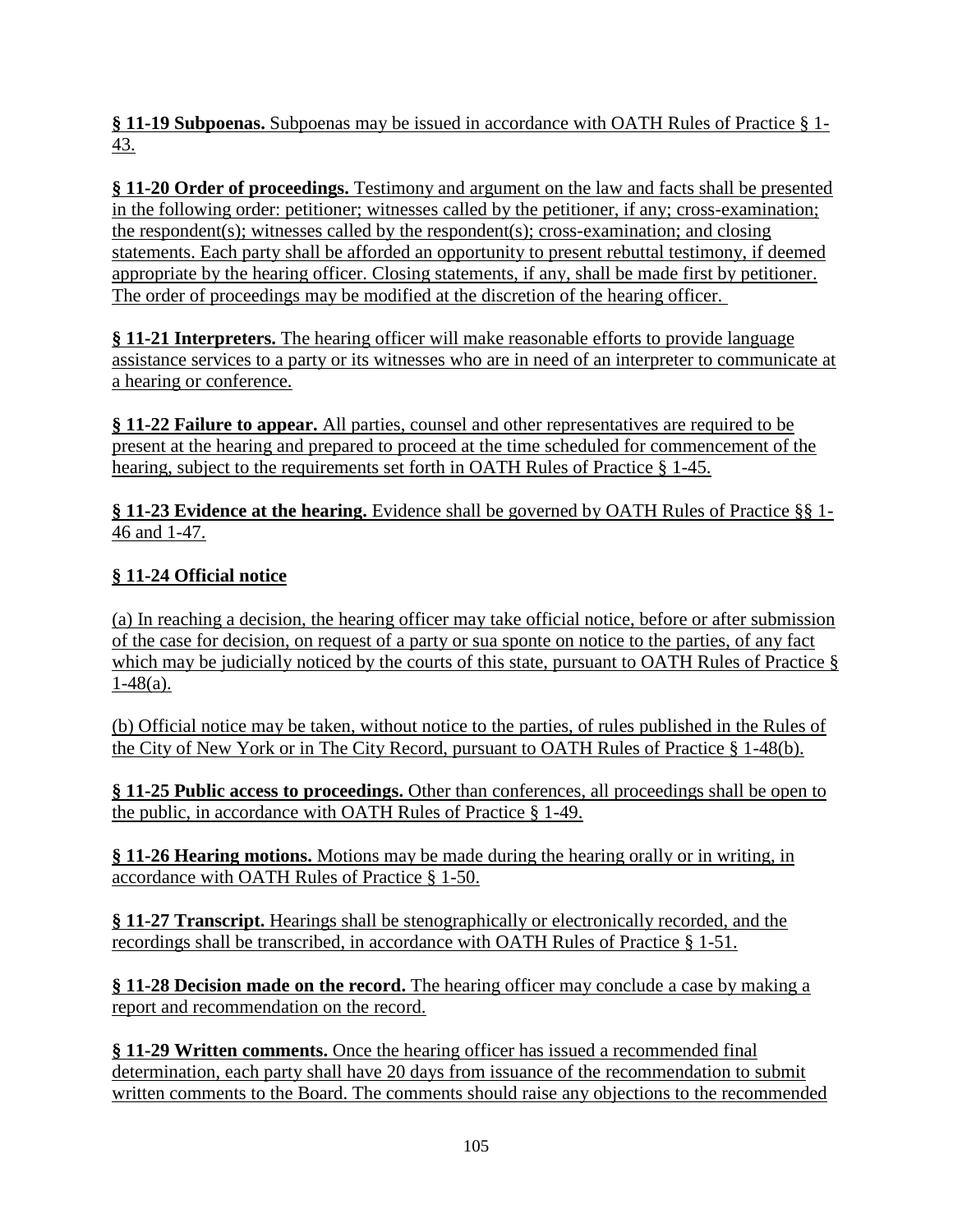**§ 11-19 Subpoenas.** Subpoenas may be issued in accordance with OATH Rules of Practice § 1-43.

**§ 11-20 Order of proceedings.** Testimony and argument on the law and facts shall be presented in the following order: petitioner; witnesses called by the petitioner, if any; cross-examination; the respondent(s); witnesses called by the respondent(s); cross-examination; and closing statements. Each party shall be afforded an opportunity to present rebuttal testimony, if deemed appropriate by the hearing officer. Closing statements, if any, shall be made first by petitioner. The order of proceedings may be modified at the discretion of the hearing officer.

**§ 11-21 Interpreters.** The hearing officer will make reasonable efforts to provide language assistance services to a party or its witnesses who are in need of an interpreter to communicate at a hearing or conference.

**§ 11-22 Failure to appear.** All parties, counsel and other representatives are required to be present at the hearing and prepared to proceed at the time scheduled for commencement of the hearing, subject to the requirements set forth in OATH Rules of Practice § 1-45.

**§ 11-23 Evidence at the hearing.** Evidence shall be governed by OATH Rules of Practice §§ 1-46 and 1-47.

**§ 11-24 Official notice**

(a) In reaching a decision, the hearing officer may take official notice, before or after submission of the case for decision, on request of a party or sua sponte on notice to the parties, of any fact which may be judicially noticed by the courts of this state, pursuant to OATH Rules of Practice § 1-48(a).

(b) Official notice may be taken, without notice to the parties, of rules published in the Rules of the City of New York or in The City Record, pursuant to OATH Rules of Practice § 1-48(b).

**§ 11-25 Public access to proceedings.** Other than conferences, all proceedings shall be open to the public, in accordance with OATH Rules of Practice § 1-49.

**§ 11-26 Hearing motions.** Motions may be made during the hearing orally or in writing, in accordance with OATH Rules of Practice § 1-50.

**§ 11-27 Transcript.** Hearings shall be stenographically or electronically recorded, and the recordings shall be transcribed, in accordance with OATH Rules of Practice § 1-51.

**§ 11-28 Decision made on the record.** The hearing officer may conclude a case by making a report and recommendation on the record.

**§ 11-29 Written comments.** Once the hearing officer has issued a recommended final determination, each party shall have 20 days from issuance of the recommendation to submit written comments to the Board. The comments should raise any objections to the recommended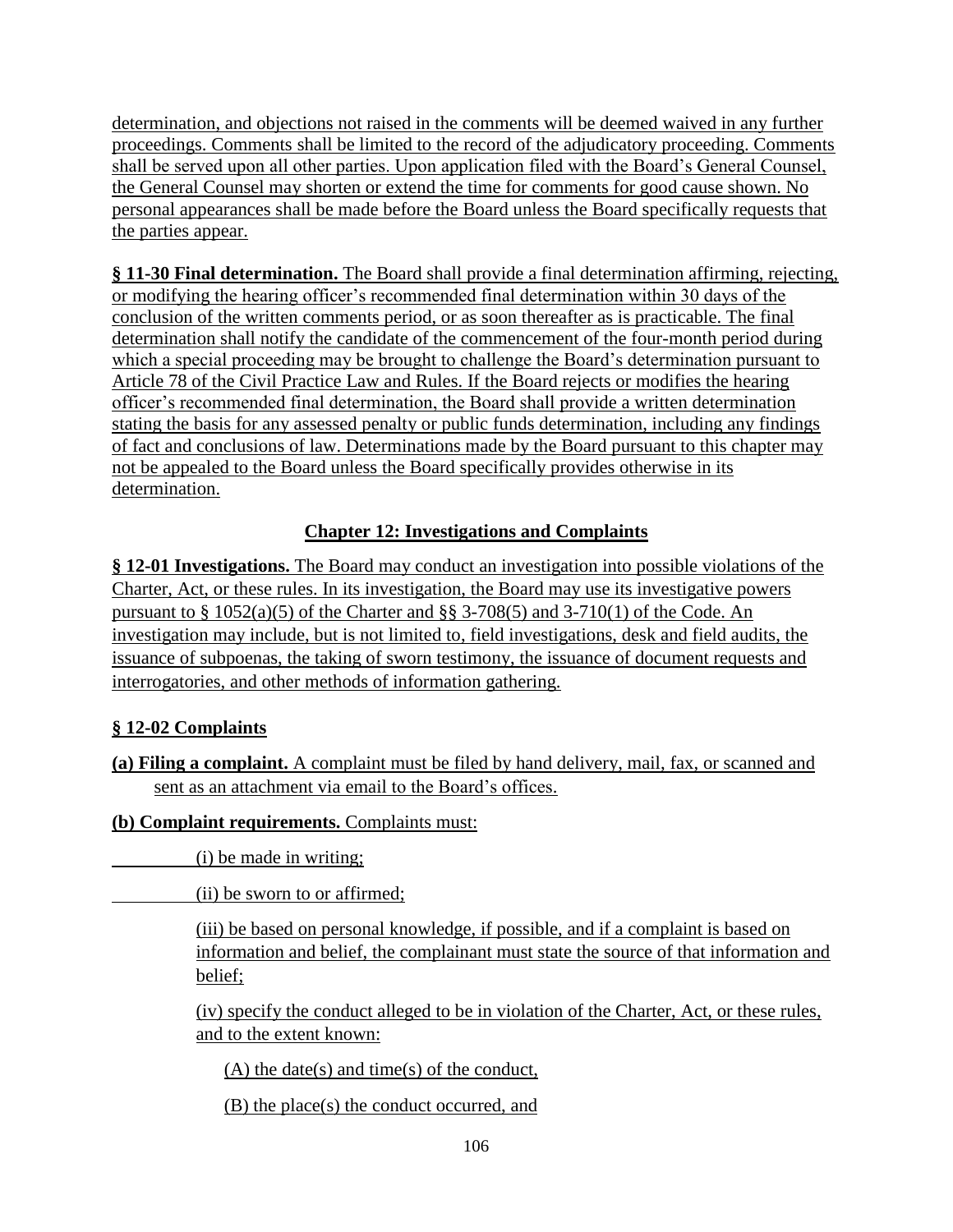determination, and objections not raised in the comments will be deemed waived in any further proceedings. Comments shall be limited to the record of the adjudicatory proceeding. Comments shall be served upon all other parties. Upon application filed with the Board's General Counsel, the General Counsel may shorten or extend the time for comments for good cause shown. No personal appearances shall be made before the Board unless the Board specifically requests that the parties appear.

**§ 11-30 Final determination.** The Board shall provide a final determination affirming, rejecting, or modifying the hearing officer's recommended final determination within 30 days of the conclusion of the written comments period, or as soon thereafter as is practicable. The final determination shall notify the candidate of the commencement of the four-month period during which a special proceeding may be brought to challenge the Board's determination pursuant to Article 78 of the Civil Practice Law and Rules. If the Board rejects or modifies the hearing officer's recommended final determination, the Board shall provide a written determination stating the basis for any assessed penalty or public funds determination, including any findings of fact and conclusions of law. Determinations made by the Board pursuant to this chapter may not be appealed to the Board unless the Board specifically provides otherwise in its determination.

## Chapter 12: Investigations and Complaints

**§ 12-01 Investigations.** The Board may conduct an investigation into possible violations of the Charter, Act, or these rules. In its investigation, the Board may use its investigative powers pursuant to § 1052(a)(5) of the Charter and §§ 3-708(5) and 3-710(1) of the Code. An investigation may include, but is not limited to, field investigations, desk and field audits, the issuance of subpoenas, the taking of sworn testimony, the issuance of document requests and interrogatories, and other methods of information gathering.

**§ 12-02 Complaints**

**(a) Filing a complaint.** A complaint must be filed by hand delivery, mail, fax, or scanned and sent as an attachment via email to the Board's offices.

**(b) Complaint requirements.** Complaints must:

(i) be made in writing;

(ii) be sworn to or affirmed;

(iii) be based on personal knowledge, if possible, and if a complaint is based on information and belief, the complainant must state the source of that information and belief;

(iv) specify the conduct alleged to be in violation of the Charter, Act, or these rules, and to the extent known:

(A) the date(s) and time(s) of the conduct,

(B) the place(s) the conduct occurred, and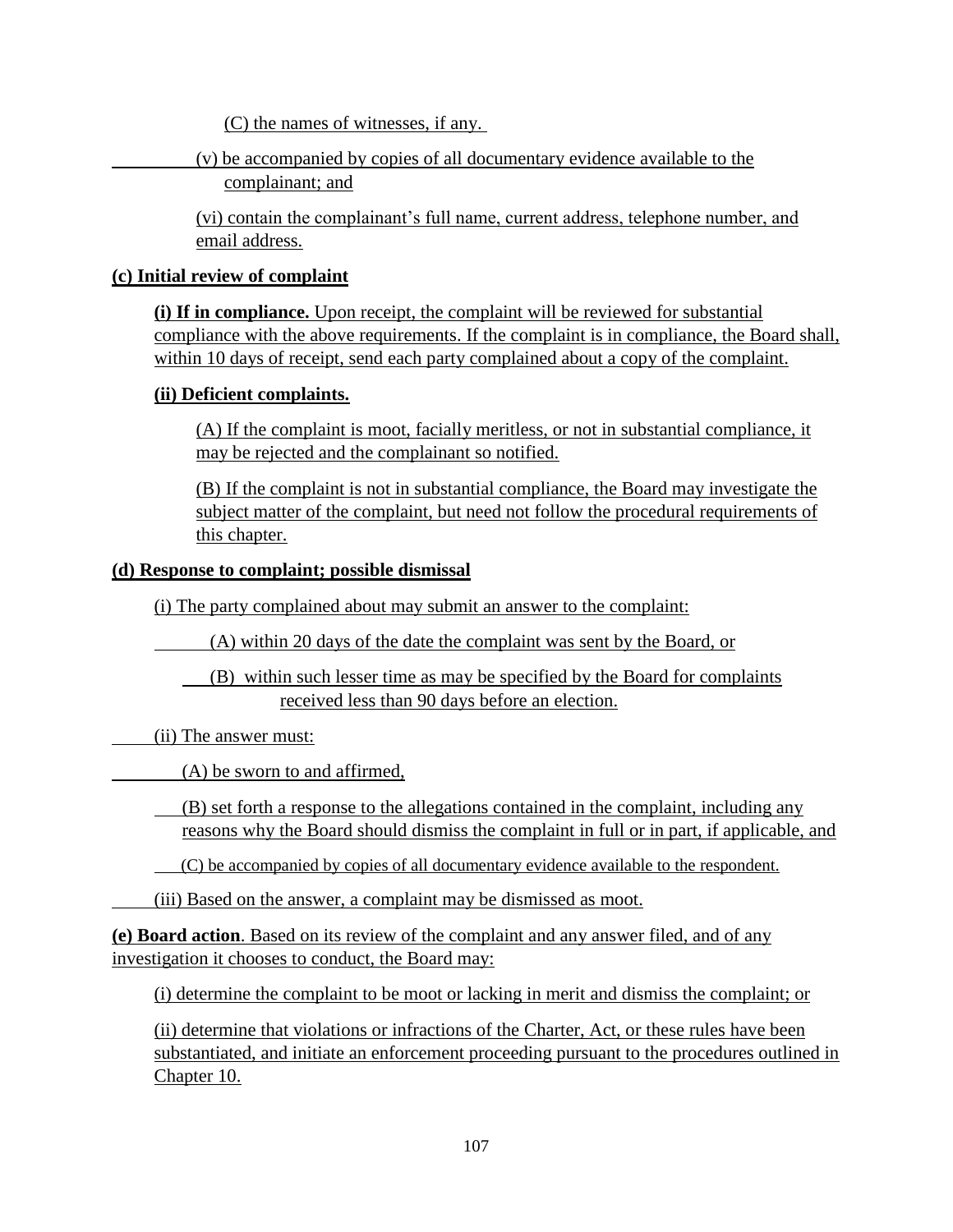(C) the names of witnesses, if any.

(v) be accompanied by copies of all documentary evidence available to the complainant; and

(vi) contain the complainant's full name, current address, telephone number, and email address.

**(c) Initial review of complaint**

**(i) If in compliance.** Upon receipt, the complaint will be reviewed for substantial compliance with the above requirements. If the complaint is in compliance, the Board shall, within 10 days of receipt, send each party complained about a copy of the complaint.

**(ii) Deficient complaints.**

(A) If the complaint is moot, facially meritless, or not in substantial compliance, it may be rejected and the complainant so notified.

(B) If the complaint is not in substantial compliance, the Board may investigate the subject matter of the complaint, but need not follow the procedural requirements of this chapter.

**(d) Response to complaint; possible dismissal**

(i) The party complained about may submit an answer to the complaint:

(A) within 20 days of the date the complaint was sent by the Board, or

(B) within such lesser time as may be specified by the Board for complaints received less than 90 days before an election.

(ii) The answer must:

(A) be sworn to and affirmed,

(B) set forth a response to the allegations contained in the complaint, including any reasons why the Board should dismiss the complaint in full or in part, if applicable, and

(C) be accompanied by copies of all documentary evidence available to the respondent.

(iii) Based on the answer, a complaint may be dismissed as moot.

**(e) Board action**. Based on its review of the complaint and any answer filed, and of any investigation it chooses to conduct, the Board may:

(i) determine the complaint to be moot or lacking in merit and dismiss the complaint; or

(ii) determine that violations or infractions of the Charter, Act, or these rules have been substantiated, and initiate an enforcement proceeding pursuant to the procedures outlined in Chapter 10.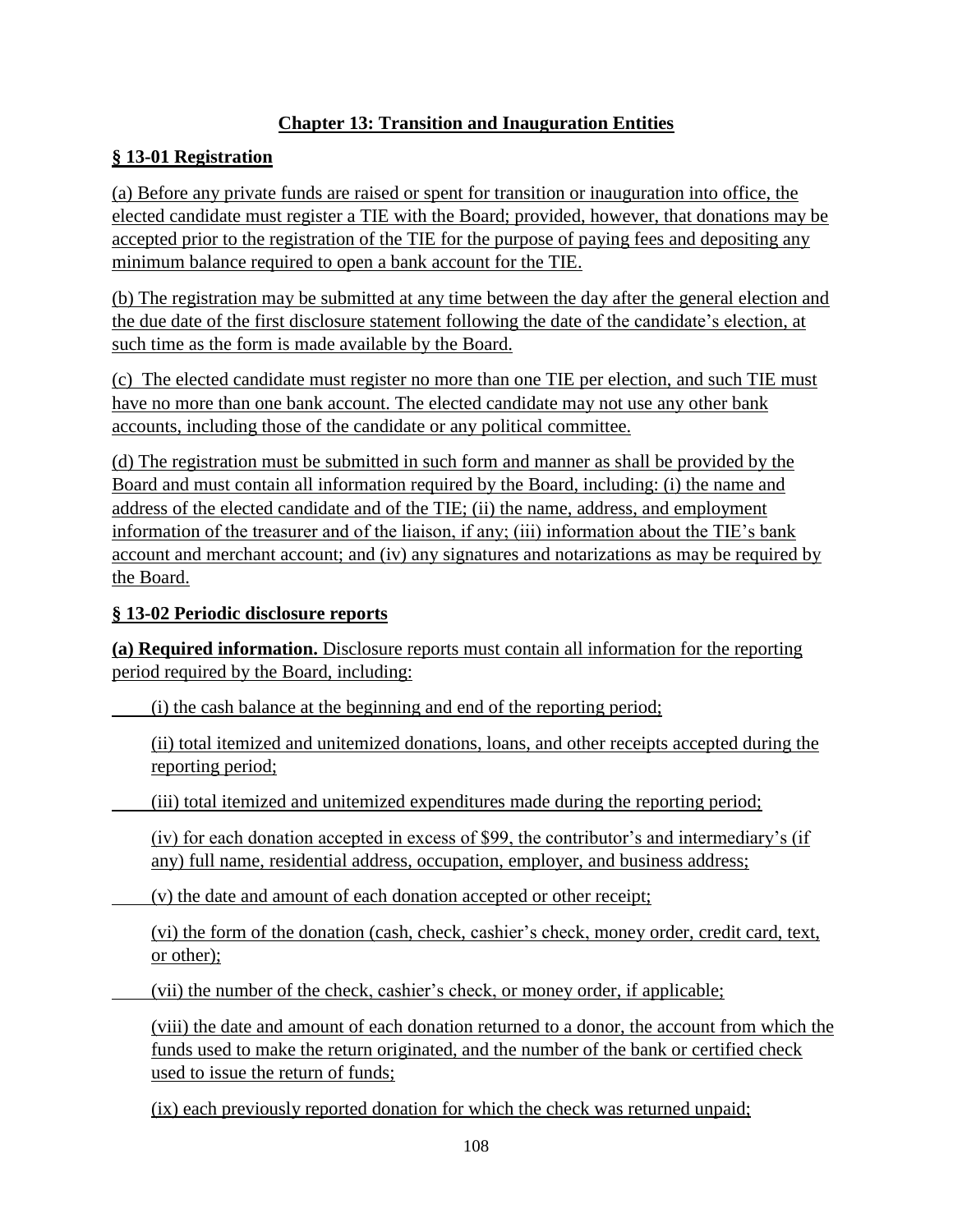## Chapter 13: Transition and Inauguration Entities

### § 13-01 Registration

(a) Before any private funds are raised or spent for transition or inauguration into office, the elected candidate must register a TIE with the Board; provided, however, that donations may be accepted prior to the registration of the TIE for the purpose of paying fees and depositing any minimum balance required to open a bank account for the TIE.

(b) The registration may be submitted at any time between the day after the general election and the due date of the first disclosure statement following the date of the candidate's election, at such time as the form is made available by the Board.

(c) The elected candidate must register no more than one TIE per election, and such TIE must have no more than one bank account. The elected candidate may not use any other bank accounts, including those of the candidate or any political committee.

(d) The registration must be submitted in such form and manner as shall be provided by the Board and must contain all information required by the Board, including: (i) the name and address of the elected candidate and of the TIE; (ii) the name, address, and employment information of the treasurer and of the liaison, if any; (iii) information about the TIE's bank account and merchant account; and (iv) any signatures and notarizations as may be required by the Board.

### § 13-02 Periodic disclosure reports

**(a) Required information.** Disclosure reports must contain all information for the reporting period required by the Board, including:

(i) the cash balance at the beginning and end of the reporting period;

(ii) total itemized and unitemized donations, loans, and other receipts accepted during the reporting period;

(iii) total itemized and unitemized expenditures made during the reporting period;

(iv) for each donation accepted in excess of $99, the contributor's and intermediary's (if any) full name, residential address, occupation, employer, and business address;

(v) the date and amount of each donation accepted or other receipt;

(vi) the form of the donation (cash, check, cashier's check, money order, credit card, text, or other);

(vii) the number of the check, cashier's check, or money order, if applicable;

(viii) the date and amount of each donation returned to a donor, the account from which the funds used to make the return originated, and the number of the bank or certified check used to issue the return of funds;

(ix) each previously reported donation for which the check was returned unpaid;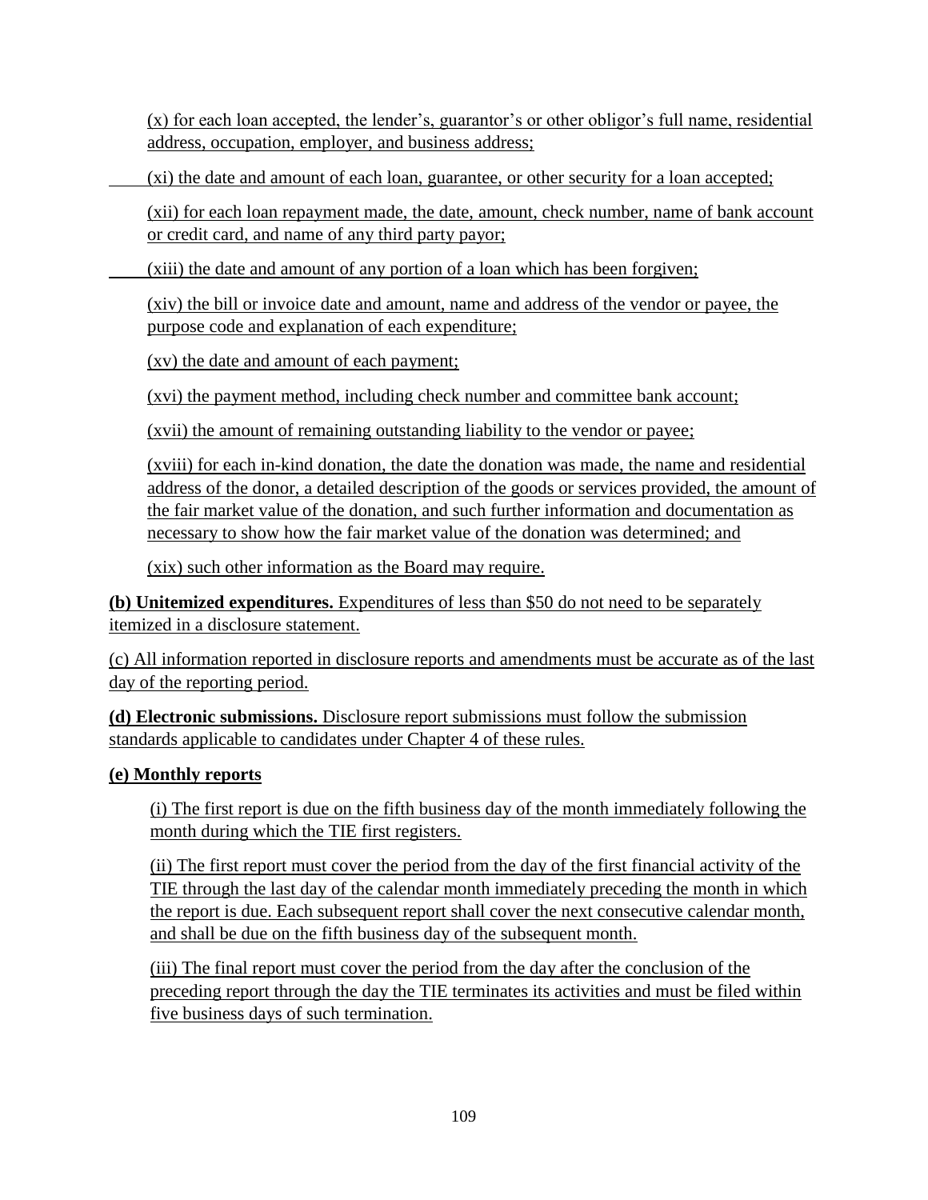(x) for each loan accepted, the lender's, guarantor's or other obligor's full name, residential address, occupation, employer, and business address;

(xi) the date and amount of each loan, guarantee, or other security for a loan accepted;

(xii) for each loan repayment made, the date, amount, check number, name of bank account or credit card, and name of any third party payor;

(xiii) the date and amount of any portion of a loan which has been forgiven;

(xiv) the bill or invoice date and amount, name and address of the vendor or payee, the purpose code and explanation of each expenditure;

(xv) the date and amount of each payment;

(xvi) the payment method, including check number and committee bank account;

(xvii) the amount of remaining outstanding liability to the vendor or payee;

(xviii) for each in-kind donation, the date the donation was made, the name and residential address of the donor, a detailed description of the goods or services provided, the amount of the fair market value of the donation, and such further information and documentation as necessary to show how the fair market value of the donation was determined; and

(xix) such other information as the Board may require.

**(b) Unitemized expenditures.** Expenditures of less than $50 do not need to be separately itemized in a disclosure statement.

(c) All information reported in disclosure reports and amendments must be accurate as of the last day of the reporting period.

**(d) Electronic submissions.** Disclosure report submissions must follow the submission standards applicable to candidates under Chapter 4 of these rules.

**(e) Monthly reports**

(i) The first report is due on the fifth business day of the month immediately following the month during which the TIE first registers.

(ii) The first report must cover the period from the day of the first financial activity of the TIE through the last day of the calendar month immediately preceding the month in which the report is due. Each subsequent report shall cover the next consecutive calendar month, and shall be due on the fifth business day of the subsequent month.

(iii) The final report must cover the period from the day after the conclusion of the preceding report through the day the TIE terminates its activities and must be filed within five business days of such termination.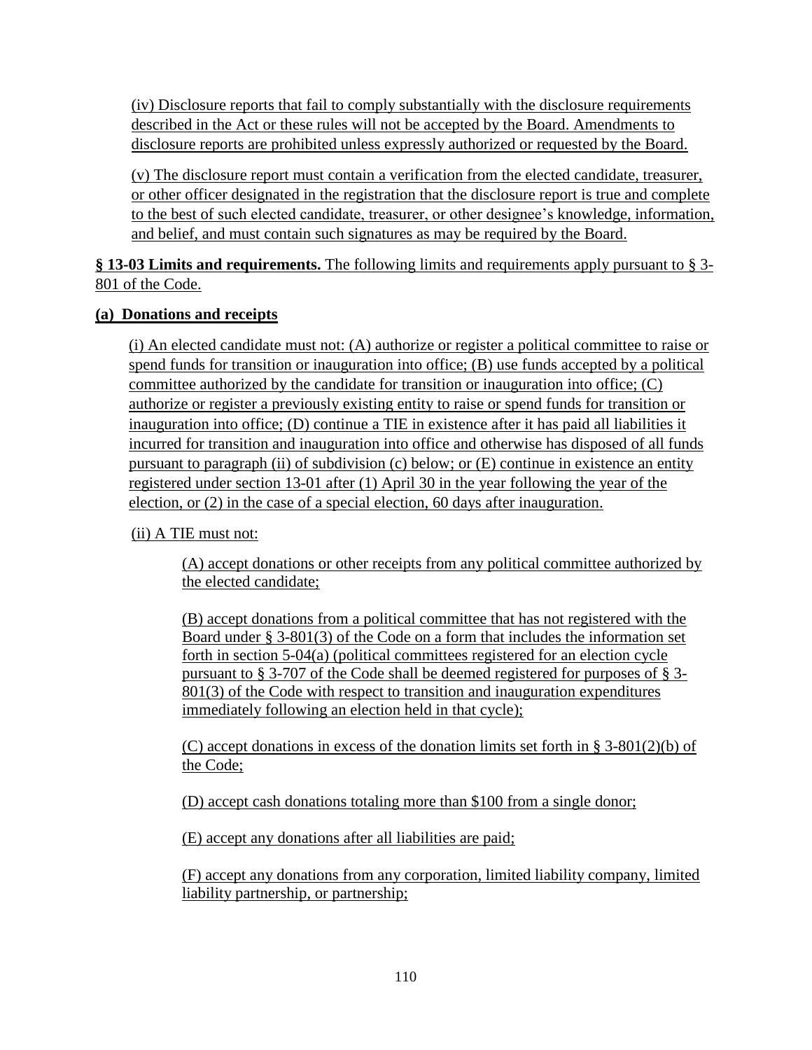(iv) Disclosure reports that fail to comply substantially with the disclosure requirements described in the Act or these rules will not be accepted by the Board. Amendments to disclosure reports are prohibited unless expressly authorized or requested by the Board.

(v) The disclosure report must contain a verification from the elected candidate, treasurer, or other officer designated in the registration that the disclosure report is true and complete to the best of such elected candidate, treasurer, or other designee's knowledge, information, and belief, and must contain such signatures as may be required by the Board.

**§ 13-03 Limits and requirements.** The following limits and requirements apply pursuant to § 3-801 of the Code.

**(a) Donations and receipts**

(i) An elected candidate must not: (A) authorize or register a political committee to raise or spend funds for transition or inauguration into office; (B) use funds accepted by a political committee authorized by the candidate for transition or inauguration into office; (C) authorize or register a previously existing entity to raise or spend funds for transition or inauguration into office; (D) continue a TIE in existence after it has paid all liabilities it incurred for transition and inauguration into office and otherwise has disposed of all funds pursuant to paragraph (ii) of subdivision (c) below; or (E) continue in existence an entity registered under section 13-01 after (1) April 30 in the year following the year of the election, or (2) in the case of a special election, 60 days after inauguration.

(ii) A TIE must not:

(A) accept donations or other receipts from any political committee authorized by the elected candidate;

(B) accept donations from a political committee that has not registered with the Board under § 3-801(3) of the Code on a form that includes the information set forth in section 5-04(a) (political committees registered for an election cycle pursuant to § 3-707 of the Code shall be deemed registered for purposes of § 3-801(3) of the Code with respect to transition and inauguration expenditures immediately following an election held in that cycle);

(C) accept donations in excess of the donation limits set forth in § 3-801(2)(b) of the Code;

(D) accept cash donations totaling more than $100 from a single donor;

(E) accept any donations after all liabilities are paid;

(F) accept any donations from any corporation, limited liability company, limited liability partnership, or partnership;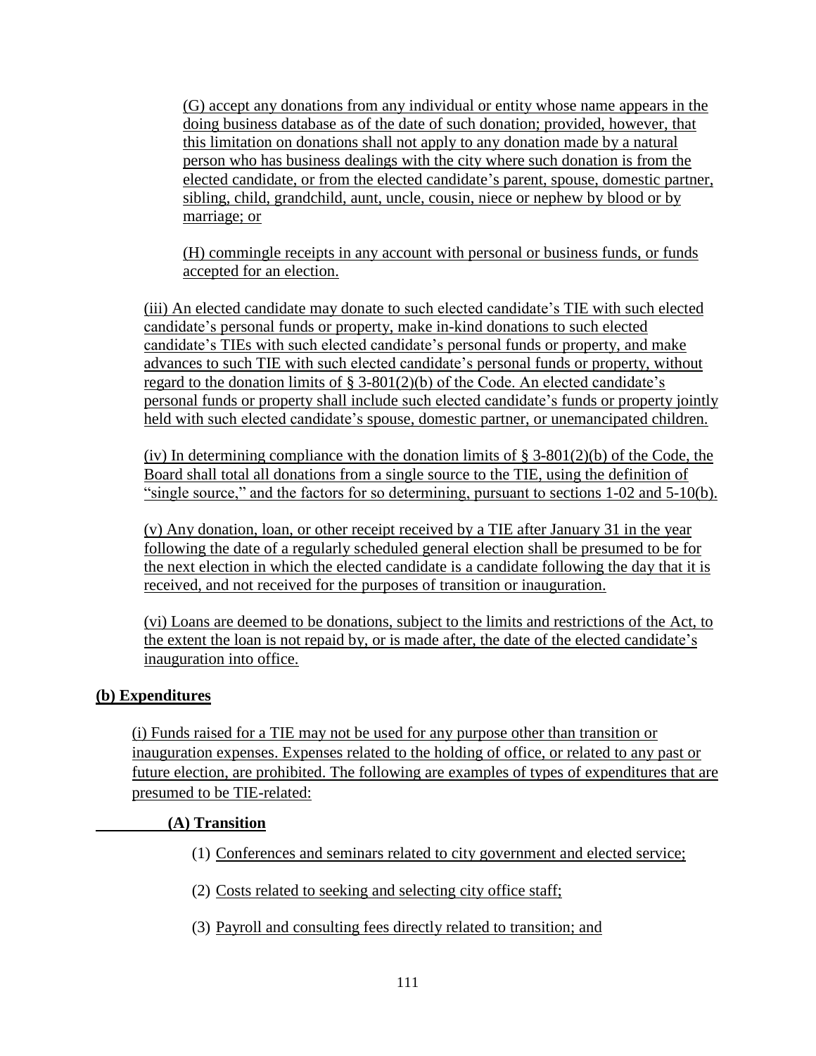(G) accept any donations from any individual or entity whose name appears in the doing business database as of the date of such donation; provided, however, that this limitation on donations shall not apply to any donation made by a natural person who has business dealings with the city where such donation is from the elected candidate, or from the elected candidate's parent, spouse, domestic partner, sibling, child, grandchild, aunt, uncle, cousin, niece or nephew by blood or by marriage; or

(H) commingle receipts in any account with personal or business funds, or funds accepted for an election.

(iii) An elected candidate may donate to such elected candidate's TIE with such elected candidate's personal funds or property, make in-kind donations to such elected candidate's TIEs with such elected candidate's personal funds or property, and make advances to such TIE with such elected candidate's personal funds or property, without regard to the donation limits of § 3-801(2)(b) of the Code. An elected candidate's personal funds or property shall include such elected candidate's funds or property jointly held with such elected candidate's spouse, domestic partner, or unemancipated children.

(iv) In determining compliance with the donation limits of § 3-801(2)(b) of the Code, the Board shall total all donations from a single source to the TIE, using the definition of "single source," and the factors for so determining, pursuant to sections 1-02 and 5-10(b).

(v) Any donation, loan, or other receipt received by a TIE after January 31 in the year following the date of a regularly scheduled general election shall be presumed to be for the next election in which the elected candidate is a candidate following the day that it is received, and not received for the purposes of transition or inauguration.

(vi) Loans are deemed to be donations, subject to the limits and restrictions of the Act, to the extent the loan is not repaid by, or is made after, the date of the elected candidate's inauguration into office.

**(b) Expenditures**

(i) Funds raised for a TIE may not be used for any purpose other than transition or inauguration expenses. Expenses related to the holding of office, or related to any past or future election, are prohibited. The following are examples of types of expenditures that are presumed to be TIE-related:

**(A) Transition**

(1) Conferences and seminars related to city government and elected service;

(2) Costs related to seeking and selecting city office staff;

(3) Payroll and consulting fees directly related to transition; and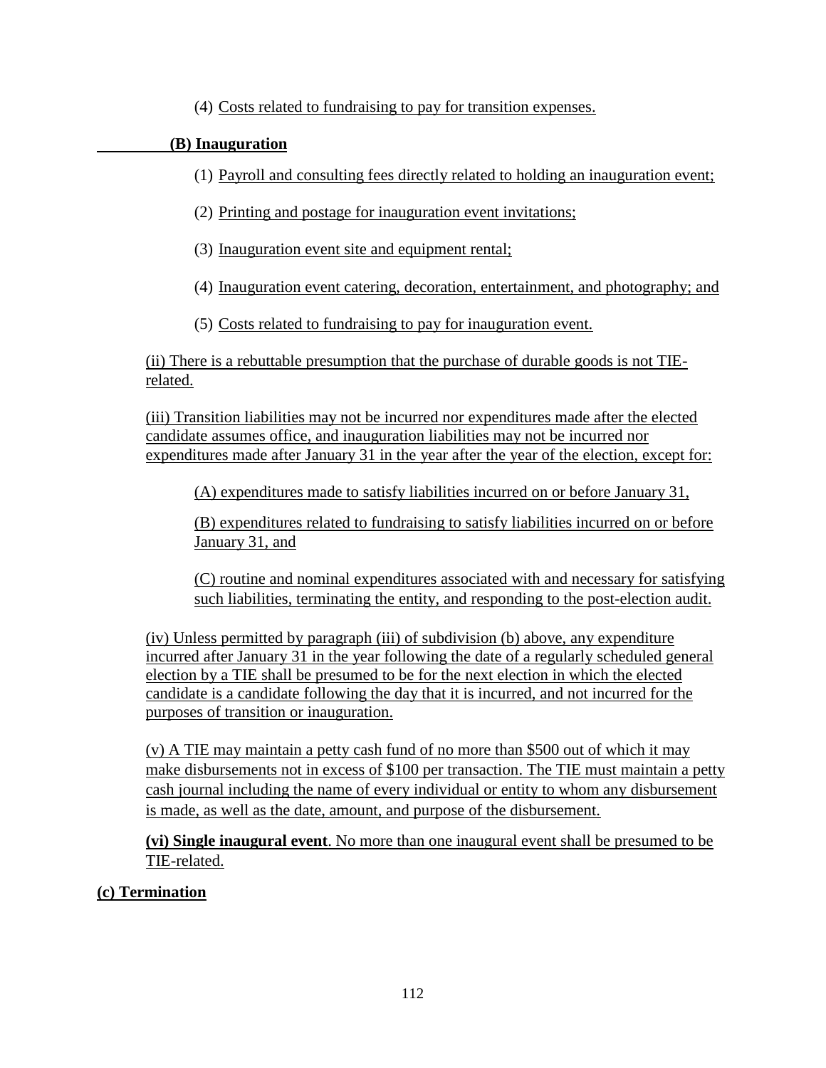(4) Costs related to fundraising to pay for transition expenses.

**(B) Inauguration**

(1) Payroll and consulting fees directly related to holding an inauguration event;

(2) Printing and postage for inauguration event invitations;

(3) Inauguration event site and equipment rental;

(4) Inauguration event catering, decoration, entertainment, and photography; and

(5) Costs related to fundraising to pay for inauguration event.

(ii) There is a rebuttable presumption that the purchase of durable goods is not TIE-related.

(iii) Transition liabilities may not be incurred nor expenditures made after the elected candidate assumes office, and inauguration liabilities may not be incurred nor expenditures made after January 31 in the year after the year of the election, except for:

(A) expenditures made to satisfy liabilities incurred on or before January 31,

(B) expenditures related to fundraising to satisfy liabilities incurred on or before January 31, and

(C) routine and nominal expenditures associated with and necessary for satisfying such liabilities, terminating the entity, and responding to the post-election audit.

(iv) Unless permitted by paragraph (iii) of subdivision (b) above, any expenditure incurred after January 31 in the year following the date of a regularly scheduled general election by a TIE shall be presumed to be for the next election in which the elected candidate is a candidate following the day that it is incurred, and not incurred for the purposes of transition or inauguration.

(v) A TIE may maintain a petty cash fund of no more than $500 out of which it may make disbursements not in excess of $100 per transaction. The TIE must maintain a petty cash journal including the name of every individual or entity to whom any disbursement is made, as well as the date, amount, and purpose of the disbursement.

**(vi) Single inaugural event**. No more than one inaugural event shall be presumed to be TIE-related.

**(c) Termination**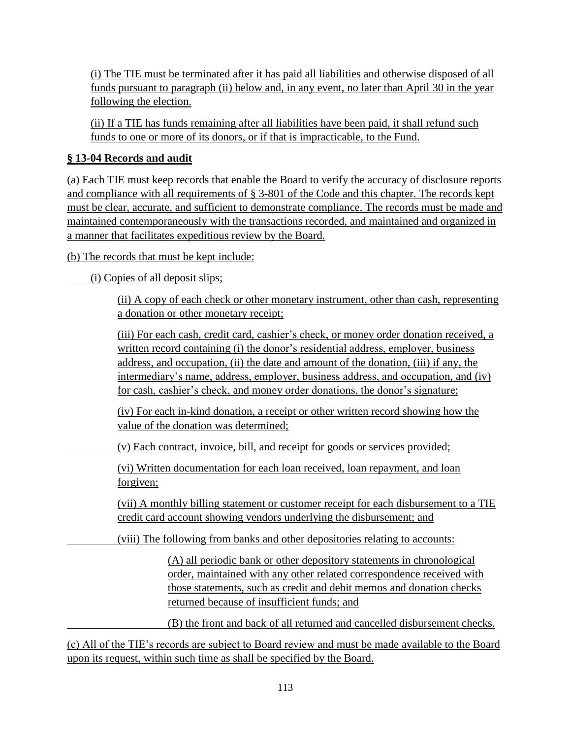(i) The TIE must be terminated after it has paid all liabilities and otherwise disposed of all funds pursuant to paragraph (ii) below and, in any event, no later than April 30 in the year following the election.

(ii) If a TIE has funds remaining after all liabilities have been paid, it shall refund such funds to one or more of its donors, or if that is impracticable, to the Fund.

**§ 13-04 Records and audit**

(a) Each TIE must keep records that enable the Board to verify the accuracy of disclosure reports and compliance with all requirements of § 3-801 of the Code and this chapter. The records kept must be clear, accurate, and sufficient to demonstrate compliance. The records must be made and maintained contemporaneously with the transactions recorded, and maintained and organized in a manner that facilitates expeditious review by the Board.

(b) The records that must be kept include:

(i) Copies of all deposit slips;

(ii) A copy of each check or other monetary instrument, other than cash, representing a donation or other monetary receipt;

(iii) For each cash, credit card, cashier's check, or money order donation received, a written record containing (i) the donor's residential address, employer, business address, and occupation, (ii) the date and amount of the donation, (iii) if any, the intermediary's name, address, employer, business address, and occupation, and (iv) for cash, cashier's check, and money order donations, the donor's signature;

(iv) For each in-kind donation, a receipt or other written record showing how the value of the donation was determined;

(v) Each contract, invoice, bill, and receipt for goods or services provided;

(vi) Written documentation for each loan received, loan repayment, and loan forgiven;

(vii) A monthly billing statement or customer receipt for each disbursement to a TIE credit card account showing vendors underlying the disbursement; and

(viii) The following from banks and other depositories relating to accounts:

(A) all periodic bank or other depository statements in chronological order, maintained with any other related correspondence received with those statements, such as credit and debit memos and donation checks returned because of insufficient funds; and

(B) the front and back of all returned and cancelled disbursement checks.

(c) All of the TIE's records are subject to Board review and must be made available to the Board upon its request, within such time as shall be specified by the Board.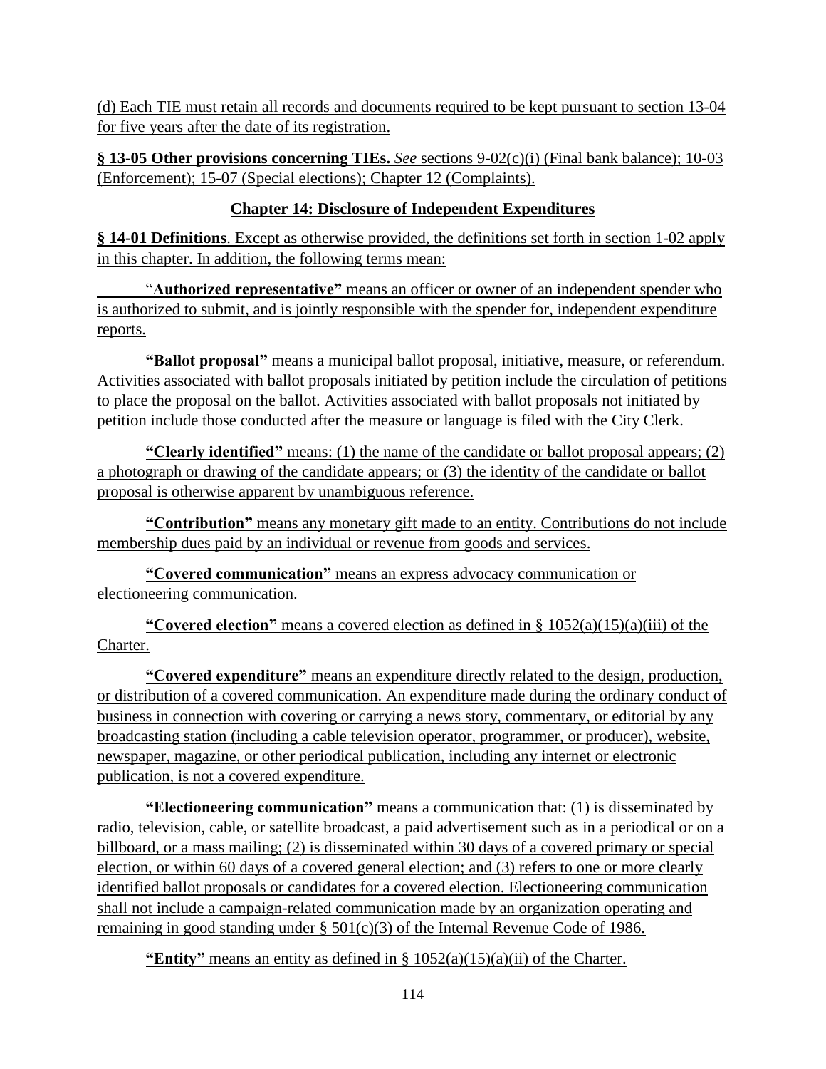(d) Each TIE must retain all records and documents required to be kept pursuant to section 13-04 for five years after the date of its registration.

**§ 13-05 Other provisions concerning TIEs.** *See* sections 9-02(c)(i) (Final bank balance); 10-03 (Enforcement); 15-07 (Special elections); Chapter 12 (Complaints).

## Chapter 14: Disclosure of Independent Expenditures

**§ 14-01 Definitions**. Except as otherwise provided, the definitions set forth in section 1-02 apply in this chapter. In addition, the following terms mean:

"**Authorized representative"** means an officer or owner of an independent spender who is authorized to submit, and is jointly responsible with the spender for, independent expenditure reports.

**"Ballot proposal"** means a municipal ballot proposal, initiative, measure, or referendum. Activities associated with ballot proposals initiated by petition include the circulation of petitions to place the proposal on the ballot. Activities associated with ballot proposals not initiated by petition include those conducted after the measure or language is filed with the City Clerk.

**"Clearly identified"** means: (1) the name of the candidate or ballot proposal appears; (2) a photograph or drawing of the candidate appears; or (3) the identity of the candidate or ballot proposal is otherwise apparent by unambiguous reference.

**"Contribution"** means any monetary gift made to an entity. Contributions do not include membership dues paid by an individual or revenue from goods and services.

**"Covered communication"** means an express advocacy communication or electioneering communication.

**"Covered election"** means a covered election as defined in § 1052(a)(15)(a)(iii) of the Charter.

**"Covered expenditure"** means an expenditure directly related to the design, production, or distribution of a covered communication. An expenditure made during the ordinary conduct of business in connection with covering or carrying a news story, commentary, or editorial by any broadcasting station (including a cable television operator, programmer, or producer), website, newspaper, magazine, or other periodical publication, including any internet or electronic publication, is not a covered expenditure.

**"Electioneering communication"** means a communication that: (1) is disseminated by radio, television, cable, or satellite broadcast, a paid advertisement such as in a periodical or on a billboard, or a mass mailing; (2) is disseminated within 30 days of a covered primary or special election, or within 60 days of a covered general election; and (3) refers to one or more clearly identified ballot proposals or candidates for a covered election. Electioneering communication shall not include a campaign-related communication made by an organization operating and remaining in good standing under § 501(c)(3) of the Internal Revenue Code of 1986.

**"Entity"** means an entity as defined in § 1052(a)(15)(a)(ii) of the Charter.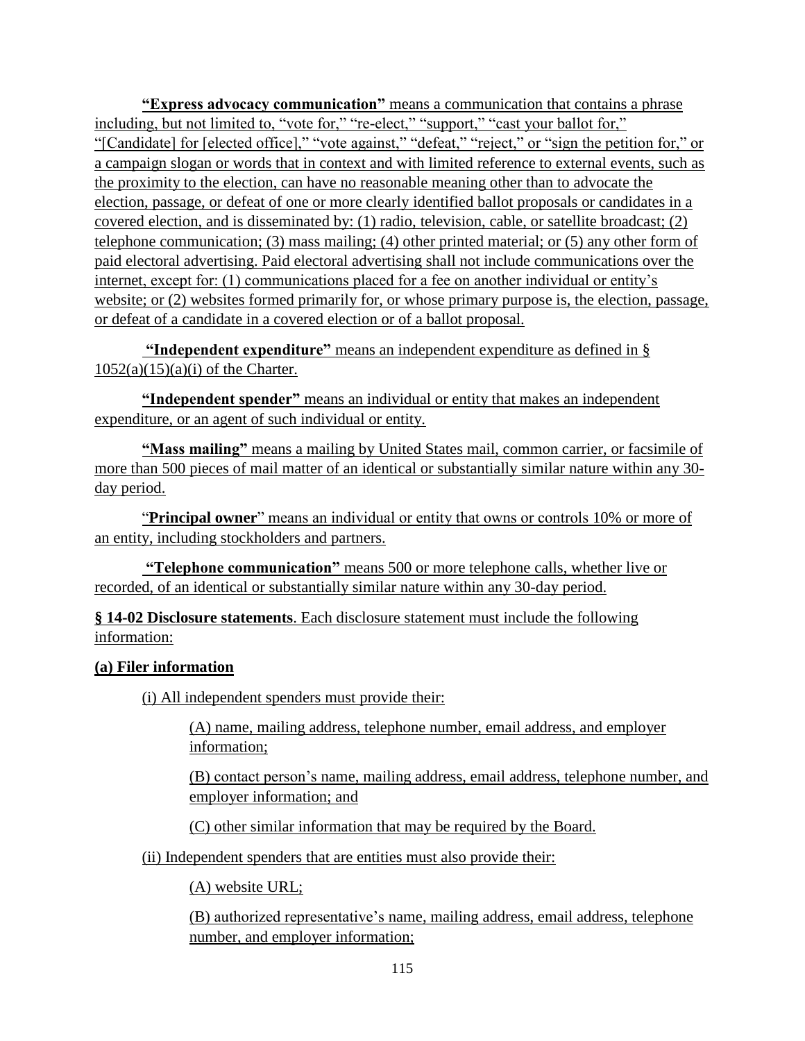**"Express advocacy communication"** means a communication that contains a phrase including, but not limited to, "vote for," "re-elect," "support," "cast your ballot for," "[Candidate] for [elected office]," "vote against," "defeat," "reject," or "sign the petition for," or a campaign slogan or words that in context and with limited reference to external events, such as the proximity to the election, can have no reasonable meaning other than to advocate the election, passage, or defeat of one or more clearly identified ballot proposals or candidates in a covered election, and is disseminated by: (1) radio, television, cable, or satellite broadcast; (2) telephone communication; (3) mass mailing; (4) other printed material; or (5) any other form of paid electoral advertising. Paid electoral advertising shall not include communications over the internet, except for: (1) communications placed for a fee on another individual or entity's website; or (2) websites formed primarily for, or whose primary purpose is, the election, passage, or defeat of a candidate in a covered election or of a ballot proposal.

**"Independent expenditure"** means an independent expenditure as defined in § 1052(a)(15)(a)(i) of the Charter.

**"Independent spender"** means an individual or entity that makes an independent expenditure, or an agent of such individual or entity.

**"Mass mailing"** means a mailing by United States mail, common carrier, or facsimile of more than 500 pieces of mail matter of an identical or substantially similar nature within any 30-day period.

"**Principal owner**" means an individual or entity that owns or controls 10% or more of an entity, including stockholders and partners.

**"Telephone communication"** means 500 or more telephone calls, whether live or recorded, of an identical or substantially similar nature within any 30-day period.

**§ 14-02 Disclosure statements**. Each disclosure statement must include the following information:

**(a) Filer information**

(i) All independent spenders must provide their:

(A) name, mailing address, telephone number, email address, and employer information;

(B) contact person's name, mailing address, email address, telephone number, and employer information; and

(C) other similar information that may be required by the Board.

(ii) Independent spenders that are entities must also provide their:

(A) website URL;

(B) authorized representative's name, mailing address, email address, telephone number, and employer information;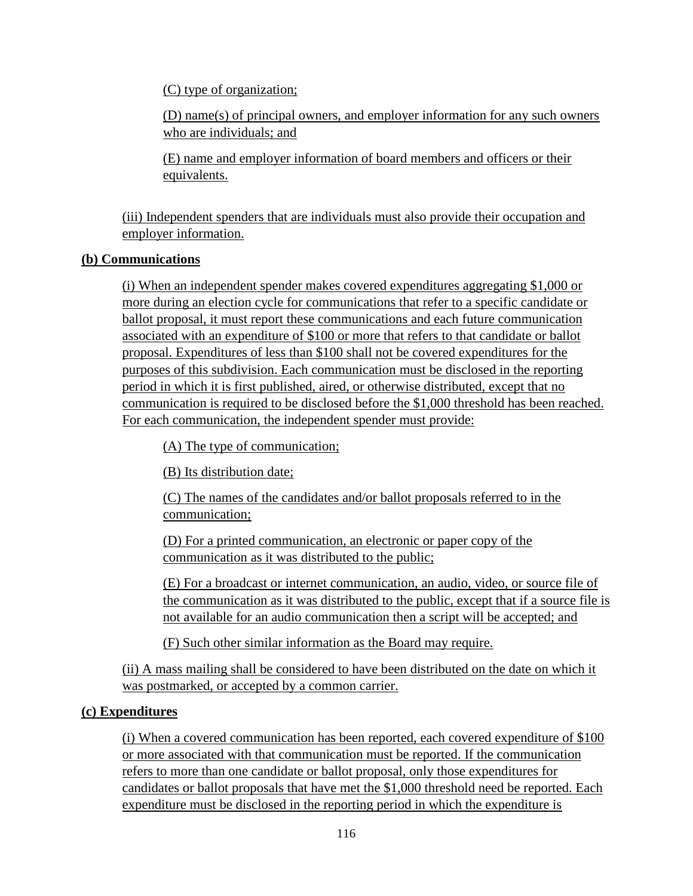(C) type of organization;

(D) name(s) of principal owners, and employer information for any such owners who are individuals; and

(E) name and employer information of board members and officers or their equivalents.

(iii) Independent spenders that are individuals must also provide their occupation and employer information.

**(b) Communications**

(i) When an independent spender makes covered expenditures aggregating $1,000 or more during an election cycle for communications that refer to a specific candidate or ballot proposal, it must report these communications and each future communication associated with an expenditure of $100 or more that refers to that candidate or ballot proposal. Expenditures of less than $100 shall not be covered expenditures for the purposes of this subdivision. Each communication must be disclosed in the reporting period in which it is first published, aired, or otherwise distributed, except that no communication is required to be disclosed before the $1,000 threshold has been reached. For each communication, the independent spender must provide:

(A) The type of communication;

(B) Its distribution date;

(C) The names of the candidates and/or ballot proposals referred to in the communication;

(D) For a printed communication, an electronic or paper copy of the communication as it was distributed to the public;

(E) For a broadcast or internet communication, an audio, video, or source file of the communication as it was distributed to the public, except that if a source file is not available for an audio communication then a script will be accepted; and

(F) Such other similar information as the Board may require.

(ii) A mass mailing shall be considered to have been distributed on the date on which it was postmarked, or accepted by a common carrier.

**(c) Expenditures**

(i) When a covered communication has been reported, each covered expenditure of $100 or more associated with that communication must be reported. If the communication refers to more than one candidate or ballot proposal, only those expenditures for candidates or ballot proposals that have met the $1,000 threshold need be reported. Each expenditure must be disclosed in the reporting period in which the expenditure is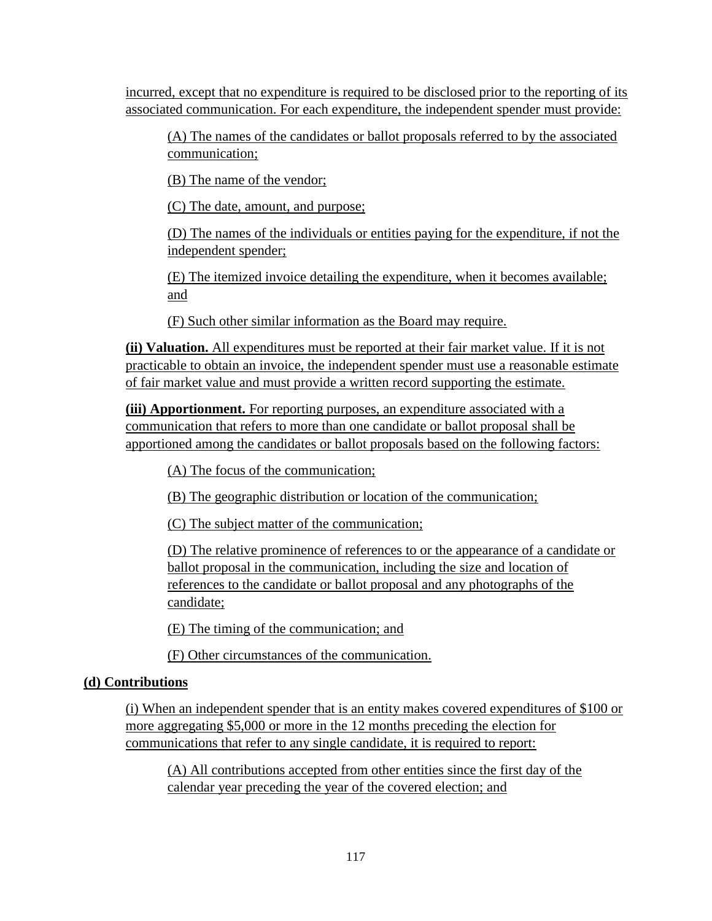incurred, except that no expenditure is required to be disclosed prior to the reporting of its associated communication. For each expenditure, the independent spender must provide:

(A) The names of the candidates or ballot proposals referred to by the associated communication;

(B) The name of the vendor;

(C) The date, amount, and purpose;

(D) The names of the individuals or entities paying for the expenditure, if not the independent spender;

(E) The itemized invoice detailing the expenditure, when it becomes available; and

(F) Such other similar information as the Board may require.

**(ii) Valuation.** All expenditures must be reported at their fair market value. If it is not practicable to obtain an invoice, the independent spender must use a reasonable estimate of fair market value and must provide a written record supporting the estimate.

**(iii) Apportionment.** For reporting purposes, an expenditure associated with a communication that refers to more than one candidate or ballot proposal shall be apportioned among the candidates or ballot proposals based on the following factors:

(A) The focus of the communication;

(B) The geographic distribution or location of the communication;

(C) The subject matter of the communication;

(D) The relative prominence of references to or the appearance of a candidate or ballot proposal in the communication, including the size and location of references to the candidate or ballot proposal and any photographs of the candidate;

(E) The timing of the communication; and

(F) Other circumstances of the communication.

**(d) Contributions**

(i) When an independent spender that is an entity makes covered expenditures of $100 or more aggregating $5,000 or more in the 12 months preceding the election for communications that refer to any single candidate, it is required to report:

(A) All contributions accepted from other entities since the first day of the calendar year preceding the year of the covered election; and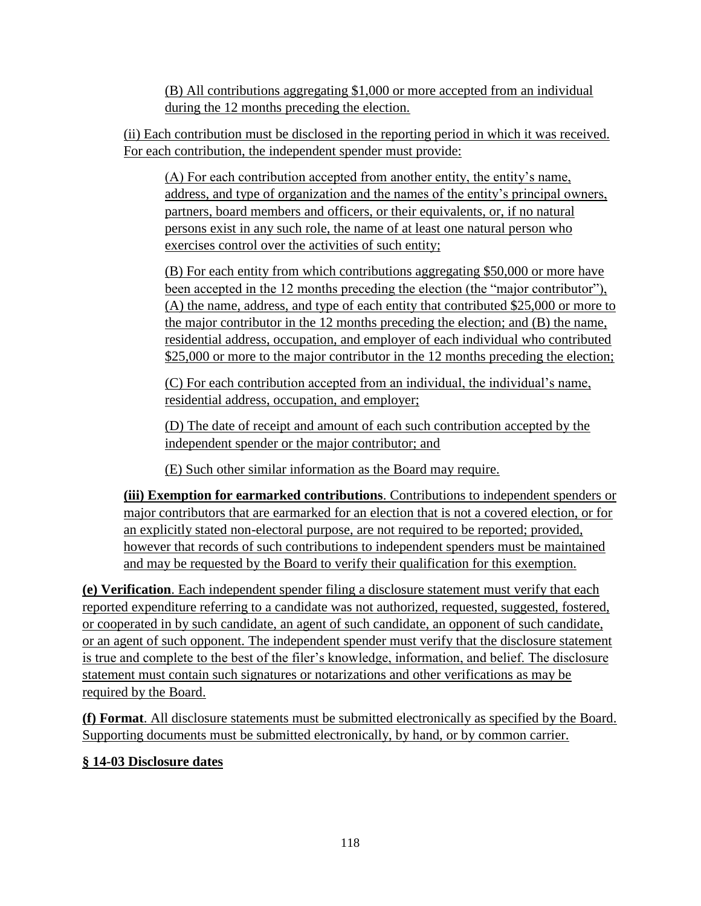(B) All contributions aggregating $1,000 or more accepted from an individual during the 12 months preceding the election.

(ii) Each contribution must be disclosed in the reporting period in which it was received. For each contribution, the independent spender must provide:

(A) For each contribution accepted from another entity, the entity's name, address, and type of organization and the names of the entity's principal owners, partners, board members and officers, or their equivalents, or, if no natural persons exist in any such role, the name of at least one natural person who exercises control over the activities of such entity;

(B) For each entity from which contributions aggregating $50,000 or more have been accepted in the 12 months preceding the election (the "major contributor"), (A) the name, address, and type of each entity that contributed $25,000 or more to the major contributor in the 12 months preceding the election; and (B) the name, residential address, occupation, and employer of each individual who contributed $25,000 or more to the major contributor in the 12 months preceding the election;

(C) For each contribution accepted from an individual, the individual's name, residential address, occupation, and employer;

(D) The date of receipt and amount of each such contribution accepted by the independent spender or the major contributor; and

(E) Such other similar information as the Board may require.

**(iii) Exemption for earmarked contributions**. Contributions to independent spenders or major contributors that are earmarked for an election that is not a covered election, or for an explicitly stated non-electoral purpose, are not required to be reported; provided, however that records of such contributions to independent spenders must be maintained and may be requested by the Board to verify their qualification for this exemption.

**(e) Verification**. Each independent spender filing a disclosure statement must verify that each reported expenditure referring to a candidate was not authorized, requested, suggested, fostered, or cooperated in by such candidate, an agent of such candidate, an opponent of such candidate, or an agent of such opponent. The independent spender must verify that the disclosure statement is true and complete to the best of the filer's knowledge, information, and belief. The disclosure statement must contain such signatures or notarizations and other verifications as may be required by the Board.

**(f) Format**. All disclosure statements must be submitted electronically as specified by the Board. Supporting documents must be submitted electronically, by hand, or by common carrier.

**§ 14-03 Disclosure dates**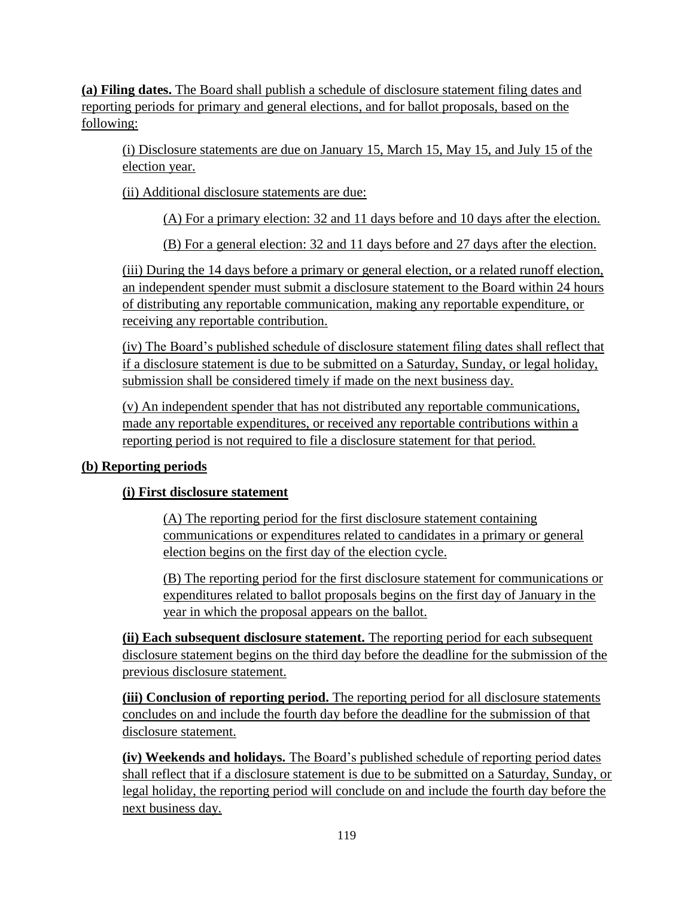**(a) Filing dates.** The Board shall publish a schedule of disclosure statement filing dates and reporting periods for primary and general elections, and for ballot proposals, based on the following:

(i) Disclosure statements are due on January 15, March 15, May 15, and July 15 of the election year.

(ii) Additional disclosure statements are due:

(A) For a primary election: 32 and 11 days before and 10 days after the election.

(B) For a general election: 32 and 11 days before and 27 days after the election.

(iii) During the 14 days before a primary or general election, or a related runoff election, an independent spender must submit a disclosure statement to the Board within 24 hours of distributing any reportable communication, making any reportable expenditure, or receiving any reportable contribution.

(iv) The Board's published schedule of disclosure statement filing dates shall reflect that if a disclosure statement is due to be submitted on a Saturday, Sunday, or legal holiday, submission shall be considered timely if made on the next business day.

(v) An independent spender that has not distributed any reportable communications, made any reportable expenditures, or received any reportable contributions within a reporting period is not required to file a disclosure statement for that period.

**(b) Reporting periods**

**(i) First disclosure statement**

(A) The reporting period for the first disclosure statement containing communications or expenditures related to candidates in a primary or general election begins on the first day of the election cycle.

(B) The reporting period for the first disclosure statement for communications or expenditures related to ballot proposals begins on the first day of January in the year in which the proposal appears on the ballot.

**(ii) Each subsequent disclosure statement.** The reporting period for each subsequent disclosure statement begins on the third day before the deadline for the submission of the previous disclosure statement.

**(iii) Conclusion of reporting period.** The reporting period for all disclosure statements concludes on and include the fourth day before the deadline for the submission of that disclosure statement.

**(iv) Weekends and holidays.** The Board's published schedule of reporting period dates shall reflect that if a disclosure statement is due to be submitted on a Saturday, Sunday, or legal holiday, the reporting period will conclude on and include the fourth day before the next business day.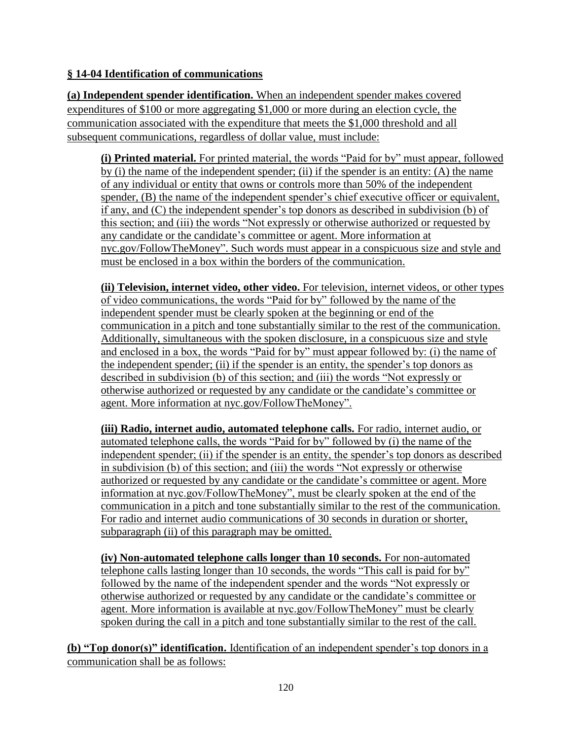**§ 14-04 Identification of communications**

**(a) Independent spender identification.** When an independent spender makes covered expenditures of $100 or more aggregating $1,000 or more during an election cycle, the communication associated with the expenditure that meets the $1,000 threshold and all subsequent communications, regardless of dollar value, must include:

**(i) Printed material.** For printed material, the words "Paid for by" must appear, followed by (i) the name of the independent spender; (ii) if the spender is an entity: (A) the name of any individual or entity that owns or controls more than 50% of the independent spender, (B) the name of the independent spender's chief executive officer or equivalent, if any, and (C) the independent spender's top donors as described in subdivision (b) of this section; and (iii) the words "Not expressly or otherwise authorized or requested by any candidate or the candidate's committee or agent. More information at nyc.gov/FollowTheMoney". Such words must appear in a conspicuous size and style and must be enclosed in a box within the borders of the communication.

**(ii) Television, internet video, other video.** For television, internet videos, or other types of video communications, the words "Paid for by" followed by the name of the independent spender must be clearly spoken at the beginning or end of the communication in a pitch and tone substantially similar to the rest of the communication. Additionally, simultaneous with the spoken disclosure, in a conspicuous size and style and enclosed in a box, the words "Paid for by" must appear followed by: (i) the name of the independent spender; (ii) if the spender is an entity, the spender's top donors as described in subdivision (b) of this section; and (iii) the words "Not expressly or otherwise authorized or requested by any candidate or the candidate's committee or agent. More information at nyc.gov/FollowTheMoney".

**(iii) Radio, internet audio, automated telephone calls.** For radio, internet audio, or automated telephone calls, the words "Paid for by" followed by (i) the name of the independent spender; (ii) if the spender is an entity, the spender's top donors as described in subdivision (b) of this section; and (iii) the words "Not expressly or otherwise authorized or requested by any candidate or the candidate's committee or agent. More information at nyc.gov/FollowTheMoney", must be clearly spoken at the end of the communication in a pitch and tone substantially similar to the rest of the communication. For radio and internet audio communications of 30 seconds in duration or shorter, subparagraph (ii) of this paragraph may be omitted.

**(iv) Non-automated telephone calls longer than 10 seconds.** For non-automated telephone calls lasting longer than 10 seconds, the words "This call is paid for by" followed by the name of the independent spender and the words "Not expressly or otherwise authorized or requested by any candidate or the candidate's committee or agent. More information is available at nyc.gov/FollowTheMoney" must be clearly spoken during the call in a pitch and tone substantially similar to the rest of the call.

**(b) "Top donor(s)" identification.** Identification of an independent spender's top donors in a communication shall be as follows: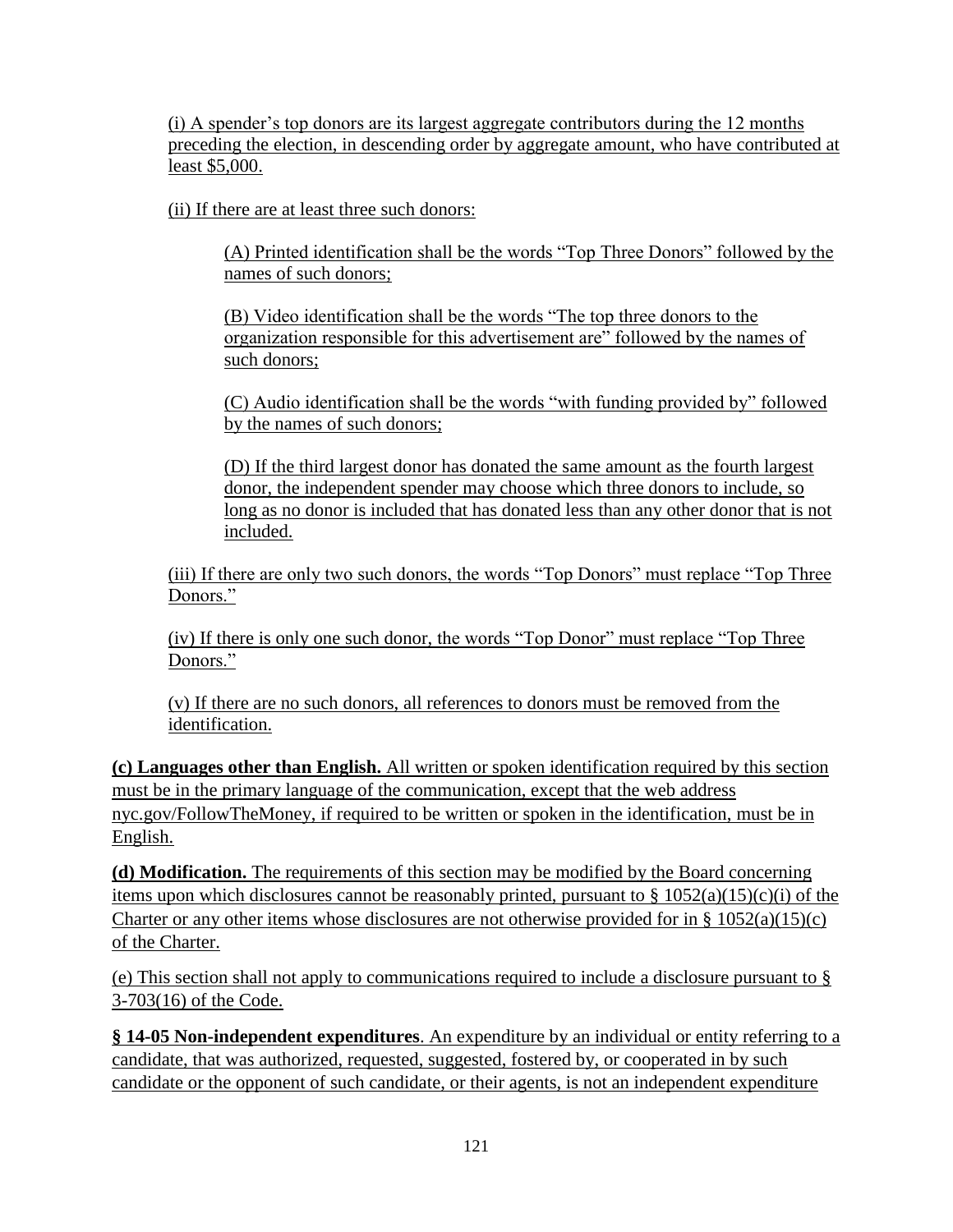(i) A spender's top donors are its largest aggregate contributors during the 12 months preceding the election, in descending order by aggregate amount, who have contributed at least $5,000.

(ii) If there are at least three such donors:

(A) Printed identification shall be the words "Top Three Donors" followed by the names of such donors;

(B) Video identification shall be the words "The top three donors to the organization responsible for this advertisement are" followed by the names of such donors;

(C) Audio identification shall be the words "with funding provided by" followed by the names of such donors;

(D) If the third largest donor has donated the same amount as the fourth largest donor, the independent spender may choose which three donors to include, so long as no donor is included that has donated less than any other donor that is not included.

(iii) If there are only two such donors, the words "Top Donors" must replace "Top Three Donors."

(iv) If there is only one such donor, the words "Top Donor" must replace "Top Three Donors."

(v) If there are no such donors, all references to donors must be removed from the identification.

**(c) Languages other than English.** All written or spoken identification required by this section must be in the primary language of the communication, except that the web address nyc.gov/FollowTheMoney, if required to be written or spoken in the identification, must be in English.

**(d) Modification.** The requirements of this section may be modified by the Board concerning items upon which disclosures cannot be reasonably printed, pursuant to § 1052(a)(15)(c)(i) of the Charter or any other items whose disclosures are not otherwise provided for in § 1052(a)(15)(c) of the Charter.

(e) This section shall not apply to communications required to include a disclosure pursuant to § 3-703(16) of the Code.

**§ 14-05 Non-independent expenditures**. An expenditure by an individual or entity referring to a candidate, that was authorized, requested, suggested, fostered by, or cooperated in by such candidate or the opponent of such candidate, or their agents, is not an independent expenditure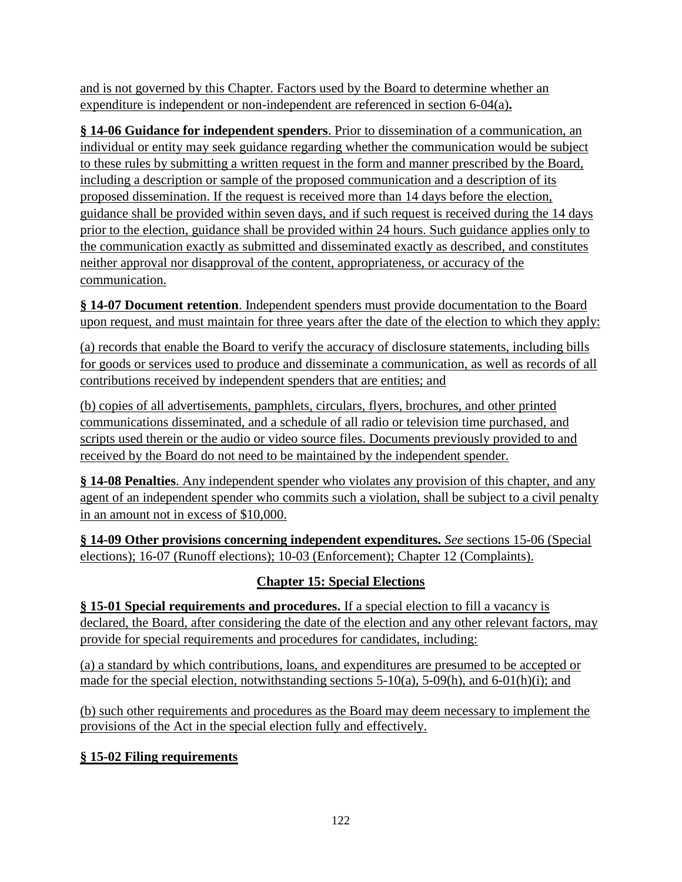and is not governed by this Chapter. Factors used by the Board to determine whether an expenditure is independent or non-independent are referenced in section 6-04(a)**.**

**§ 14-06 Guidance for independent spenders**. Prior to dissemination of a communication, an individual or entity may seek guidance regarding whether the communication would be subject to these rules by submitting a written request in the form and manner prescribed by the Board, including a description or sample of the proposed communication and a description of its proposed dissemination. If the request is received more than 14 days before the election, guidance shall be provided within seven days, and if such request is received during the 14 days prior to the election, guidance shall be provided within 24 hours. Such guidance applies only to the communication exactly as submitted and disseminated exactly as described, and constitutes neither approval nor disapproval of the content, appropriateness, or accuracy of the communication.

**§ 14-07 Document retention**. Independent spenders must provide documentation to the Board upon request, and must maintain for three years after the date of the election to which they apply:

(a) records that enable the Board to verify the accuracy of disclosure statements, including bills for goods or services used to produce and disseminate a communication, as well as records of all contributions received by independent spenders that are entities; and

(b) copies of all advertisements, pamphlets, circulars, flyers, brochures, and other printed communications disseminated, and a schedule of all radio or television time purchased, and scripts used therein or the audio or video source files. Documents previously provided to and received by the Board do not need to be maintained by the independent spender.

**§ 14-08 Penalties**. Any independent spender who violates any provision of this chapter, and any agent of an independent spender who commits such a violation, shall be subject to a civil penalty in an amount not in excess of $10,000.

**§ 14-09 Other provisions concerning independent expenditures.** *See* sections 15-06 (Special elections); 16-07 (Runoff elections); 10-03 (Enforcement); Chapter 12 (Complaints).

## Chapter 15: Special Elections

**§ 15-01 Special requirements and procedures.** If a special election to fill a vacancy is declared, the Board, after considering the date of the election and any other relevant factors, may provide for special requirements and procedures for candidates, including:

(a) a standard by which contributions, loans, and expenditures are presumed to be accepted or made for the special election, notwithstanding sections 5-10(a), 5-09(h), and 6-01(h)(i); and

(b) such other requirements and procedures as the Board may deem necessary to implement the provisions of the Act in the special election fully and effectively.

**§ 15-02 Filing requirements**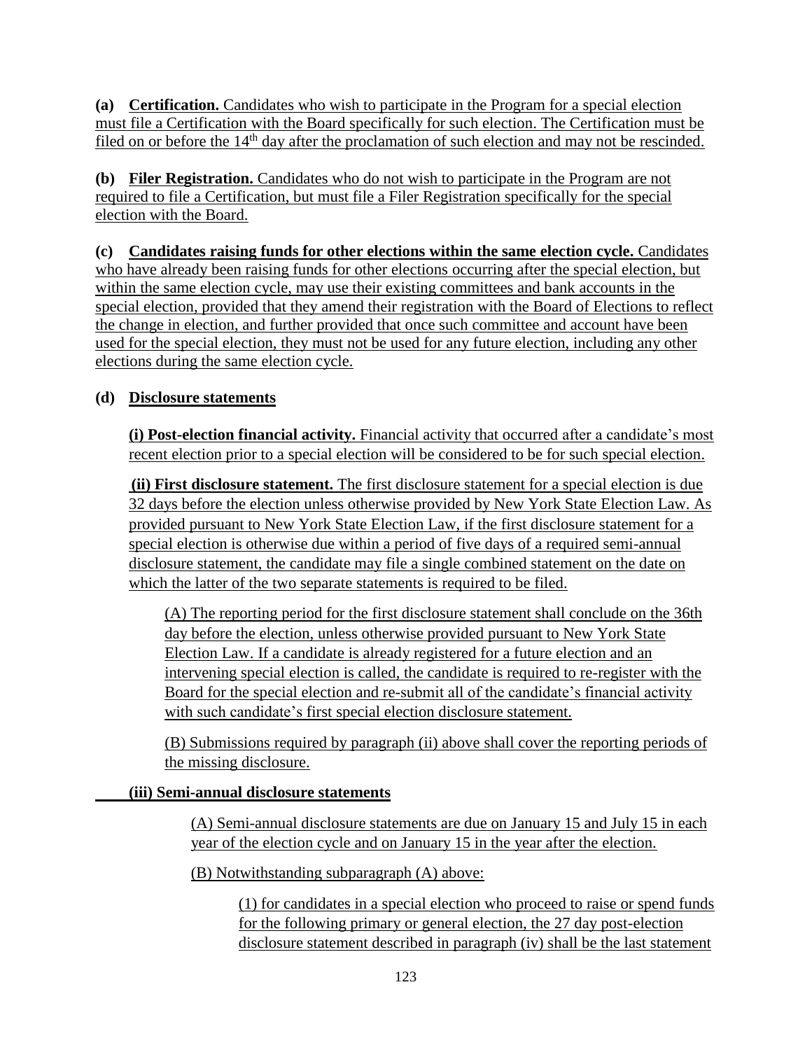**(a) Certification.** Candidates who wish to participate in the Program for a special election must file a Certification with the Board specifically for such election. The Certification must be filed on or before the 14th day after the proclamation of such election and may not be rescinded.

**(b) Filer Registration.** Candidates who do not wish to participate in the Program are not required to file a Certification, but must file a Filer Registration specifically for the special election with the Board.

**(c) Candidates raising funds for other elections within the same election cycle.** Candidates who have already been raising funds for other elections occurring after the special election, but within the same election cycle, may use their existing committees and bank accounts in the special election, provided that they amend their registration with the Board of Elections to reflect the change in election, and further provided that once such committee and account have been used for the special election, they must not be used for any future election, including any other elections during the same election cycle.

**(d) Disclosure statements**

**(i) Post-election financial activity.** Financial activity that occurred after a candidate's most recent election prior to a special election will be considered to be for such special election.

**(ii) First disclosure statement.** The first disclosure statement for a special election is due 32 days before the election unless otherwise provided by New York State Election Law. As provided pursuant to New York State Election Law, if the first disclosure statement for a special election is otherwise due within a period of five days of a required semi-annual disclosure statement, the candidate may file a single combined statement on the date on which the latter of the two separate statements is required to be filed.

(A) The reporting period for the first disclosure statement shall conclude on the 36th day before the election, unless otherwise provided pursuant to New York State Election Law. If a candidate is already registered for a future election and an intervening special election is called, the candidate is required to re-register with the Board for the special election and re-submit all of the candidate's financial activity with such candidate's first special election disclosure statement.

(B) Submissions required by paragraph (ii) above shall cover the reporting periods of the missing disclosure.

**(iii) Semi-annual disclosure statements**

(A) Semi-annual disclosure statements are due on January 15 and July 15 in each year of the election cycle and on January 15 in the year after the election.

(B) Notwithstanding subparagraph (A) above:

(1) for candidates in a special election who proceed to raise or spend funds for the following primary or general election, the 27 day post-election disclosure statement described in paragraph (iv) shall be the last statement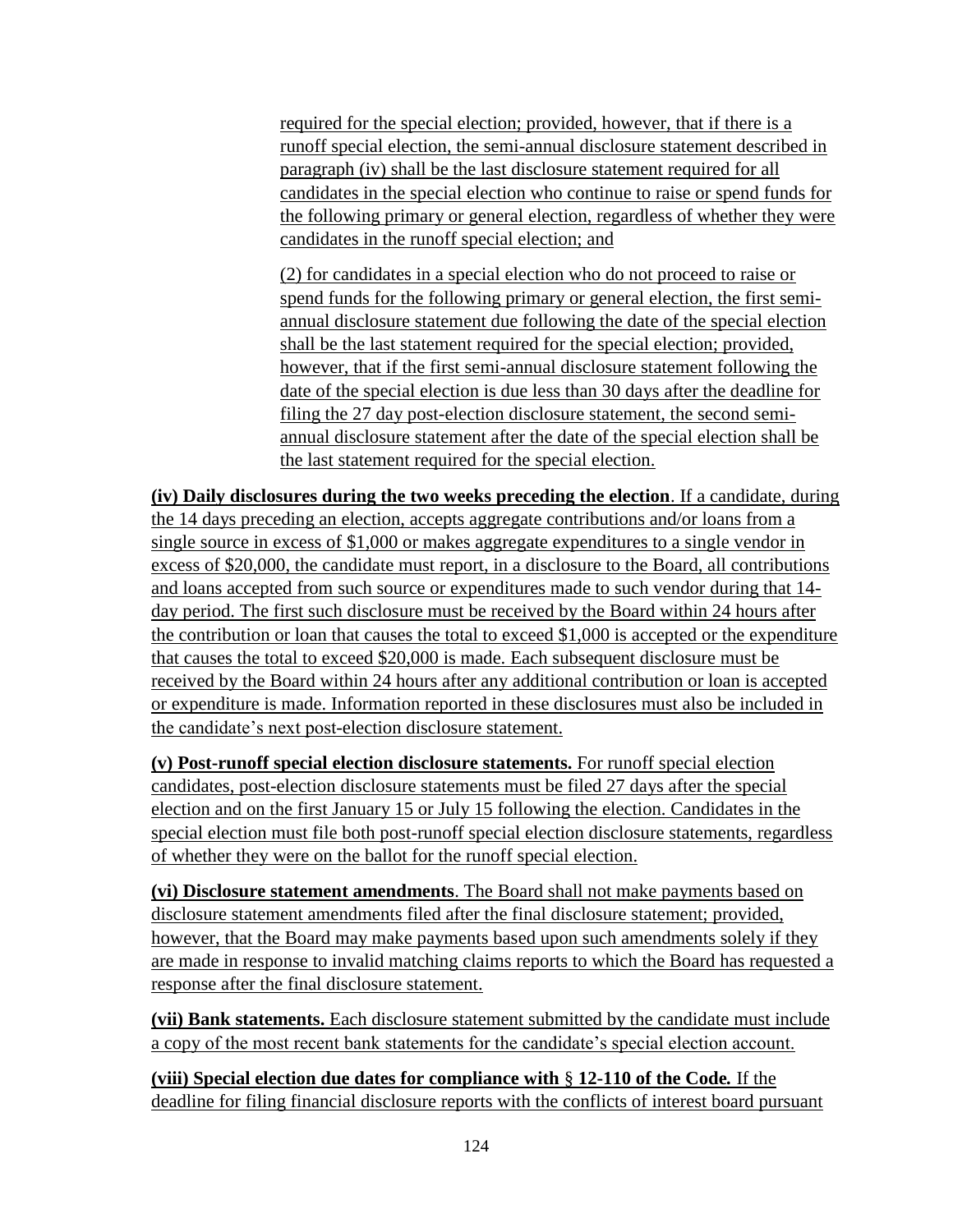required for the special election; provided, however, that if there is a runoff special election, the semi-annual disclosure statement described in paragraph (iv) shall be the last disclosure statement required for all candidates in the special election who continue to raise or spend funds for the following primary or general election, regardless of whether they were candidates in the runoff special election; and

(2) for candidates in a special election who do not proceed to raise or spend funds for the following primary or general election, the first semi-annual disclosure statement due following the date of the special election shall be the last statement required for the special election; provided, however, that if the first semi-annual disclosure statement following the date of the special election is due less than 30 days after the deadline for filing the 27 day post-election disclosure statement, the second semi-annual disclosure statement after the date of the special election shall be the last statement required for the special election.

**(iv) Daily disclosures during the two weeks preceding the election**. If a candidate, during the 14 days preceding an election, accepts aggregate contributions and/or loans from a single source in excess of $1,000 or makes aggregate expenditures to a single vendor in excess of $20,000, the candidate must report, in a disclosure to the Board, all contributions and loans accepted from such source or expenditures made to such vendor during that 14-day period. The first such disclosure must be received by the Board within 24 hours after the contribution or loan that causes the total to exceed $1,000 is accepted or the expenditure that causes the total to exceed $20,000 is made. Each subsequent disclosure must be received by the Board within 24 hours after any additional contribution or loan is accepted or expenditure is made. Information reported in these disclosures must also be included in the candidate's next post-election disclosure statement.

**(v) Post-runoff special election disclosure statements.** For runoff special election candidates, post-election disclosure statements must be filed 27 days after the special election and on the first January 15 or July 15 following the election. Candidates in the special election must file both post-runoff special election disclosure statements, regardless of whether they were on the ballot for the runoff special election.

**(vi) Disclosure statement amendments**. The Board shall not make payments based on disclosure statement amendments filed after the final disclosure statement; provided, however, that the Board may make payments based upon such amendments solely if they are made in response to invalid matching claims reports to which the Board has requested a response after the final disclosure statement.

**(vii) Bank statements.** Each disclosure statement submitted by the candidate must include a copy of the most recent bank statements for the candidate's special election account.

**(viii) Special election due dates for compliance with § 12-110 of the Code.** If the deadline for filing financial disclosure reports with the conflicts of interest board pursuant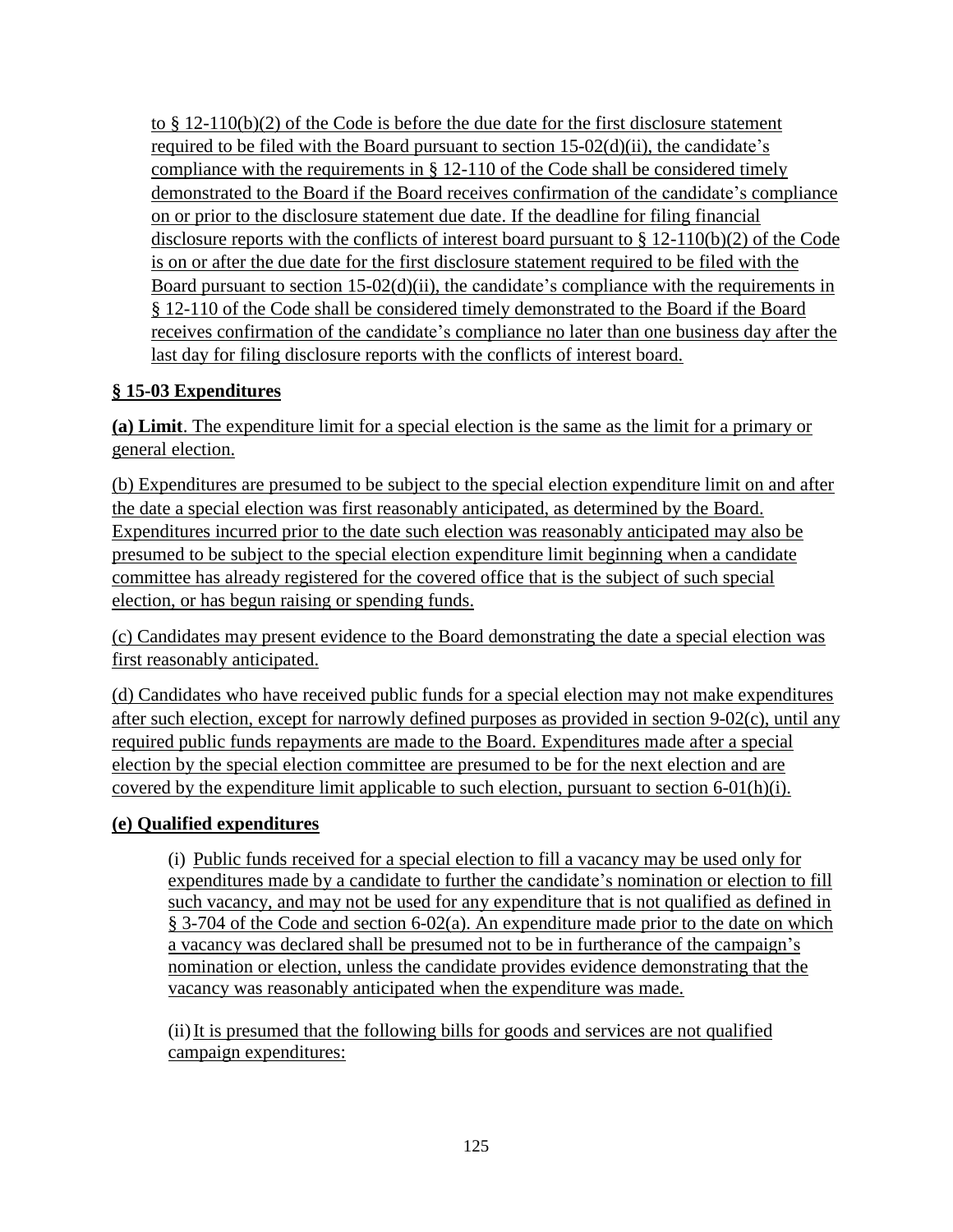to § 12-110(b)(2) of the Code is before the due date for the first disclosure statement required to be filed with the Board pursuant to section 15-02(d)(ii), the candidate's compliance with the requirements in § 12-110 of the Code shall be considered timely demonstrated to the Board if the Board receives confirmation of the candidate's compliance on or prior to the disclosure statement due date. If the deadline for filing financial disclosure reports with the conflicts of interest board pursuant to § 12-110(b)(2) of the Code is on or after the due date for the first disclosure statement required to be filed with the Board pursuant to section 15-02(d)(ii), the candidate's compliance with the requirements in § 12-110 of the Code shall be considered timely demonstrated to the Board if the Board receives confirmation of the candidate's compliance no later than one business day after the last day for filing disclosure reports with the conflicts of interest board.

**§ 15-03 Expenditures**

**(a) Limit**. The expenditure limit for a special election is the same as the limit for a primary or general election.

(b) Expenditures are presumed to be subject to the special election expenditure limit on and after the date a special election was first reasonably anticipated, as determined by the Board. Expenditures incurred prior to the date such election was reasonably anticipated may also be presumed to be subject to the special election expenditure limit beginning when a candidate committee has already registered for the covered office that is the subject of such special election, or has begun raising or spending funds.

(c) Candidates may present evidence to the Board demonstrating the date a special election was first reasonably anticipated.

(d) Candidates who have received public funds for a special election may not make expenditures after such election, except for narrowly defined purposes as provided in section 9-02(c), until any required public funds repayments are made to the Board. Expenditures made after a special election by the special election committee are presumed to be for the next election and are covered by the expenditure limit applicable to such election, pursuant to section 6-01(h)(i).

**(e) Qualified expenditures**

(i) Public funds received for a special election to fill a vacancy may be used only for expenditures made by a candidate to further the candidate's nomination or election to fill such vacancy, and may not be used for any expenditure that is not qualified as defined in § 3-704 of the Code and section 6-02(a). An expenditure made prior to the date on which a vacancy was declared shall be presumed not to be in furtherance of the campaign's nomination or election, unless the candidate provides evidence demonstrating that the vacancy was reasonably anticipated when the expenditure was made.

(ii) It is presumed that the following bills for goods and services are not qualified campaign expenditures: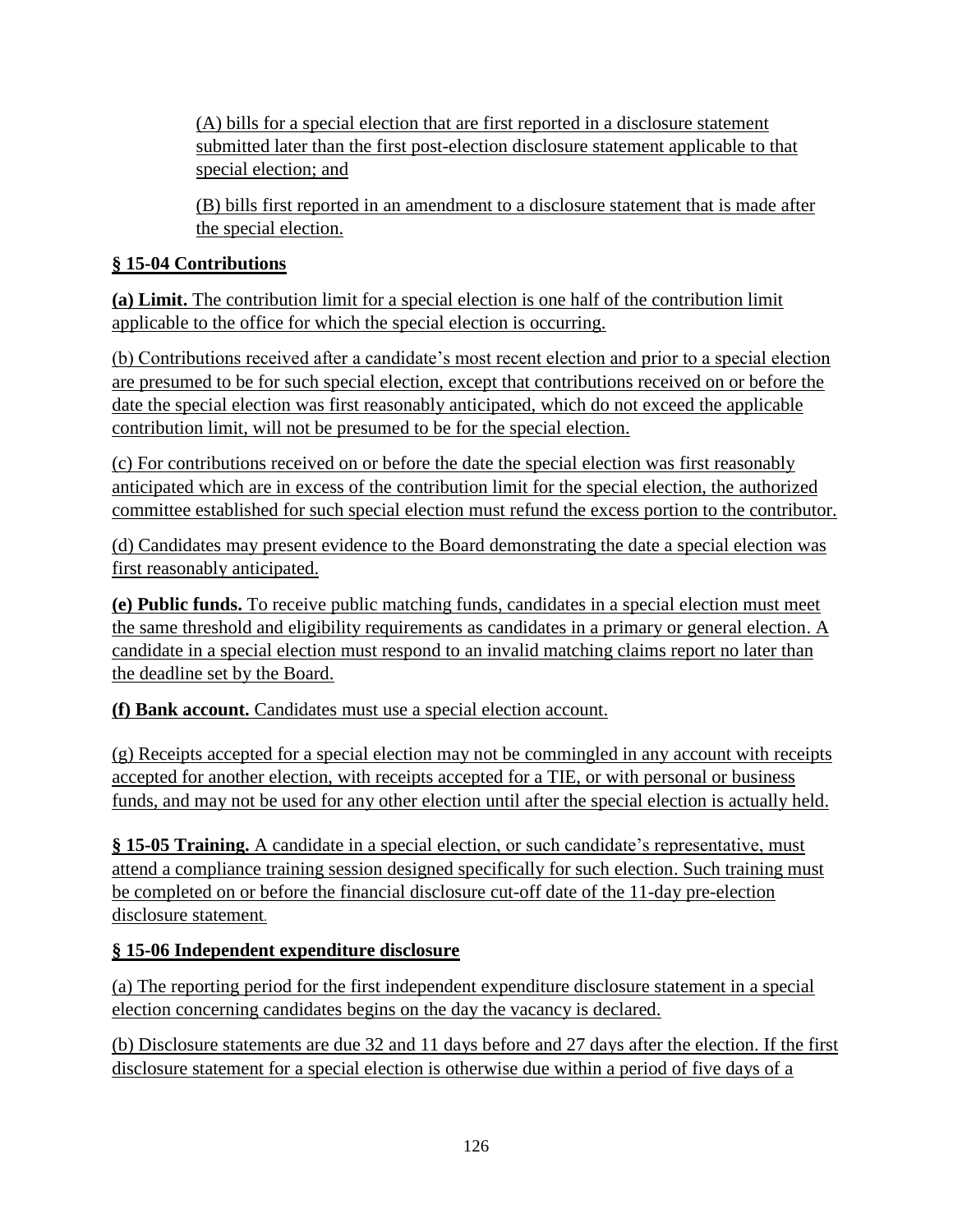(A) bills for a special election that are first reported in a disclosure statement submitted later than the first post-election disclosure statement applicable to that special election; and

(B) bills first reported in an amendment to a disclosure statement that is made after the special election.

**§ 15-04 Contributions**

**(a) Limit.** The contribution limit for a special election is one half of the contribution limit applicable to the office for which the special election is occurring.

(b) Contributions received after a candidate's most recent election and prior to a special election are presumed to be for such special election, except that contributions received on or before the date the special election was first reasonably anticipated, which do not exceed the applicable contribution limit, will not be presumed to be for the special election.

(c) For contributions received on or before the date the special election was first reasonably anticipated which are in excess of the contribution limit for the special election, the authorized committee established for such special election must refund the excess portion to the contributor.

(d) Candidates may present evidence to the Board demonstrating the date a special election was first reasonably anticipated.

**(e) Public funds.** To receive public matching funds, candidates in a special election must meet the same threshold and eligibility requirements as candidates in a primary or general election. A candidate in a special election must respond to an invalid matching claims report no later than the deadline set by the Board.

**(f) Bank account.** Candidates must use a special election account.

(g) Receipts accepted for a special election may not be commingled in any account with receipts accepted for another election, with receipts accepted for a TIE, or with personal or business funds, and may not be used for any other election until after the special election is actually held.

**§ 15-05 Training.** A candidate in a special election, or such candidate's representative, must attend a compliance training session designed specifically for such election. Such training must be completed on or before the financial disclosure cut-off date of the 11-day pre-election disclosure statement.

**§ 15-06 Independent expenditure disclosure**

(a) The reporting period for the first independent expenditure disclosure statement in a special election concerning candidates begins on the day the vacancy is declared.

(b) Disclosure statements are due 32 and 11 days before and 27 days after the election. If the first disclosure statement for a special election is otherwise due within a period of five days of a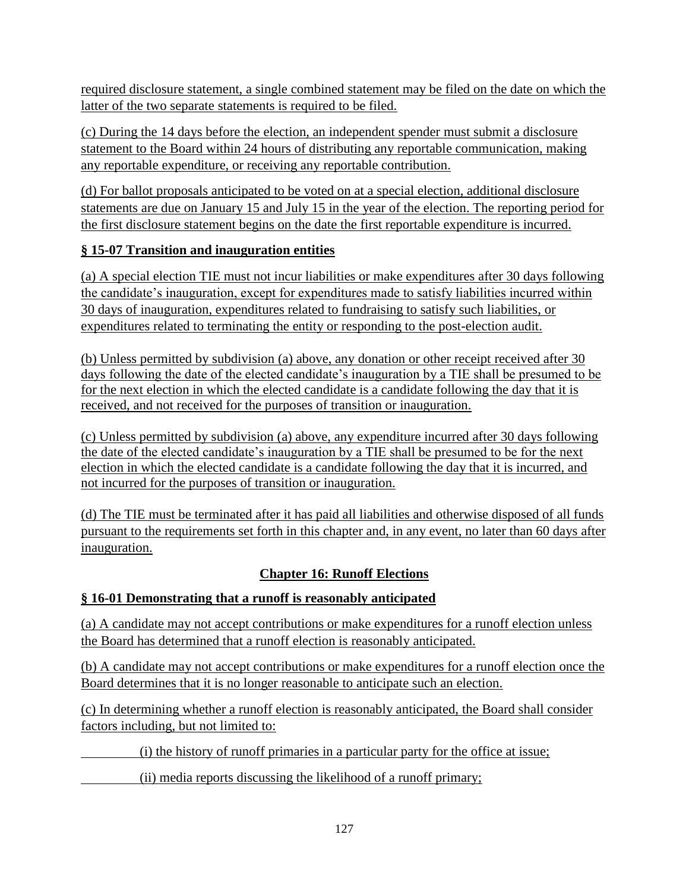required disclosure statement, a single combined statement may be filed on the date on which the latter of the two separate statements is required to be filed.

(c) During the 14 days before the election, an independent spender must submit a disclosure statement to the Board within 24 hours of distributing any reportable communication, making any reportable expenditure, or receiving any reportable contribution.

(d) For ballot proposals anticipated to be voted on at a special election, additional disclosure statements are due on January 15 and July 15 in the year of the election. The reporting period for the first disclosure statement begins on the date the first reportable expenditure is incurred.

### § 15-07 Transition and inauguration entities

(a) A special election TIE must not incur liabilities or make expenditures after 30 days following the candidate's inauguration, except for expenditures made to satisfy liabilities incurred within 30 days of inauguration, expenditures related to fundraising to satisfy such liabilities, or expenditures related to terminating the entity or responding to the post-election audit.

(b) Unless permitted by subdivision (a) above, any donation or other receipt received after 30 days following the date of the elected candidate's inauguration by a TIE shall be presumed to be for the next election in which the elected candidate is a candidate following the day that it is received, and not received for the purposes of transition or inauguration.

(c) Unless permitted by subdivision (a) above, any expenditure incurred after 30 days following the date of the elected candidate's inauguration by a TIE shall be presumed to be for the next election in which the elected candidate is a candidate following the day that it is incurred, and not incurred for the purposes of transition or inauguration.

(d) The TIE must be terminated after it has paid all liabilities and otherwise disposed of all funds pursuant to the requirements set forth in this chapter and, in any event, no later than 60 days after inauguration.

## Chapter 16: Runoff Elections

### § 16-01 Demonstrating that a runoff is reasonably anticipated

(a) A candidate may not accept contributions or make expenditures for a runoff election unless the Board has determined that a runoff election is reasonably anticipated.

(b) A candidate may not accept contributions or make expenditures for a runoff election once the Board determines that it is no longer reasonable to anticipate such an election.

(c) In determining whether a runoff election is reasonably anticipated, the Board shall consider factors including, but not limited to:

(i) the history of runoff primaries in a particular party for the office at issue;

(ii) media reports discussing the likelihood of a runoff primary;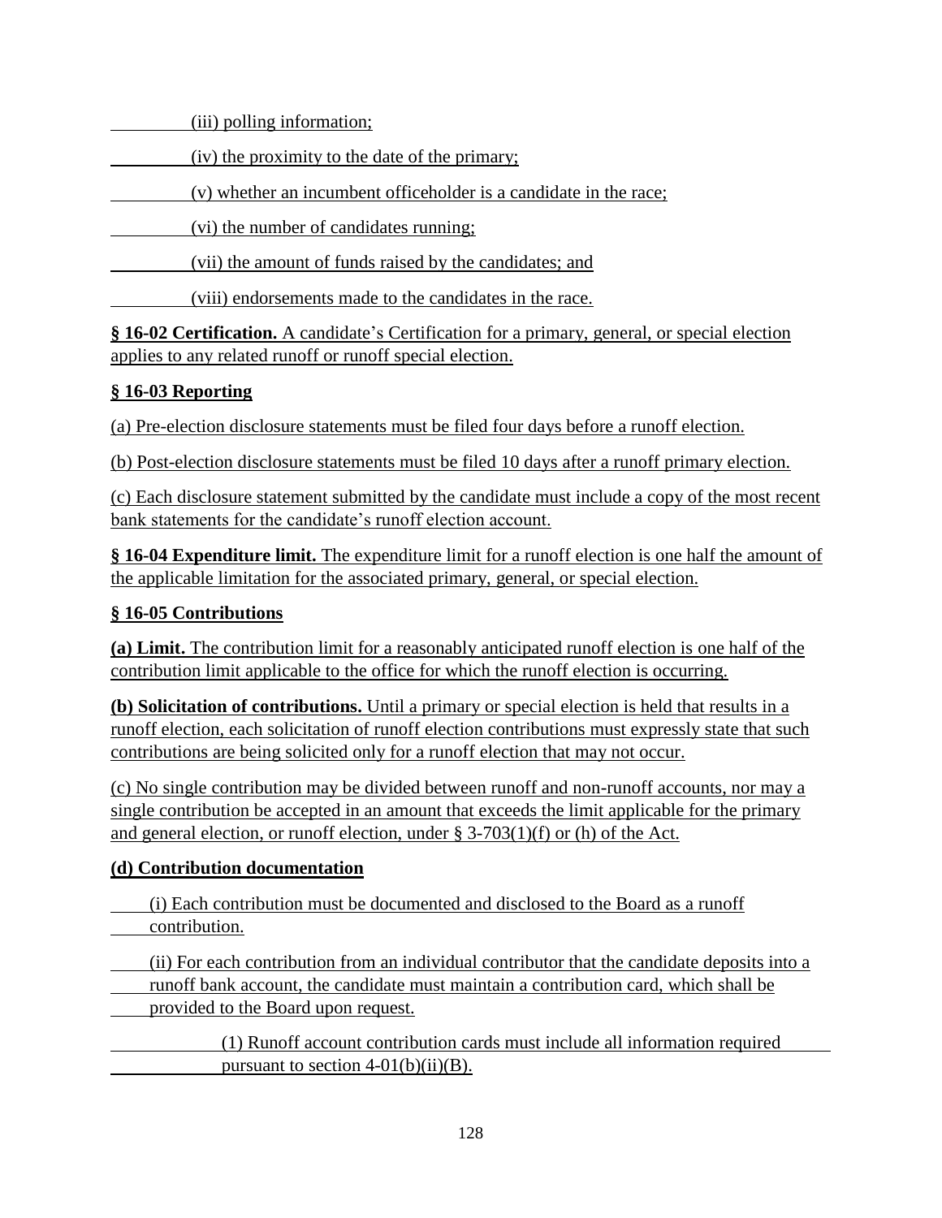(iii) polling information;

(iv) the proximity to the date of the primary;

(v) whether an incumbent officeholder is a candidate in the race;

(vi) the number of candidates running;

(vii) the amount of funds raised by the candidates; and

(viii) endorsements made to the candidates in the race.

**§ 16-02 Certification.** A candidate's Certification for a primary, general, or special election applies to any related runoff or runoff special election.

**§ 16-03 Reporting**

(a) Pre-election disclosure statements must be filed four days before a runoff election.

(b) Post-election disclosure statements must be filed 10 days after a runoff primary election.

(c) Each disclosure statement submitted by the candidate must include a copy of the most recent bank statements for the candidate's runoff election account.

**§ 16-04 Expenditure limit.** The expenditure limit for a runoff election is one half the amount of the applicable limitation for the associated primary, general, or special election.

**§ 16-05 Contributions**

**(a) Limit.** The contribution limit for a reasonably anticipated runoff election is one half of the contribution limit applicable to the office for which the runoff election is occurring.

**(b) Solicitation of contributions.** Until a primary or special election is held that results in a runoff election, each solicitation of runoff election contributions must expressly state that such contributions are being solicited only for a runoff election that may not occur.

(c) No single contribution may be divided between runoff and non-runoff accounts, nor may a single contribution be accepted in an amount that exceeds the limit applicable for the primary and general election, or runoff election, under § 3-703(1)(f) or (h) of the Act.

**(d) Contribution documentation**

(i) Each contribution must be documented and disclosed to the Board as a runoff contribution.

(ii) For each contribution from an individual contributor that the candidate deposits into a runoff bank account, the candidate must maintain a contribution card, which shall be provided to the Board upon request.

(1) Runoff account contribution cards must include all information required pursuant to section 4-01(b)(ii)(B).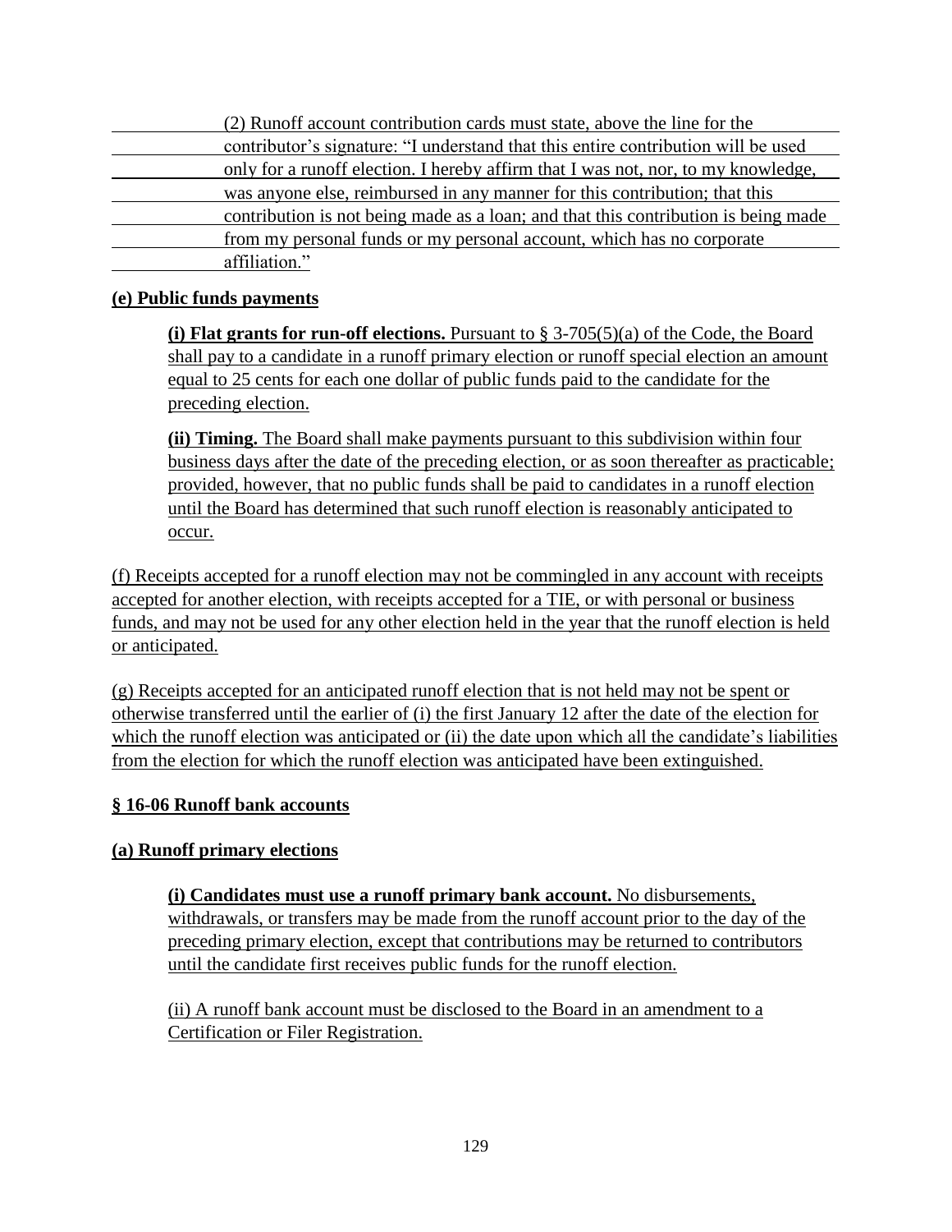(2) Runoff account contribution cards must state, above the line for the contributor's signature: "I understand that this entire contribution will be used only for a runoff election. I hereby affirm that I was not, nor, to my knowledge, was anyone else, reimbursed in any manner for this contribution; that this contribution is not being made as a loan; and that this contribution is being made from my personal funds or my personal account, which has no corporate affiliation."

**(e) Public funds payments**

**(i) Flat grants for run-off elections.** Pursuant to § 3-705(5)(a) of the Code, the Board shall pay to a candidate in a runoff primary election or runoff special election an amount equal to 25 cents for each one dollar of public funds paid to the candidate for the preceding election.

**(ii) Timing.** The Board shall make payments pursuant to this subdivision within four business days after the date of the preceding election, or as soon thereafter as practicable; provided, however, that no public funds shall be paid to candidates in a runoff election until the Board has determined that such runoff election is reasonably anticipated to occur.

(f) Receipts accepted for a runoff election may not be commingled in any account with receipts accepted for another election, with receipts accepted for a TIE, or with personal or business funds, and may not be used for any other election held in the year that the runoff election is held or anticipated.

(g) Receipts accepted for an anticipated runoff election that is not held may not be spent or otherwise transferred until the earlier of (i) the first January 12 after the date of the election for which the runoff election was anticipated or (ii) the date upon which all the candidate's liabilities from the election for which the runoff election was anticipated have been extinguished.

## § 16-06 Runoff bank accounts

### (a) Runoff primary elections

**(i) Candidates must use a runoff primary bank account.** No disbursements, withdrawals, or transfers may be made from the runoff account prior to the day of the preceding primary election, except that contributions may be returned to contributors until the candidate first receives public funds for the runoff election.

(ii) A runoff bank account must be disclosed to the Board in an amendment to a Certification or Filer Registration.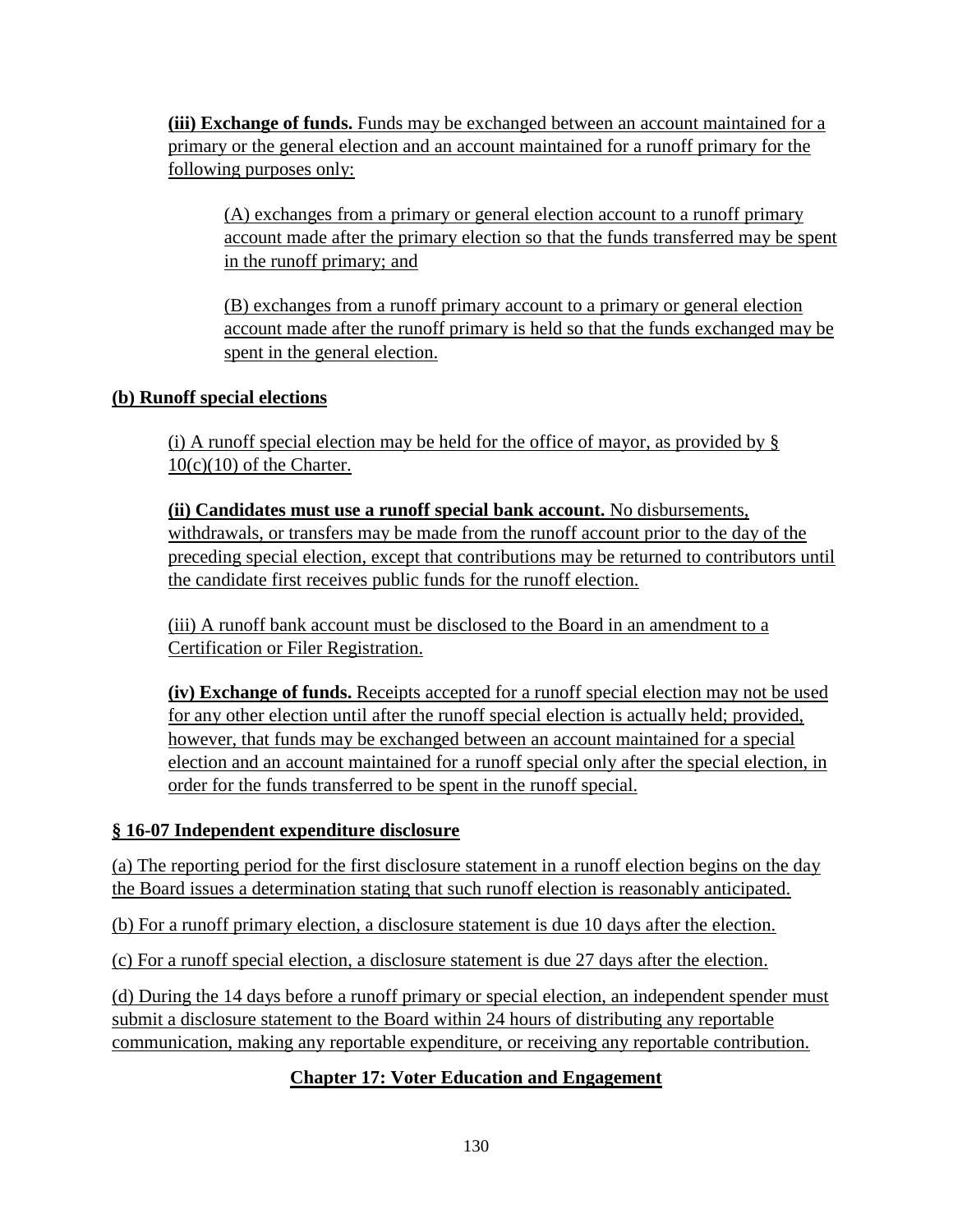**(iii) Exchange of funds.** Funds may be exchanged between an account maintained for a primary or the general election and an account maintained for a runoff primary for the following purposes only:

(A) exchanges from a primary or general election account to a runoff primary account made after the primary election so that the funds transferred may be spent in the runoff primary; and

(B) exchanges from a runoff primary account to a primary or general election account made after the runoff primary is held so that the funds exchanged may be spent in the general election.

**(b) Runoff special elections**

(i) A runoff special election may be held for the office of mayor, as provided by § 10(c)(10) of the Charter.

**(ii) Candidates must use a runoff special bank account.** No disbursements, withdrawals, or transfers may be made from the runoff account prior to the day of the preceding special election, except that contributions may be returned to contributors until the candidate first receives public funds for the runoff election.

(iii) A runoff bank account must be disclosed to the Board in an amendment to a Certification or Filer Registration.

**(iv) Exchange of funds.** Receipts accepted for a runoff special election may not be used for any other election until after the runoff special election is actually held; provided, however, that funds may be exchanged between an account maintained for a special election and an account maintained for a runoff special only after the special election, in order for the funds transferred to be spent in the runoff special.

## § 16-07 Independent expenditure disclosure

(a) The reporting period for the first disclosure statement in a runoff election begins on the day the Board issues a determination stating that such runoff election is reasonably anticipated.

(b) For a runoff primary election, a disclosure statement is due 10 days after the election.

(c) For a runoff special election, a disclosure statement is due 27 days after the election.

(d) During the 14 days before a runoff primary or special election, an independent spender must submit a disclosure statement to the Board within 24 hours of distributing any reportable communication, making any reportable expenditure, or receiving any reportable contribution.

# Chapter 17: Voter Education and Engagement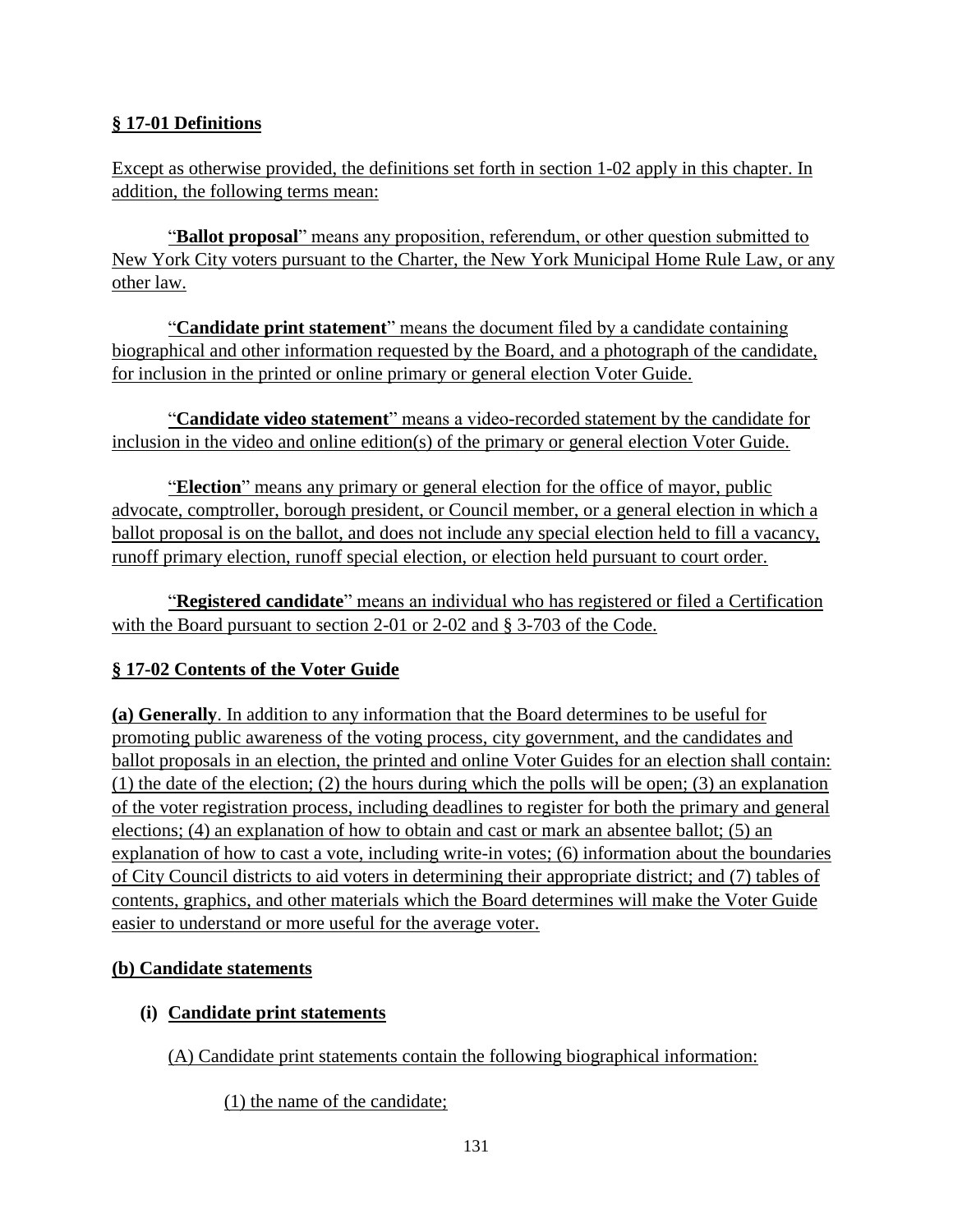## § 17-01 Definitions

Except as otherwise provided, the definitions set forth in section 1-02 apply in this chapter. In addition, the following terms mean:

"**Ballot proposal**" means any proposition, referendum, or other question submitted to New York City voters pursuant to the Charter, the New York Municipal Home Rule Law, or any other law.

"**Candidate print statement**" means the document filed by a candidate containing biographical and other information requested by the Board, and a photograph of the candidate, for inclusion in the printed or online primary or general election Voter Guide.

"**Candidate video statement**" means a video-recorded statement by the candidate for inclusion in the video and online edition(s) of the primary or general election Voter Guide.

"**Election**" means any primary or general election for the office of mayor, public advocate, comptroller, borough president, or Council member, or a general election in which a ballot proposal is on the ballot, and does not include any special election held to fill a vacancy, runoff primary election, runoff special election, or election held pursuant to court order.

"**Registered candidate**" means an individual who has registered or filed a Certification with the Board pursuant to section 2-01 or 2-02 and § 3-703 of the Code.

## § 17-02 Contents of the Voter Guide

**(a) Generally**. In addition to any information that the Board determines to be useful for promoting public awareness of the voting process, city government, and the candidates and ballot proposals in an election, the printed and online Voter Guides for an election shall contain: (1) the date of the election; (2) the hours during which the polls will be open; (3) an explanation of the voter registration process, including deadlines to register for both the primary and general elections; (4) an explanation of how to obtain and cast or mark an absentee ballot; (5) an explanation of how to cast a vote, including write-in votes; (6) information about the boundaries of City Council districts to aid voters in determining their appropriate district; and (7) tables of contents, graphics, and other materials which the Board determines will make the Voter Guide easier to understand or more useful for the average voter.

**(b) Candidate statements**

**(i) Candidate print statements**

(A) Candidate print statements contain the following biographical information:

(1) the name of the candidate;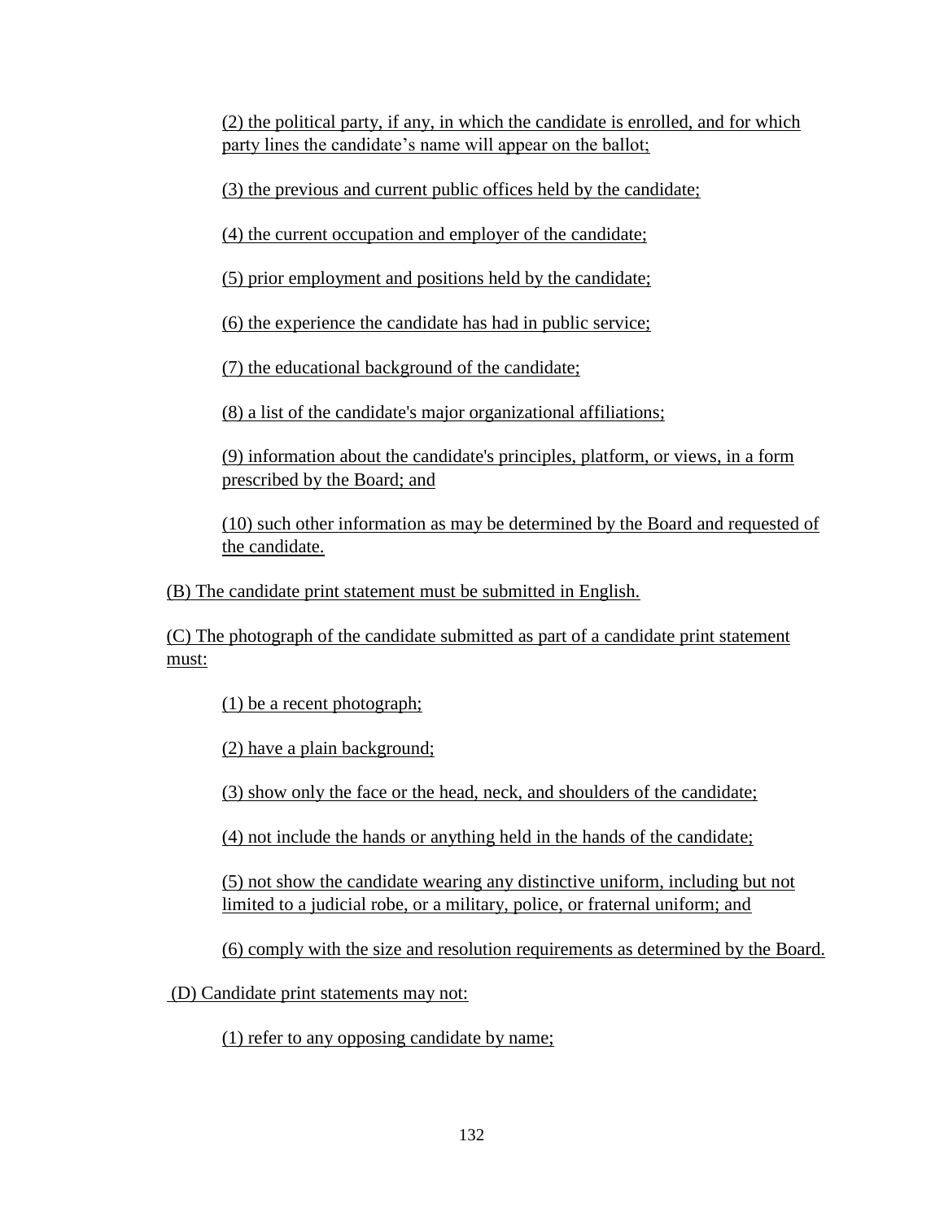(2) the political party, if any, in which the candidate is enrolled, and for which party lines the candidate's name will appear on the ballot;

(3) the previous and current public offices held by the candidate;

(4) the current occupation and employer of the candidate;

(5) prior employment and positions held by the candidate;

(6) the experience the candidate has had in public service;

(7) the educational background of the candidate;

(8) a list of the candidate's major organizational affiliations;

(9) information about the candidate's principles, platform, or views, in a form prescribed by the Board; and

(10) such other information as may be determined by the Board and requested of the candidate.

(B) The candidate print statement must be submitted in English.

(C) The photograph of the candidate submitted as part of a candidate print statement must:

(1) be a recent photograph;

(2) have a plain background;

(3) show only the face or the head, neck, and shoulders of the candidate;

(4) not include the hands or anything held in the hands of the candidate;

(5) not show the candidate wearing any distinctive uniform, including but not limited to a judicial robe, or a military, police, or fraternal uniform; and

(6) comply with the size and resolution requirements as determined by the Board.

(D) Candidate print statements may not:

(1) refer to any opposing candidate by name;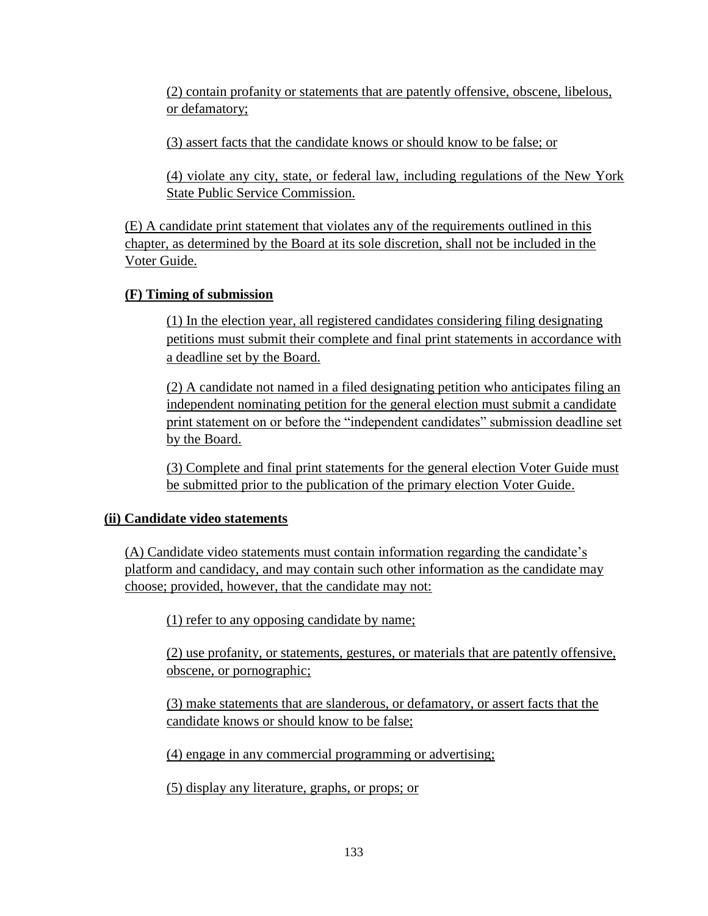(2) contain profanity or statements that are patently offensive, obscene, libelous, or defamatory;

(3) assert facts that the candidate knows or should know to be false; or

(4) violate any city, state, or federal law, including regulations of the New York State Public Service Commission.

(E) A candidate print statement that violates any of the requirements outlined in this chapter, as determined by the Board at its sole discretion, shall not be included in the Voter Guide.

**(F) Timing of submission**

(1) In the election year, all registered candidates considering filing designating petitions must submit their complete and final print statements in accordance with a deadline set by the Board.

(2) A candidate not named in a filed designating petition who anticipates filing an independent nominating petition for the general election must submit a candidate print statement on or before the "independent candidates" submission deadline set by the Board.

(3) Complete and final print statements for the general election Voter Guide must be submitted prior to the publication of the primary election Voter Guide.

**(ii) Candidate video statements**

(A) Candidate video statements must contain information regarding the candidate's platform and candidacy, and may contain such other information as the candidate may choose; provided, however, that the candidate may not:

(1) refer to any opposing candidate by name;

(2) use profanity, or statements, gestures, or materials that are patently offensive, obscene, or pornographic;

(3) make statements that are slanderous, or defamatory, or assert facts that the candidate knows or should know to be false;

(4) engage in any commercial programming or advertising;

(5) display any literature, graphs, or props; or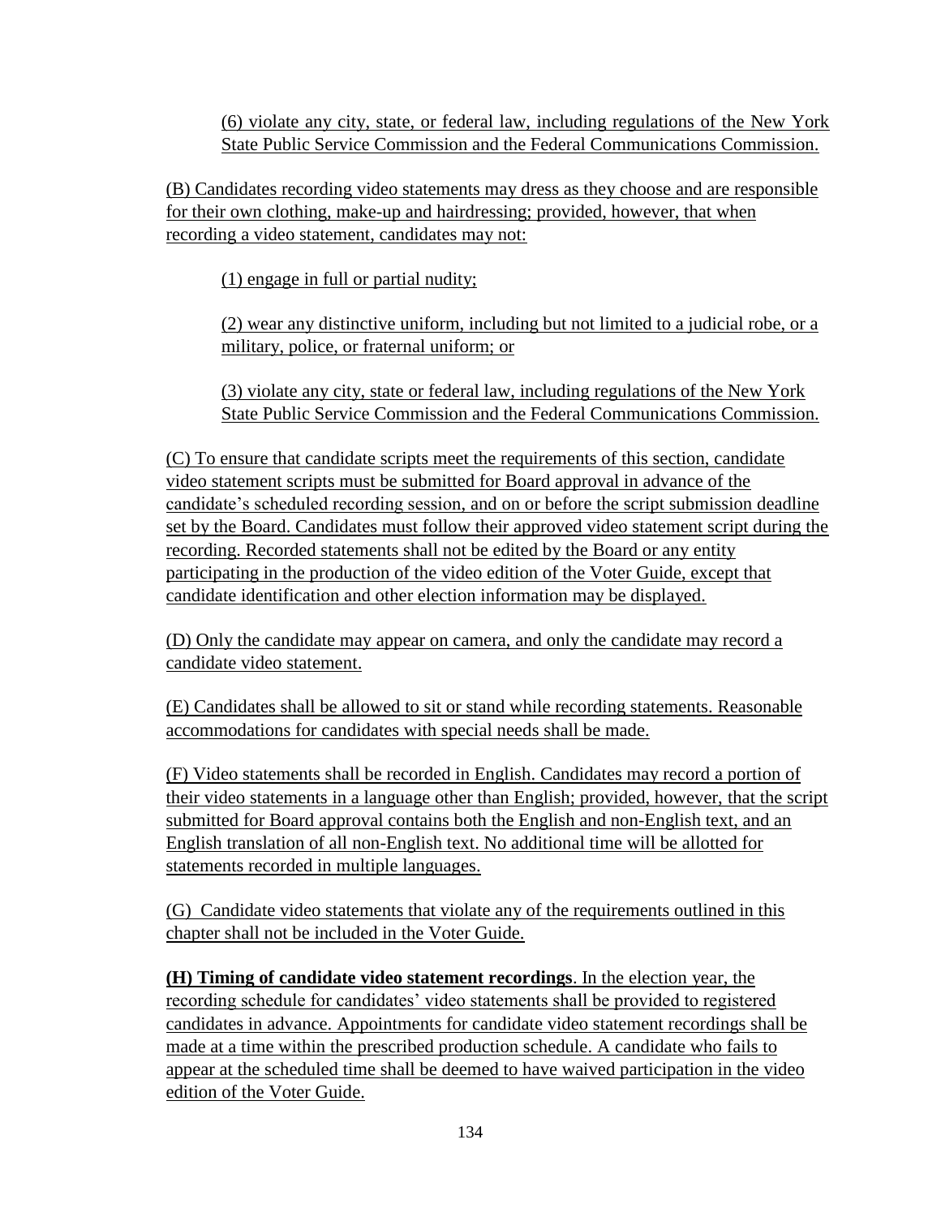(6) violate any city, state, or federal law, including regulations of the New York State Public Service Commission and the Federal Communications Commission.

(B) Candidates recording video statements may dress as they choose and are responsible for their own clothing, make-up and hairdressing; provided, however, that when recording a video statement, candidates may not:

(1) engage in full or partial nudity;

(2) wear any distinctive uniform, including but not limited to a judicial robe, or a military, police, or fraternal uniform; or

(3) violate any city, state or federal law, including regulations of the New York State Public Service Commission and the Federal Communications Commission.

(C) To ensure that candidate scripts meet the requirements of this section, candidate video statement scripts must be submitted for Board approval in advance of the candidate's scheduled recording session, and on or before the script submission deadline set by the Board. Candidates must follow their approved video statement script during the recording. Recorded statements shall not be edited by the Board or any entity participating in the production of the video edition of the Voter Guide, except that candidate identification and other election information may be displayed.

(D) Only the candidate may appear on camera, and only the candidate may record a candidate video statement.

(E) Candidates shall be allowed to sit or stand while recording statements. Reasonable accommodations for candidates with special needs shall be made.

(F) Video statements shall be recorded in English. Candidates may record a portion of their video statements in a language other than English; provided, however, that the script submitted for Board approval contains both the English and non-English text, and an English translation of all non-English text. No additional time will be allotted for statements recorded in multiple languages.

(G) Candidate video statements that violate any of the requirements outlined in this chapter shall not be included in the Voter Guide.

**(H) Timing of candidate video statement recordings**. In the election year, the recording schedule for candidates' video statements shall be provided to registered candidates in advance. Appointments for candidate video statement recordings shall be made at a time within the prescribed production schedule. A candidate who fails to appear at the scheduled time shall be deemed to have waived participation in the video edition of the Voter Guide.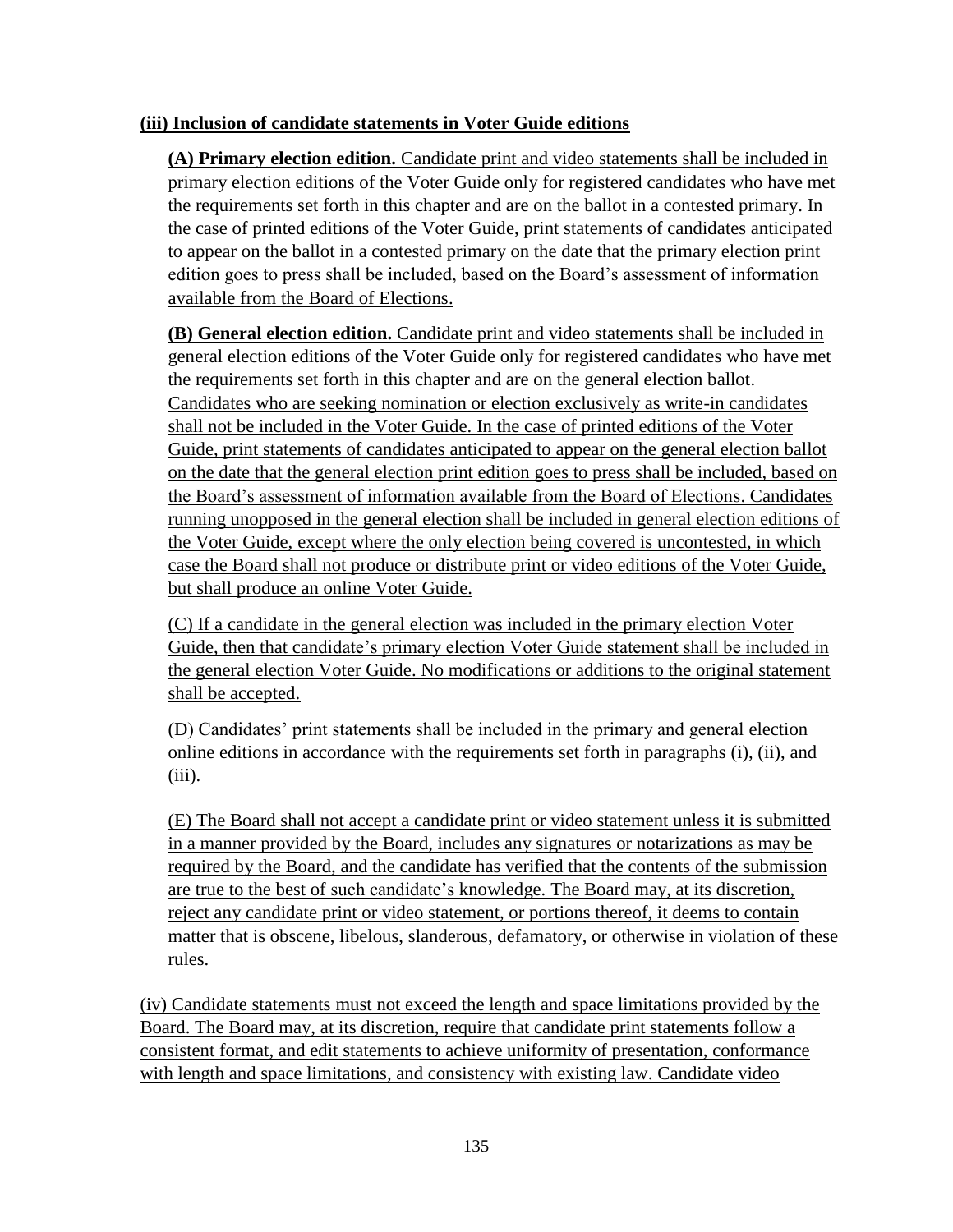**(iii) Inclusion of candidate statements in Voter Guide editions**

**(A) Primary election edition.** Candidate print and video statements shall be included in primary election editions of the Voter Guide only for registered candidates who have met the requirements set forth in this chapter and are on the ballot in a contested primary. In the case of printed editions of the Voter Guide, print statements of candidates anticipated to appear on the ballot in a contested primary on the date that the primary election print edition goes to press shall be included, based on the Board's assessment of information available from the Board of Elections.

**(B) General election edition.** Candidate print and video statements shall be included in general election editions of the Voter Guide only for registered candidates who have met the requirements set forth in this chapter and are on the general election ballot. Candidates who are seeking nomination or election exclusively as write-in candidates shall not be included in the Voter Guide. In the case of printed editions of the Voter Guide, print statements of candidates anticipated to appear on the general election ballot on the date that the general election print edition goes to press shall be included, based on the Board's assessment of information available from the Board of Elections. Candidates running unopposed in the general election shall be included in general election editions of the Voter Guide, except where the only election being covered is uncontested, in which case the Board shall not produce or distribute print or video editions of the Voter Guide, but shall produce an online Voter Guide.

(C) If a candidate in the general election was included in the primary election Voter Guide, then that candidate's primary election Voter Guide statement shall be included in the general election Voter Guide. No modifications or additions to the original statement shall be accepted.

(D) Candidates' print statements shall be included in the primary and general election online editions in accordance with the requirements set forth in paragraphs (i), (ii), and (iii).

(E) The Board shall not accept a candidate print or video statement unless it is submitted in a manner provided by the Board, includes any signatures or notarizations as may be required by the Board, and the candidate has verified that the contents of the submission are true to the best of such candidate's knowledge. The Board may, at its discretion, reject any candidate print or video statement, or portions thereof, it deems to contain matter that is obscene, libelous, slanderous, defamatory, or otherwise in violation of these rules.

(iv) Candidate statements must not exceed the length and space limitations provided by the Board. The Board may, at its discretion, require that candidate print statements follow a consistent format, and edit statements to achieve uniformity of presentation, conformance with length and space limitations, and consistency with existing law. Candidate video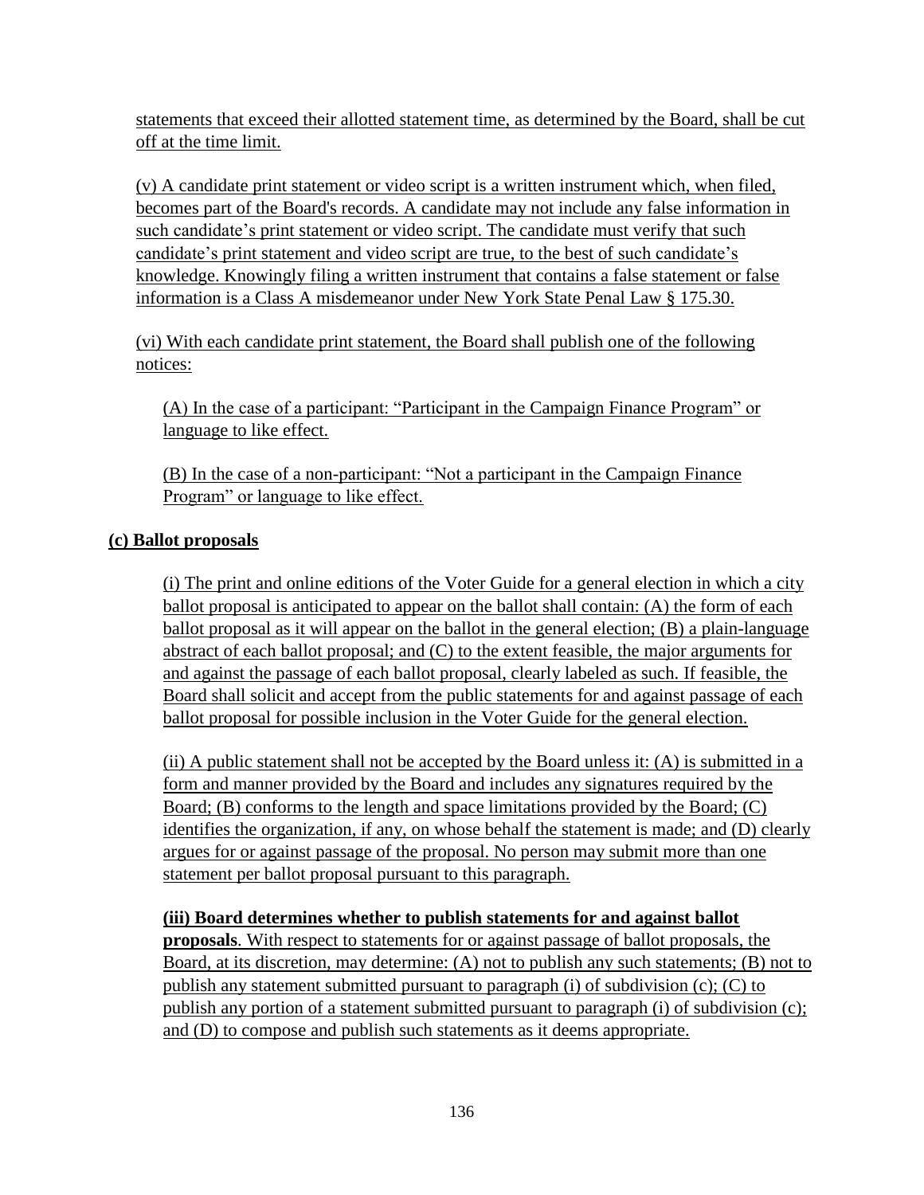statements that exceed their allotted statement time, as determined by the Board, shall be cut off at the time limit.

(v) A candidate print statement or video script is a written instrument which, when filed, becomes part of the Board's records. A candidate may not include any false information in such candidate's print statement or video script. The candidate must verify that such candidate's print statement and video script are true, to the best of such candidate's knowledge. Knowingly filing a written instrument that contains a false statement or false information is a Class A misdemeanor under New York State Penal Law § 175.30.

(vi) With each candidate print statement, the Board shall publish one of the following notices:

(A) In the case of a participant: "Participant in the Campaign Finance Program" or language to like effect.

(B) In the case of a non-participant: "Not a participant in the Campaign Finance Program" or language to like effect.

**(c) Ballot proposals**

(i) The print and online editions of the Voter Guide for a general election in which a city ballot proposal is anticipated to appear on the ballot shall contain: (A) the form of each ballot proposal as it will appear on the ballot in the general election; (B) a plain-language abstract of each ballot proposal; and (C) to the extent feasible, the major arguments for and against the passage of each ballot proposal, clearly labeled as such. If feasible, the Board shall solicit and accept from the public statements for and against passage of each ballot proposal for possible inclusion in the Voter Guide for the general election.

(ii) A public statement shall not be accepted by the Board unless it: (A) is submitted in a form and manner provided by the Board and includes any signatures required by the Board; (B) conforms to the length and space limitations provided by the Board; (C) identifies the organization, if any, on whose behalf the statement is made; and (D) clearly argues for or against passage of the proposal. No person may submit more than one statement per ballot proposal pursuant to this paragraph.

**(iii) Board determines whether to publish statements for and against ballot proposals**. With respect to statements for or against passage of ballot proposals, the Board, at its discretion, may determine: (A) not to publish any such statements; (B) not to publish any statement submitted pursuant to paragraph (i) of subdivision (c); (C) to publish any portion of a statement submitted pursuant to paragraph (i) of subdivision (c); and (D) to compose and publish such statements as it deems appropriate.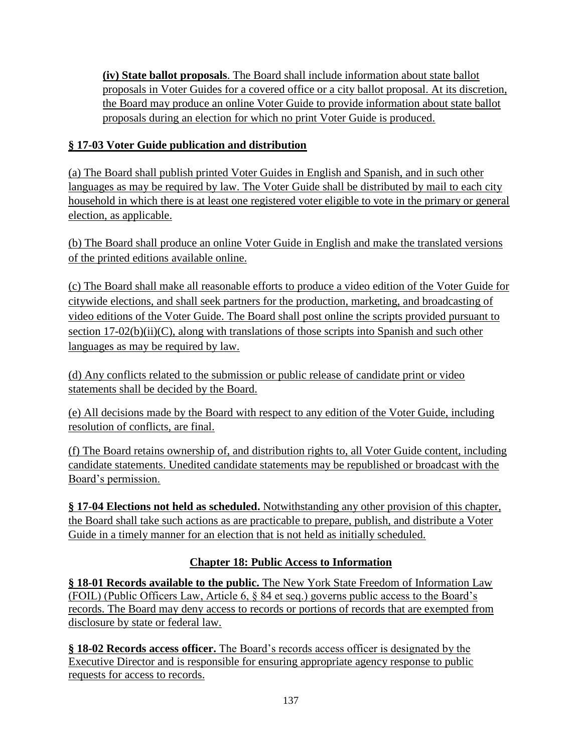**(iv) State ballot proposals**. The Board shall include information about state ballot proposals in Voter Guides for a covered office or a city ballot proposal. At its discretion, the Board may produce an online Voter Guide to provide information about state ballot proposals during an election for which no print Voter Guide is produced.

**§ 17-03 Voter Guide publication and distribution**

(a) The Board shall publish printed Voter Guides in English and Spanish, and in such other languages as may be required by law. The Voter Guide shall be distributed by mail to each city household in which there is at least one registered voter eligible to vote in the primary or general election, as applicable.

(b) The Board shall produce an online Voter Guide in English and make the translated versions of the printed editions available online.

(c) The Board shall make all reasonable efforts to produce a video edition of the Voter Guide for citywide elections, and shall seek partners for the production, marketing, and broadcasting of video editions of the Voter Guide. The Board shall post online the scripts provided pursuant to section 17-02(b)(ii)(C), along with translations of those scripts into Spanish and such other languages as may be required by law.

(d) Any conflicts related to the submission or public release of candidate print or video statements shall be decided by the Board.

(e) All decisions made by the Board with respect to any edition of the Voter Guide, including resolution of conflicts, are final.

(f) The Board retains ownership of, and distribution rights to, all Voter Guide content, including candidate statements. Unedited candidate statements may be republished or broadcast with the Board's permission.

**§ 17-04 Elections not held as scheduled.** Notwithstanding any other provision of this chapter, the Board shall take such actions as are practicable to prepare, publish, and distribute a Voter Guide in a timely manner for an election that is not held as initially scheduled.

## Chapter 18: Public Access to Information

**§ 18-01 Records available to the public.** The New York State Freedom of Information Law (FOIL) (Public Officers Law, Article 6, § 84 et seq.) governs public access to the Board's records. The Board may deny access to records or portions of records that are exempted from disclosure by state or federal law.

**§ 18-02 Records access officer.** The Board's records access officer is designated by the Executive Director and is responsible for ensuring appropriate agency response to public requests for access to records.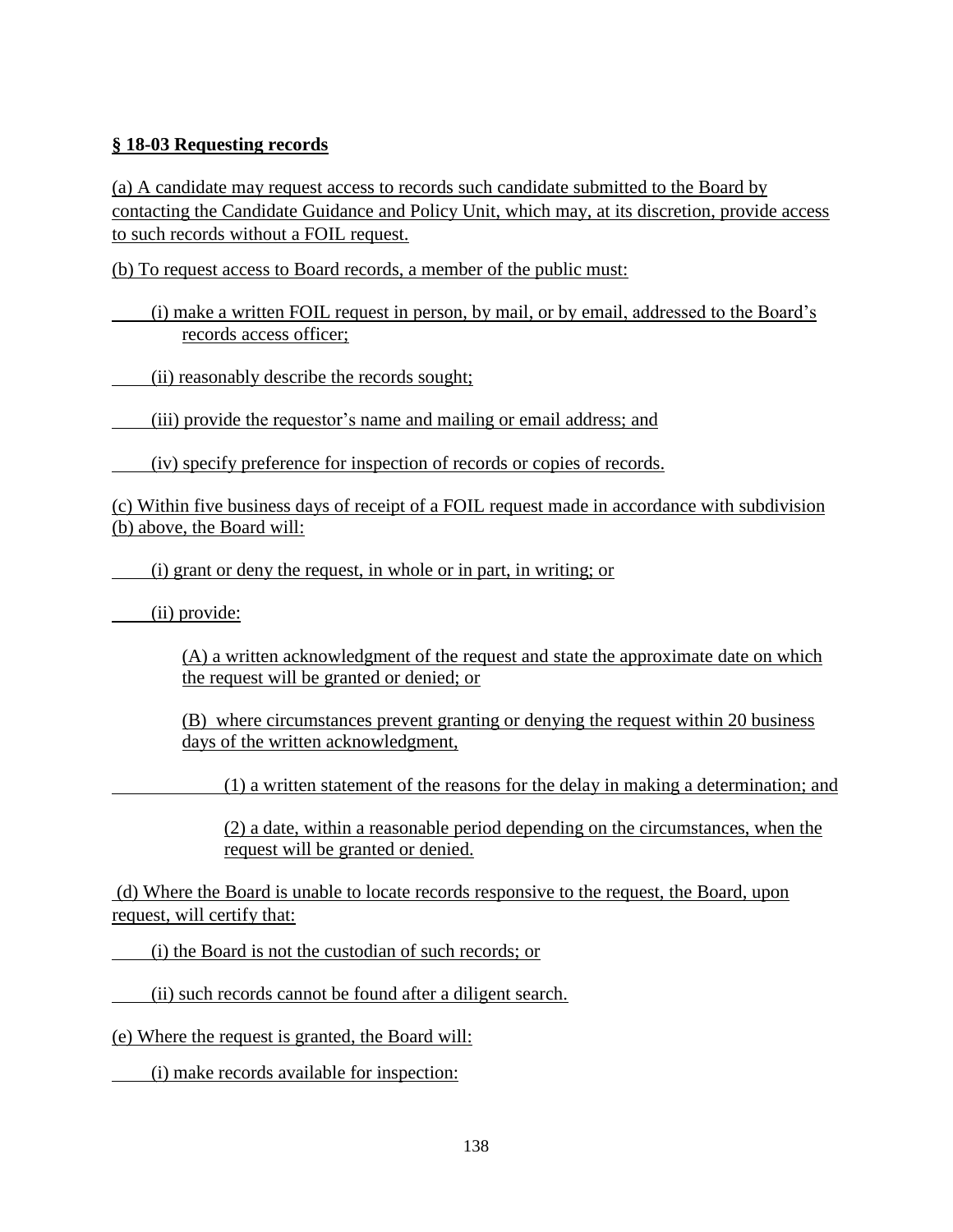**§ 18-03 Requesting records**

(a) A candidate may request access to records such candidate submitted to the Board by contacting the Candidate Guidance and Policy Unit, which may, at its discretion, provide access to such records without a FOIL request.

(b) To request access to Board records, a member of the public must:

(i) make a written FOIL request in person, by mail, or by email, addressed to the Board's records access officer;

(ii) reasonably describe the records sought;

(iii) provide the requestor's name and mailing or email address; and

(iv) specify preference for inspection of records or copies of records.

(c) Within five business days of receipt of a FOIL request made in accordance with subdivision (b) above, the Board will:

(i) grant or deny the request, in whole or in part, in writing; or

(ii) provide:

(A) a written acknowledgment of the request and state the approximate date on which the request will be granted or denied; or

(B) where circumstances prevent granting or denying the request within 20 business days of the written acknowledgment,

(1) a written statement of the reasons for the delay in making a determination; and

(2) a date, within a reasonable period depending on the circumstances, when the request will be granted or denied.

(d) Where the Board is unable to locate records responsive to the request, the Board, upon request, will certify that:

(i) the Board is not the custodian of such records; or

(ii) such records cannot be found after a diligent search.

(e) Where the request is granted, the Board will:

(i) make records available for inspection: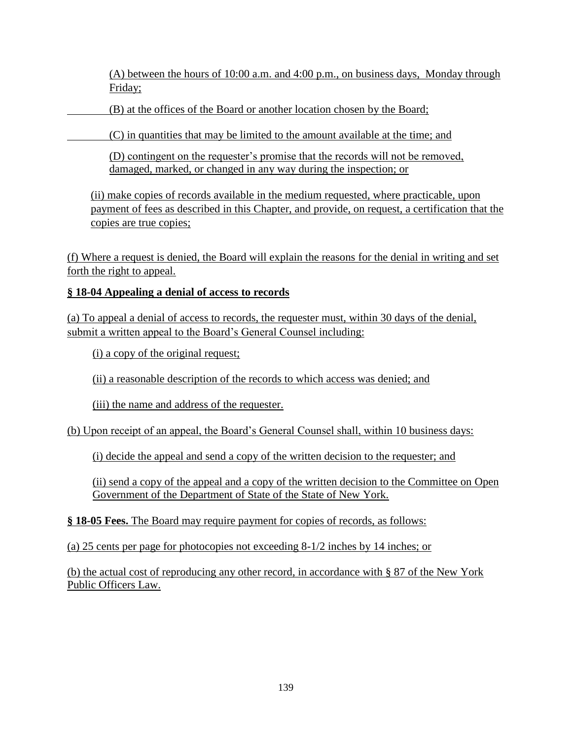(A) between the hours of 10:00 a.m. and 4:00 p.m., on business days, Monday through Friday;

(B) at the offices of the Board or another location chosen by the Board;

(C) in quantities that may be limited to the amount available at the time; and

(D) contingent on the requester's promise that the records will not be removed, damaged, marked, or changed in any way during the inspection; or

(ii) make copies of records available in the medium requested, where practicable, upon payment of fees as described in this Chapter, and provide, on request, a certification that the copies are true copies;

(f) Where a request is denied, the Board will explain the reasons for the denial in writing and set forth the right to appeal.

**§ 18-04 Appealing a denial of access to records**

(a) To appeal a denial of access to records, the requester must, within 30 days of the denial, submit a written appeal to the Board's General Counsel including:

(i) a copy of the original request;

(ii) a reasonable description of the records to which access was denied; and

(iii) the name and address of the requester.

(b) Upon receipt of an appeal, the Board's General Counsel shall, within 10 business days:

(i) decide the appeal and send a copy of the written decision to the requester; and

(ii) send a copy of the appeal and a copy of the written decision to the Committee on Open Government of the Department of State of the State of New York.

**§ 18-05 Fees.** The Board may require payment for copies of records, as follows:

(a) 25 cents per page for photocopies not exceeding 8-1/2 inches by 14 inches; or

(b) the actual cost of reproducing any other record, in accordance with § 87 of the New York Public Officers Law.